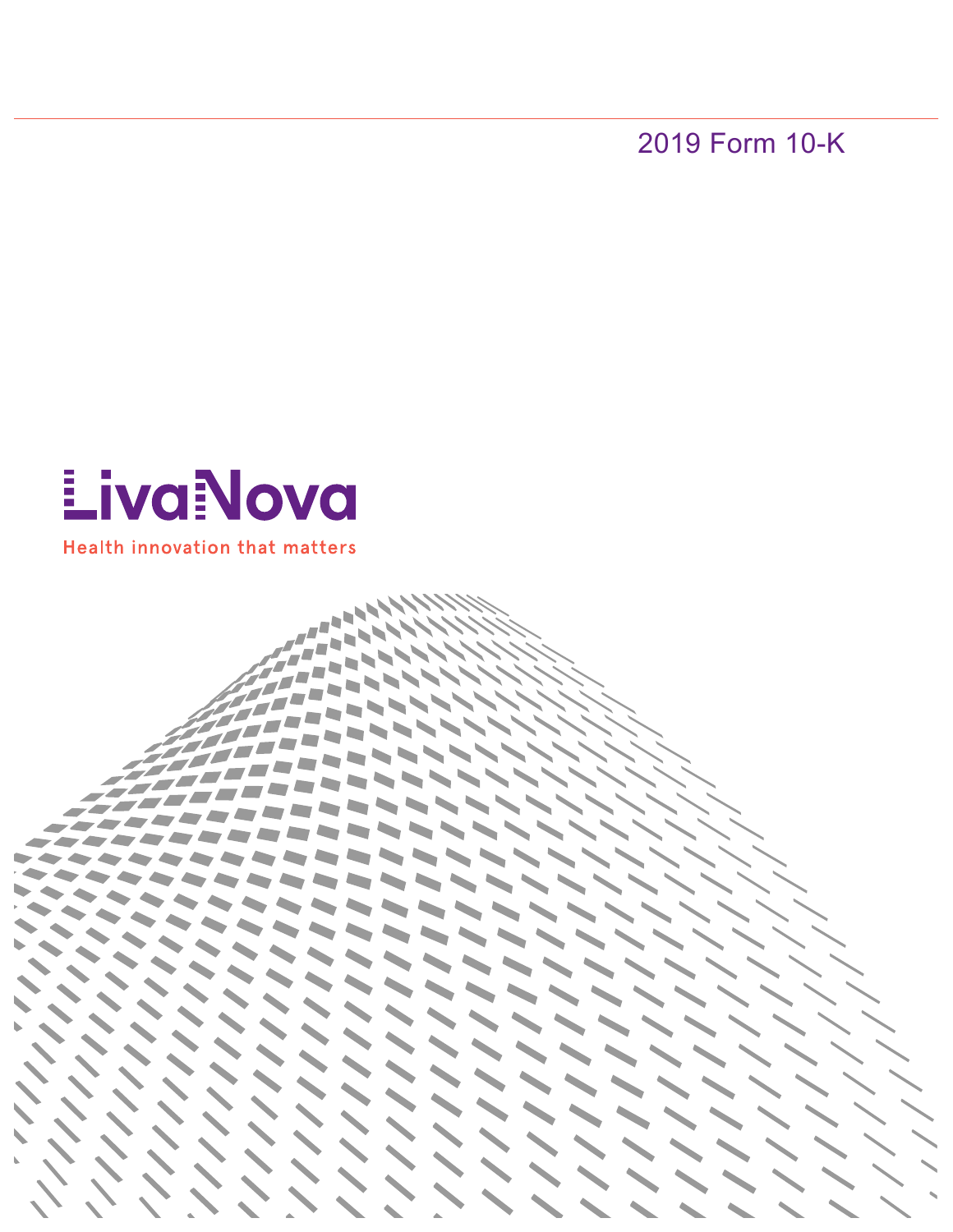2019 Form 10-K

LivaNova

Health innovation that matters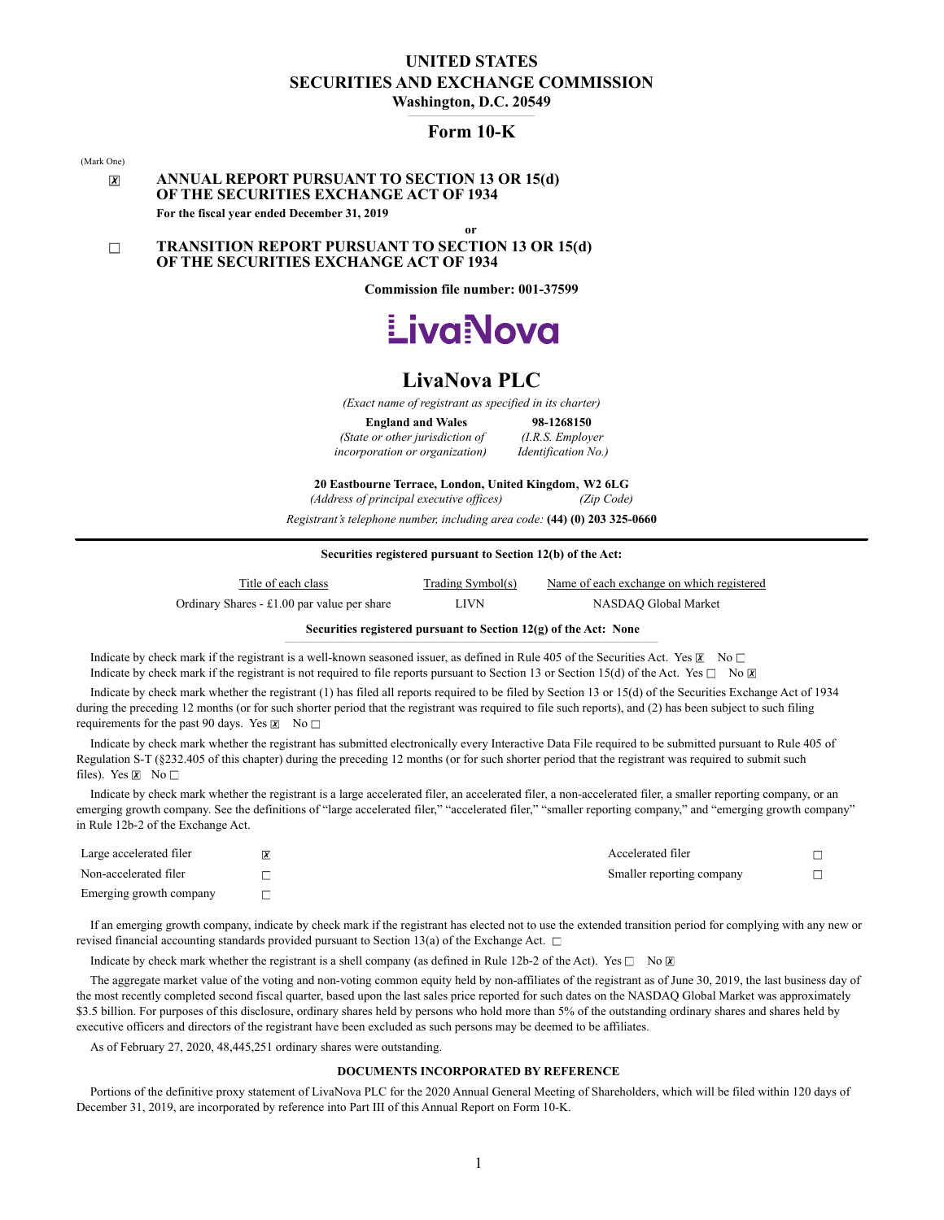# UNITED STATES
# SECURITIES AND EXCHANGE COMMISSION
**Washington, D.C. 20549**

## Form 10-K

(Mark One)

☒ **ANNUAL REPORT PURSUANT TO SECTION 13 OR 15(d) OF THE SECURITIES EXCHANGE ACT OF 1934**

**For the fiscal year ended December 31, 2019**

**or**

☐ **TRANSITION REPORT PURSUANT TO SECTION 13 OR 15(d) OF THE SECURITIES EXCHANGE ACT OF 1934**

**Commission file number: 001-37599**

LivaNova

# LivaNova PLC

*(Exact name of registrant as specified in its charter)*

| **England and Wales** | **98-1268150** |
|---|---|
| *(State or other jurisdiction of incorporation or organization)* | *(I.R.S. Employer Identification No.)* |

**20 Eastbourne Terrace, London, United Kingdom, W2 6LG**
*(Address of principal executive offices) (Zip Code)*

*Registrant's telephone number, including area code:* **(44) (0) 203 325-0660**

**Securities registered pursuant to Section 12(b) of the Act:**

| Title of each class | Trading Symbol(s) | Name of each exchange on which registered |
|---|---|---|
| Ordinary Shares - £1.00 par value per share | LIVN | NASDAQ Global Market |

**Securities registered pursuant to Section 12(g) of the Act: None**

Indicate by check mark if the registrant is a well-known seasoned issuer, as defined in Rule 405 of the Securities Act. Yes ☒ No ☐

Indicate by check mark if the registrant is not required to file reports pursuant to Section 13 or Section 15(d) of the Act. Yes ☐ No ☒

Indicate by check mark whether the registrant (1) has filed all reports required to be filed by Section 13 or 15(d) of the Securities Exchange Act of 1934 during the preceding 12 months (or for such shorter period that the registrant was required to file such reports), and (2) has been subject to such filing requirements for the past 90 days. Yes ☒ No ☐

Indicate by check mark whether the registrant has submitted electronically every Interactive Data File required to be submitted pursuant to Rule 405 of Regulation S-T (§232.405 of this chapter) during the preceding 12 months (or for such shorter period that the registrant was required to submit such files). Yes ☒ No ☐

Indicate by check mark whether the registrant is a large accelerated filer, an accelerated filer, a non-accelerated filer, a smaller reporting company, or an emerging growth company. See the definitions of "large accelerated filer," "accelerated filer," "smaller reporting company," and "emerging growth company" in Rule 12b-2 of the Exchange Act.

| | | | |
|---|---|---|---|
| Large accelerated filer | ☒ | Accelerated filer | ☐ |
| Non-accelerated filer | ☐ | Smaller reporting company | ☐ |
| Emerging growth company | ☐ | | |

If an emerging growth company, indicate by check mark if the registrant has elected not to use the extended transition period for complying with any new or revised financial accounting standards provided pursuant to Section 13(a) of the Exchange Act. ☐

Indicate by check mark whether the registrant is a shell company (as defined in Rule 12b-2 of the Act). Yes ☐ No ☒

The aggregate market value of the voting and non-voting common equity held by non-affiliates of the registrant as of June 30, 2019, the last business day of the most recently completed second fiscal quarter, based upon the last sales price reported for such dates on the NASDAQ Global Market was approximately $3.5 billion. For purposes of this disclosure, ordinary shares held by persons who hold more than 5% of the outstanding ordinary shares and shares held by executive officers and directors of the registrant have been excluded as such persons may be deemed to be affiliates.

As of February 27, 2020, 48,445,251 ordinary shares were outstanding.

**DOCUMENTS INCORPORATED BY REFERENCE**

Portions of the definitive proxy statement of LivaNova PLC for the 2020 Annual General Meeting of Shareholders, which will be filed within 120 days of December 31, 2019, are incorporated by reference into Part III of this Annual Report on Form 10-K.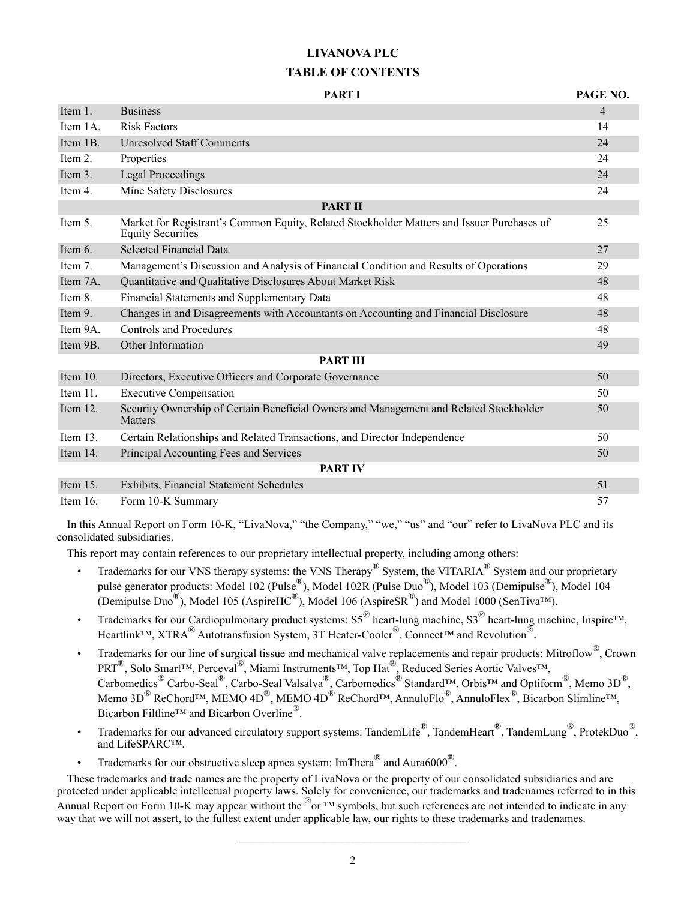# LIVANOVA PLC

## TABLE OF CONTENTS

| | PART I | PAGE NO. |
|---|---|---|
| Item 1. | Business | 4 |
| Item 1A. | Risk Factors | 14 |
| Item 1B. | Unresolved Staff Comments | 24 |
| Item 2. | Properties | 24 |
| Item 3. | Legal Proceedings | 24 |
| Item 4. | Mine Safety Disclosures | 24 |
| | **PART II** | |
| Item 5. | Market for Registrant's Common Equity, Related Stockholder Matters and Issuer Purchases of Equity Securities | 25 |
| Item 6. | Selected Financial Data | 27 |
| Item 7. | Management's Discussion and Analysis of Financial Condition and Results of Operations | 29 |
| Item 7A. | Quantitative and Qualitative Disclosures About Market Risk | 48 |
| Item 8. | Financial Statements and Supplementary Data | 48 |
| Item 9. | Changes in and Disagreements with Accountants on Accounting and Financial Disclosure | 48 |
| Item 9A. | Controls and Procedures | 48 |
| Item 9B. | Other Information | 49 |
| | **PART III** | |
| Item 10. | Directors, Executive Officers and Corporate Governance | 50 |
| Item 11. | Executive Compensation | 50 |
| Item 12. | Security Ownership of Certain Beneficial Owners and Management and Related Stockholder Matters | 50 |
| Item 13. | Certain Relationships and Related Transactions, and Director Independence | 50 |
| Item 14. | Principal Accounting Fees and Services | 50 |
| | **PART IV** | |
| Item 15. | Exhibits, Financial Statement Schedules | 51 |
| Item 16. | Form 10-K Summary | 57 |

In this Annual Report on Form 10-K, "LivaNova," "the Company," "we," "us" and "our" refer to LivaNova PLC and its consolidated subsidiaries.

This report may contain references to our proprietary intellectual property, including among others:

- Trademarks for our VNS therapy systems: the VNS Therapy® System, the VITARIA® System and our proprietary pulse generator products: Model 102 (Pulse®), Model 102R (Pulse Duo®), Model 103 (Demipulse®), Model 104 (Demipulse Duo®), Model 105 (AspireHC®), Model 106 (AspireSR®) and Model 1000 (SenTiva™).
- Trademarks for our Cardiopulmonary product systems: S5® heart-lung machine, S3® heart-lung machine, Inspire™, Heartlink™, XTRA® Autotransfusion System, 3T Heater-Cooler®, Connect™ and Revolution®.
- Trademarks for our line of surgical tissue and mechanical valve replacements and repair products: Mitroflow®, Crown PRT®, Solo Smart™, Perceval®, Miami Instruments™, Top Hat®, Reduced Series Aortic Valves™, Carbomedics® Carbo-Seal®, Carbo-Seal Valsalva®, Carbomedics® Standard™, Orbis™ and Optiform®, Memo 3D®, Memo 3D® ReChord™, MEMO 4D®, MEMO 4D® ReChord™, AnnuloFlo®, AnnuloFlex®, Bicarbon Slimline™, Bicarbon Filtline™ and Bicarbon Overline®.
- Trademarks for our advanced circulatory support systems: TandemLife®, TandemHeart®, TandemLung®, ProtekDuo®, and LifeSPARC™.
- Trademarks for our obstructive sleep apnea system: ImThera® and Aura6000®.

These trademarks and trade names are the property of LivaNova or the property of our consolidated subsidiaries and are protected under applicable intellectual property laws. Solely for convenience, our trademarks and tradenames referred to in this Annual Report on Form 10-K may appear without the ® or ™ symbols, but such references are not intended to indicate in any way that we will not assert, to the fullest extent under applicable law, our rights to these trademarks and tradenames.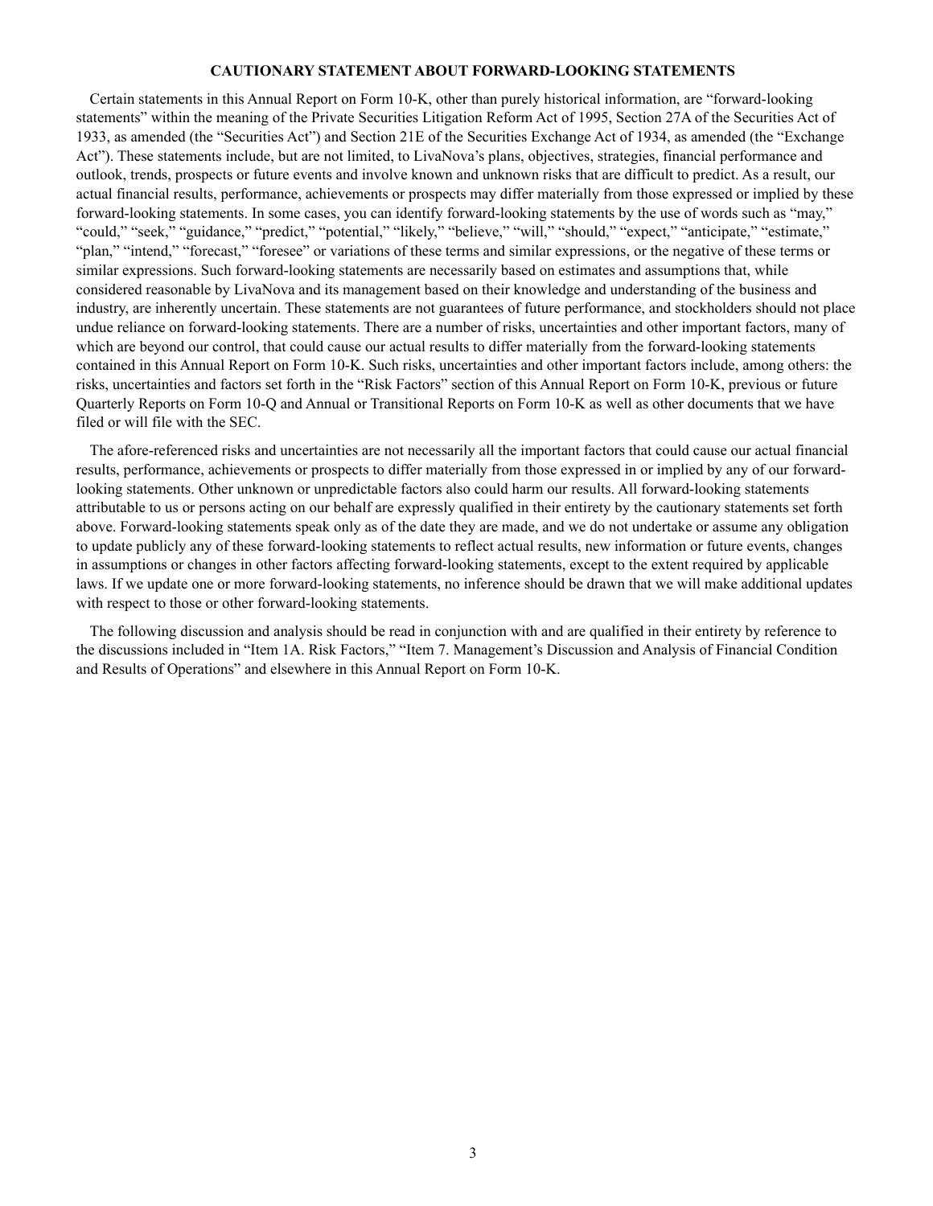## CAUTIONARY STATEMENT ABOUT FORWARD-LOOKING STATEMENTS

Certain statements in this Annual Report on Form 10-K, other than purely historical information, are "forward-looking statements" within the meaning of the Private Securities Litigation Reform Act of 1995, Section 27A of the Securities Act of 1933, as amended (the "Securities Act") and Section 21E of the Securities Exchange Act of 1934, as amended (the "Exchange Act"). These statements include, but are not limited to, LivaNova's plans, objectives, strategies, financial performance and outlook, trends, prospects or future events and involve known and unknown risks that are difficult to predict. As a result, our actual financial results, performance, achievements or prospects may differ materially from those expressed or implied by these forward-looking statements. In some cases, you can identify forward-looking statements by the use of words such as "may," "could," "seek," "guidance," "predict," "potential," "likely," "believe," "will," "should," "expect," "anticipate," "estimate," "plan," "intend," "forecast," "foresee" or variations of these terms and similar expressions, or the negative of these terms or similar expressions. Such forward-looking statements are necessarily based on estimates and assumptions that, while considered reasonable by LivaNova and its management based on their knowledge and understanding of the business and industry, are inherently uncertain. These statements are not guarantees of future performance, and stockholders should not place undue reliance on forward-looking statements. There are a number of risks, uncertainties and other important factors, many of which are beyond our control, that could cause our actual results to differ materially from the forward-looking statements contained in this Annual Report on Form 10-K. Such risks, uncertainties and other important factors include, among others: the risks, uncertainties and factors set forth in the "Risk Factors" section of this Annual Report on Form 10-K, previous or future Quarterly Reports on Form 10-Q and Annual or Transitional Reports on Form 10-K as well as other documents that we have filed or will file with the SEC.

The afore-referenced risks and uncertainties are not necessarily all the important factors that could cause our actual financial results, performance, achievements or prospects to differ materially from those expressed in or implied by any of our forward-looking statements. Other unknown or unpredictable factors also could harm our results. All forward-looking statements attributable to us or persons acting on our behalf are expressly qualified in their entirety by the cautionary statements set forth above. Forward-looking statements speak only as of the date they are made, and we do not undertake or assume any obligation to update publicly any of these forward-looking statements to reflect actual results, new information or future events, changes in assumptions or changes in other factors affecting forward-looking statements, except to the extent required by applicable laws. If we update one or more forward-looking statements, no inference should be drawn that we will make additional updates with respect to those or other forward-looking statements.

The following discussion and analysis should be read in conjunction with and are qualified in their entirety by reference to the discussions included in "Item 1A. Risk Factors," "Item 7. Management's Discussion and Analysis of Financial Condition and Results of Operations" and elsewhere in this Annual Report on Form 10-K.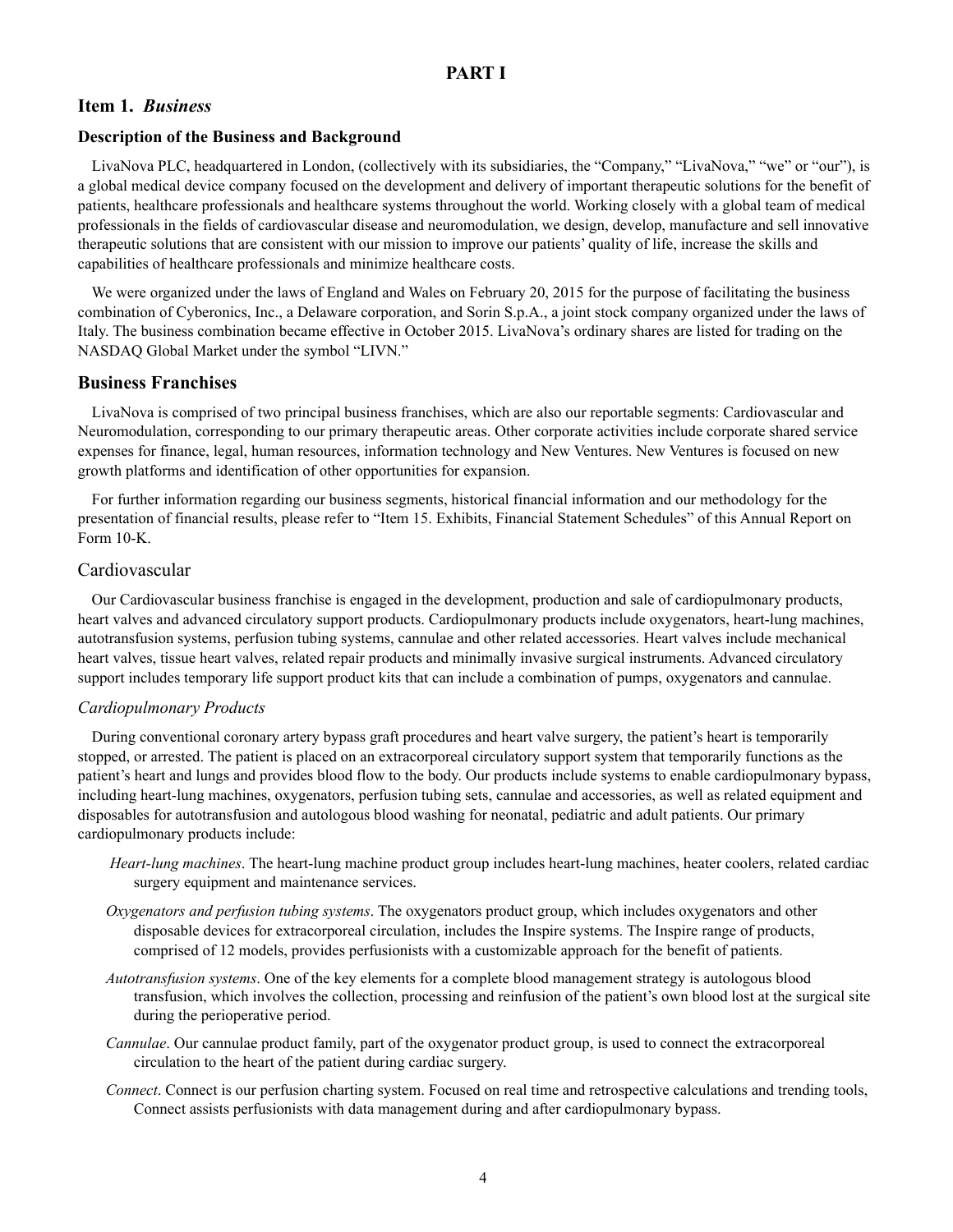# PART I

## Item 1. *Business*

### Description of the Business and Background

LivaNova PLC, headquartered in London, (collectively with its subsidiaries, the "Company," "LivaNova," "we" or "our"), is a global medical device company focused on the development and delivery of important therapeutic solutions for the benefit of patients, healthcare professionals and healthcare systems throughout the world. Working closely with a global team of medical professionals in the fields of cardiovascular disease and neuromodulation, we design, develop, manufacture and sell innovative therapeutic solutions that are consistent with our mission to improve our patients' quality of life, increase the skills and capabilities of healthcare professionals and minimize healthcare costs.

We were organized under the laws of England and Wales on February 20, 2015 for the purpose of facilitating the business combination of Cyberonics, Inc., a Delaware corporation, and Sorin S.p.A., a joint stock company organized under the laws of Italy. The business combination became effective in October 2015. LivaNova's ordinary shares are listed for trading on the NASDAQ Global Market under the symbol "LIVN."

## Business Franchises

LivaNova is comprised of two principal business franchises, which are also our reportable segments: Cardiovascular and Neuromodulation, corresponding to our primary therapeutic areas. Other corporate activities include corporate shared service expenses for finance, legal, human resources, information technology and New Ventures. New Ventures is focused on new growth platforms and identification of other opportunities for expansion.

For further information regarding our business segments, historical financial information and our methodology for the presentation of financial results, please refer to "Item 15. Exhibits, Financial Statement Schedules" of this Annual Report on Form 10-K.

### Cardiovascular

Our Cardiovascular business franchise is engaged in the development, production and sale of cardiopulmonary products, heart valves and advanced circulatory support products. Cardiopulmonary products include oxygenators, heart-lung machines, autotransfusion systems, perfusion tubing systems, cannulae and other related accessories. Heart valves include mechanical heart valves, tissue heart valves, related repair products and minimally invasive surgical instruments. Advanced circulatory support includes temporary life support product kits that can include a combination of pumps, oxygenators and cannulae.

#### *Cardiopulmonary Products*

During conventional coronary artery bypass graft procedures and heart valve surgery, the patient's heart is temporarily stopped, or arrested. The patient is placed on an extracorporeal circulatory support system that temporarily functions as the patient's heart and lungs and provides blood flow to the body. Our products include systems to enable cardiopulmonary bypass, including heart-lung machines, oxygenators, perfusion tubing sets, cannulae and accessories, as well as related equipment and disposables for autotransfusion and autologous blood washing for neonatal, pediatric and adult patients. Our primary cardiopulmonary products include:

*Heart-lung machines*. The heart-lung machine product group includes heart-lung machines, heater coolers, related cardiac surgery equipment and maintenance services.

*Oxygenators and perfusion tubing systems*. The oxygenators product group, which includes oxygenators and other disposable devices for extracorporeal circulation, includes the Inspire systems. The Inspire range of products, comprised of 12 models, provides perfusionists with a customizable approach for the benefit of patients.

*Autotransfusion systems*. One of the key elements for a complete blood management strategy is autologous blood transfusion, which involves the collection, processing and reinfusion of the patient's own blood lost at the surgical site during the perioperative period.

*Cannulae*. Our cannulae product family, part of the oxygenator product group, is used to connect the extracorporeal circulation to the heart of the patient during cardiac surgery.

*Connect*. Connect is our perfusion charting system. Focused on real time and retrospective calculations and trending tools, Connect assists perfusionists with data management during and after cardiopulmonary bypass.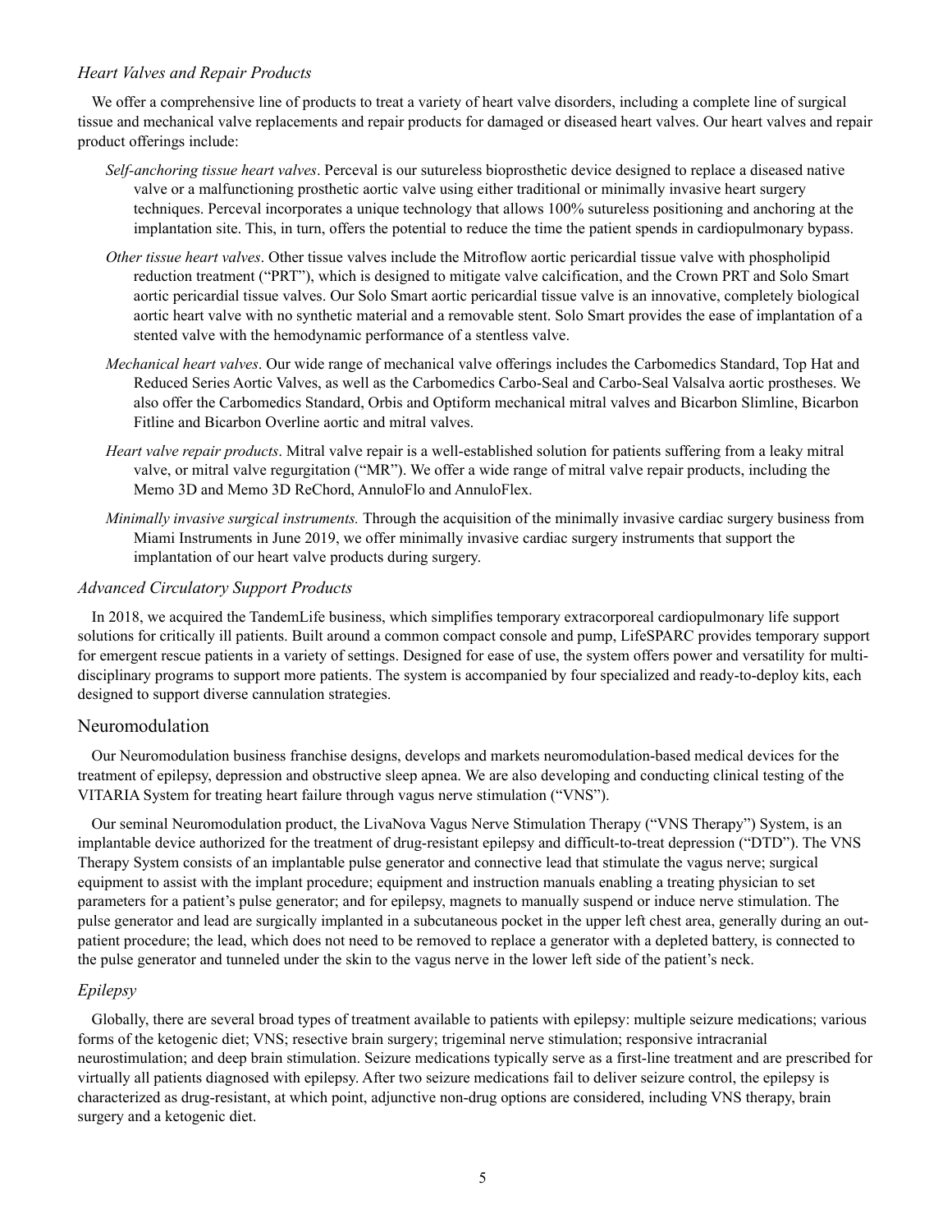### *Heart Valves and Repair Products*

We offer a comprehensive line of products to treat a variety of heart valve disorders, including a complete line of surgical tissue and mechanical valve replacements and repair products for damaged or diseased heart valves. Our heart valves and repair product offerings include:

*Self-anchoring tissue heart valves*. Perceval is our sutureless bioprosthetic device designed to replace a diseased native valve or a malfunctioning prosthetic aortic valve using either traditional or minimally invasive heart surgery techniques. Perceval incorporates a unique technology that allows 100% sutureless positioning and anchoring at the implantation site. This, in turn, offers the potential to reduce the time the patient spends in cardiopulmonary bypass.

*Other tissue heart valves*. Other tissue valves include the Mitroflow aortic pericardial tissue valve with phospholipid reduction treatment ("PRT"), which is designed to mitigate valve calcification, and the Crown PRT and Solo Smart aortic pericardial tissue valves. Our Solo Smart aortic pericardial tissue valve is an innovative, completely biological aortic heart valve with no synthetic material and a removable stent. Solo Smart provides the ease of implantation of a stented valve with the hemodynamic performance of a stentless valve.

*Mechanical heart valves*. Our wide range of mechanical valve offerings includes the Carbomedics Standard, Top Hat and Reduced Series Aortic Valves, as well as the Carbomedics Carbo-Seal and Carbo-Seal Valsalva aortic prostheses. We also offer the Carbomedics Standard, Orbis and Optiform mechanical mitral valves and Bicarbon Slimline, Bicarbon Fitline and Bicarbon Overline aortic and mitral valves.

*Heart valve repair products*. Mitral valve repair is a well-established solution for patients suffering from a leaky mitral valve, or mitral valve regurgitation ("MR"). We offer a wide range of mitral valve repair products, including the Memo 3D and Memo 3D ReChord, AnnuloFlo and AnnuloFlex.

*Minimally invasive surgical instruments.* Through the acquisition of the minimally invasive cardiac surgery business from Miami Instruments in June 2019, we offer minimally invasive cardiac surgery instruments that support the implantation of our heart valve products during surgery.

### *Advanced Circulatory Support Products*

In 2018, we acquired the TandemLife business, which simplifies temporary extracorporeal cardiopulmonary life support solutions for critically ill patients. Built around a common compact console and pump, LifeSPARC provides temporary support for emergent rescue patients in a variety of settings. Designed for ease of use, the system offers power and versatility for multi-disciplinary programs to support more patients. The system is accompanied by four specialized and ready-to-deploy kits, each designed to support diverse cannulation strategies.

## Neuromodulation

Our Neuromodulation business franchise designs, develops and markets neuromodulation-based medical devices for the treatment of epilepsy, depression and obstructive sleep apnea. We are also developing and conducting clinical testing of the VITARIA System for treating heart failure through vagus nerve stimulation ("VNS").

Our seminal Neuromodulation product, the LivaNova Vagus Nerve Stimulation Therapy ("VNS Therapy") System, is an implantable device authorized for the treatment of drug-resistant epilepsy and difficult-to-treat depression ("DTD"). The VNS Therapy System consists of an implantable pulse generator and connective lead that stimulate the vagus nerve; surgical equipment to assist with the implant procedure; equipment and instruction manuals enabling a treating physician to set parameters for a patient's pulse generator; and for epilepsy, magnets to manually suspend or induce nerve stimulation. The pulse generator and lead are surgically implanted in a subcutaneous pocket in the upper left chest area, generally during an out-patient procedure; the lead, which does not need to be removed to replace a generator with a depleted battery, is connected to the pulse generator and tunneled under the skin to the vagus nerve in the lower left side of the patient's neck.

### *Epilepsy*

Globally, there are several broad types of treatment available to patients with epilepsy: multiple seizure medications; various forms of the ketogenic diet; VNS; resective brain surgery; trigeminal nerve stimulation; responsive intracranial neurostimulation; and deep brain stimulation. Seizure medications typically serve as a first-line treatment and are prescribed for virtually all patients diagnosed with epilepsy. After two seizure medications fail to deliver seizure control, the epilepsy is characterized as drug-resistant, at which point, adjunctive non-drug options are considered, including VNS therapy, brain surgery and a ketogenic diet.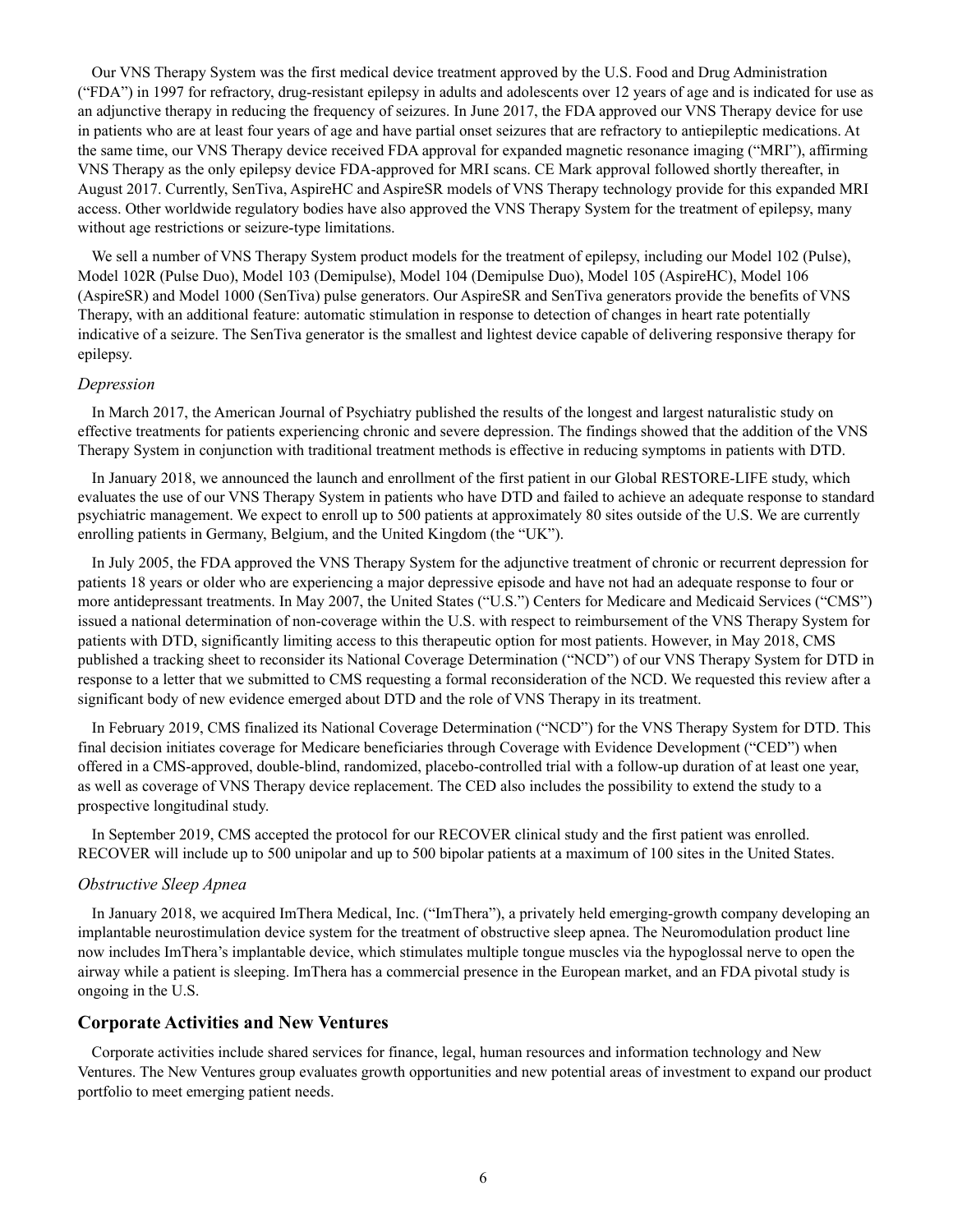Our VNS Therapy System was the first medical device treatment approved by the U.S. Food and Drug Administration ("FDA") in 1997 for refractory, drug-resistant epilepsy in adults and adolescents over 12 years of age and is indicated for use as an adjunctive therapy in reducing the frequency of seizures. In June 2017, the FDA approved our VNS Therapy device for use in patients who are at least four years of age and have partial onset seizures that are refractory to antiepileptic medications. At the same time, our VNS Therapy device received FDA approval for expanded magnetic resonance imaging ("MRI"), affirming VNS Therapy as the only epilepsy device FDA-approved for MRI scans. CE Mark approval followed shortly thereafter, in August 2017. Currently, SenTiva, AspireHC and AspireSR models of VNS Therapy technology provide for this expanded MRI access. Other worldwide regulatory bodies have also approved the VNS Therapy System for the treatment of epilepsy, many without age restrictions or seizure-type limitations.

We sell a number of VNS Therapy System product models for the treatment of epilepsy, including our Model 102 (Pulse), Model 102R (Pulse Duo), Model 103 (Demipulse), Model 104 (Demipulse Duo), Model 105 (AspireHC), Model 106 (AspireSR) and Model 1000 (SenTiva) pulse generators. Our AspireSR and SenTiva generators provide the benefits of VNS Therapy, with an additional feature: automatic stimulation in response to detection of changes in heart rate potentially indicative of a seizure. The SenTiva generator is the smallest and lightest device capable of delivering responsive therapy for epilepsy.

*Depression*

In March 2017, the American Journal of Psychiatry published the results of the longest and largest naturalistic study on effective treatments for patients experiencing chronic and severe depression. The findings showed that the addition of the VNS Therapy System in conjunction with traditional treatment methods is effective in reducing symptoms in patients with DTD.

In January 2018, we announced the launch and enrollment of the first patient in our Global RESTORE-LIFE study, which evaluates the use of our VNS Therapy System in patients who have DTD and failed to achieve an adequate response to standard psychiatric management. We expect to enroll up to 500 patients at approximately 80 sites outside of the U.S. We are currently enrolling patients in Germany, Belgium, and the United Kingdom (the "UK").

In July 2005, the FDA approved the VNS Therapy System for the adjunctive treatment of chronic or recurrent depression for patients 18 years or older who are experiencing a major depressive episode and have not had an adequate response to four or more antidepressant treatments. In May 2007, the United States ("U.S.") Centers for Medicare and Medicaid Services ("CMS") issued a national determination of non-coverage within the U.S. with respect to reimbursement of the VNS Therapy System for patients with DTD, significantly limiting access to this therapeutic option for most patients. However, in May 2018, CMS published a tracking sheet to reconsider its National Coverage Determination ("NCD") of our VNS Therapy System for DTD in response to a letter that we submitted to CMS requesting a formal reconsideration of the NCD. We requested this review after a significant body of new evidence emerged about DTD and the role of VNS Therapy in its treatment.

In February 2019, CMS finalized its National Coverage Determination ("NCD") for the VNS Therapy System for DTD. This final decision initiates coverage for Medicare beneficiaries through Coverage with Evidence Development ("CED") when offered in a CMS-approved, double-blind, randomized, placebo-controlled trial with a follow-up duration of at least one year, as well as coverage of VNS Therapy device replacement. The CED also includes the possibility to extend the study to a prospective longitudinal study.

In September 2019, CMS accepted the protocol for our RECOVER clinical study and the first patient was enrolled. RECOVER will include up to 500 unipolar and up to 500 bipolar patients at a maximum of 100 sites in the United States.

*Obstructive Sleep Apnea*

In January 2018, we acquired ImThera Medical, Inc. ("ImThera"), a privately held emerging-growth company developing an implantable neurostimulation device system for the treatment of obstructive sleep apnea. The Neuromodulation product line now includes ImThera's implantable device, which stimulates multiple tongue muscles via the hypoglossal nerve to open the airway while a patient is sleeping. ImThera has a commercial presence in the European market, and an FDA pivotal study is ongoing in the U.S.

## Corporate Activities and New Ventures

Corporate activities include shared services for finance, legal, human resources and information technology and New Ventures. The New Ventures group evaluates growth opportunities and new potential areas of investment to expand our product portfolio to meet emerging patient needs.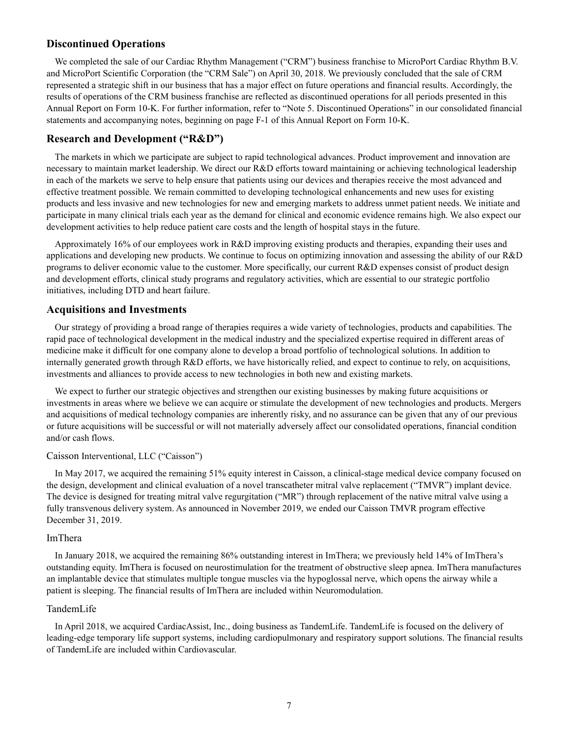## Discontinued Operations

We completed the sale of our Cardiac Rhythm Management ("CRM") business franchise to MicroPort Cardiac Rhythm B.V. and MicroPort Scientific Corporation (the "CRM Sale") on April 30, 2018. We previously concluded that the sale of CRM represented a strategic shift in our business that has a major effect on future operations and financial results. Accordingly, the results of operations of the CRM business franchise are reflected as discontinued operations for all periods presented in this Annual Report on Form 10-K. For further information, refer to "Note 5. Discontinued Operations" in our consolidated financial statements and accompanying notes, beginning on page F-1 of this Annual Report on Form 10-K.

## Research and Development ("R&D")

The markets in which we participate are subject to rapid technological advances. Product improvement and innovation are necessary to maintain market leadership. We direct our R&D efforts toward maintaining or achieving technological leadership in each of the markets we serve to help ensure that patients using our devices and therapies receive the most advanced and effective treatment possible. We remain committed to developing technological enhancements and new uses for existing products and less invasive and new technologies for new and emerging markets to address unmet patient needs. We initiate and participate in many clinical trials each year as the demand for clinical and economic evidence remains high. We also expect our development activities to help reduce patient care costs and the length of hospital stays in the future.

Approximately 16% of our employees work in R&D improving existing products and therapies, expanding their uses and applications and developing new products. We continue to focus on optimizing innovation and assessing the ability of our R&D programs to deliver economic value to the customer. More specifically, our current R&D expenses consist of product design and development efforts, clinical study programs and regulatory activities, which are essential to our strategic portfolio initiatives, including DTD and heart failure.

## Acquisitions and Investments

Our strategy of providing a broad range of therapies requires a wide variety of technologies, products and capabilities. The rapid pace of technological development in the medical industry and the specialized expertise required in different areas of medicine make it difficult for one company alone to develop a broad portfolio of technological solutions. In addition to internally generated growth through R&D efforts, we have historically relied, and expect to continue to rely, on acquisitions, investments and alliances to provide access to new technologies in both new and existing markets.

We expect to further our strategic objectives and strengthen our existing businesses by making future acquisitions or investments in areas where we believe we can acquire or stimulate the development of new technologies and products. Mergers and acquisitions of medical technology companies are inherently risky, and no assurance can be given that any of our previous or future acquisitions will be successful or will not materially adversely affect our consolidated operations, financial condition and/or cash flows.

### Caisson Interventional, LLC ("Caisson")

In May 2017, we acquired the remaining 51% equity interest in Caisson, a clinical-stage medical device company focused on the design, development and clinical evaluation of a novel transcatheter mitral valve replacement ("TMVR") implant device. The device is designed for treating mitral valve regurgitation ("MR") through replacement of the native mitral valve using a fully transvenous delivery system. As announced in November 2019, we ended our Caisson TMVR program effective December 31, 2019.

### ImThera

In January 2018, we acquired the remaining 86% outstanding interest in ImThera; we previously held 14% of ImThera's outstanding equity. ImThera is focused on neurostimulation for the treatment of obstructive sleep apnea. ImThera manufactures an implantable device that stimulates multiple tongue muscles via the hypoglossal nerve, which opens the airway while a patient is sleeping. The financial results of ImThera are included within Neuromodulation.

### TandemLife

In April 2018, we acquired CardiacAssist, Inc., doing business as TandemLife. TandemLife is focused on the delivery of leading-edge temporary life support systems, including cardiopulmonary and respiratory support solutions. The financial results of TandemLife are included within Cardiovascular.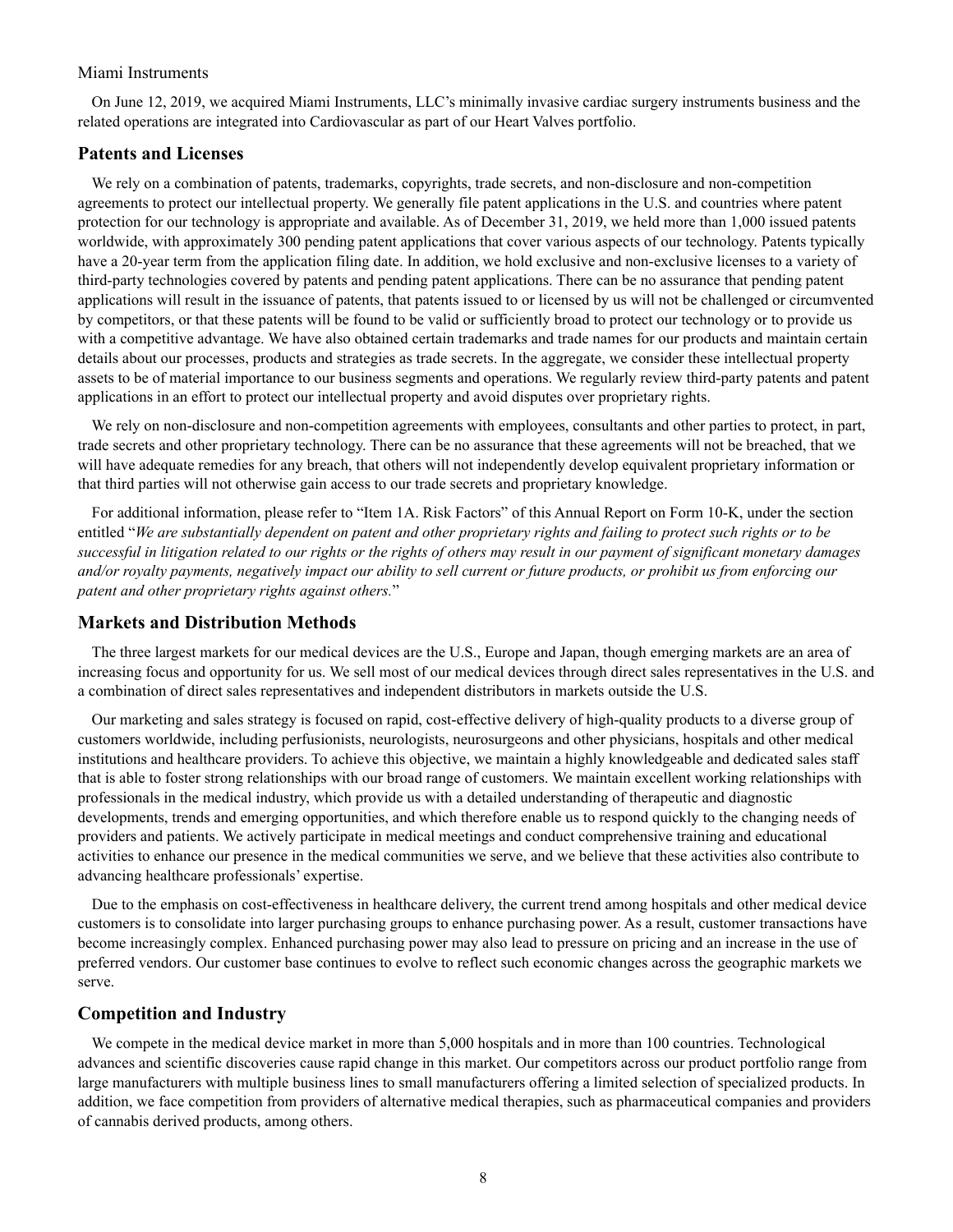Miami Instruments

On June 12, 2019, we acquired Miami Instruments, LLC's minimally invasive cardiac surgery instruments business and the related operations are integrated into Cardiovascular as part of our Heart Valves portfolio.

## Patents and Licenses

We rely on a combination of patents, trademarks, copyrights, trade secrets, and non-disclosure and non-competition agreements to protect our intellectual property. We generally file patent applications in the U.S. and countries where patent protection for our technology is appropriate and available. As of December 31, 2019, we held more than 1,000 issued patents worldwide, with approximately 300 pending patent applications that cover various aspects of our technology. Patents typically have a 20-year term from the application filing date. In addition, we hold exclusive and non-exclusive licenses to a variety of third-party technologies covered by patents and pending patent applications. There can be no assurance that pending patent applications will result in the issuance of patents, that patents issued to or licensed by us will not be challenged or circumvented by competitors, or that these patents will be found to be valid or sufficiently broad to protect our technology or to provide us with a competitive advantage. We have also obtained certain trademarks and trade names for our products and maintain certain details about our processes, products and strategies as trade secrets. In the aggregate, we consider these intellectual property assets to be of material importance to our business segments and operations. We regularly review third-party patents and patent applications in an effort to protect our intellectual property and avoid disputes over proprietary rights.

We rely on non-disclosure and non-competition agreements with employees, consultants and other parties to protect, in part, trade secrets and other proprietary technology. There can be no assurance that these agreements will not be breached, that we will have adequate remedies for any breach, that others will not independently develop equivalent proprietary information or that third parties will not otherwise gain access to our trade secrets and proprietary knowledge.

For additional information, please refer to "Item 1A. Risk Factors" of this Annual Report on Form 10-K, under the section entitled "*We are substantially dependent on patent and other proprietary rights and failing to protect such rights or to be successful in litigation related to our rights or the rights of others may result in our payment of significant monetary damages and/or royalty payments, negatively impact our ability to sell current or future products, or prohibit us from enforcing our patent and other proprietary rights against others.*"

## Markets and Distribution Methods

The three largest markets for our medical devices are the U.S., Europe and Japan, though emerging markets are an area of increasing focus and opportunity for us. We sell most of our medical devices through direct sales representatives in the U.S. and a combination of direct sales representatives and independent distributors in markets outside the U.S.

Our marketing and sales strategy is focused on rapid, cost-effective delivery of high-quality products to a diverse group of customers worldwide, including perfusionists, neurologists, neurosurgeons and other physicians, hospitals and other medical institutions and healthcare providers. To achieve this objective, we maintain a highly knowledgeable and dedicated sales staff that is able to foster strong relationships with our broad range of customers. We maintain excellent working relationships with professionals in the medical industry, which provide us with a detailed understanding of therapeutic and diagnostic developments, trends and emerging opportunities, and which therefore enable us to respond quickly to the changing needs of providers and patients. We actively participate in medical meetings and conduct comprehensive training and educational activities to enhance our presence in the medical communities we serve, and we believe that these activities also contribute to advancing healthcare professionals' expertise.

Due to the emphasis on cost-effectiveness in healthcare delivery, the current trend among hospitals and other medical device customers is to consolidate into larger purchasing groups to enhance purchasing power. As a result, customer transactions have become increasingly complex. Enhanced purchasing power may also lead to pressure on pricing and an increase in the use of preferred vendors. Our customer base continues to evolve to reflect such economic changes across the geographic markets we serve.

## Competition and Industry

We compete in the medical device market in more than 5,000 hospitals and in more than 100 countries. Technological advances and scientific discoveries cause rapid change in this market. Our competitors across our product portfolio range from large manufacturers with multiple business lines to small manufacturers offering a limited selection of specialized products. In addition, we face competition from providers of alternative medical therapies, such as pharmaceutical companies and providers of cannabis derived products, among others.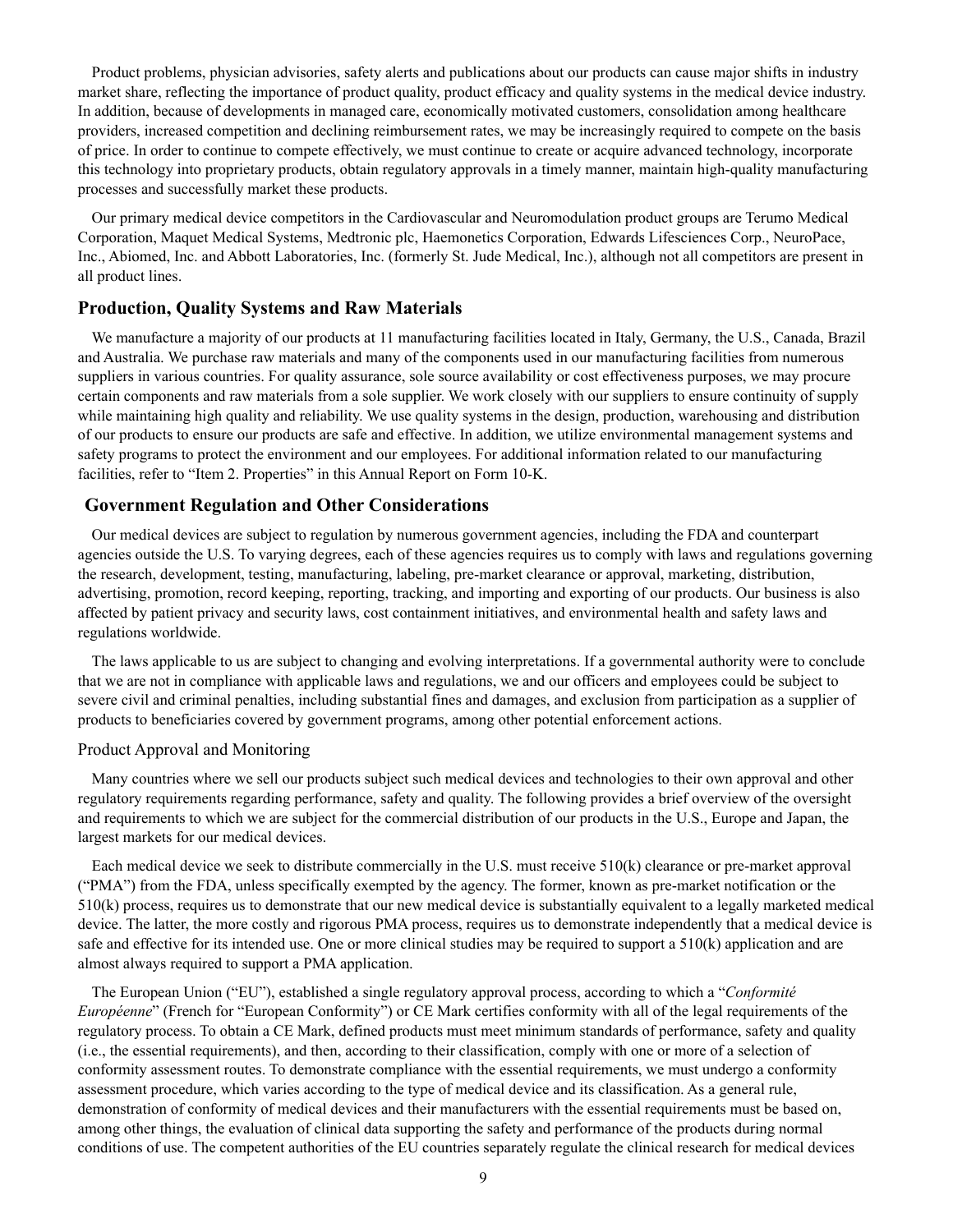Product problems, physician advisories, safety alerts and publications about our products can cause major shifts in industry market share, reflecting the importance of product quality, product efficacy and quality systems in the medical device industry. In addition, because of developments in managed care, economically motivated customers, consolidation among healthcare providers, increased competition and declining reimbursement rates, we may be increasingly required to compete on the basis of price. In order to continue to compete effectively, we must continue to create or acquire advanced technology, incorporate this technology into proprietary products, obtain regulatory approvals in a timely manner, maintain high-quality manufacturing processes and successfully market these products.

Our primary medical device competitors in the Cardiovascular and Neuromodulation product groups are Terumo Medical Corporation, Maquet Medical Systems, Medtronic plc, Haemonetics Corporation, Edwards Lifesciences Corp., NeuroPace, Inc., Abiomed, Inc. and Abbott Laboratories, Inc. (formerly St. Jude Medical, Inc.), although not all competitors are present in all product lines.

## Production, Quality Systems and Raw Materials

We manufacture a majority of our products at 11 manufacturing facilities located in Italy, Germany, the U.S., Canada, Brazil and Australia. We purchase raw materials and many of the components used in our manufacturing facilities from numerous suppliers in various countries. For quality assurance, sole source availability or cost effectiveness purposes, we may procure certain components and raw materials from a sole supplier. We work closely with our suppliers to ensure continuity of supply while maintaining high quality and reliability. We use quality systems in the design, production, warehousing and distribution of our products to ensure our products are safe and effective. In addition, we utilize environmental management systems and safety programs to protect the environment and our employees. For additional information related to our manufacturing facilities, refer to "Item 2. Properties" in this Annual Report on Form 10-K.

## Government Regulation and Other Considerations

Our medical devices are subject to regulation by numerous government agencies, including the FDA and counterpart agencies outside the U.S. To varying degrees, each of these agencies requires us to comply with laws and regulations governing the research, development, testing, manufacturing, labeling, pre-market clearance or approval, marketing, distribution, advertising, promotion, record keeping, reporting, tracking, and importing and exporting of our products. Our business is also affected by patient privacy and security laws, cost containment initiatives, and environmental health and safety laws and regulations worldwide.

The laws applicable to us are subject to changing and evolving interpretations. If a governmental authority were to conclude that we are not in compliance with applicable laws and regulations, we and our officers and employees could be subject to severe civil and criminal penalties, including substantial fines and damages, and exclusion from participation as a supplier of products to beneficiaries covered by government programs, among other potential enforcement actions.

### Product Approval and Monitoring

Many countries where we sell our products subject such medical devices and technologies to their own approval and other regulatory requirements regarding performance, safety and quality. The following provides a brief overview of the oversight and requirements to which we are subject for the commercial distribution of our products in the U.S., Europe and Japan, the largest markets for our medical devices.

Each medical device we seek to distribute commercially in the U.S. must receive 510(k) clearance or pre-market approval ("PMA") from the FDA, unless specifically exempted by the agency. The former, known as pre-market notification or the 510(k) process, requires us to demonstrate that our new medical device is substantially equivalent to a legally marketed medical device. The latter, the more costly and rigorous PMA process, requires us to demonstrate independently that a medical device is safe and effective for its intended use. One or more clinical studies may be required to support a 510(k) application and are almost always required to support a PMA application.

The European Union ("EU"), established a single regulatory approval process, according to which a "*Conformité Européenne*" (French for "European Conformity") or CE Mark certifies conformity with all of the legal requirements of the regulatory process. To obtain a CE Mark, defined products must meet minimum standards of performance, safety and quality (i.e., the essential requirements), and then, according to their classification, comply with one or more of a selection of conformity assessment routes. To demonstrate compliance with the essential requirements, we must undergo a conformity assessment procedure, which varies according to the type of medical device and its classification. As a general rule, demonstration of conformity of medical devices and their manufacturers with the essential requirements must be based on, among other things, the evaluation of clinical data supporting the safety and performance of the products during normal conditions of use. The competent authorities of the EU countries separately regulate the clinical research for medical devices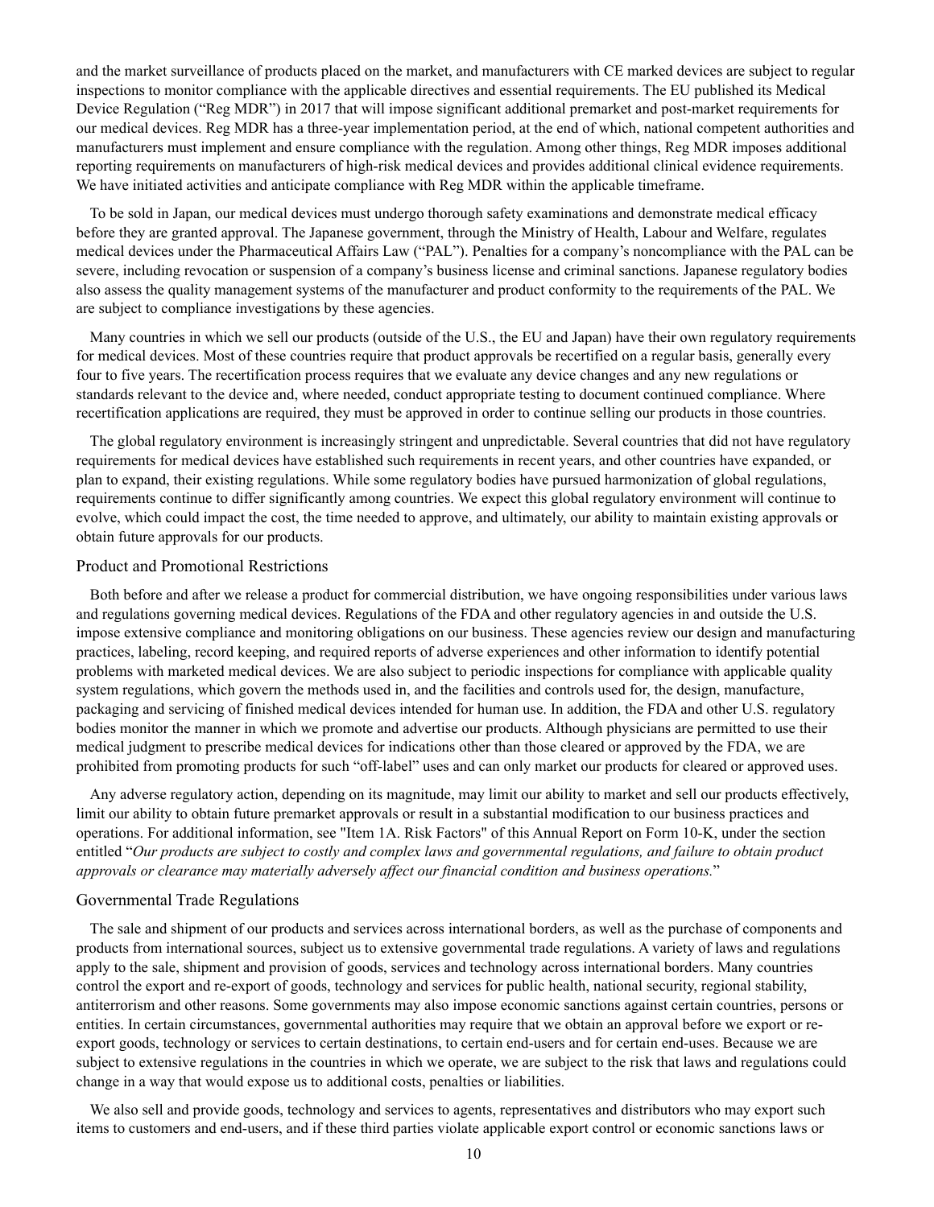and the market surveillance of products placed on the market, and manufacturers with CE marked devices are subject to regular inspections to monitor compliance with the applicable directives and essential requirements. The EU published its Medical Device Regulation ("Reg MDR") in 2017 that will impose significant additional premarket and post-market requirements for our medical devices. Reg MDR has a three-year implementation period, at the end of which, national competent authorities and manufacturers must implement and ensure compliance with the regulation. Among other things, Reg MDR imposes additional reporting requirements on manufacturers of high-risk medical devices and provides additional clinical evidence requirements. We have initiated activities and anticipate compliance with Reg MDR within the applicable timeframe.

To be sold in Japan, our medical devices must undergo thorough safety examinations and demonstrate medical efficacy before they are granted approval. The Japanese government, through the Ministry of Health, Labour and Welfare, regulates medical devices under the Pharmaceutical Affairs Law ("PAL"). Penalties for a company's noncompliance with the PAL can be severe, including revocation or suspension of a company's business license and criminal sanctions. Japanese regulatory bodies also assess the quality management systems of the manufacturer and product conformity to the requirements of the PAL. We are subject to compliance investigations by these agencies.

Many countries in which we sell our products (outside of the U.S., the EU and Japan) have their own regulatory requirements for medical devices. Most of these countries require that product approvals be recertified on a regular basis, generally every four to five years. The recertification process requires that we evaluate any device changes and any new regulations or standards relevant to the device and, where needed, conduct appropriate testing to document continued compliance. Where recertification applications are required, they must be approved in order to continue selling our products in those countries.

The global regulatory environment is increasingly stringent and unpredictable. Several countries that did not have regulatory requirements for medical devices have established such requirements in recent years, and other countries have expanded, or plan to expand, their existing regulations. While some regulatory bodies have pursued harmonization of global regulations, requirements continue to differ significantly among countries. We expect this global regulatory environment will continue to evolve, which could impact the cost, the time needed to approve, and ultimately, our ability to maintain existing approvals or obtain future approvals for our products.

### Product and Promotional Restrictions

Both before and after we release a product for commercial distribution, we have ongoing responsibilities under various laws and regulations governing medical devices. Regulations of the FDA and other regulatory agencies in and outside the U.S. impose extensive compliance and monitoring obligations on our business. These agencies review our design and manufacturing practices, labeling, record keeping, and required reports of adverse experiences and other information to identify potential problems with marketed medical devices. We are also subject to periodic inspections for compliance with applicable quality system regulations, which govern the methods used in, and the facilities and controls used for, the design, manufacture, packaging and servicing of finished medical devices intended for human use. In addition, the FDA and other U.S. regulatory bodies monitor the manner in which we promote and advertise our products. Although physicians are permitted to use their medical judgment to prescribe medical devices for indications other than those cleared or approved by the FDA, we are prohibited from promoting products for such "off-label" uses and can only market our products for cleared or approved uses.

Any adverse regulatory action, depending on its magnitude, may limit our ability to market and sell our products effectively, limit our ability to obtain future premarket approvals or result in a substantial modification to our business practices and operations. For additional information, see "Item 1A. Risk Factors" of this Annual Report on Form 10-K, under the section entitled "*Our products are subject to costly and complex laws and governmental regulations, and failure to obtain product approvals or clearance may materially adversely affect our financial condition and business operations.*"

### Governmental Trade Regulations

The sale and shipment of our products and services across international borders, as well as the purchase of components and products from international sources, subject us to extensive governmental trade regulations. A variety of laws and regulations apply to the sale, shipment and provision of goods, services and technology across international borders. Many countries control the export and re-export of goods, technology and services for public health, national security, regional stability, antiterrorism and other reasons. Some governments may also impose economic sanctions against certain countries, persons or entities. In certain circumstances, governmental authorities may require that we obtain an approval before we export or re-export goods, technology or services to certain destinations, to certain end-users and for certain end-uses. Because we are subject to extensive regulations in the countries in which we operate, we are subject to the risk that laws and regulations could change in a way that would expose us to additional costs, penalties or liabilities.

We also sell and provide goods, technology and services to agents, representatives and distributors who may export such items to customers and end-users, and if these third parties violate applicable export control or economic sanctions laws or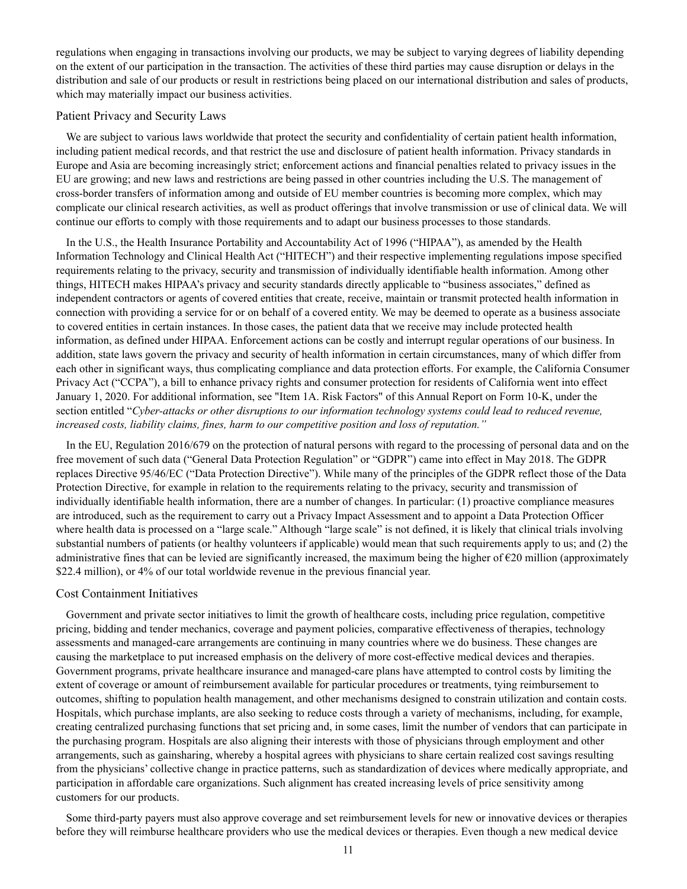regulations when engaging in transactions involving our products, we may be subject to varying degrees of liability depending on the extent of our participation in the transaction. The activities of these third parties may cause disruption or delays in the distribution and sale of our products or result in restrictions being placed on our international distribution and sales of products, which may materially impact our business activities.

## Patient Privacy and Security Laws

We are subject to various laws worldwide that protect the security and confidentiality of certain patient health information, including patient medical records, and that restrict the use and disclosure of patient health information. Privacy standards in Europe and Asia are becoming increasingly strict; enforcement actions and financial penalties related to privacy issues in the EU are growing; and new laws and restrictions are being passed in other countries including the U.S. The management of cross-border transfers of information among and outside of EU member countries is becoming more complex, which may complicate our clinical research activities, as well as product offerings that involve transmission or use of clinical data. We will continue our efforts to comply with those requirements and to adapt our business processes to those standards.

In the U.S., the Health Insurance Portability and Accountability Act of 1996 ("HIPAA"), as amended by the Health Information Technology and Clinical Health Act ("HITECH") and their respective implementing regulations impose specified requirements relating to the privacy, security and transmission of individually identifiable health information. Among other things, HITECH makes HIPAA's privacy and security standards directly applicable to "business associates," defined as independent contractors or agents of covered entities that create, receive, maintain or transmit protected health information in connection with providing a service for or on behalf of a covered entity. We may be deemed to operate as a business associate to covered entities in certain instances. In those cases, the patient data that we receive may include protected health information, as defined under HIPAA. Enforcement actions can be costly and interrupt regular operations of our business. In addition, state laws govern the privacy and security of health information in certain circumstances, many of which differ from each other in significant ways, thus complicating compliance and data protection efforts. For example, the California Consumer Privacy Act ("CCPA"), a bill to enhance privacy rights and consumer protection for residents of California went into effect January 1, 2020. For additional information, see "Item 1A. Risk Factors" of this Annual Report on Form 10-K, under the section entitled "*Cyber-attacks or other disruptions to our information technology systems could lead to reduced revenue, increased costs, liability claims, fines, harm to our competitive position and loss of reputation.*"

In the EU, Regulation 2016/679 on the protection of natural persons with regard to the processing of personal data and on the free movement of such data ("General Data Protection Regulation" or "GDPR") came into effect in May 2018. The GDPR replaces Directive 95/46/EC ("Data Protection Directive"). While many of the principles of the GDPR reflect those of the Data Protection Directive, for example in relation to the requirements relating to the privacy, security and transmission of individually identifiable health information, there are a number of changes. In particular: (1) proactive compliance measures are introduced, such as the requirement to carry out a Privacy Impact Assessment and to appoint a Data Protection Officer where health data is processed on a "large scale." Although "large scale" is not defined, it is likely that clinical trials involving substantial numbers of patients (or healthy volunteers if applicable) would mean that such requirements apply to us; and (2) the administrative fines that can be levied are significantly increased, the maximum being the higher of €20 million (approximately $22.4 million), or 4% of our total worldwide revenue in the previous financial year.

## Cost Containment Initiatives

Government and private sector initiatives to limit the growth of healthcare costs, including price regulation, competitive pricing, bidding and tender mechanics, coverage and payment policies, comparative effectiveness of therapies, technology assessments and managed-care arrangements are continuing in many countries where we do business. These changes are causing the marketplace to put increased emphasis on the delivery of more cost-effective medical devices and therapies. Government programs, private healthcare insurance and managed-care plans have attempted to control costs by limiting the extent of coverage or amount of reimbursement available for particular procedures or treatments, tying reimbursement to outcomes, shifting to population health management, and other mechanisms designed to constrain utilization and contain costs. Hospitals, which purchase implants, are also seeking to reduce costs through a variety of mechanisms, including, for example, creating centralized purchasing functions that set pricing and, in some cases, limit the number of vendors that can participate in the purchasing program. Hospitals are also aligning their interests with those of physicians through employment and other arrangements, such as gainsharing, whereby a hospital agrees with physicians to share certain realized cost savings resulting from the physicians' collective change in practice patterns, such as standardization of devices where medically appropriate, and participation in affordable care organizations. Such alignment has created increasing levels of price sensitivity among customers for our products.

Some third-party payers must also approve coverage and set reimbursement levels for new or innovative devices or therapies before they will reimburse healthcare providers who use the medical devices or therapies. Even though a new medical device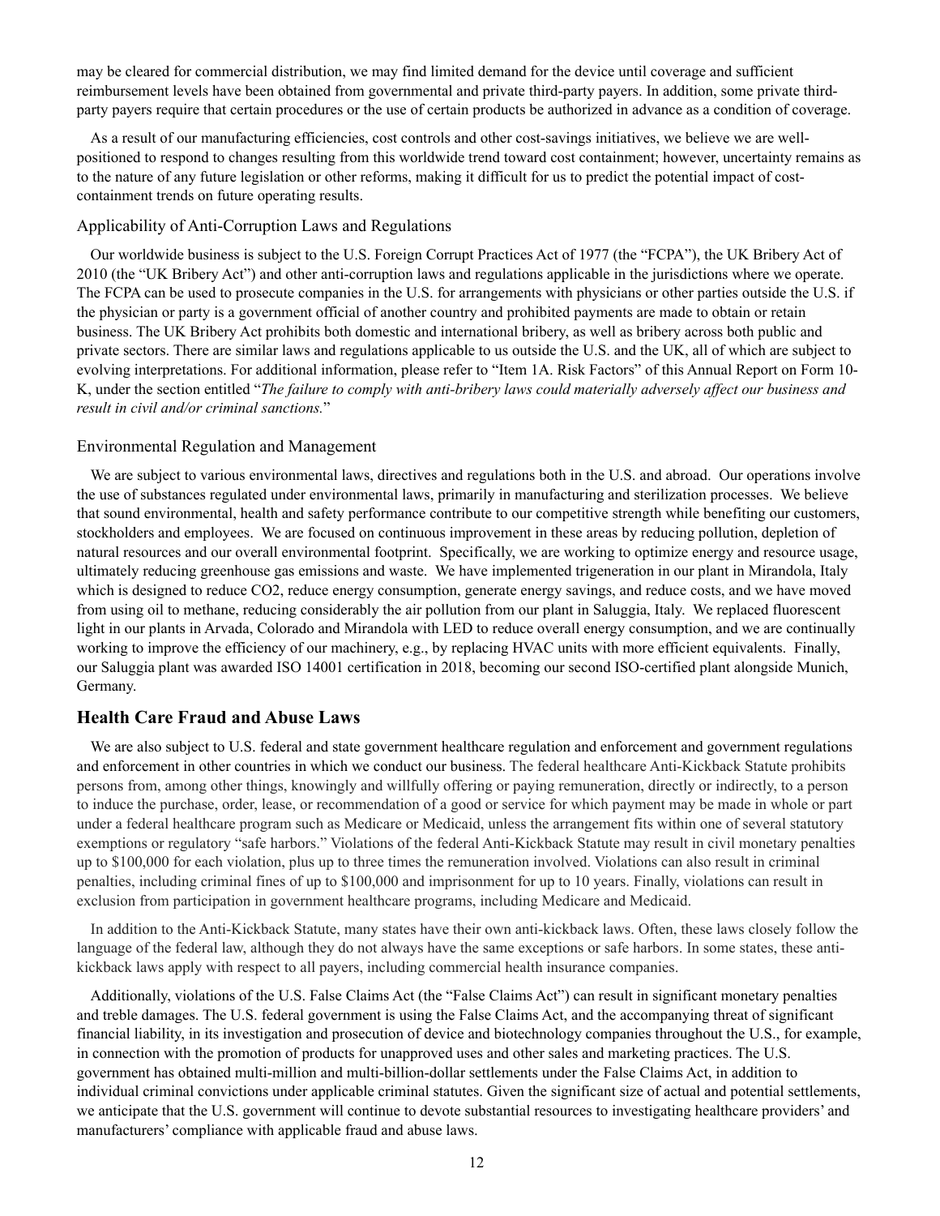may be cleared for commercial distribution, we may find limited demand for the device until coverage and sufficient reimbursement levels have been obtained from governmental and private third-party payers. In addition, some private third-party payers require that certain procedures or the use of certain products be authorized in advance as a condition of coverage.

As a result of our manufacturing efficiencies, cost controls and other cost-savings initiatives, we believe we are well-positioned to respond to changes resulting from this worldwide trend toward cost containment; however, uncertainty remains as to the nature of any future legislation or other reforms, making it difficult for us to predict the potential impact of cost-containment trends on future operating results.

### Applicability of Anti-Corruption Laws and Regulations

Our worldwide business is subject to the U.S. Foreign Corrupt Practices Act of 1977 (the "FCPA"), the UK Bribery Act of 2010 (the "UK Bribery Act") and other anti-corruption laws and regulations applicable in the jurisdictions where we operate. The FCPA can be used to prosecute companies in the U.S. for arrangements with physicians or other parties outside the U.S. if the physician or party is a government official of another country and prohibited payments are made to obtain or retain business. The UK Bribery Act prohibits both domestic and international bribery, as well as bribery across both public and private sectors. There are similar laws and regulations applicable to us outside the U.S. and the UK, all of which are subject to evolving interpretations. For additional information, please refer to "Item 1A. Risk Factors" of this Annual Report on Form 10-K, under the section entitled "*The failure to comply with anti-bribery laws could materially adversely affect our business and result in civil and/or criminal sanctions.*"

### Environmental Regulation and Management

We are subject to various environmental laws, directives and regulations both in the U.S. and abroad. Our operations involve the use of substances regulated under environmental laws, primarily in manufacturing and sterilization processes. We believe that sound environmental, health and safety performance contribute to our competitive strength while benefiting our customers, stockholders and employees. We are focused on continuous improvement in these areas by reducing pollution, depletion of natural resources and our overall environmental footprint. Specifically, we are working to optimize energy and resource usage, ultimately reducing greenhouse gas emissions and waste. We have implemented trigeneration in our plant in Mirandola, Italy which is designed to reduce $CO_2$, reduce energy consumption, generate energy savings, and reduce costs, and we have moved from using oil to methane, reducing considerably the air pollution from our plant in Saluggia, Italy. We replaced fluorescent light in our plants in Arvada, Colorado and Mirandola with LED to reduce overall energy consumption, and we are continually working to improve the efficiency of our machinery, e.g., by replacing HVAC units with more efficient equivalents. Finally, our Saluggia plant was awarded ISO 14001 certification in 2018, becoming our second ISO-certified plant alongside Munich, Germany.

## Health Care Fraud and Abuse Laws

We are also subject to U.S. federal and state government healthcare regulation and enforcement and government regulations and enforcement in other countries in which we conduct our business. The federal healthcare Anti-Kickback Statute prohibits persons from, among other things, knowingly and willfully offering or paying remuneration, directly or indirectly, to a person to induce the purchase, order, lease, or recommendation of a good or service for which payment may be made in whole or part under a federal healthcare program such as Medicare or Medicaid, unless the arrangement fits within one of several statutory exemptions or regulatory "safe harbors." Violations of the federal Anti-Kickback Statute may result in civil monetary penalties up to $100,000 for each violation, plus up to three times the remuneration involved. Violations can also result in criminal penalties, including criminal fines of up to $100,000 and imprisonment for up to 10 years. Finally, violations can result in exclusion from participation in government healthcare programs, including Medicare and Medicaid.

In addition to the Anti-Kickback Statute, many states have their own anti-kickback laws. Often, these laws closely follow the language of the federal law, although they do not always have the same exceptions or safe harbors. In some states, these anti-kickback laws apply with respect to all payers, including commercial health insurance companies.

Additionally, violations of the U.S. False Claims Act (the "False Claims Act") can result in significant monetary penalties and treble damages. The U.S. federal government is using the False Claims Act, and the accompanying threat of significant financial liability, in its investigation and prosecution of device and biotechnology companies throughout the U.S., for example, in connection with the promotion of products for unapproved uses and other sales and marketing practices. The U.S. government has obtained multi-million and multi-billion-dollar settlements under the False Claims Act, in addition to individual criminal convictions under applicable criminal statutes. Given the significant size of actual and potential settlements, we anticipate that the U.S. government will continue to devote substantial resources to investigating healthcare providers' and manufacturers' compliance with applicable fraud and abuse laws.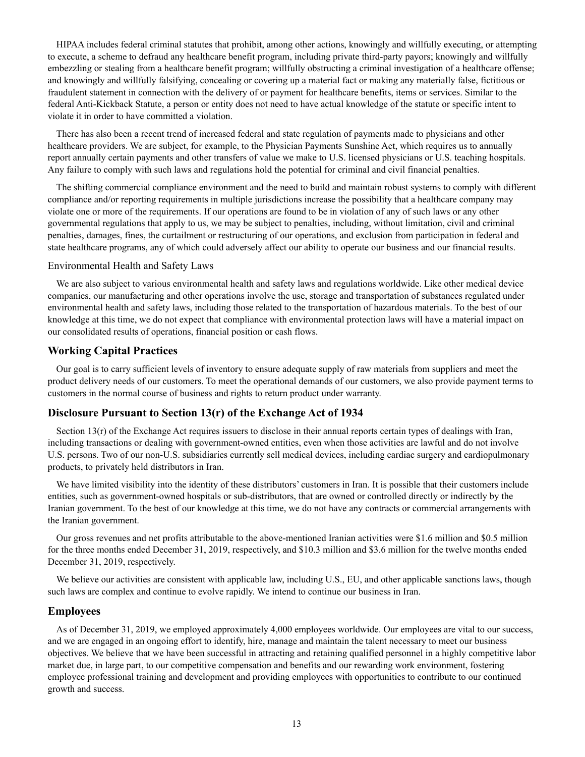HIPAA includes federal criminal statutes that prohibit, among other actions, knowingly and willfully executing, or attempting to execute, a scheme to defraud any healthcare benefit program, including private third-party payors; knowingly and willfully embezzling or stealing from a healthcare benefit program; willfully obstructing a criminal investigation of a healthcare offense; and knowingly and willfully falsifying, concealing or covering up a material fact or making any materially false, fictitious or fraudulent statement in connection with the delivery of or payment for healthcare benefits, items or services. Similar to the federal Anti-Kickback Statute, a person or entity does not need to have actual knowledge of the statute or specific intent to violate it in order to have committed a violation.

There has also been a recent trend of increased federal and state regulation of payments made to physicians and other healthcare providers. We are subject, for example, to the Physician Payments Sunshine Act, which requires us to annually report annually certain payments and other transfers of value we make to U.S. licensed physicians or U.S. teaching hospitals. Any failure to comply with such laws and regulations hold the potential for criminal and civil financial penalties.

The shifting commercial compliance environment and the need to build and maintain robust systems to comply with different compliance and/or reporting requirements in multiple jurisdictions increase the possibility that a healthcare company may violate one or more of the requirements. If our operations are found to be in violation of any of such laws or any other governmental regulations that apply to us, we may be subject to penalties, including, without limitation, civil and criminal penalties, damages, fines, the curtailment or restructuring of our operations, and exclusion from participation in federal and state healthcare programs, any of which could adversely affect our ability to operate our business and our financial results.

Environmental Health and Safety Laws

We are also subject to various environmental health and safety laws and regulations worldwide. Like other medical device companies, our manufacturing and other operations involve the use, storage and transportation of substances regulated under environmental health and safety laws, including those related to the transportation of hazardous materials. To the best of our knowledge at this time, we do not expect that compliance with environmental protection laws will have a material impact on our consolidated results of operations, financial position or cash flows.

## Working Capital Practices

Our goal is to carry sufficient levels of inventory to ensure adequate supply of raw materials from suppliers and meet the product delivery needs of our customers. To meet the operational demands of our customers, we also provide payment terms to customers in the normal course of business and rights to return product under warranty.

## Disclosure Pursuant to Section 13(r) of the Exchange Act of 1934

Section 13(r) of the Exchange Act requires issuers to disclose in their annual reports certain types of dealings with Iran, including transactions or dealing with government-owned entities, even when those activities are lawful and do not involve U.S. persons. Two of our non-U.S. subsidiaries currently sell medical devices, including cardiac surgery and cardiopulmonary products, to privately held distributors in Iran.

We have limited visibility into the identity of these distributors' customers in Iran. It is possible that their customers include entities, such as government-owned hospitals or sub-distributors, that are owned or controlled directly or indirectly by the Iranian government. To the best of our knowledge at this time, we do not have any contracts or commercial arrangements with the Iranian government.

Our gross revenues and net profits attributable to the above-mentioned Iranian activities were $1.6 million and $0.5 million for the three months ended December 31, 2019, respectively, and $10.3 million and $3.6 million for the twelve months ended December 31, 2019, respectively.

We believe our activities are consistent with applicable law, including U.S., EU, and other applicable sanctions laws, though such laws are complex and continue to evolve rapidly. We intend to continue our business in Iran.

## Employees

As of December 31, 2019, we employed approximately 4,000 employees worldwide. Our employees are vital to our success, and we are engaged in an ongoing effort to identify, hire, manage and maintain the talent necessary to meet our business objectives. We believe that we have been successful in attracting and retaining qualified personnel in a highly competitive labor market due, in large part, to our competitive compensation and benefits and our rewarding work environment, fostering employee professional training and development and providing employees with opportunities to contribute to our continued growth and success.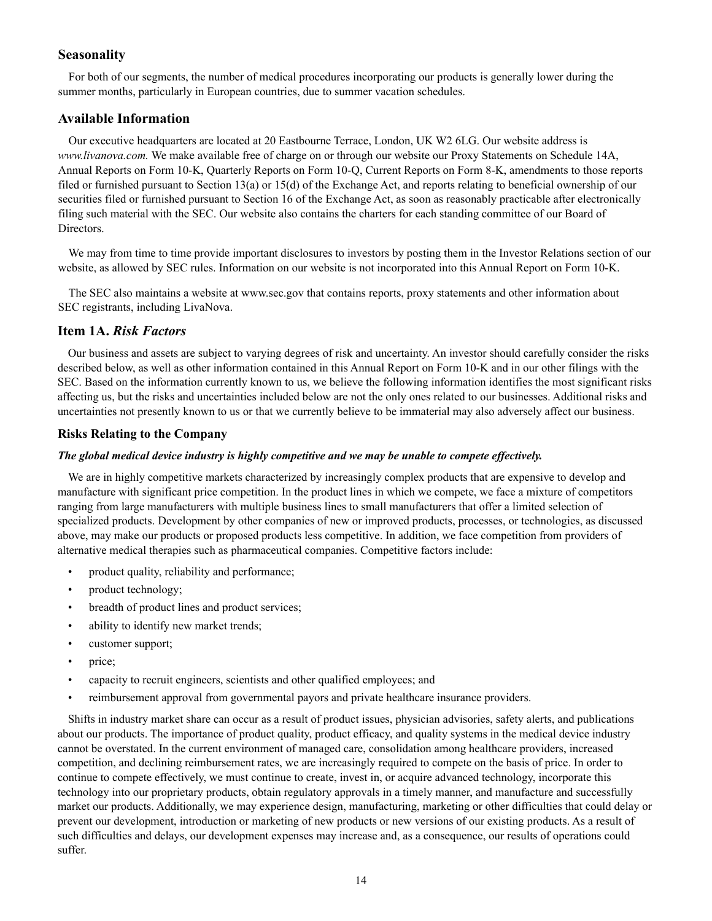### Seasonality

For both of our segments, the number of medical procedures incorporating our products is generally lower during the summer months, particularly in European countries, due to summer vacation schedules.

### Available Information

Our executive headquarters are located at 20 Eastbourne Terrace, London, UK W2 6LG. Our website address is *www.livanova.com.* We make available free of charge on or through our website our Proxy Statements on Schedule 14A, Annual Reports on Form 10-K, Quarterly Reports on Form 10-Q, Current Reports on Form 8-K, amendments to those reports filed or furnished pursuant to Section 13(a) or 15(d) of the Exchange Act, and reports relating to beneficial ownership of our securities filed or furnished pursuant to Section 16 of the Exchange Act, as soon as reasonably practicable after electronically filing such material with the SEC. Our website also contains the charters for each standing committee of our Board of Directors.

We may from time to time provide important disclosures to investors by posting them in the Investor Relations section of our website, as allowed by SEC rules. Information on our website is not incorporated into this Annual Report on Form 10-K.

The SEC also maintains a website at www.sec.gov that contains reports, proxy statements and other information about SEC registrants, including LivaNova.

## Item 1A. *Risk Factors*

Our business and assets are subject to varying degrees of risk and uncertainty. An investor should carefully consider the risks described below, as well as other information contained in this Annual Report on Form 10-K and in our other filings with the SEC. Based on the information currently known to us, we believe the following information identifies the most significant risks affecting us, but the risks and uncertainties included below are not the only ones related to our businesses. Additional risks and uncertainties not presently known to us or that we currently believe to be immaterial may also adversely affect our business.

### Risks Relating to the Company

***The global medical device industry is highly competitive and we may be unable to compete effectively.***

We are in highly competitive markets characterized by increasingly complex products that are expensive to develop and manufacture with significant price competition. In the product lines in which we compete, we face a mixture of competitors ranging from large manufacturers with multiple business lines to small manufacturers that offer a limited selection of specialized products. Development by other companies of new or improved products, processes, or technologies, as discussed above, may make our products or proposed products less competitive. In addition, we face competition from providers of alternative medical therapies such as pharmaceutical companies. Competitive factors include:

- product quality, reliability and performance;
- product technology;
- breadth of product lines and product services;
- ability to identify new market trends;
- customer support;
- price;
- capacity to recruit engineers, scientists and other qualified employees; and
- reimbursement approval from governmental payors and private healthcare insurance providers.

Shifts in industry market share can occur as a result of product issues, physician advisories, safety alerts, and publications about our products. The importance of product quality, product efficacy, and quality systems in the medical device industry cannot be overstated. In the current environment of managed care, consolidation among healthcare providers, increased competition, and declining reimbursement rates, we are increasingly required to compete on the basis of price. In order to continue to compete effectively, we must continue to create, invest in, or acquire advanced technology, incorporate this technology into our proprietary products, obtain regulatory approvals in a timely manner, and manufacture and successfully market our products. Additionally, we may experience design, manufacturing, marketing or other difficulties that could delay or prevent our development, introduction or marketing of new products or new versions of our existing products. As a result of such difficulties and delays, our development expenses may increase and, as a consequence, our results of operations could suffer.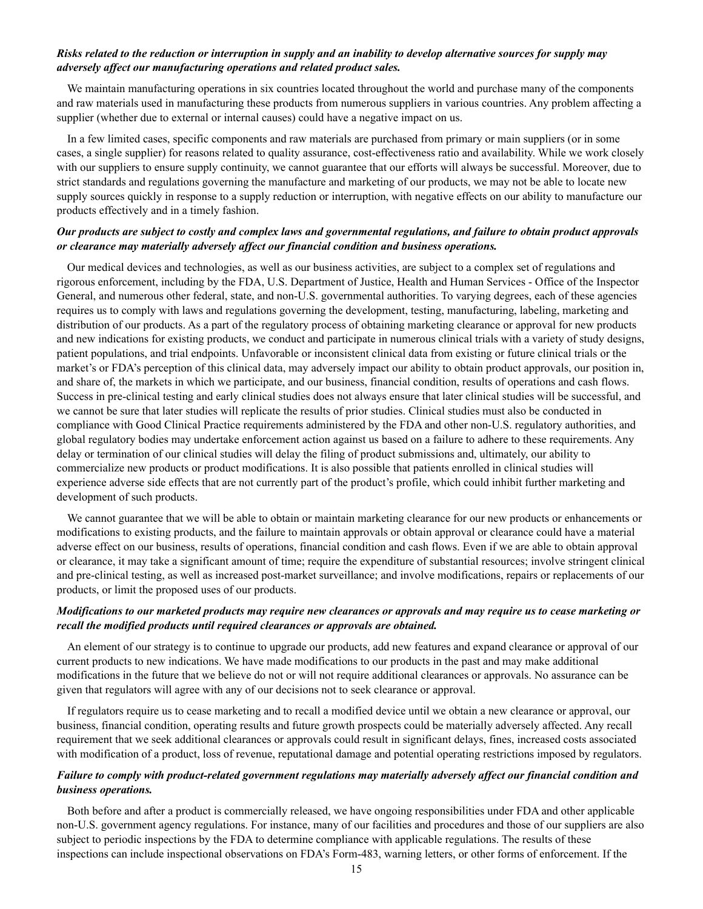***Risks related to the reduction or interruption in supply and an inability to develop alternative sources for supply may adversely affect our manufacturing operations and related product sales.***

We maintain manufacturing operations in six countries located throughout the world and purchase many of the components and raw materials used in manufacturing these products from numerous suppliers in various countries. Any problem affecting a supplier (whether due to external or internal causes) could have a negative impact on us.

In a few limited cases, specific components and raw materials are purchased from primary or main suppliers (or in some cases, a single supplier) for reasons related to quality assurance, cost-effectiveness ratio and availability. While we work closely with our suppliers to ensure supply continuity, we cannot guarantee that our efforts will always be successful. Moreover, due to strict standards and regulations governing the manufacture and marketing of our products, we may not be able to locate new supply sources quickly in response to a supply reduction or interruption, with negative effects on our ability to manufacture our products effectively and in a timely fashion.

***Our products are subject to costly and complex laws and governmental regulations, and failure to obtain product approvals or clearance may materially adversely affect our financial condition and business operations.***

Our medical devices and technologies, as well as our business activities, are subject to a complex set of regulations and rigorous enforcement, including by the FDA, U.S. Department of Justice, Health and Human Services - Office of the Inspector General, and numerous other federal, state, and non-U.S. governmental authorities. To varying degrees, each of these agencies requires us to comply with laws and regulations governing the development, testing, manufacturing, labeling, marketing and distribution of our products. As a part of the regulatory process of obtaining marketing clearance or approval for new products and new indications for existing products, we conduct and participate in numerous clinical trials with a variety of study designs, patient populations, and trial endpoints. Unfavorable or inconsistent clinical data from existing or future clinical trials or the market's or FDA's perception of this clinical data, may adversely impact our ability to obtain product approvals, our position in, and share of, the markets in which we participate, and our business, financial condition, results of operations and cash flows. Success in pre-clinical testing and early clinical studies does not always ensure that later clinical studies will be successful, and we cannot be sure that later studies will replicate the results of prior studies. Clinical studies must also be conducted in compliance with Good Clinical Practice requirements administered by the FDA and other non-U.S. regulatory authorities, and global regulatory bodies may undertake enforcement action against us based on a failure to adhere to these requirements. Any delay or termination of our clinical studies will delay the filing of product submissions and, ultimately, our ability to commercialize new products or product modifications. It is also possible that patients enrolled in clinical studies will experience adverse side effects that are not currently part of the product's profile, which could inhibit further marketing and development of such products.

We cannot guarantee that we will be able to obtain or maintain marketing clearance for our new products or enhancements or modifications to existing products, and the failure to maintain approvals or obtain approval or clearance could have a material adverse effect on our business, results of operations, financial condition and cash flows. Even if we are able to obtain approval or clearance, it may take a significant amount of time; require the expenditure of substantial resources; involve stringent clinical and pre-clinical testing, as well as increased post-market surveillance; and involve modifications, repairs or replacements of our products, or limit the proposed uses of our products.

***Modifications to our marketed products may require new clearances or approvals and may require us to cease marketing or recall the modified products until required clearances or approvals are obtained.***

An element of our strategy is to continue to upgrade our products, add new features and expand clearance or approval of our current products to new indications. We have made modifications to our products in the past and may make additional modifications in the future that we believe do not or will not require additional clearances or approvals. No assurance can be given that regulators will agree with any of our decisions not to seek clearance or approval.

If regulators require us to cease marketing and to recall a modified device until we obtain a new clearance or approval, our business, financial condition, operating results and future growth prospects could be materially adversely affected. Any recall requirement that we seek additional clearances or approvals could result in significant delays, fines, increased costs associated with modification of a product, loss of revenue, reputational damage and potential operating restrictions imposed by regulators.

***Failure to comply with product-related government regulations may materially adversely affect our financial condition and business operations.***

Both before and after a product is commercially released, we have ongoing responsibilities under FDA and other applicable non-U.S. government agency regulations. For instance, many of our facilities and procedures and those of our suppliers are also subject to periodic inspections by the FDA to determine compliance with applicable regulations. The results of these inspections can include inspectional observations on FDA's Form-483, warning letters, or other forms of enforcement. If the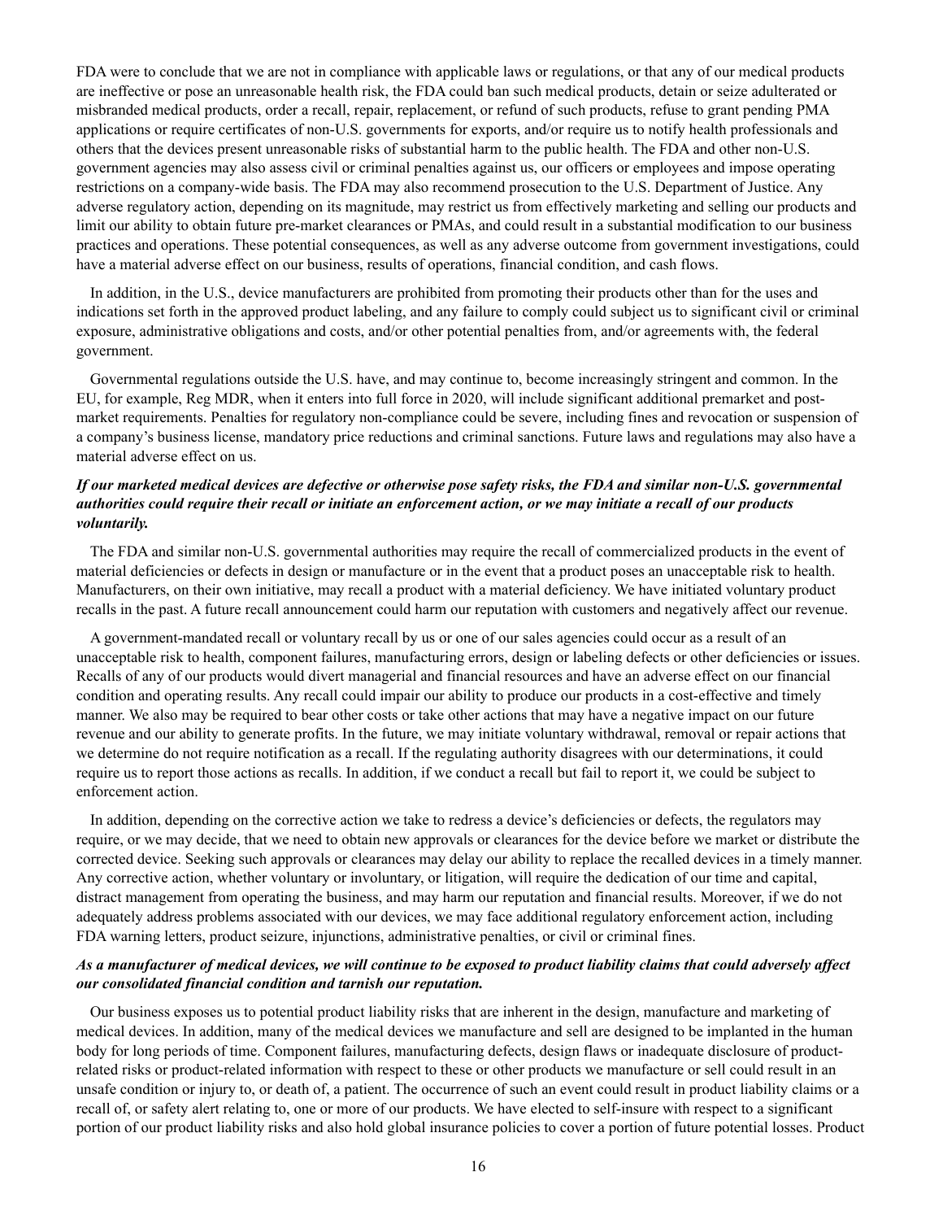FDA were to conclude that we are not in compliance with applicable laws or regulations, or that any of our medical products are ineffective or pose an unreasonable health risk, the FDA could ban such medical products, detain or seize adulterated or misbranded medical products, order a recall, repair, replacement, or refund of such products, refuse to grant pending PMA applications or require certificates of non-U.S. governments for exports, and/or require us to notify health professionals and others that the devices present unreasonable risks of substantial harm to the public health. The FDA and other non-U.S. government agencies may also assess civil or criminal penalties against us, our officers or employees and impose operating restrictions on a company-wide basis. The FDA may also recommend prosecution to the U.S. Department of Justice. Any adverse regulatory action, depending on its magnitude, may restrict us from effectively marketing and selling our products and limit our ability to obtain future pre-market clearances or PMAs, and could result in a substantial modification to our business practices and operations. These potential consequences, as well as any adverse outcome from government investigations, could have a material adverse effect on our business, results of operations, financial condition, and cash flows.

In addition, in the U.S., device manufacturers are prohibited from promoting their products other than for the uses and indications set forth in the approved product labeling, and any failure to comply could subject us to significant civil or criminal exposure, administrative obligations and costs, and/or other potential penalties from, and/or agreements with, the federal government.

Governmental regulations outside the U.S. have, and may continue to, become increasingly stringent and common. In the EU, for example, Reg MDR, when it enters into full force in 2020, will include significant additional premarket and post-market requirements. Penalties for regulatory non-compliance could be severe, including fines and revocation or suspension of a company's business license, mandatory price reductions and criminal sanctions. Future laws and regulations may also have a material adverse effect on us.

***If our marketed medical devices are defective or otherwise pose safety risks, the FDA and similar non-U.S. governmental authorities could require their recall or initiate an enforcement action, or we may initiate a recall of our products voluntarily.***

The FDA and similar non-U.S. governmental authorities may require the recall of commercialized products in the event of material deficiencies or defects in design or manufacture or in the event that a product poses an unacceptable risk to health. Manufacturers, on their own initiative, may recall a product with a material deficiency. We have initiated voluntary product recalls in the past. A future recall announcement could harm our reputation with customers and negatively affect our revenue.

A government-mandated recall or voluntary recall by us or one of our sales agencies could occur as a result of an unacceptable risk to health, component failures, manufacturing errors, design or labeling defects or other deficiencies or issues. Recalls of any of our products would divert managerial and financial resources and have an adverse effect on our financial condition and operating results. Any recall could impair our ability to produce our products in a cost-effective and timely manner. We also may be required to bear other costs or take other actions that may have a negative impact on our future revenue and our ability to generate profits. In the future, we may initiate voluntary withdrawal, removal or repair actions that we determine do not require notification as a recall. If the regulating authority disagrees with our determinations, it could require us to report those actions as recalls. In addition, if we conduct a recall but fail to report it, we could be subject to enforcement action.

In addition, depending on the corrective action we take to redress a device's deficiencies or defects, the regulators may require, or we may decide, that we need to obtain new approvals or clearances for the device before we market or distribute the corrected device. Seeking such approvals or clearances may delay our ability to replace the recalled devices in a timely manner. Any corrective action, whether voluntary or involuntary, or litigation, will require the dedication of our time and capital, distract management from operating the business, and may harm our reputation and financial results. Moreover, if we do not adequately address problems associated with our devices, we may face additional regulatory enforcement action, including FDA warning letters, product seizure, injunctions, administrative penalties, or civil or criminal fines.

***As a manufacturer of medical devices, we will continue to be exposed to product liability claims that could adversely affect our consolidated financial condition and tarnish our reputation.***

Our business exposes us to potential product liability risks that are inherent in the design, manufacture and marketing of medical devices. In addition, many of the medical devices we manufacture and sell are designed to be implanted in the human body for long periods of time. Component failures, manufacturing defects, design flaws or inadequate disclosure of product-related risks or product-related information with respect to these or other products we manufacture or sell could result in an unsafe condition or injury to, or death of, a patient. The occurrence of such an event could result in product liability claims or a recall of, or safety alert relating to, one or more of our products. We have elected to self-insure with respect to a significant portion of our product liability risks and also hold global insurance policies to cover a portion of future potential losses. Product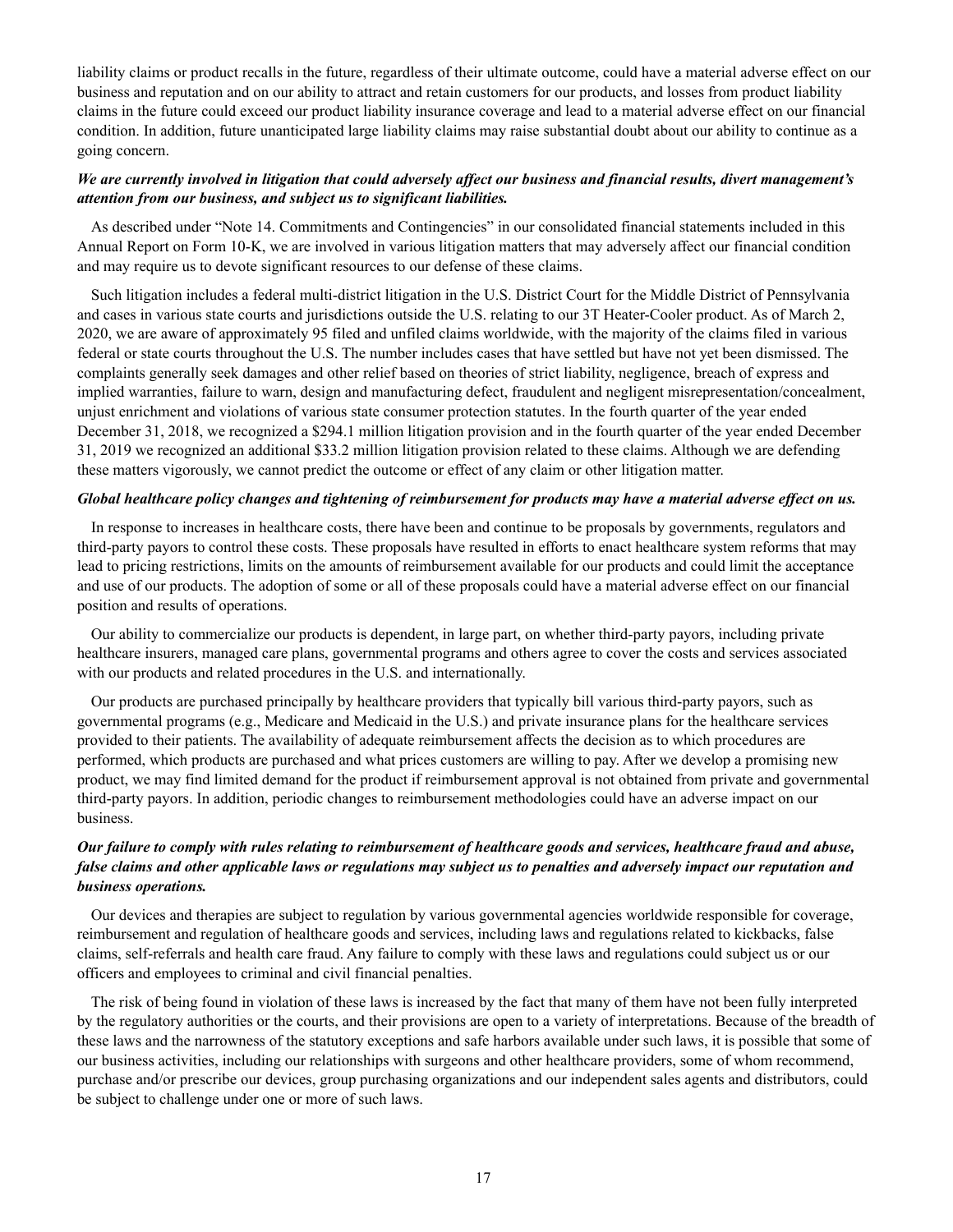liability claims or product recalls in the future, regardless of their ultimate outcome, could have a material adverse effect on our business and reputation and on our ability to attract and retain customers for our products, and losses from product liability claims in the future could exceed our product liability insurance coverage and lead to a material adverse effect on our financial condition. In addition, future unanticipated large liability claims may raise substantial doubt about our ability to continue as a going concern.

***We are currently involved in litigation that could adversely affect our business and financial results, divert management's attention from our business, and subject us to significant liabilities.***

As described under "Note 14. Commitments and Contingencies" in our consolidated financial statements included in this Annual Report on Form 10-K, we are involved in various litigation matters that may adversely affect our financial condition and may require us to devote significant resources to our defense of these claims.

Such litigation includes a federal multi-district litigation in the U.S. District Court for the Middle District of Pennsylvania and cases in various state courts and jurisdictions outside the U.S. relating to our 3T Heater-Cooler product. As of March 2, 2020, we are aware of approximately 95 filed and unfiled claims worldwide, with the majority of the claims filed in various federal or state courts throughout the U.S. The number includes cases that have settled but have not yet been dismissed. The complaints generally seek damages and other relief based on theories of strict liability, negligence, breach of express and implied warranties, failure to warn, design and manufacturing defect, fraudulent and negligent misrepresentation/concealment, unjust enrichment and violations of various state consumer protection statutes. In the fourth quarter of the year ended December 31, 2018, we recognized a $294.1 million litigation provision and in the fourth quarter of the year ended December 31, 2019 we recognized an additional $33.2 million litigation provision related to these claims. Although we are defending these matters vigorously, we cannot predict the outcome or effect of any claim or other litigation matter.

***Global healthcare policy changes and tightening of reimbursement for products may have a material adverse effect on us.***

In response to increases in healthcare costs, there have been and continue to be proposals by governments, regulators and third-party payors to control these costs. These proposals have resulted in efforts to enact healthcare system reforms that may lead to pricing restrictions, limits on the amounts of reimbursement available for our products and could limit the acceptance and use of our products. The adoption of some or all of these proposals could have a material adverse effect on our financial position and results of operations.

Our ability to commercialize our products is dependent, in large part, on whether third-party payors, including private healthcare insurers, managed care plans, governmental programs and others agree to cover the costs and services associated with our products and related procedures in the U.S. and internationally.

Our products are purchased principally by healthcare providers that typically bill various third-party payors, such as governmental programs (e.g., Medicare and Medicaid in the U.S.) and private insurance plans for the healthcare services provided to their patients. The availability of adequate reimbursement affects the decision as to which procedures are performed, which products are purchased and what prices customers are willing to pay. After we develop a promising new product, we may find limited demand for the product if reimbursement approval is not obtained from private and governmental third-party payors. In addition, periodic changes to reimbursement methodologies could have an adverse impact on our business.

***Our failure to comply with rules relating to reimbursement of healthcare goods and services, healthcare fraud and abuse, false claims and other applicable laws or regulations may subject us to penalties and adversely impact our reputation and business operations.***

Our devices and therapies are subject to regulation by various governmental agencies worldwide responsible for coverage, reimbursement and regulation of healthcare goods and services, including laws and regulations related to kickbacks, false claims, self-referrals and health care fraud. Any failure to comply with these laws and regulations could subject us or our officers and employees to criminal and civil financial penalties.

The risk of being found in violation of these laws is increased by the fact that many of them have not been fully interpreted by the regulatory authorities or the courts, and their provisions are open to a variety of interpretations. Because of the breadth of these laws and the narrowness of the statutory exceptions and safe harbors available under such laws, it is possible that some of our business activities, including our relationships with surgeons and other healthcare providers, some of whom recommend, purchase and/or prescribe our devices, group purchasing organizations and our independent sales agents and distributors, could be subject to challenge under one or more of such laws.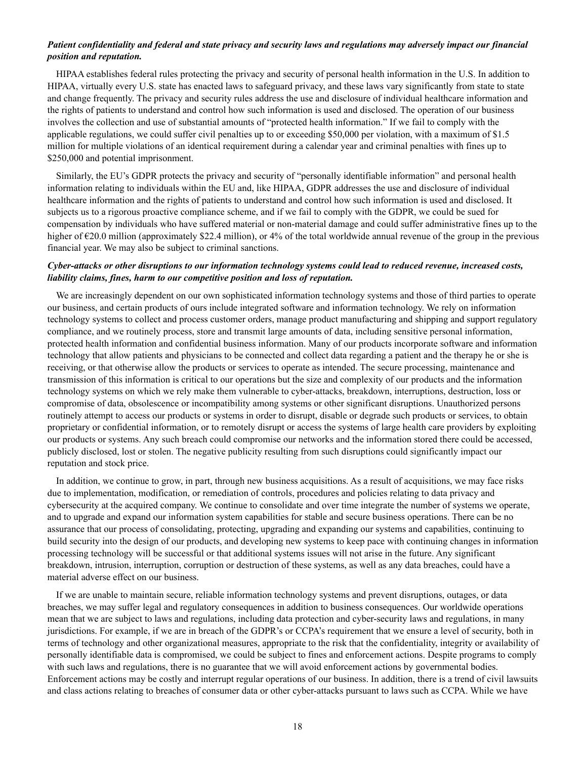***Patient confidentiality and federal and state privacy and security laws and regulations may adversely impact our financial position and reputation.***

HIPAA establishes federal rules protecting the privacy and security of personal health information in the U.S. In addition to HIPAA, virtually every U.S. state has enacted laws to safeguard privacy, and these laws vary significantly from state to state and change frequently. The privacy and security rules address the use and disclosure of individual healthcare information and the rights of patients to understand and control how such information is used and disclosed. The operation of our business involves the collection and use of substantial amounts of "protected health information." If we fail to comply with the applicable regulations, we could suffer civil penalties up to or exceeding $50,000 per violation, with a maximum of $1.5 million for multiple violations of an identical requirement during a calendar year and criminal penalties with fines up to $250,000 and potential imprisonment.

Similarly, the EU's GDPR protects the privacy and security of "personally identifiable information" and personal health information relating to individuals within the EU and, like HIPAA, GDPR addresses the use and disclosure of individual healthcare information and the rights of patients to understand and control how such information is used and disclosed. It subjects us to a rigorous proactive compliance scheme, and if we fail to comply with the GDPR, we could be sued for compensation by individuals who have suffered material or non-material damage and could suffer administrative fines up to the higher of €20.0 million (approximately $22.4 million), or 4% of the total worldwide annual revenue of the group in the previous financial year. We may also be subject to criminal sanctions.

***Cyber-attacks or other disruptions to our information technology systems could lead to reduced revenue, increased costs, liability claims, fines, harm to our competitive position and loss of reputation.***

We are increasingly dependent on our own sophisticated information technology systems and those of third parties to operate our business, and certain products of ours include integrated software and information technology. We rely on information technology systems to collect and process customer orders, manage product manufacturing and shipping and support regulatory compliance, and we routinely process, store and transmit large amounts of data, including sensitive personal information, protected health information and confidential business information. Many of our products incorporate software and information technology that allow patients and physicians to be connected and collect data regarding a patient and the therapy he or she is receiving, or that otherwise allow the products or services to operate as intended. The secure processing, maintenance and transmission of this information is critical to our operations but the size and complexity of our products and the information technology systems on which we rely make them vulnerable to cyber-attacks, breakdown, interruptions, destruction, loss or compromise of data, obsolescence or incompatibility among systems or other significant disruptions. Unauthorized persons routinely attempt to access our products or systems in order to disrupt, disable or degrade such products or services, to obtain proprietary or confidential information, or to remotely disrupt or access the systems of large health care providers by exploiting our products or systems. Any such breach could compromise our networks and the information stored there could be accessed, publicly disclosed, lost or stolen. The negative publicity resulting from such disruptions could significantly impact our reputation and stock price.

In addition, we continue to grow, in part, through new business acquisitions. As a result of acquisitions, we may face risks due to implementation, modification, or remediation of controls, procedures and policies relating to data privacy and cybersecurity at the acquired company. We continue to consolidate and over time integrate the number of systems we operate, and to upgrade and expand our information system capabilities for stable and secure business operations. There can be no assurance that our process of consolidating, protecting, upgrading and expanding our systems and capabilities, continuing to build security into the design of our products, and developing new systems to keep pace with continuing changes in information processing technology will be successful or that additional systems issues will not arise in the future. Any significant breakdown, intrusion, interruption, corruption or destruction of these systems, as well as any data breaches, could have a material adverse effect on our business.

If we are unable to maintain secure, reliable information technology systems and prevent disruptions, outages, or data breaches, we may suffer legal and regulatory consequences in addition to business consequences. Our worldwide operations mean that we are subject to laws and regulations, including data protection and cyber-security laws and regulations, in many jurisdictions. For example, if we are in breach of the GDPR's or CCPA's requirement that we ensure a level of security, both in terms of technology and other organizational measures, appropriate to the risk that the confidentiality, integrity or availability of personally identifiable data is compromised, we could be subject to fines and enforcement actions. Despite programs to comply with such laws and regulations, there is no guarantee that we will avoid enforcement actions by governmental bodies. Enforcement actions may be costly and interrupt regular operations of our business. In addition, there is a trend of civil lawsuits and class actions relating to breaches of consumer data or other cyber-attacks pursuant to laws such as CCPA. While we have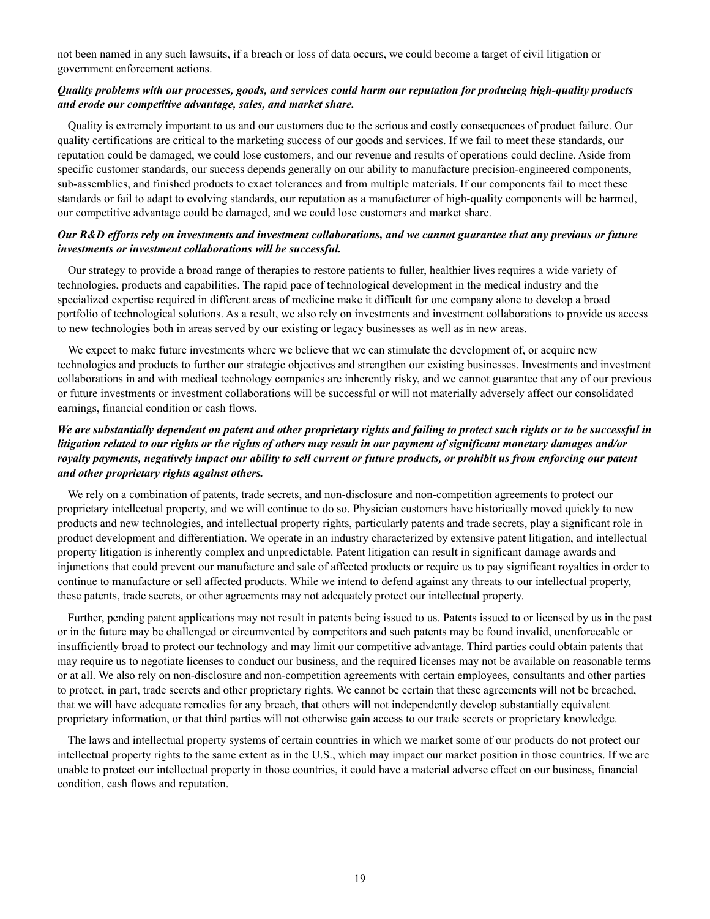not been named in any such lawsuits, if a breach or loss of data occurs, we could become a target of civil litigation or government enforcement actions.

***Quality problems with our processes, goods, and services could harm our reputation for producing high-quality products and erode our competitive advantage, sales, and market share.***

Quality is extremely important to us and our customers due to the serious and costly consequences of product failure. Our quality certifications are critical to the marketing success of our goods and services. If we fail to meet these standards, our reputation could be damaged, we could lose customers, and our revenue and results of operations could decline. Aside from specific customer standards, our success depends generally on our ability to manufacture precision-engineered components, sub-assemblies, and finished products to exact tolerances and from multiple materials. If our components fail to meet these standards or fail to adapt to evolving standards, our reputation as a manufacturer of high-quality components will be harmed, our competitive advantage could be damaged, and we could lose customers and market share.

***Our R&D efforts rely on investments and investment collaborations, and we cannot guarantee that any previous or future investments or investment collaborations will be successful.***

Our strategy to provide a broad range of therapies to restore patients to fuller, healthier lives requires a wide variety of technologies, products and capabilities. The rapid pace of technological development in the medical industry and the specialized expertise required in different areas of medicine make it difficult for one company alone to develop a broad portfolio of technological solutions. As a result, we also rely on investments and investment collaborations to provide us access to new technologies both in areas served by our existing or legacy businesses as well as in new areas.

We expect to make future investments where we believe that we can stimulate the development of, or acquire new technologies and products to further our strategic objectives and strengthen our existing businesses. Investments and investment collaborations in and with medical technology companies are inherently risky, and we cannot guarantee that any of our previous or future investments or investment collaborations will be successful or will not materially adversely affect our consolidated earnings, financial condition or cash flows.

***We are substantially dependent on patent and other proprietary rights and failing to protect such rights or to be successful in litigation related to our rights or the rights of others may result in our payment of significant monetary damages and/or royalty payments, negatively impact our ability to sell current or future products, or prohibit us from enforcing our patent and other proprietary rights against others.***

We rely on a combination of patents, trade secrets, and non-disclosure and non-competition agreements to protect our proprietary intellectual property, and we will continue to do so. Physician customers have historically moved quickly to new products and new technologies, and intellectual property rights, particularly patents and trade secrets, play a significant role in product development and differentiation. We operate in an industry characterized by extensive patent litigation, and intellectual property litigation is inherently complex and unpredictable. Patent litigation can result in significant damage awards and injunctions that could prevent our manufacture and sale of affected products or require us to pay significant royalties in order to continue to manufacture or sell affected products. While we intend to defend against any threats to our intellectual property, these patents, trade secrets, or other agreements may not adequately protect our intellectual property.

Further, pending patent applications may not result in patents being issued to us. Patents issued to or licensed by us in the past or in the future may be challenged or circumvented by competitors and such patents may be found invalid, unenforceable or insufficiently broad to protect our technology and may limit our competitive advantage. Third parties could obtain patents that may require us to negotiate licenses to conduct our business, and the required licenses may not be available on reasonable terms or at all. We also rely on non-disclosure and non-competition agreements with certain employees, consultants and other parties to protect, in part, trade secrets and other proprietary rights. We cannot be certain that these agreements will not be breached, that we will have adequate remedies for any breach, that others will not independently develop substantially equivalent proprietary information, or that third parties will not otherwise gain access to our trade secrets or proprietary knowledge.

The laws and intellectual property systems of certain countries in which we market some of our products do not protect our intellectual property rights to the same extent as in the U.S., which may impact our market position in those countries. If we are unable to protect our intellectual property in those countries, it could have a material adverse effect on our business, financial condition, cash flows and reputation.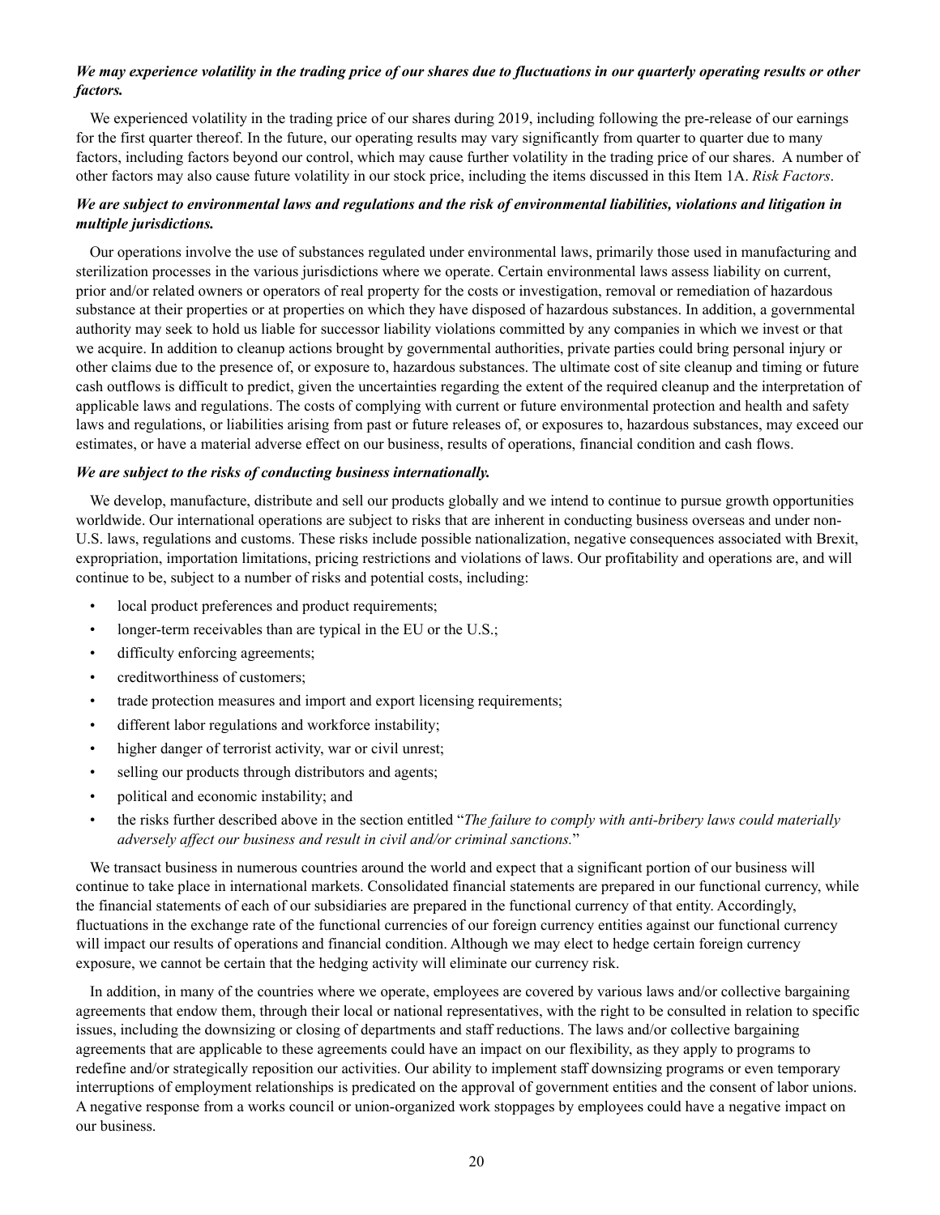***We may experience volatility in the trading price of our shares due to fluctuations in our quarterly operating results or other factors.***

We experienced volatility in the trading price of our shares during 2019, including following the pre-release of our earnings for the first quarter thereof. In the future, our operating results may vary significantly from quarter to quarter due to many factors, including factors beyond our control, which may cause further volatility in the trading price of our shares. A number of other factors may also cause future volatility in our stock price, including the items discussed in this Item 1A. *Risk Factors*.

***We are subject to environmental laws and regulations and the risk of environmental liabilities, violations and litigation in multiple jurisdictions.***

Our operations involve the use of substances regulated under environmental laws, primarily those used in manufacturing and sterilization processes in the various jurisdictions where we operate. Certain environmental laws assess liability on current, prior and/or related owners or operators of real property for the costs or investigation, removal or remediation of hazardous substance at their properties or at properties on which they have disposed of hazardous substances. In addition, a governmental authority may seek to hold us liable for successor liability violations committed by any companies in which we invest or that we acquire. In addition to cleanup actions brought by governmental authorities, private parties could bring personal injury or other claims due to the presence of, or exposure to, hazardous substances. The ultimate cost of site cleanup and timing or future cash outflows is difficult to predict, given the uncertainties regarding the extent of the required cleanup and the interpretation of applicable laws and regulations. The costs of complying with current or future environmental protection and health and safety laws and regulations, or liabilities arising from past or future releases of, or exposures to, hazardous substances, may exceed our estimates, or have a material adverse effect on our business, results of operations, financial condition and cash flows.

***We are subject to the risks of conducting business internationally.***

We develop, manufacture, distribute and sell our products globally and we intend to continue to pursue growth opportunities worldwide. Our international operations are subject to risks that are inherent in conducting business overseas and under non-U.S. laws, regulations and customs. These risks include possible nationalization, negative consequences associated with Brexit, expropriation, importation limitations, pricing restrictions and violations of laws. Our profitability and operations are, and will continue to be, subject to a number of risks and potential costs, including:

- local product preferences and product requirements;
- longer-term receivables than are typical in the EU or the U.S.;
- difficulty enforcing agreements;
- creditworthiness of customers;
- trade protection measures and import and export licensing requirements;
- different labor regulations and workforce instability;
- higher danger of terrorist activity, war or civil unrest;
- selling our products through distributors and agents;
- political and economic instability; and
- the risks further described above in the section entitled "*The failure to comply with anti-bribery laws could materially adversely affect our business and result in civil and/or criminal sanctions.*"

We transact business in numerous countries around the world and expect that a significant portion of our business will continue to take place in international markets. Consolidated financial statements are prepared in our functional currency, while the financial statements of each of our subsidiaries are prepared in the functional currency of that entity. Accordingly, fluctuations in the exchange rate of the functional currencies of our foreign currency entities against our functional currency will impact our results of operations and financial condition. Although we may elect to hedge certain foreign currency exposure, we cannot be certain that the hedging activity will eliminate our currency risk.

In addition, in many of the countries where we operate, employees are covered by various laws and/or collective bargaining agreements that endow them, through their local or national representatives, with the right to be consulted in relation to specific issues, including the downsizing or closing of departments and staff reductions. The laws and/or collective bargaining agreements that are applicable to these agreements could have an impact on our flexibility, as they apply to programs to redefine and/or strategically reposition our activities. Our ability to implement staff downsizing programs or even temporary interruptions of employment relationships is predicated on the approval of government entities and the consent of labor unions. A negative response from a works council or union-organized work stoppages by employees could have a negative impact on our business.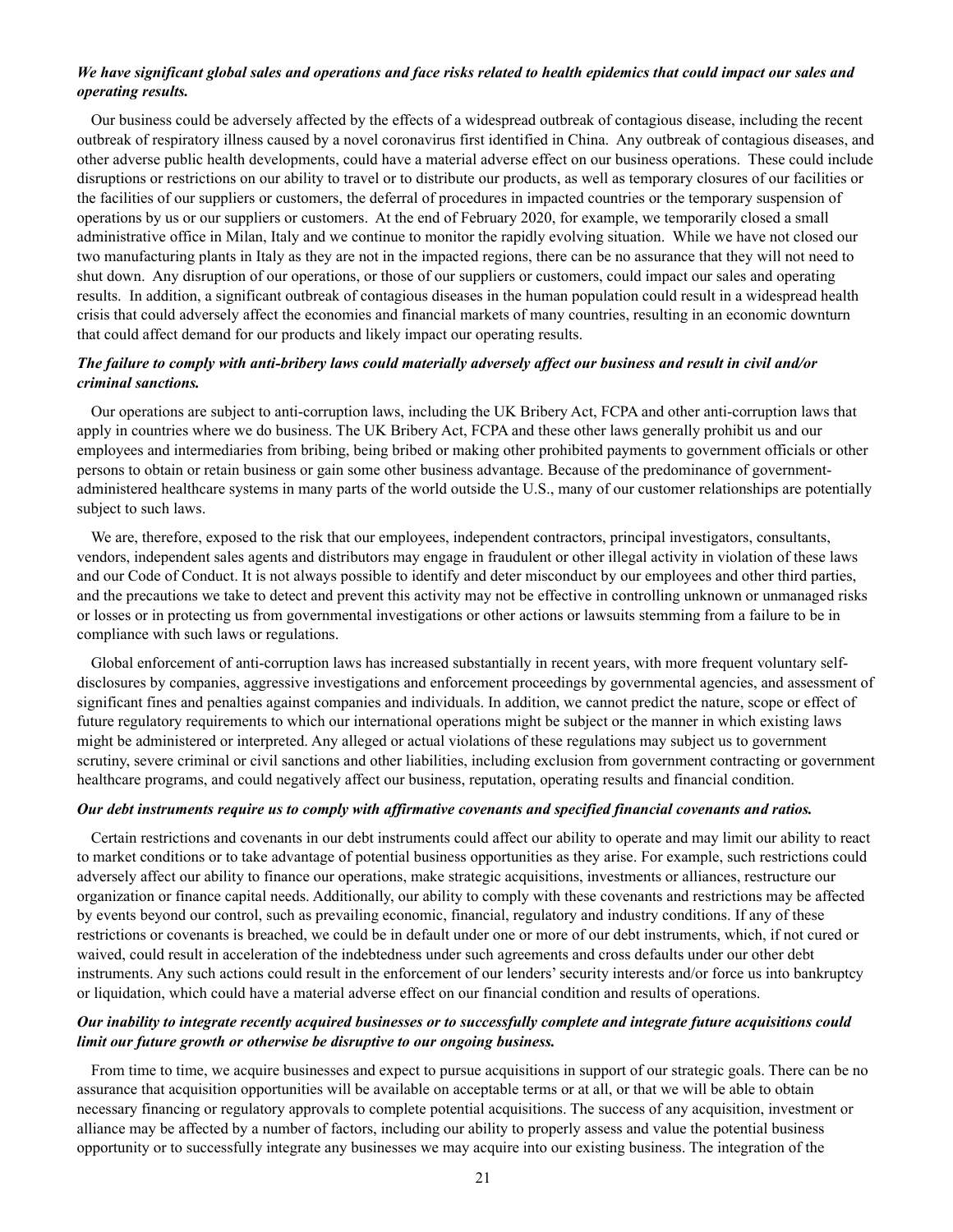***We have significant global sales and operations and face risks related to health epidemics that could impact our sales and operating results.***

Our business could be adversely affected by the effects of a widespread outbreak of contagious disease, including the recent outbreak of respiratory illness caused by a novel coronavirus first identified in China. Any outbreak of contagious diseases, and other adverse public health developments, could have a material adverse effect on our business operations. These could include disruptions or restrictions on our ability to travel or to distribute our products, as well as temporary closures of our facilities or the facilities of our suppliers or customers, the deferral of procedures in impacted countries or the temporary suspension of operations by us or our suppliers or customers. At the end of February 2020, for example, we temporarily closed a small administrative office in Milan, Italy and we continue to monitor the rapidly evolving situation. While we have not closed our two manufacturing plants in Italy as they are not in the impacted regions, there can be no assurance that they will not need to shut down. Any disruption of our operations, or those of our suppliers or customers, could impact our sales and operating results. In addition, a significant outbreak of contagious diseases in the human population could result in a widespread health crisis that could adversely affect the economies and financial markets of many countries, resulting in an economic downturn that could affect demand for our products and likely impact our operating results.

***The failure to comply with anti-bribery laws could materially adversely affect our business and result in civil and/or criminal sanctions.***

Our operations are subject to anti-corruption laws, including the UK Bribery Act, FCPA and other anti-corruption laws that apply in countries where we do business. The UK Bribery Act, FCPA and these other laws generally prohibit us and our employees and intermediaries from bribing, being bribed or making other prohibited payments to government officials or other persons to obtain or retain business or gain some other business advantage. Because of the predominance of government-administered healthcare systems in many parts of the world outside the U.S., many of our customer relationships are potentially subject to such laws.

We are, therefore, exposed to the risk that our employees, independent contractors, principal investigators, consultants, vendors, independent sales agents and distributors may engage in fraudulent or other illegal activity in violation of these laws and our Code of Conduct. It is not always possible to identify and deter misconduct by our employees and other third parties, and the precautions we take to detect and prevent this activity may not be effective in controlling unknown or unmanaged risks or losses or in protecting us from governmental investigations or other actions or lawsuits stemming from a failure to be in compliance with such laws or regulations.

Global enforcement of anti-corruption laws has increased substantially in recent years, with more frequent voluntary self-disclosures by companies, aggressive investigations and enforcement proceedings by governmental agencies, and assessment of significant fines and penalties against companies and individuals. In addition, we cannot predict the nature, scope or effect of future regulatory requirements to which our international operations might be subject or the manner in which existing laws might be administered or interpreted. Any alleged or actual violations of these regulations may subject us to government scrutiny, severe criminal or civil sanctions and other liabilities, including exclusion from government contracting or government healthcare programs, and could negatively affect our business, reputation, operating results and financial condition.

***Our debt instruments require us to comply with affirmative covenants and specified financial covenants and ratios.***

Certain restrictions and covenants in our debt instruments could affect our ability to operate and may limit our ability to react to market conditions or to take advantage of potential business opportunities as they arise. For example, such restrictions could adversely affect our ability to finance our operations, make strategic acquisitions, investments or alliances, restructure our organization or finance capital needs. Additionally, our ability to comply with these covenants and restrictions may be affected by events beyond our control, such as prevailing economic, financial, regulatory and industry conditions. If any of these restrictions or covenants is breached, we could be in default under one or more of our debt instruments, which, if not cured or waived, could result in acceleration of the indebtedness under such agreements and cross defaults under our other debt instruments. Any such actions could result in the enforcement of our lenders' security interests and/or force us into bankruptcy or liquidation, which could have a material adverse effect on our financial condition and results of operations.

***Our inability to integrate recently acquired businesses or to successfully complete and integrate future acquisitions could limit our future growth or otherwise be disruptive to our ongoing business.***

From time to time, we acquire businesses and expect to pursue acquisitions in support of our strategic goals. There can be no assurance that acquisition opportunities will be available on acceptable terms or at all, or that we will be able to obtain necessary financing or regulatory approvals to complete potential acquisitions. The success of any acquisition, investment or alliance may be affected by a number of factors, including our ability to properly assess and value the potential business opportunity or to successfully integrate any businesses we may acquire into our existing business. The integration of the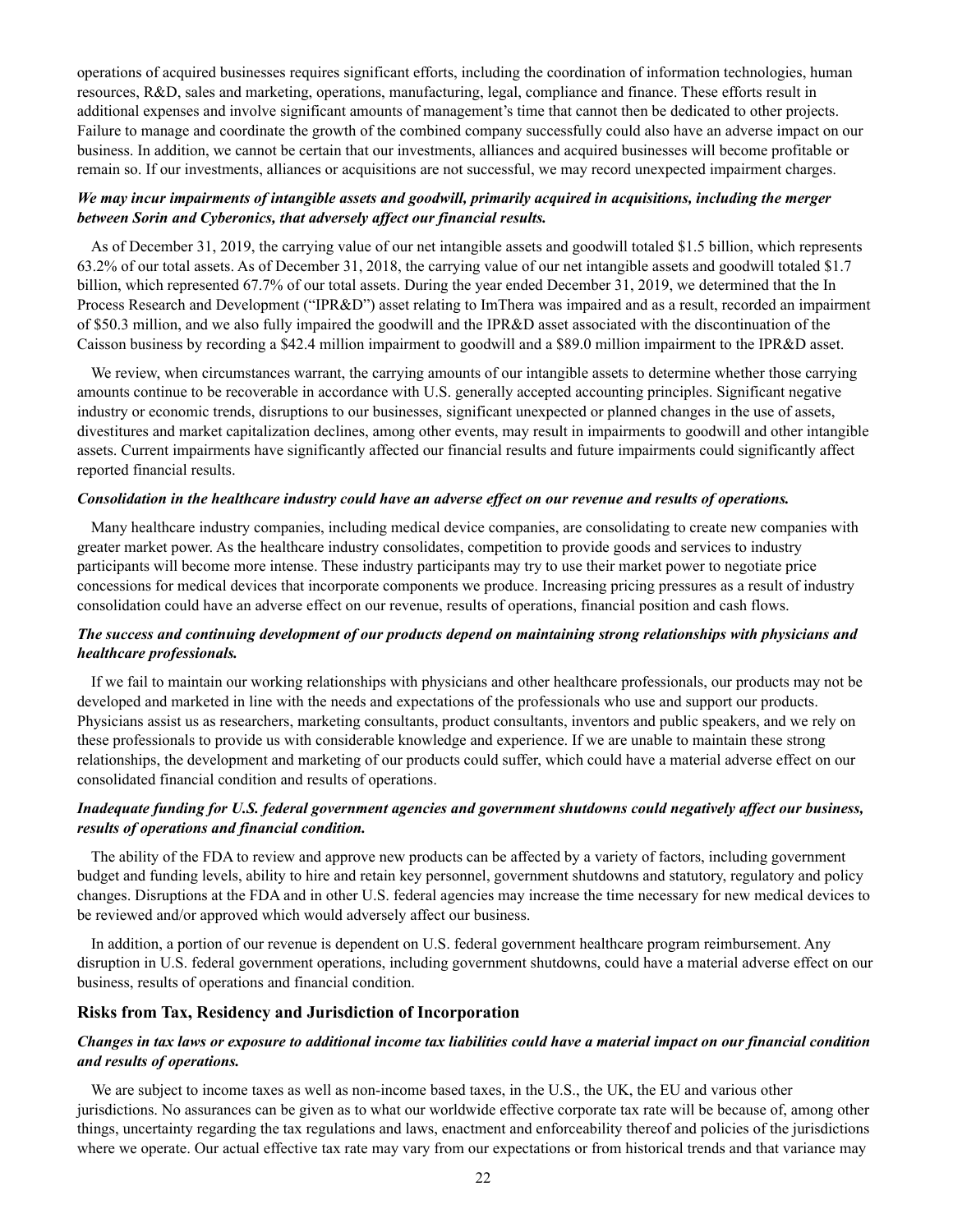operations of acquired businesses requires significant efforts, including the coordination of information technologies, human resources, R&D, sales and marketing, operations, manufacturing, legal, compliance and finance. These efforts result in additional expenses and involve significant amounts of management's time that cannot then be dedicated to other projects. Failure to manage and coordinate the growth of the combined company successfully could also have an adverse impact on our business. In addition, we cannot be certain that our investments, alliances and acquired businesses will become profitable or remain so. If our investments, alliances or acquisitions are not successful, we may record unexpected impairment charges.

***We may incur impairments of intangible assets and goodwill, primarily acquired in acquisitions, including the merger between Sorin and Cyberonics, that adversely affect our financial results.***

As of December 31, 2019, the carrying value of our net intangible assets and goodwill totaled $1.5 billion, which represents 63.2% of our total assets. As of December 31, 2018, the carrying value of our net intangible assets and goodwill totaled $1.7 billion, which represented 67.7% of our total assets. During the year ended December 31, 2019, we determined that the In Process Research and Development ("IPR&D") asset relating to ImThera was impaired and as a result, recorded an impairment of $50.3 million, and we also fully impaired the goodwill and the IPR&D asset associated with the discontinuation of the Caisson business by recording a $42.4 million impairment to goodwill and a $89.0 million impairment to the IPR&D asset.

We review, when circumstances warrant, the carrying amounts of our intangible assets to determine whether those carrying amounts continue to be recoverable in accordance with U.S. generally accepted accounting principles. Significant negative industry or economic trends, disruptions to our businesses, significant unexpected or planned changes in the use of assets, divestitures and market capitalization declines, among other events, may result in impairments to goodwill and other intangible assets. Current impairments have significantly affected our financial results and future impairments could significantly affect reported financial results.

***Consolidation in the healthcare industry could have an adverse effect on our revenue and results of operations.***

Many healthcare industry companies, including medical device companies, are consolidating to create new companies with greater market power. As the healthcare industry consolidates, competition to provide goods and services to industry participants will become more intense. These industry participants may try to use their market power to negotiate price concessions for medical devices that incorporate components we produce. Increasing pricing pressures as a result of industry consolidation could have an adverse effect on our revenue, results of operations, financial position and cash flows.

***The success and continuing development of our products depend on maintaining strong relationships with physicians and healthcare professionals.***

If we fail to maintain our working relationships with physicians and other healthcare professionals, our products may not be developed and marketed in line with the needs and expectations of the professionals who use and support our products. Physicians assist us as researchers, marketing consultants, product consultants, inventors and public speakers, and we rely on these professionals to provide us with considerable knowledge and experience. If we are unable to maintain these strong relationships, the development and marketing of our products could suffer, which could have a material adverse effect on our consolidated financial condition and results of operations.

***Inadequate funding for U.S. federal government agencies and government shutdowns could negatively affect our business, results of operations and financial condition.***

The ability of the FDA to review and approve new products can be affected by a variety of factors, including government budget and funding levels, ability to hire and retain key personnel, government shutdowns and statutory, regulatory and policy changes. Disruptions at the FDA and in other U.S. federal agencies may increase the time necessary for new medical devices to be reviewed and/or approved which would adversely affect our business.

In addition, a portion of our revenue is dependent on U.S. federal government healthcare program reimbursement. Any disruption in U.S. federal government operations, including government shutdowns, could have a material adverse effect on our business, results of operations and financial condition.

## Risks from Tax, Residency and Jurisdiction of Incorporation

***Changes in tax laws or exposure to additional income tax liabilities could have a material impact on our financial condition and results of operations.***

We are subject to income taxes as well as non-income based taxes, in the U.S., the UK, the EU and various other jurisdictions. No assurances can be given as to what our worldwide effective corporate tax rate will be because of, among other things, uncertainty regarding the tax regulations and laws, enactment and enforceability thereof and policies of the jurisdictions where we operate. Our actual effective tax rate may vary from our expectations or from historical trends and that variance may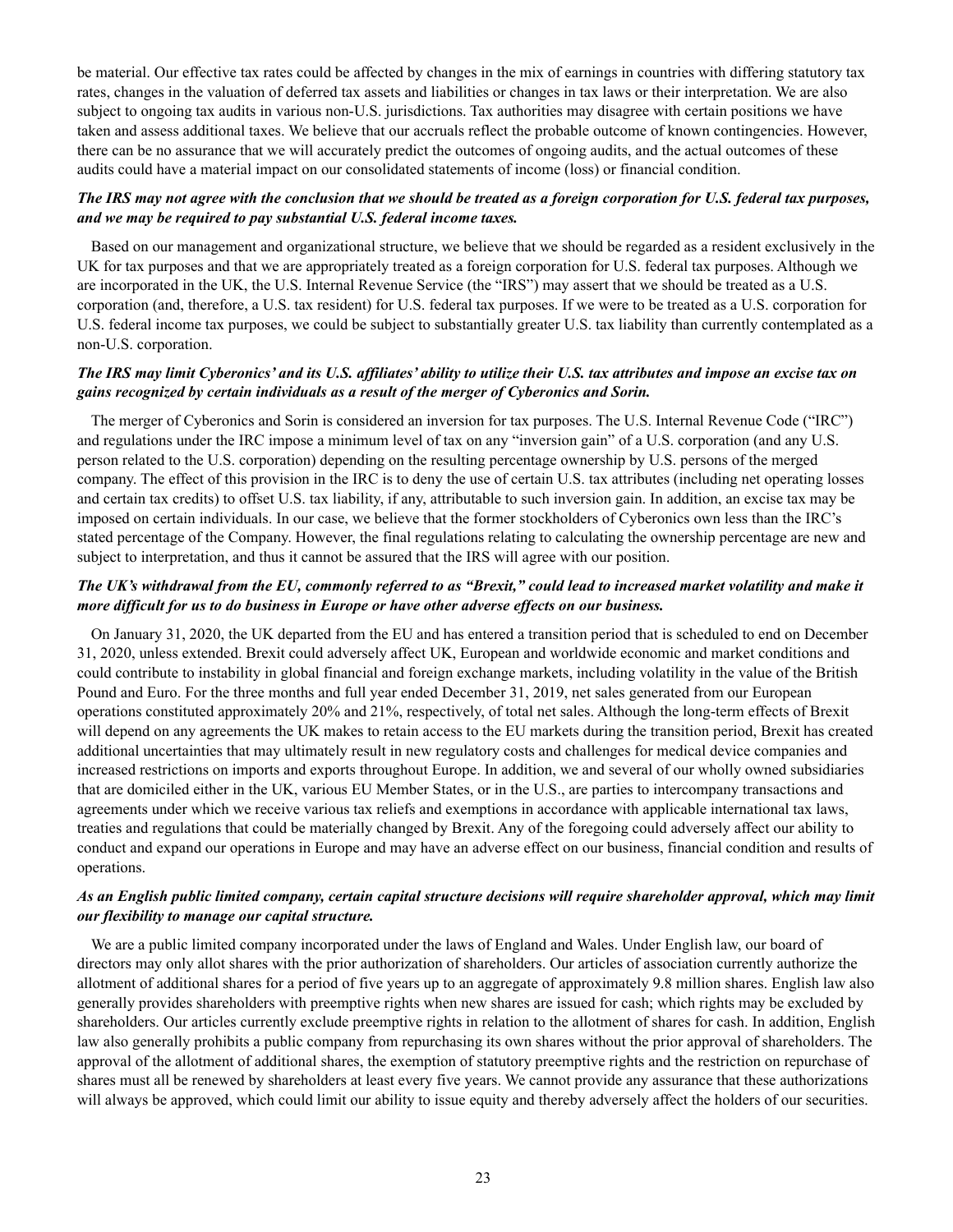be material. Our effective tax rates could be affected by changes in the mix of earnings in countries with differing statutory tax rates, changes in the valuation of deferred tax assets and liabilities or changes in tax laws or their interpretation. We are also subject to ongoing tax audits in various non-U.S. jurisdictions. Tax authorities may disagree with certain positions we have taken and assess additional taxes. We believe that our accruals reflect the probable outcome of known contingencies. However, there can be no assurance that we will accurately predict the outcomes of ongoing audits, and the actual outcomes of these audits could have a material impact on our consolidated statements of income (loss) or financial condition.

***The IRS may not agree with the conclusion that we should be treated as a foreign corporation for U.S. federal tax purposes, and we may be required to pay substantial U.S. federal income taxes.***

Based on our management and organizational structure, we believe that we should be regarded as a resident exclusively in the UK for tax purposes and that we are appropriately treated as a foreign corporation for U.S. federal tax purposes. Although we are incorporated in the UK, the U.S. Internal Revenue Service (the "IRS") may assert that we should be treated as a U.S. corporation (and, therefore, a U.S. tax resident) for U.S. federal tax purposes. If we were to be treated as a U.S. corporation for U.S. federal income tax purposes, we could be subject to substantially greater U.S. tax liability than currently contemplated as a non-U.S. corporation.

***The IRS may limit Cyberonics' and its U.S. affiliates' ability to utilize their U.S. tax attributes and impose an excise tax on gains recognized by certain individuals as a result of the merger of Cyberonics and Sorin.***

The merger of Cyberonics and Sorin is considered an inversion for tax purposes. The U.S. Internal Revenue Code ("IRC") and regulations under the IRC impose a minimum level of tax on any "inversion gain" of a U.S. corporation (and any U.S. person related to the U.S. corporation) depending on the resulting percentage ownership by U.S. persons of the merged company. The effect of this provision in the IRC is to deny the use of certain U.S. tax attributes (including net operating losses and certain tax credits) to offset U.S. tax liability, if any, attributable to such inversion gain. In addition, an excise tax may be imposed on certain individuals. In our case, we believe that the former stockholders of Cyberonics own less than the IRC's stated percentage of the Company. However, the final regulations relating to calculating the ownership percentage are new and subject to interpretation, and thus it cannot be assured that the IRS will agree with our position.

***The UK's withdrawal from the EU, commonly referred to as "Brexit," could lead to increased market volatility and make it more difficult for us to do business in Europe or have other adverse effects on our business.***

On January 31, 2020, the UK departed from the EU and has entered a transition period that is scheduled to end on December 31, 2020, unless extended. Brexit could adversely affect UK, European and worldwide economic and market conditions and could contribute to instability in global financial and foreign exchange markets, including volatility in the value of the British Pound and Euro. For the three months and full year ended December 31, 2019, net sales generated from our European operations constituted approximately 20% and 21%, respectively, of total net sales. Although the long-term effects of Brexit will depend on any agreements the UK makes to retain access to the EU markets during the transition period, Brexit has created additional uncertainties that may ultimately result in new regulatory costs and challenges for medical device companies and increased restrictions on imports and exports throughout Europe. In addition, we and several of our wholly owned subsidiaries that are domiciled either in the UK, various EU Member States, or in the U.S., are parties to intercompany transactions and agreements under which we receive various tax reliefs and exemptions in accordance with applicable international tax laws, treaties and regulations that could be materially changed by Brexit. Any of the foregoing could adversely affect our ability to conduct and expand our operations in Europe and may have an adverse effect on our business, financial condition and results of operations.

***As an English public limited company, certain capital structure decisions will require shareholder approval, which may limit our flexibility to manage our capital structure.***

We are a public limited company incorporated under the laws of England and Wales. Under English law, our board of directors may only allot shares with the prior authorization of shareholders. Our articles of association currently authorize the allotment of additional shares for a period of five years up to an aggregate of approximately 9.8 million shares. English law also generally provides shareholders with preemptive rights when new shares are issued for cash; which rights may be excluded by shareholders. Our articles currently exclude preemptive rights in relation to the allotment of shares for cash. In addition, English law also generally prohibits a public company from repurchasing its own shares without the prior approval of shareholders. The approval of the allotment of additional shares, the exemption of statutory preemptive rights and the restriction on repurchase of shares must all be renewed by shareholders at least every five years. We cannot provide any assurance that these authorizations will always be approved, which could limit our ability to issue equity and thereby adversely affect the holders of our securities.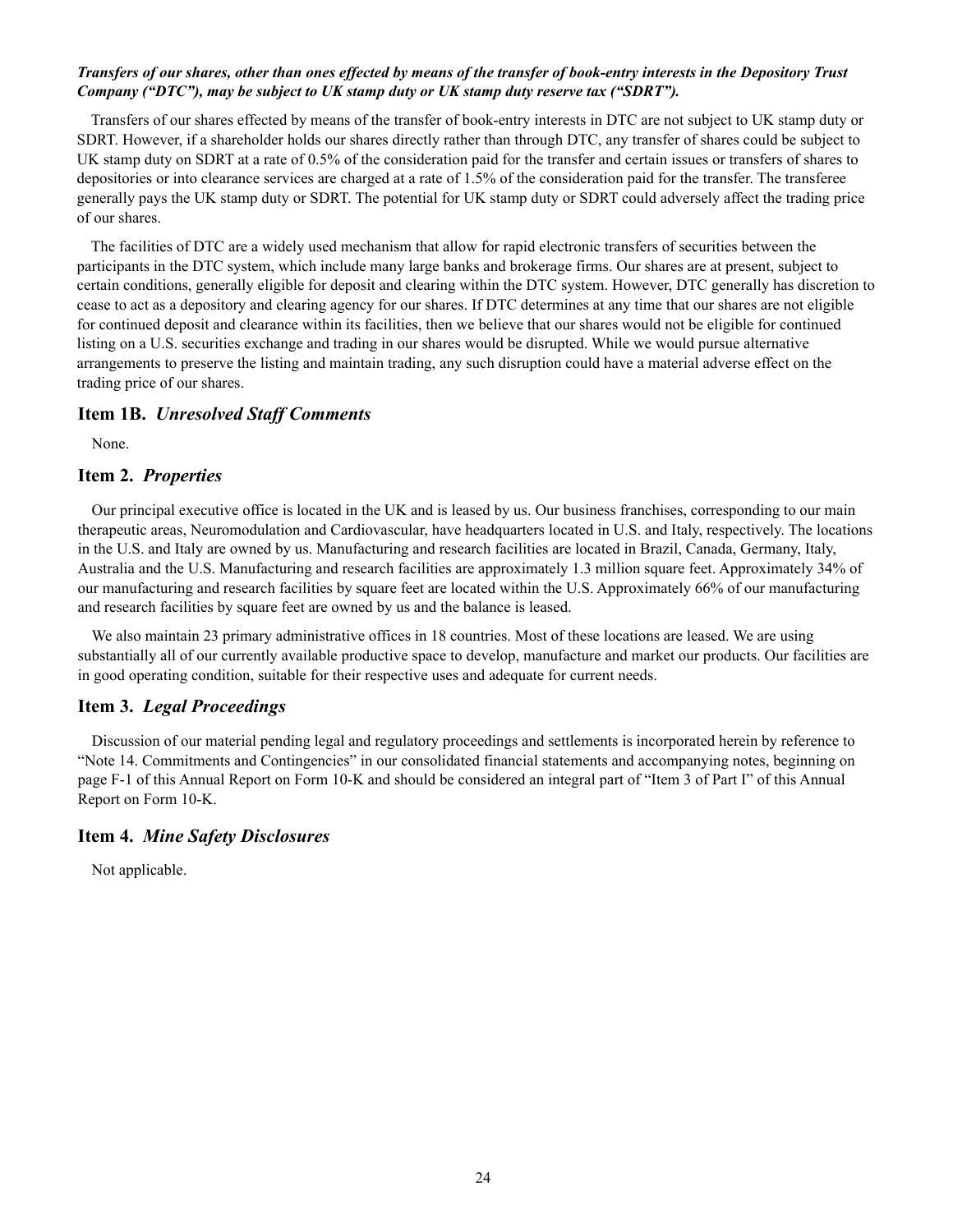***Transfers of our shares, other than ones effected by means of the transfer of book-entry interests in the Depository Trust Company ("DTC"), may be subject to UK stamp duty or UK stamp duty reserve tax ("SDRT").***

Transfers of our shares effected by means of the transfer of book-entry interests in DTC are not subject to UK stamp duty or SDRT. However, if a shareholder holds our shares directly rather than through DTC, any transfer of shares could be subject to UK stamp duty on SDRT at a rate of 0.5% of the consideration paid for the transfer and certain issues or transfers of shares to depositories or into clearance services are charged at a rate of 1.5% of the consideration paid for the transfer. The transferee generally pays the UK stamp duty or SDRT. The potential for UK stamp duty or SDRT could adversely affect the trading price of our shares.

The facilities of DTC are a widely used mechanism that allow for rapid electronic transfers of securities between the participants in the DTC system, which include many large banks and brokerage firms. Our shares are at present, subject to certain conditions, generally eligible for deposit and clearing within the DTC system. However, DTC generally has discretion to cease to act as a depository and clearing agency for our shares. If DTC determines at any time that our shares are not eligible for continued deposit and clearance within its facilities, then we believe that our shares would not be eligible for continued listing on a U.S. securities exchange and trading in our shares would be disrupted. While we would pursue alternative arrangements to preserve the listing and maintain trading, any such disruption could have a material adverse effect on the trading price of our shares.

## Item 1B. *Unresolved Staff Comments*

None.

## Item 2. *Properties*

Our principal executive office is located in the UK and is leased by us. Our business franchises, corresponding to our main therapeutic areas, Neuromodulation and Cardiovascular, have headquarters located in U.S. and Italy, respectively. The locations in the U.S. and Italy are owned by us. Manufacturing and research facilities are located in Brazil, Canada, Germany, Italy, Australia and the U.S. Manufacturing and research facilities are approximately 1.3 million square feet. Approximately 34% of our manufacturing and research facilities by square feet are located within the U.S. Approximately 66% of our manufacturing and research facilities by square feet are owned by us and the balance is leased.

We also maintain 23 primary administrative offices in 18 countries. Most of these locations are leased. We are using substantially all of our currently available productive space to develop, manufacture and market our products. Our facilities are in good operating condition, suitable for their respective uses and adequate for current needs.

## Item 3. *Legal Proceedings*

Discussion of our material pending legal and regulatory proceedings and settlements is incorporated herein by reference to "Note 14. Commitments and Contingencies" in our consolidated financial statements and accompanying notes, beginning on page F-1 of this Annual Report on Form 10-K and should be considered an integral part of "Item 3 of Part I" of this Annual Report on Form 10-K.

## Item 4. *Mine Safety Disclosures*

Not applicable.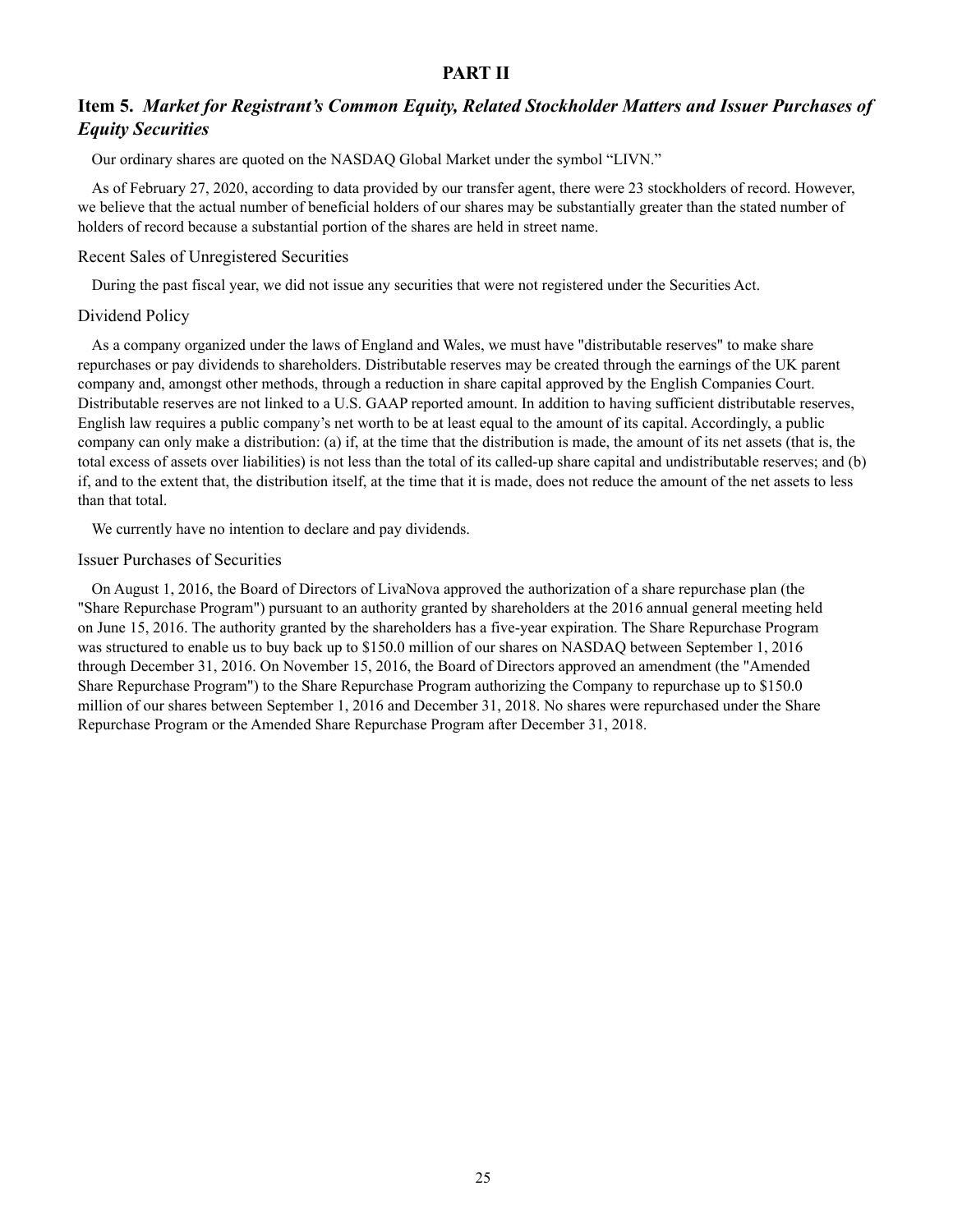# PART II

## Item 5. *Market for Registrant's Common Equity, Related Stockholder Matters and Issuer Purchases of Equity Securities*

Our ordinary shares are quoted on the NASDAQ Global Market under the symbol "LIVN."

As of February 27, 2020, according to data provided by our transfer agent, there were 23 stockholders of record. However, we believe that the actual number of beneficial holders of our shares may be substantially greater than the stated number of holders of record because a substantial portion of the shares are held in street name.

### Recent Sales of Unregistered Securities

During the past fiscal year, we did not issue any securities that were not registered under the Securities Act.

### Dividend Policy

As a company organized under the laws of England and Wales, we must have "distributable reserves" to make share repurchases or pay dividends to shareholders. Distributable reserves may be created through the earnings of the UK parent company and, amongst other methods, through a reduction in share capital approved by the English Companies Court. Distributable reserves are not linked to a U.S. GAAP reported amount. In addition to having sufficient distributable reserves, English law requires a public company's net worth to be at least equal to the amount of its capital. Accordingly, a public company can only make a distribution: (a) if, at the time that the distribution is made, the amount of its net assets (that is, the total excess of assets over liabilities) is not less than the total of its called-up share capital and undistributable reserves; and (b) if, and to the extent that, the distribution itself, at the time that it is made, does not reduce the amount of the net assets to less than that total.

We currently have no intention to declare and pay dividends.

### Issuer Purchases of Securities

On August 1, 2016, the Board of Directors of LivaNova approved the authorization of a share repurchase plan (the "Share Repurchase Program") pursuant to an authority granted by shareholders at the 2016 annual general meeting held on June 15, 2016. The authority granted by the shareholders has a five-year expiration. The Share Repurchase Program was structured to enable us to buy back up to $150.0 million of our shares on NASDAQ between September 1, 2016 through December 31, 2016. On November 15, 2016, the Board of Directors approved an amendment (the "Amended Share Repurchase Program") to the Share Repurchase Program authorizing the Company to repurchase up to $150.0 million of our shares between September 1, 2016 and December 31, 2018. No shares were repurchased under the Share Repurchase Program or the Amended Share Repurchase Program after December 31, 2018.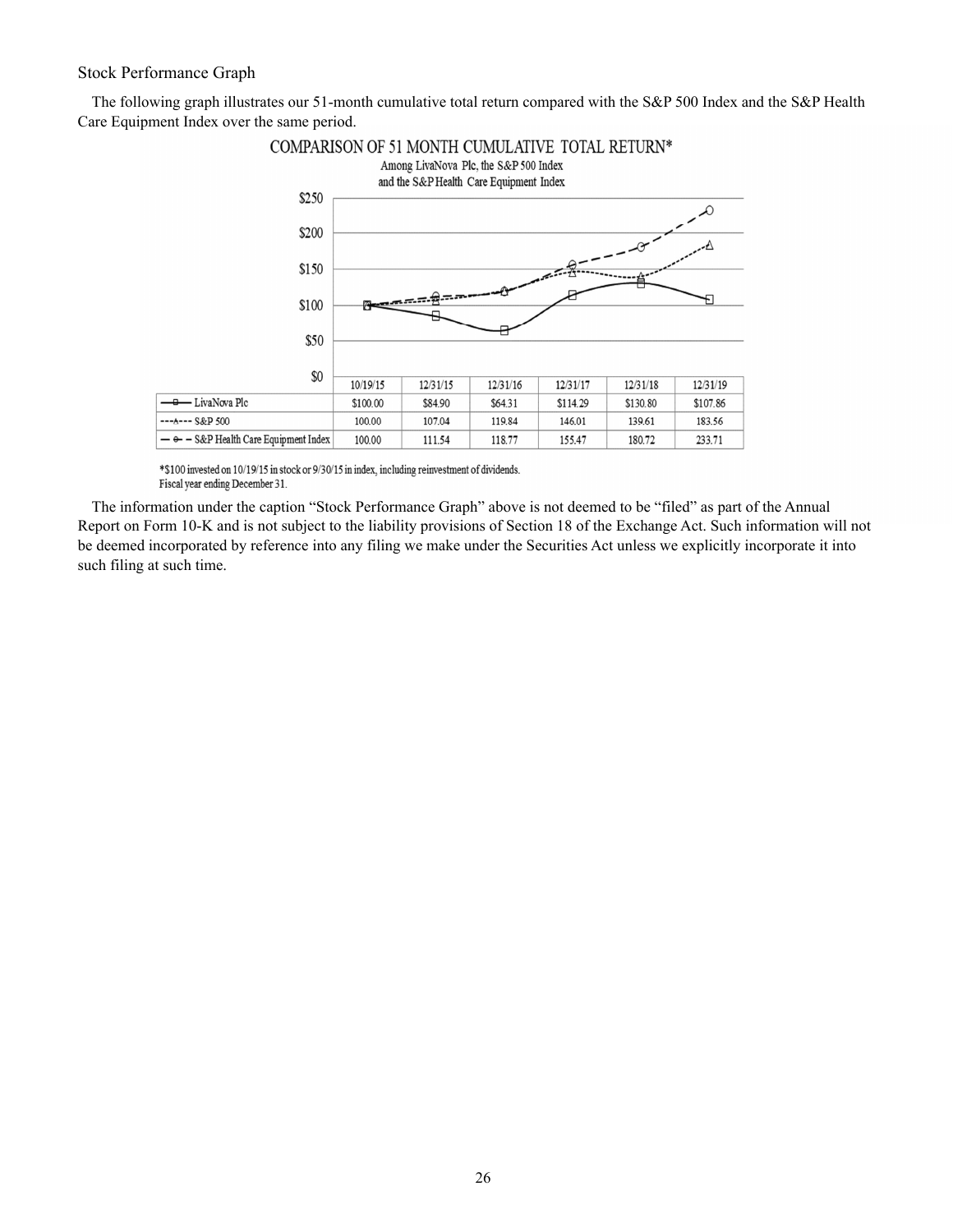Stock Performance Graph

The following graph illustrates our 51-month cumulative total return compared with the S&P 500 Index and the S&P Health Care Equipment Index over the same period.

COMPARISON OF 51 MONTH CUMULATIVE TOTAL RETURN*

Among LivaNova Plc, the S&P 500 Index and the S&P Health Care Equipment Index

| | 10/19/15 | 12/31/15 | 12/31/16 | 12/31/17 | 12/31/18 | 12/31/19 |
|---|---|---|---|---|---|---|
| LivaNova Plc | $100.00 | $84.90 | $64.31 | $114.29 | $130.80 | $107.86 |
| S&P 500 | 100.00 | 107.04 | 119.84 | 146.01 | 139.61 | 183.56 |
| S&P Health Care Equipment Index | 100.00 | 111.54 | 118.77 | 155.47 | 180.72 | 233.71 |

*$100 invested on 10/19/15 in stock or 9/30/15 in index, including reinvestment of dividends.
Fiscal year ending December 31.

The information under the caption "Stock Performance Graph" above is not deemed to be "filed" as part of the Annual Report on Form 10-K and is not subject to the liability provisions of Section 18 of the Exchange Act. Such information will not be deemed incorporated by reference into any filing we make under the Securities Act unless we explicitly incorporate it into such filing at such time.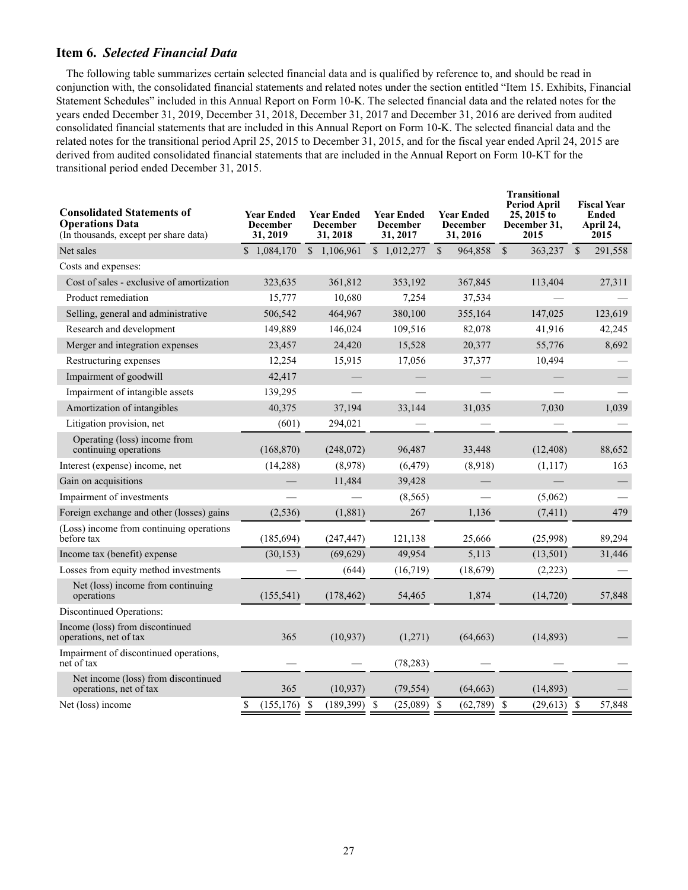## Item 6. *Selected Financial Data*

The following table summarizes certain selected financial data and is qualified by reference to, and should be read in conjunction with, the consolidated financial statements and related notes under the section entitled "Item 15. Exhibits, Financial Statement Schedules" included in this Annual Report on Form 10-K. The selected financial data and the related notes for the years ended December 31, 2019, December 31, 2018, December 31, 2017 and December 31, 2016 are derived from audited consolidated financial statements that are included in this Annual Report on Form 10-K. The selected financial data and the related notes for the transitional period April 25, 2015 to December 31, 2015, and for the fiscal year ended April 24, 2015 are derived from audited consolidated financial statements that are included in the Annual Report on Form 10-KT for the transitional period ended December 31, 2015.

| **Consolidated Statements of Operations Data** (In thousands, except per share data) | **Year Ended December 31, 2019** | **Year Ended December 31, 2018** | **Year Ended December 31, 2017** | **Year Ended December 31, 2016** | **Transitional Period April 25, 2015 to December 31, 2015** | **Fiscal Year Ended April 24, 2015** |
|---|---|---|---|---|---|---|
| Net sales | $ 1,084,170 | $ 1,106,961 | $ 1,012,277 | $ 964,858 | $ 363,237 | $ 291,558 |
| Costs and expenses: | | | | | | |
| Cost of sales - exclusive of amortization | 323,635 | 361,812 | 353,192 | 367,845 | 113,404 | 27,311 |
| Product remediation | 15,777 | 10,680 | 7,254 | 37,534 | — | — |
| Selling, general and administrative | 506,542 | 464,967 | 380,100 | 355,164 | 147,025 | 123,619 |
| Research and development | 149,889 | 146,024 | 109,516 | 82,078 | 41,916 | 42,245 |
| Merger and integration expenses | 23,457 | 24,420 | 15,528 | 20,377 | 55,776 | 8,692 |
| Restructuring expenses | 12,254 | 15,915 | 17,056 | 37,377 | 10,494 | — |
| Impairment of goodwill | 42,417 | — | — | — | — | — |
| Impairment of intangible assets | 139,295 | — | — | — | — | — |
| Amortization of intangibles | 40,375 | 37,194 | 33,144 | 31,035 | 7,030 | 1,039 |
| Litigation provision, net | (601) | 294,021 | — | — | — | — |
| Operating (loss) income from continuing operations | (168,870) | (248,072) | 96,487 | 33,448 | (12,408) | 88,652 |
| Interest (expense) income, net | (14,288) | (8,978) | (6,479) | (8,918) | (1,117) | 163 |
| Gain on acquisitions | — | 11,484 | 39,428 | — | — | — |
| Impairment of investments | — | — | (8,565) | — | (5,062) | — |
| Foreign exchange and other (losses) gains | (2,536) | (1,881) | 267 | 1,136 | (7,411) | 479 |
| (Loss) income from continuing operations before tax | (185,694) | (247,447) | 121,138 | 25,666 | (25,998) | 89,294 |
| Income tax (benefit) expense | (30,153) | (69,629) | 49,954 | 5,113 | (13,501) | 31,446 |
| Losses from equity method investments | — | (644) | (16,719) | (18,679) | (2,223) | — |
| Net (loss) income from continuing operations | (155,541) | (178,462) | 54,465 | 1,874 | (14,720) | 57,848 |
| Discontinued Operations: | | | | | | |
| Income (loss) from discontinued operations, net of tax | 365 | (10,937) | (1,271) | (64,663) | (14,893) | — |
| Impairment of discontinued operations, net of tax | — | — | (78,283) | — | — | — |
| Net income (loss) from discontinued operations, net of tax | 365 | (10,937) | (79,554) | (64,663) | (14,893) | — |
| Net (loss) income | $ (155,176) | $ (189,399) | $ (25,089) | $ (62,789) | $ (29,613) | $ 57,848 |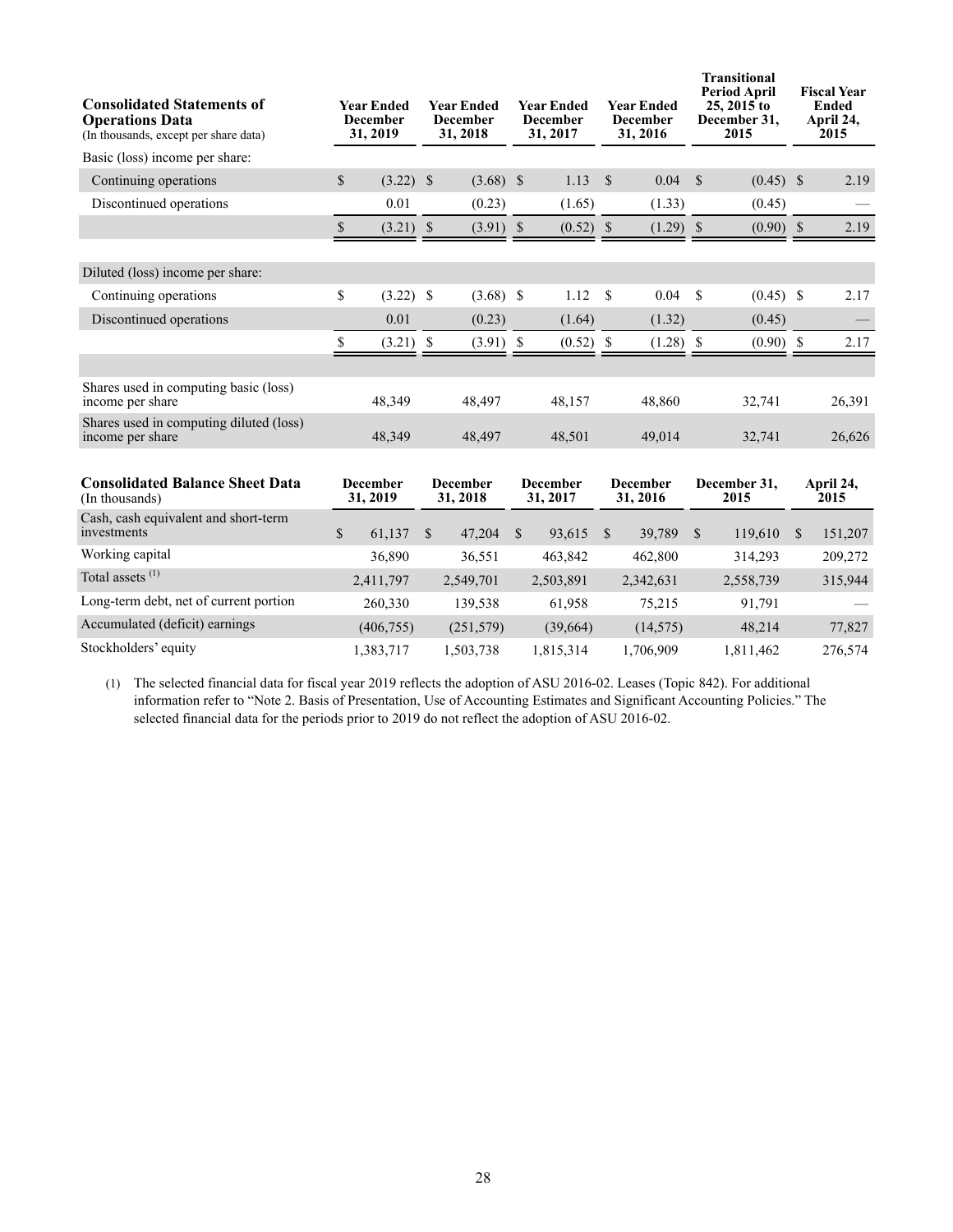| **Consolidated Statements of Operations Data** (In thousands, except per share data) | Year Ended December 31, 2019 | Year Ended December 31, 2018 | Year Ended December 31, 2017 | Year Ended December 31, 2016 | Transitional Period April 25, 2015 to December 31, 2015 | Fiscal Year Ended April 24, 2015 |
|---|---|---|---|---|---|---|
| Basic (loss) income per share: | | | | | | |
| Continuing operations | $ (3.22) | $ (3.68) | $ 1.13 | $ 0.04 | $ (0.45) | $ 2.19 |
| Discontinued operations | 0.01 | (0.23) | (1.65) | (1.33) | (0.45) | — |
| | $ (3.21) | $ (3.91) | $ (0.52) | $ (1.29) | $ (0.90) | $ 2.19 |
| Diluted (loss) income per share: | | | | | | |
| Continuing operations | $ (3.22) | $ (3.68) | $ 1.12 | $ 0.04 | $ (0.45) | $ 2.17 |
| Discontinued operations | 0.01 | (0.23) | (1.64) | (1.32) | (0.45) | — |
| | $ (3.21) | $ (3.91) | $ (0.52) | $ (1.28) | $ (0.90) | $ 2.17 |
| Shares used in computing basic (loss) income per share | 48,349 | 48,497 | 48,157 | 48,860 | 32,741 | 26,391 |
| Shares used in computing diluted (loss) income per share | 48,349 | 48,497 | 48,501 | 49,014 | 32,741 | 26,626 |

| **Consolidated Balance Sheet Data** (In thousands) | December 31, 2019 | December 31, 2018 | December 31, 2017 | December 31, 2016 | December 31, 2015 | April 24, 2015 |
|---|---|---|---|---|---|---|
| Cash, cash equivalent and short-term investments | $ 61,137 | $ 47,204 | $ 93,615 | $ 39,789 | $ 119,610 | $ 151,207 |
| Working capital | 36,890 | 36,551 | 463,842 | 462,800 | 314,293 | 209,272 |
| Total assets [(1)] | 2,411,797 | 2,549,701 | 2,503,891 | 2,342,631 | 2,558,739 | 315,944 |
| Long-term debt, net of current portion | 260,330 | 139,538 | 61,958 | 75,215 | 91,791 | — |
| Accumulated (deficit) earnings | (406,755) | (251,579) | (39,664) | (14,575) | 48,214 | 77,827 |
| Stockholders' equity | 1,383,717 | 1,503,738 | 1,815,314 | 1,706,909 | 1,811,462 | 276,574 |

(1) The selected financial data for fiscal year 2019 reflects the adoption of ASU 2016-02. Leases (Topic 842). For additional information refer to "Note 2. Basis of Presentation, Use of Accounting Estimates and Significant Accounting Policies." The selected financial data for the periods prior to 2019 do not reflect the adoption of ASU 2016-02.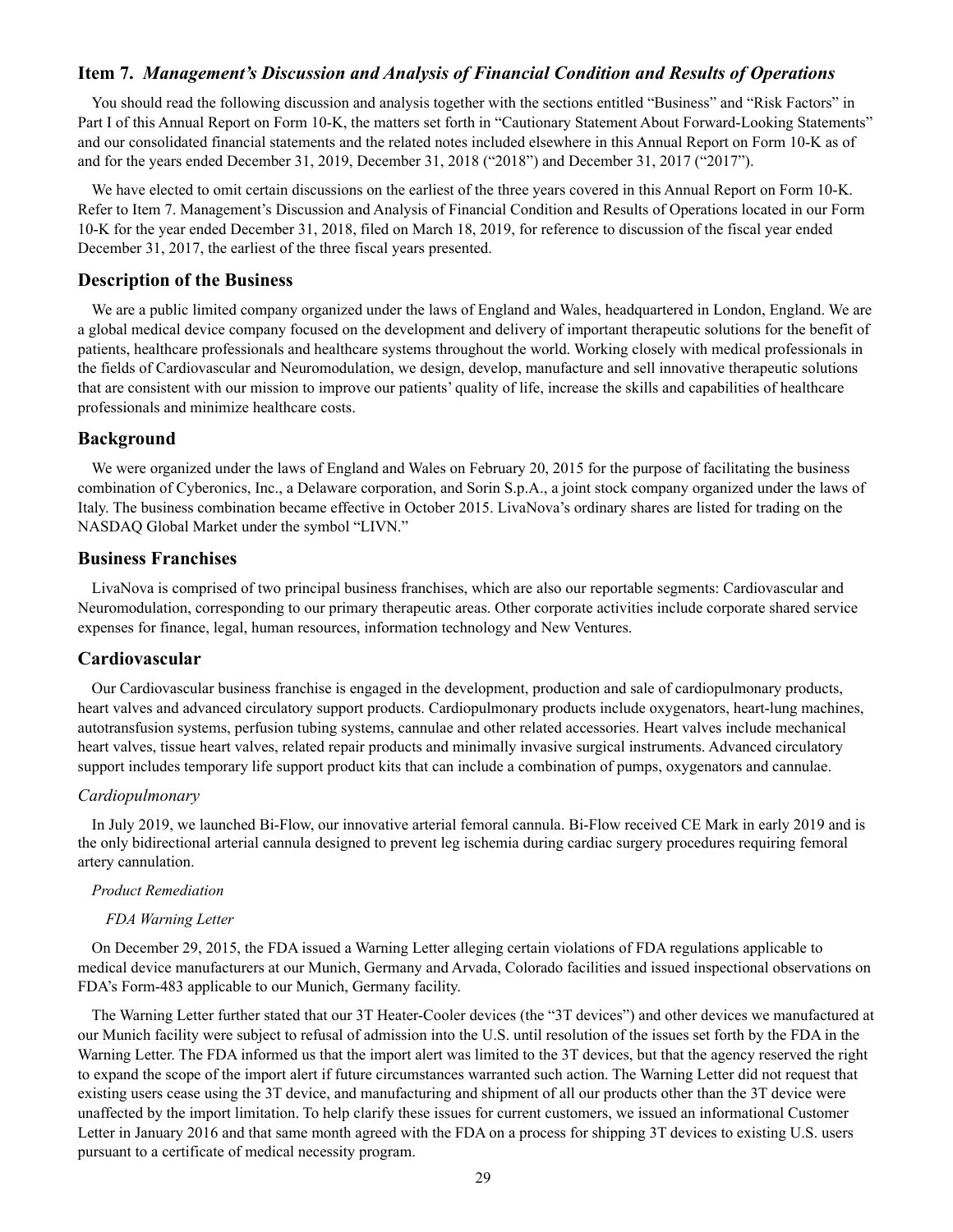## Item 7. *Management's Discussion and Analysis of Financial Condition and Results of Operations*

You should read the following discussion and analysis together with the sections entitled "Business" and "Risk Factors" in Part I of this Annual Report on Form 10-K, the matters set forth in "Cautionary Statement About Forward-Looking Statements" and our consolidated financial statements and the related notes included elsewhere in this Annual Report on Form 10-K as of and for the years ended December 31, 2019, December 31, 2018 ("2018") and December 31, 2017 ("2017").

We have elected to omit certain discussions on the earliest of the three years covered in this Annual Report on Form 10-K. Refer to Item 7. Management's Discussion and Analysis of Financial Condition and Results of Operations located in our Form 10-K for the year ended December 31, 2018, filed on March 18, 2019, for reference to discussion of the fiscal year ended December 31, 2017, the earliest of the three fiscal years presented.

## Description of the Business

We are a public limited company organized under the laws of England and Wales, headquartered in London, England. We are a global medical device company focused on the development and delivery of important therapeutic solutions for the benefit of patients, healthcare professionals and healthcare systems throughout the world. Working closely with medical professionals in the fields of Cardiovascular and Neuromodulation, we design, develop, manufacture and sell innovative therapeutic solutions that are consistent with our mission to improve our patients' quality of life, increase the skills and capabilities of healthcare professionals and minimize healthcare costs.

## Background

We were organized under the laws of England and Wales on February 20, 2015 for the purpose of facilitating the business combination of Cyberonics, Inc., a Delaware corporation, and Sorin S.p.A., a joint stock company organized under the laws of Italy. The business combination became effective in October 2015. LivaNova's ordinary shares are listed for trading on the NASDAQ Global Market under the symbol "LIVN."

## Business Franchises

LivaNova is comprised of two principal business franchises, which are also our reportable segments: Cardiovascular and Neuromodulation, corresponding to our primary therapeutic areas. Other corporate activities include corporate shared service expenses for finance, legal, human resources, information technology and New Ventures.

## Cardiovascular

Our Cardiovascular business franchise is engaged in the development, production and sale of cardiopulmonary products, heart valves and advanced circulatory support products. Cardiopulmonary products include oxygenators, heart-lung machines, autotransfusion systems, perfusion tubing systems, cannulae and other related accessories. Heart valves include mechanical heart valves, tissue heart valves, related repair products and minimally invasive surgical instruments. Advanced circulatory support includes temporary life support product kits that can include a combination of pumps, oxygenators and cannulae.

### *Cardiopulmonary*

In July 2019, we launched Bi-Flow, our innovative arterial femoral cannula. Bi-Flow received CE Mark in early 2019 and is the only bidirectional arterial cannula designed to prevent leg ischemia during cardiac surgery procedures requiring femoral artery cannulation.

#### *Product Remediation*

##### *FDA Warning Letter*

On December 29, 2015, the FDA issued a Warning Letter alleging certain violations of FDA regulations applicable to medical device manufacturers at our Munich, Germany and Arvada, Colorado facilities and issued inspectional observations on FDA's Form-483 applicable to our Munich, Germany facility.

The Warning Letter further stated that our 3T Heater-Cooler devices (the "3T devices") and other devices we manufactured at our Munich facility were subject to refusal of admission into the U.S. until resolution of the issues set forth by the FDA in the Warning Letter. The FDA informed us that the import alert was limited to the 3T devices, but that the agency reserved the right to expand the scope of the import alert if future circumstances warranted such action. The Warning Letter did not request that existing users cease using the 3T device, and manufacturing and shipment of all our products other than the 3T device were unaffected by the import limitation. To help clarify these issues for current customers, we issued an informational Customer Letter in January 2016 and that same month agreed with the FDA on a process for shipping 3T devices to existing U.S. users pursuant to a certificate of medical necessity program.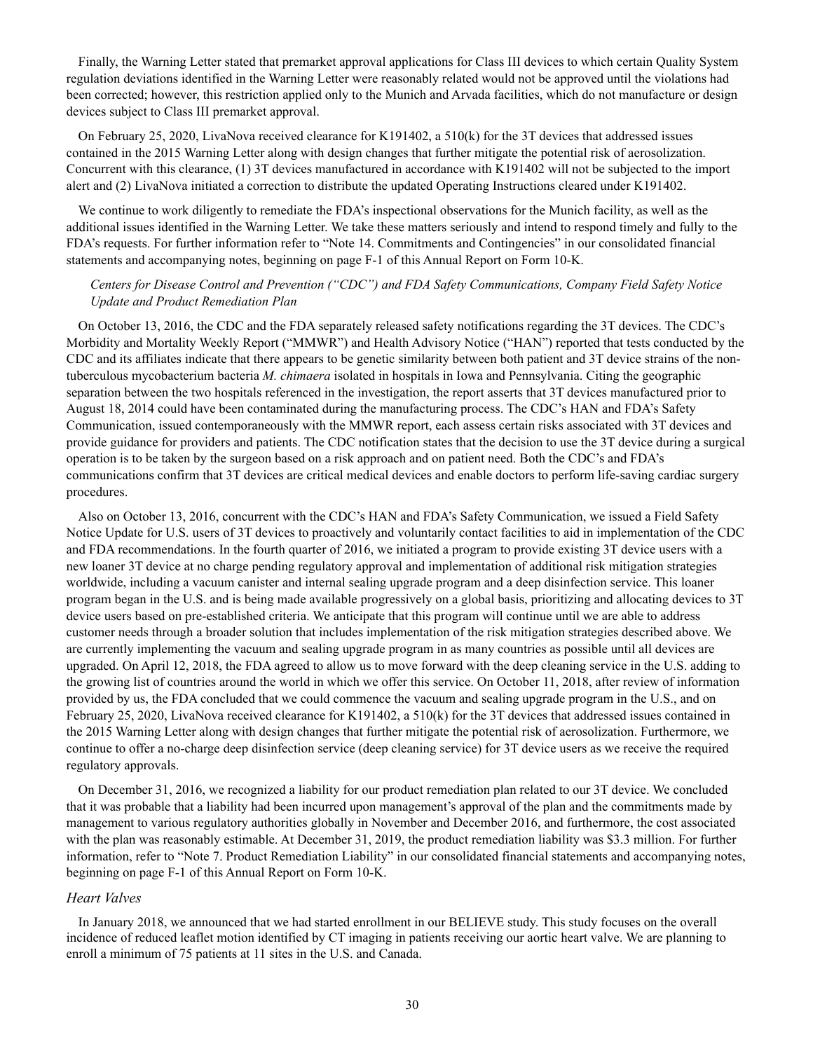Finally, the Warning Letter stated that premarket approval applications for Class III devices to which certain Quality System regulation deviations identified in the Warning Letter were reasonably related would not be approved until the violations had been corrected; however, this restriction applied only to the Munich and Arvada facilities, which do not manufacture or design devices subject to Class III premarket approval.

On February 25, 2020, LivaNova received clearance for K191402, a 510(k) for the 3T devices that addressed issues contained in the 2015 Warning Letter along with design changes that further mitigate the potential risk of aerosolization. Concurrent with this clearance, (1) 3T devices manufactured in accordance with K191402 will not be subjected to the import alert and (2) LivaNova initiated a correction to distribute the updated Operating Instructions cleared under K191402.

We continue to work diligently to remediate the FDA's inspectional observations for the Munich facility, as well as the additional issues identified in the Warning Letter. We take these matters seriously and intend to respond timely and fully to the FDA's requests. For further information refer to "Note 14. Commitments and Contingencies" in our consolidated financial statements and accompanying notes, beginning on page F-1 of this Annual Report on Form 10-K.

*Centers for Disease Control and Prevention ("CDC") and FDA Safety Communications, Company Field Safety Notice Update and Product Remediation Plan*

On October 13, 2016, the CDC and the FDA separately released safety notifications regarding the 3T devices. The CDC's Morbidity and Mortality Weekly Report ("MMWR") and Health Advisory Notice ("HAN") reported that tests conducted by the CDC and its affiliates indicate that there appears to be genetic similarity between both patient and 3T device strains of the non-tuberculous mycobacterium bacteria *M. chimaera* isolated in hospitals in Iowa and Pennsylvania. Citing the geographic separation between the two hospitals referenced in the investigation, the report asserts that 3T devices manufactured prior to August 18, 2014 could have been contaminated during the manufacturing process. The CDC's HAN and FDA's Safety Communication, issued contemporaneously with the MMWR report, each assess certain risks associated with 3T devices and provide guidance for providers and patients. The CDC notification states that the decision to use the 3T device during a surgical operation is to be taken by the surgeon based on a risk approach and on patient need. Both the CDC's and FDA's communications confirm that 3T devices are critical medical devices and enable doctors to perform life-saving cardiac surgery procedures.

Also on October 13, 2016, concurrent with the CDC's HAN and FDA's Safety Communication, we issued a Field Safety Notice Update for U.S. users of 3T devices to proactively and voluntarily contact facilities to aid in implementation of the CDC and FDA recommendations. In the fourth quarter of 2016, we initiated a program to provide existing 3T device users with a new loaner 3T device at no charge pending regulatory approval and implementation of additional risk mitigation strategies worldwide, including a vacuum canister and internal sealing upgrade program and a deep disinfection service. This loaner program began in the U.S. and is being made available progressively on a global basis, prioritizing and allocating devices to 3T device users based on pre-established criteria. We anticipate that this program will continue until we are able to address customer needs through a broader solution that includes implementation of the risk mitigation strategies described above. We are currently implementing the vacuum and sealing upgrade program in as many countries as possible until all devices are upgraded. On April 12, 2018, the FDA agreed to allow us to move forward with the deep cleaning service in the U.S. adding to the growing list of countries around the world in which we offer this service. On October 11, 2018, after review of information provided by us, the FDA concluded that we could commence the vacuum and sealing upgrade program in the U.S., and on February 25, 2020, LivaNova received clearance for K191402, a 510(k) for the 3T devices that addressed issues contained in the 2015 Warning Letter along with design changes that further mitigate the potential risk of aerosolization. Furthermore, we continue to offer a no-charge deep disinfection service (deep cleaning service) for 3T device users as we receive the required regulatory approvals.

On December 31, 2016, we recognized a liability for our product remediation plan related to our 3T device. We concluded that it was probable that a liability had been incurred upon management's approval of the plan and the commitments made by management to various regulatory authorities globally in November and December 2016, and furthermore, the cost associated with the plan was reasonably estimable. At December 31, 2019, the product remediation liability was $3.3 million. For further information, refer to "Note 7. Product Remediation Liability" in our consolidated financial statements and accompanying notes, beginning on page F-1 of this Annual Report on Form 10-K.

*Heart Valves*

In January 2018, we announced that we had started enrollment in our BELIEVE study. This study focuses on the overall incidence of reduced leaflet motion identified by CT imaging in patients receiving our aortic heart valve. We are planning to enroll a minimum of 75 patients at 11 sites in the U.S. and Canada.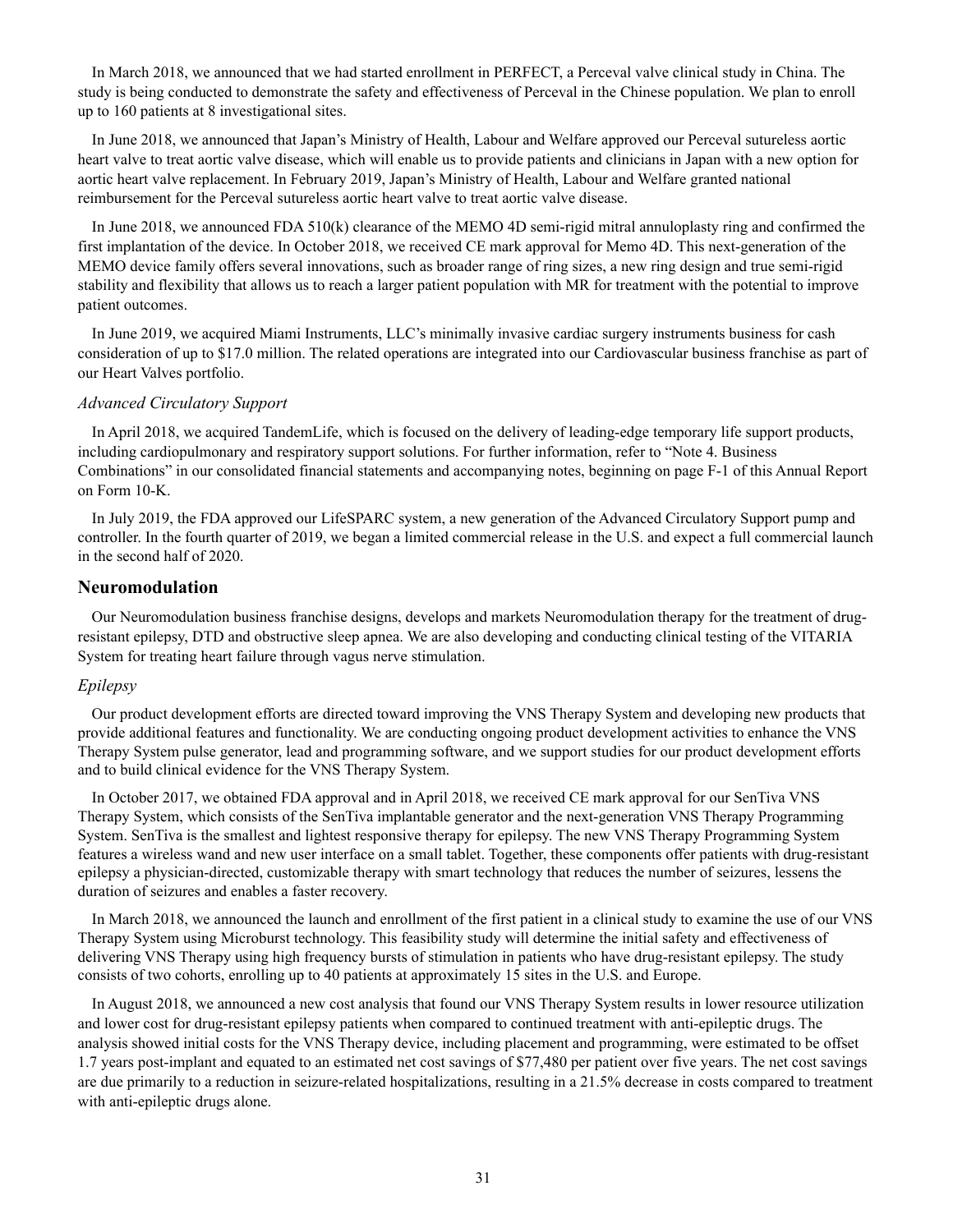In March 2018, we announced that we had started enrollment in PERFECT, a Perceval valve clinical study in China. The study is being conducted to demonstrate the safety and effectiveness of Perceval in the Chinese population. We plan to enroll up to 160 patients at 8 investigational sites.

In June 2018, we announced that Japan's Ministry of Health, Labour and Welfare approved our Perceval sutureless aortic heart valve to treat aortic valve disease, which will enable us to provide patients and clinicians in Japan with a new option for aortic heart valve replacement. In February 2019, Japan's Ministry of Health, Labour and Welfare granted national reimbursement for the Perceval sutureless aortic heart valve to treat aortic valve disease.

In June 2018, we announced FDA 510(k) clearance of the MEMO 4D semi-rigid mitral annuloplasty ring and confirmed the first implantation of the device. In October 2018, we received CE mark approval for Memo 4D. This next-generation of the MEMO device family offers several innovations, such as broader range of ring sizes, a new ring design and true semi-rigid stability and flexibility that allows us to reach a larger patient population with MR for treatment with the potential to improve patient outcomes.

In June 2019, we acquired Miami Instruments, LLC's minimally invasive cardiac surgery instruments business for cash consideration of up to $17.0 million. The related operations are integrated into our Cardiovascular business franchise as part of our Heart Valves portfolio.

### *Advanced Circulatory Support*

In April 2018, we acquired TandemLife, which is focused on the delivery of leading-edge temporary life support products, including cardiopulmonary and respiratory support solutions. For further information, refer to "Note 4. Business Combinations" in our consolidated financial statements and accompanying notes, beginning on page F-1 of this Annual Report on Form 10-K.

In July 2019, the FDA approved our LifeSPARC system, a new generation of the Advanced Circulatory Support pump and controller. In the fourth quarter of 2019, we began a limited commercial release in the U.S. and expect a full commercial launch in the second half of 2020.

## Neuromodulation

Our Neuromodulation business franchise designs, develops and markets Neuromodulation therapy for the treatment of drug-resistant epilepsy, DTD and obstructive sleep apnea. We are also developing and conducting clinical testing of the VITARIA System for treating heart failure through vagus nerve stimulation.

### *Epilepsy*

Our product development efforts are directed toward improving the VNS Therapy System and developing new products that provide additional features and functionality. We are conducting ongoing product development activities to enhance the VNS Therapy System pulse generator, lead and programming software, and we support studies for our product development efforts and to build clinical evidence for the VNS Therapy System.

In October 2017, we obtained FDA approval and in April 2018, we received CE mark approval for our SenTiva VNS Therapy System, which consists of the SenTiva implantable generator and the next-generation VNS Therapy Programming System. SenTiva is the smallest and lightest responsive therapy for epilepsy. The new VNS Therapy Programming System features a wireless wand and new user interface on a small tablet. Together, these components offer patients with drug-resistant epilepsy a physician-directed, customizable therapy with smart technology that reduces the number of seizures, lessens the duration of seizures and enables a faster recovery.

In March 2018, we announced the launch and enrollment of the first patient in a clinical study to examine the use of our VNS Therapy System using Microburst technology. This feasibility study will determine the initial safety and effectiveness of delivering VNS Therapy using high frequency bursts of stimulation in patients who have drug-resistant epilepsy. The study consists of two cohorts, enrolling up to 40 patients at approximately 15 sites in the U.S. and Europe.

In August 2018, we announced a new cost analysis that found our VNS Therapy System results in lower resource utilization and lower cost for drug-resistant epilepsy patients when compared to continued treatment with anti-epileptic drugs. The analysis showed initial costs for the VNS Therapy device, including placement and programming, were estimated to be offset 1.7 years post-implant and equated to an estimated net cost savings of $77,480 per patient over five years. The net cost savings are due primarily to a reduction in seizure-related hospitalizations, resulting in a 21.5% decrease in costs compared to treatment with anti-epileptic drugs alone.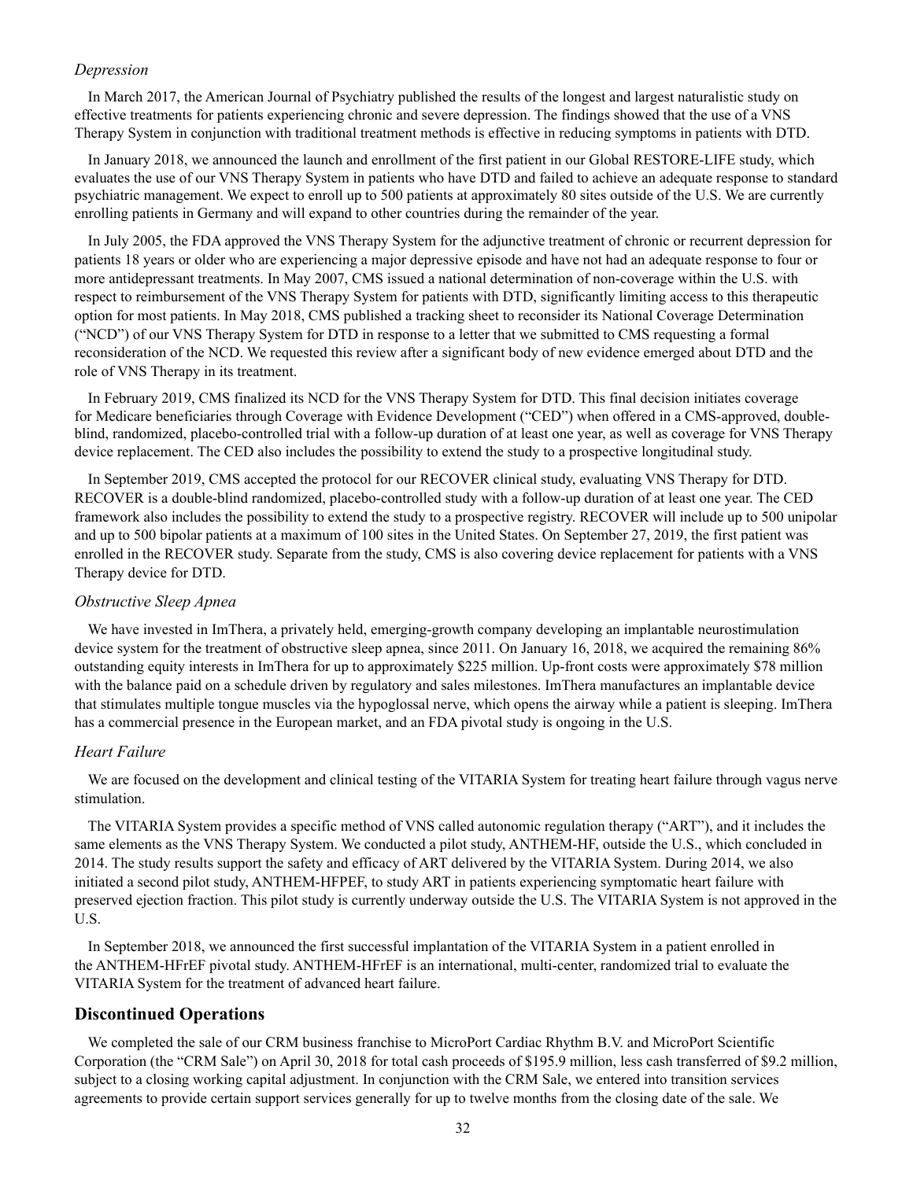*Depression*

In March 2017, the American Journal of Psychiatry published the results of the longest and largest naturalistic study on effective treatments for patients experiencing chronic and severe depression. The findings showed that the use of a VNS Therapy System in conjunction with traditional treatment methods is effective in reducing symptoms in patients with DTD.

In January 2018, we announced the launch and enrollment of the first patient in our Global RESTORE-LIFE study, which evaluates the use of our VNS Therapy System in patients who have DTD and failed to achieve an adequate response to standard psychiatric management. We expect to enroll up to 500 patients at approximately 80 sites outside of the U.S. We are currently enrolling patients in Germany and will expand to other countries during the remainder of the year.

In July 2005, the FDA approved the VNS Therapy System for the adjunctive treatment of chronic or recurrent depression for patients 18 years or older who are experiencing a major depressive episode and have not had an adequate response to four or more antidepressant treatments. In May 2007, CMS issued a national determination of non-coverage within the U.S. with respect to reimbursement of the VNS Therapy System for patients with DTD, significantly limiting access to this therapeutic option for most patients. In May 2018, CMS published a tracking sheet to reconsider its National Coverage Determination ("NCD") of our VNS Therapy System for DTD in response to a letter that we submitted to CMS requesting a formal reconsideration of the NCD. We requested this review after a significant body of new evidence emerged about DTD and the role of VNS Therapy in its treatment.

In February 2019, CMS finalized its NCD for the VNS Therapy System for DTD. This final decision initiates coverage for Medicare beneficiaries through Coverage with Evidence Development ("CED") when offered in a CMS-approved, double-blind, randomized, placebo-controlled trial with a follow-up duration of at least one year, as well as coverage for VNS Therapy device replacement. The CED also includes the possibility to extend the study to a prospective longitudinal study.

In September 2019, CMS accepted the protocol for our RECOVER clinical study, evaluating VNS Therapy for DTD. RECOVER is a double-blind randomized, placebo-controlled study with a follow-up duration of at least one year. The CED framework also includes the possibility to extend the study to a prospective registry. RECOVER will include up to 500 unipolar and up to 500 bipolar patients at a maximum of 100 sites in the United States. On September 27, 2019, the first patient was enrolled in the RECOVER study. Separate from the study, CMS is also covering device replacement for patients with a VNS Therapy device for DTD.

*Obstructive Sleep Apnea*

We have invested in ImThera, a privately held, emerging-growth company developing an implantable neurostimulation device system for the treatment of obstructive sleep apnea, since 2011. On January 16, 2018, we acquired the remaining 86% outstanding equity interests in ImThera for up to approximately $225 million. Up-front costs were approximately $78 million with the balance paid on a schedule driven by regulatory and sales milestones. ImThera manufactures an implantable device that stimulates multiple tongue muscles via the hypoglossal nerve, which opens the airway while a patient is sleeping. ImThera has a commercial presence in the European market, and an FDA pivotal study is ongoing in the U.S.

*Heart Failure*

We are focused on the development and clinical testing of the VITARIA System for treating heart failure through vagus nerve stimulation.

The VITARIA System provides a specific method of VNS called autonomic regulation therapy ("ART"), and it includes the same elements as the VNS Therapy System. We conducted a pilot study, ANTHEM-HF, outside the U.S., which concluded in 2014. The study results support the safety and efficacy of ART delivered by the VITARIA System. During 2014, we also initiated a second pilot study, ANTHEM-HFPEF, to study ART in patients experiencing symptomatic heart failure with preserved ejection fraction. This pilot study is currently underway outside the U.S. The VITARIA System is not approved in the U.S.

In September 2018, we announced the first successful implantation of the VITARIA System in a patient enrolled in the ANTHEM-HFrEF pivotal study. ANTHEM-HFrEF is an international, multi-center, randomized trial to evaluate the VITARIA System for the treatment of advanced heart failure.

## Discontinued Operations

We completed the sale of our CRM business franchise to MicroPort Cardiac Rhythm B.V. and MicroPort Scientific Corporation (the "CRM Sale") on April 30, 2018 for total cash proceeds of $195.9 million, less cash transferred of $9.2 million, subject to a closing working capital adjustment. In conjunction with the CRM Sale, we entered into transition services agreements to provide certain support services generally for up to twelve months from the closing date of the sale. We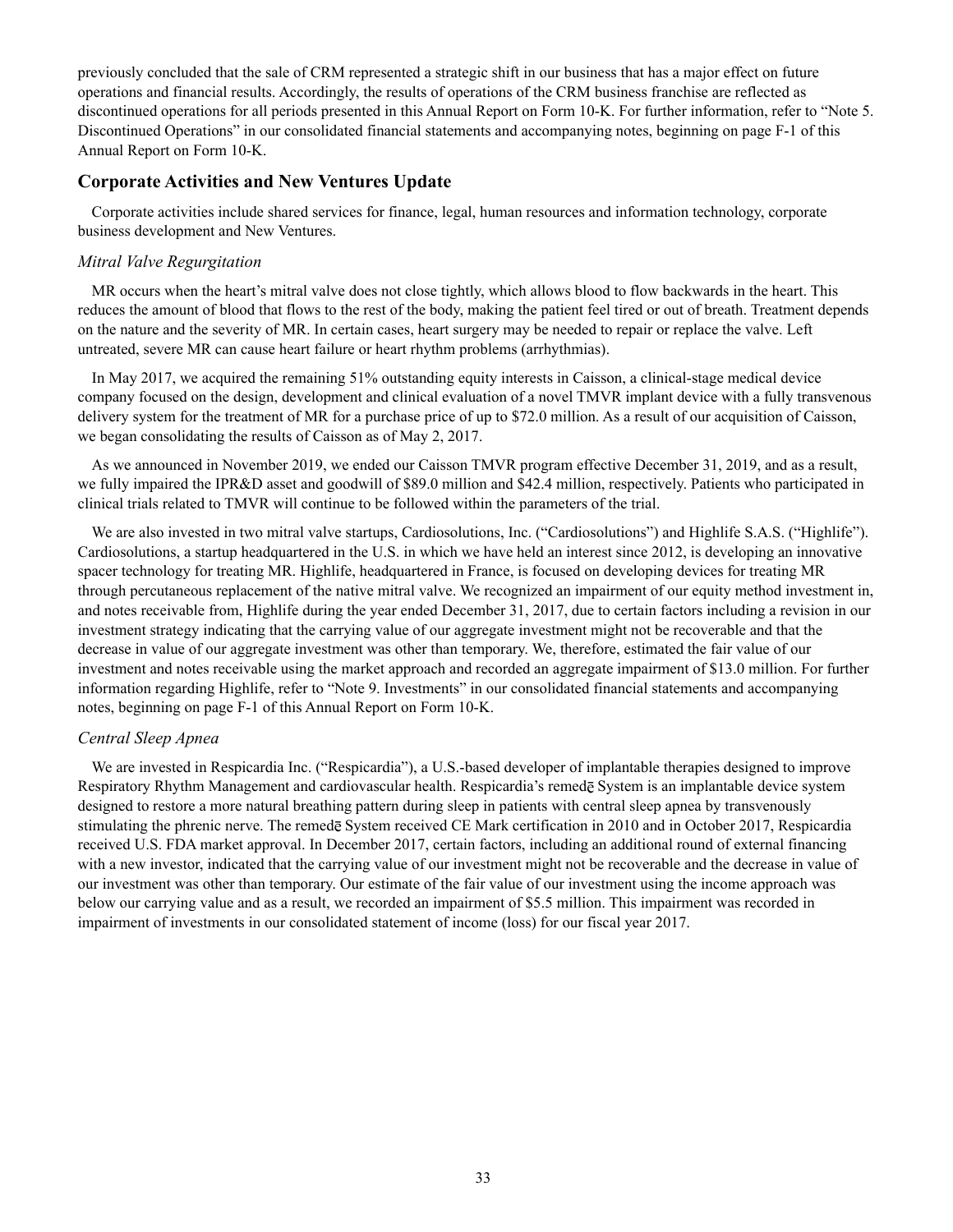previously concluded that the sale of CRM represented a strategic shift in our business that has a major effect on future operations and financial results. Accordingly, the results of operations of the CRM business franchise are reflected as discontinued operations for all periods presented in this Annual Report on Form 10-K. For further information, refer to "Note 5. Discontinued Operations" in our consolidated financial statements and accompanying notes, beginning on page F-1 of this Annual Report on Form 10-K.

## Corporate Activities and New Ventures Update

Corporate activities include shared services for finance, legal, human resources and information technology, corporate business development and New Ventures.

### *Mitral Valve Regurgitation*

MR occurs when the heart's mitral valve does not close tightly, which allows blood to flow backwards in the heart. This reduces the amount of blood that flows to the rest of the body, making the patient feel tired or out of breath. Treatment depends on the nature and the severity of MR. In certain cases, heart surgery may be needed to repair or replace the valve. Left untreated, severe MR can cause heart failure or heart rhythm problems (arrhythmias).

In May 2017, we acquired the remaining 51% outstanding equity interests in Caisson, a clinical-stage medical device company focused on the design, development and clinical evaluation of a novel TMVR implant device with a fully transvenous delivery system for the treatment of MR for a purchase price of up to $72.0 million. As a result of our acquisition of Caisson, we began consolidating the results of Caisson as of May 2, 2017.

As we announced in November 2019, we ended our Caisson TMVR program effective December 31, 2019, and as a result, we fully impaired the IPR&D asset and goodwill of $89.0 million and $42.4 million, respectively. Patients who participated in clinical trials related to TMVR will continue to be followed within the parameters of the trial.

We are also invested in two mitral valve startups, Cardiosolutions, Inc. ("Cardiosolutions") and Highlife S.A.S. ("Highlife"). Cardiosolutions, a startup headquartered in the U.S. in which we have held an interest since 2012, is developing an innovative spacer technology for treating MR. Highlife, headquartered in France, is focused on developing devices for treating MR through percutaneous replacement of the native mitral valve. We recognized an impairment of our equity method investment in, and notes receivable from, Highlife during the year ended December 31, 2017, due to certain factors including a revision in our investment strategy indicating that the carrying value of our aggregate investment might not be recoverable and that the decrease in value of our aggregate investment was other than temporary. We, therefore, estimated the fair value of our investment and notes receivable using the market approach and recorded an aggregate impairment of $13.0 million. For further information regarding Highlife, refer to "Note 9. Investments" in our consolidated financial statements and accompanying notes, beginning on page F-1 of this Annual Report on Form 10-K.

### *Central Sleep Apnea*

We are invested in Respicardia Inc. ("Respicardia"), a U.S.-based developer of implantable therapies designed to improve Respiratory Rhythm Management and cardiovascular health. Respicardia's remedē System is an implantable device system designed to restore a more natural breathing pattern during sleep in patients with central sleep apnea by transvenously stimulating the phrenic nerve. The remedē System received CE Mark certification in 2010 and in October 2017, Respicardia received U.S. FDA market approval. In December 2017, certain factors, including an additional round of external financing with a new investor, indicated that the carrying value of our investment might not be recoverable and the decrease in value of our investment was other than temporary. Our estimate of the fair value of our investment using the income approach was below our carrying value and as a result, we recorded an impairment of $5.5 million. This impairment was recorded in impairment of investments in our consolidated statement of income (loss) for our fiscal year 2017.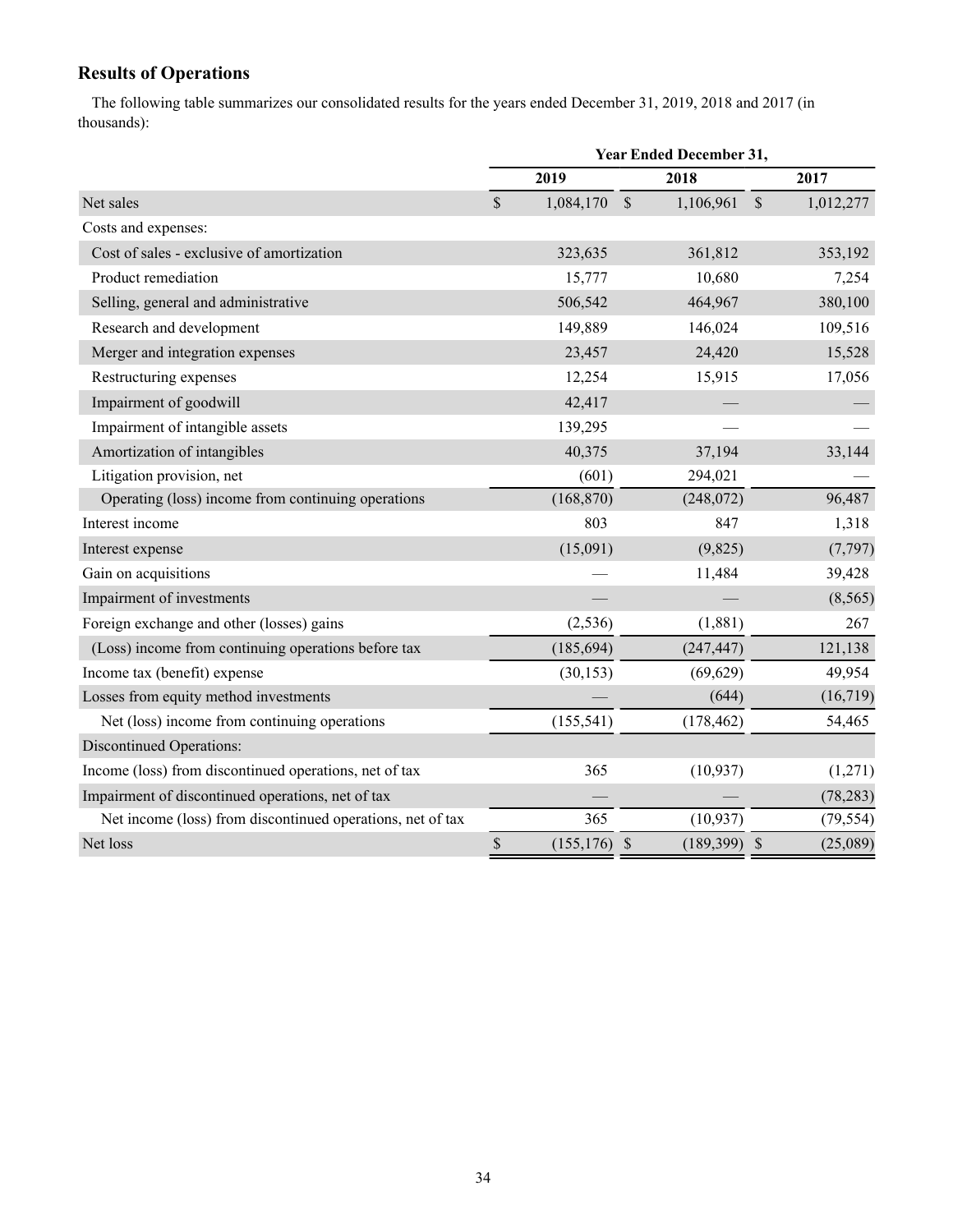## Results of Operations

The following table summarizes our consolidated results for the years ended December 31, 2019, 2018 and 2017 (in thousands):

| | Year Ended December 31, | | |
|---|---|---|---|
| | 2019 | 2018 | 2017 |
| Net sales | $ 1,084,170 | $ 1,106,961 | $ 1,012,277 |
| Costs and expenses: | | | |
| Cost of sales - exclusive of amortization | 323,635 | 361,812 | 353,192 |
| Product remediation | 15,777 | 10,680 | 7,254 |
| Selling, general and administrative | 506,542 | 464,967 | 380,100 |
| Research and development | 149,889 | 146,024 | 109,516 |
| Merger and integration expenses | 23,457 | 24,420 | 15,528 |
| Restructuring expenses | 12,254 | 15,915 | 17,056 |
| Impairment of goodwill | 42,417 | — | — |
| Impairment of intangible assets | 139,295 | — | — |
| Amortization of intangibles | 40,375 | 37,194 | 33,144 |
| Litigation provision, net | (601) | 294,021 | — |
| Operating (loss) income from continuing operations | (168,870) | (248,072) | 96,487 |
| Interest income | 803 | 847 | 1,318 |
| Interest expense | (15,091) | (9,825) | (7,797) |
| Gain on acquisitions | — | 11,484 | 39,428 |
| Impairment of investments | — | — | (8,565) |
| Foreign exchange and other (losses) gains | (2,536) | (1,881) | 267 |
| (Loss) income from continuing operations before tax | (185,694) | (247,447) | 121,138 |
| Income tax (benefit) expense | (30,153) | (69,629) | 49,954 |
| Losses from equity method investments | — | (644) | (16,719) |
| Net (loss) income from continuing operations | (155,541) | (178,462) | 54,465 |
| Discontinued Operations: | | | |
| Income (loss) from discontinued operations, net of tax | 365 | (10,937) | (1,271) |
| Impairment of discontinued operations, net of tax | — | — | (78,283) |
| Net income (loss) from discontinued operations, net of tax | 365 | (10,937) | (79,554) |
| Net loss | $ (155,176) | $ (189,399) | $ (25,089) |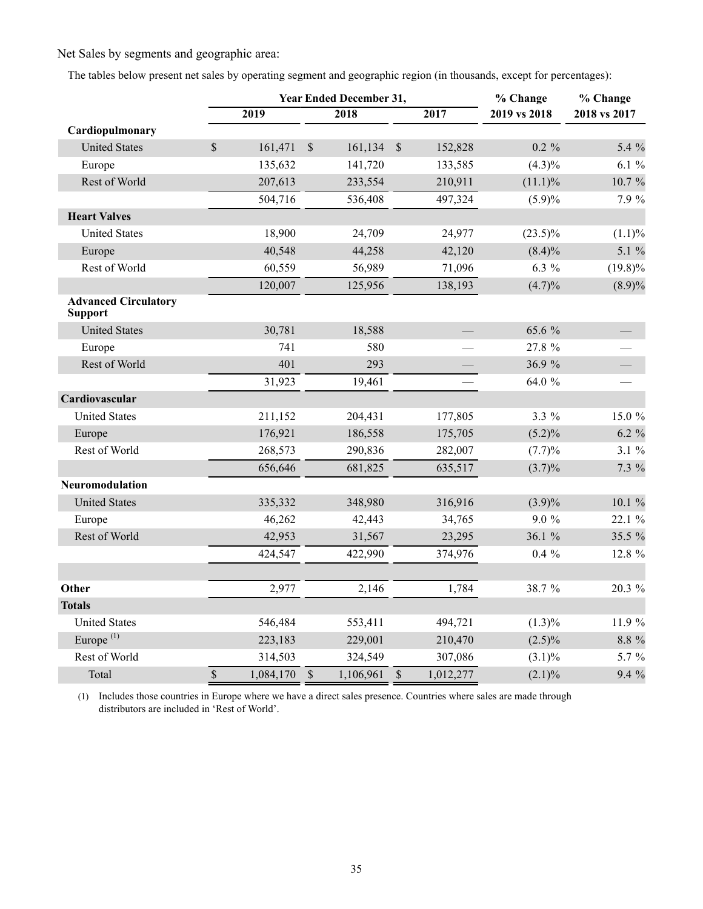Net Sales by segments and geographic area:

The tables below present net sales by operating segment and geographic region (in thousands, except for percentages):

| | Year Ended December 31, | | | % Change | % Change |
|---|---|---|---|---|---|
| | 2019 | 2018 | 2017 | 2019 vs 2018 | 2018 vs 2017 |
| **Cardiopulmonary** | | | | | |
| United States | $ 161,471 | $ 161,134 | $ 152,828 | 0.2 % | 5.4 % |
| Europe | 135,632 | 141,720 | 133,585 | (4.3)% | 6.1 % |
| Rest of World | 207,613 | 233,554 | 210,911 | (11.1)% | 10.7 % |
| | 504,716 | 536,408 | 497,324 | (5.9)% | 7.9 % |
| **Heart Valves** | | | | | |
| United States | 18,900 | 24,709 | 24,977 | (23.5)% | (1.1)% |
| Europe | 40,548 | 44,258 | 42,120 | (8.4)% | 5.1 % |
| Rest of World | 60,559 | 56,989 | 71,096 | 6.3 % | (19.8)% |
| | 120,007 | 125,956 | 138,193 | (4.7)% | (8.9)% |
| **Advanced Circulatory Support** | | | | | |
| United States | 30,781 | 18,588 | — | 65.6 % | — |
| Europe | 741 | 580 | — | 27.8 % | — |
| Rest of World | 401 | 293 | — | 36.9 % | — |
| | 31,923 | 19,461 | — | 64.0 % | — |
| **Cardiovascular** | | | | | |
| United States | 211,152 | 204,431 | 177,805 | 3.3 % | 15.0 % |
| Europe | 176,921 | 186,558 | 175,705 | (5.2)% | 6.2 % |
| Rest of World | 268,573 | 290,836 | 282,007 | (7.7)% | 3.1 % |
| | 656,646 | 681,825 | 635,517 | (3.7)% | 7.3 % |
| **Neuromodulation** | | | | | |
| United States | 335,332 | 348,980 | 316,916 | (3.9)% | 10.1 % |
| Europe | 46,262 | 42,443 | 34,765 | 9.0 % | 22.1 % |
| Rest of World | 42,953 | 31,567 | 23,295 | 36.1 % | 35.5 % |
| | 424,547 | 422,990 | 374,976 | 0.4 % | 12.8 % |
| | | | | | |
| **Other** | 2,977 | 2,146 | 1,784 | 38.7 % | 20.3 % |
| **Totals** | | | | | |
| United States | 546,484 | 553,411 | 494,721 | (1.3)% | 11.9 % |
| Europe [(1)] | 223,183 | 229,001 | 210,470 | (2.5)% | 8.8 % |
| Rest of World | 314,503 | 324,549 | 307,086 | (3.1)% | 5.7 % |
| Total | $ 1,084,170 | $ 1,106,961 | $ 1,012,277 | (2.1)% | 9.4 % |

(1) Includes those countries in Europe where we have a direct sales presence. Countries where sales are made through distributors are included in 'Rest of World'.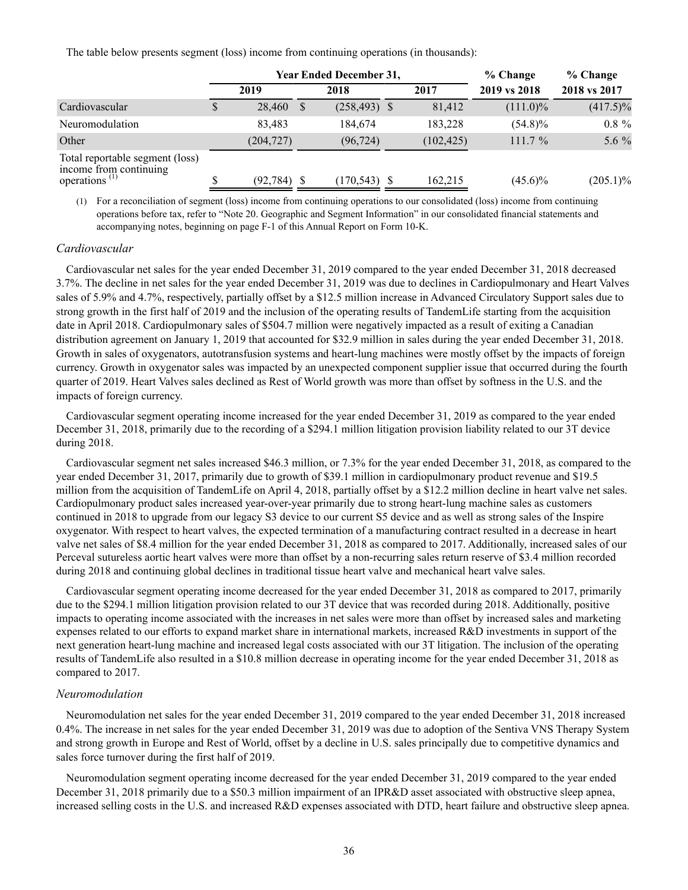The table below presents segment (loss) income from continuing operations (in thousands):

| | Year Ended December 31, | | | % Change | % Change |
|---|---|---|---|---|---|
| | 2019 | 2018 | 2017 | 2019 vs 2018 | 2018 vs 2017 |
| Cardiovascular | $ 28,460 | $ (258,493) | $ 81,412 | (111.0)% | (417.5)% |
| Neuromodulation | 83,483 | 184,674 | 183,228 | (54.8)% | 0.8 % |
| Other | (204,727) | (96,724) | (102,425) | 111.7 % | 5.6 % |
| Total reportable segment (loss) income from continuing operations [(1)] | $ (92,784) | $ (170,543) | $ 162,215 | (45.6)% | (205.1)% |

(1) For a reconciliation of segment (loss) income from continuing operations to our consolidated (loss) income from continuing operations before tax, refer to "Note 20. Geographic and Segment Information" in our consolidated financial statements and accompanying notes, beginning on page F-1 of this Annual Report on Form 10-K.

### *Cardiovascular*

Cardiovascular net sales for the year ended December 31, 2019 compared to the year ended December 31, 2018 decreased 3.7%. The decline in net sales for the year ended December 31, 2019 was due to declines in Cardiopulmonary and Heart Valves sales of 5.9% and 4.7%, respectively, partially offset by a $12.5 million increase in Advanced Circulatory Support sales due to strong growth in the first half of 2019 and the inclusion of the operating results of TandemLife starting from the acquisition date in April 2018. Cardiopulmonary sales of $504.7 million were negatively impacted as a result of exiting a Canadian distribution agreement on January 1, 2019 that accounted for $32.9 million in sales during the year ended December 31, 2018. Growth in sales of oxygenators, autotransfusion systems and heart-lung machines were mostly offset by the impacts of foreign currency. Growth in oxygenator sales was impacted by an unexpected component supplier issue that occurred during the fourth quarter of 2019. Heart Valves sales declined as Rest of World growth was more than offset by softness in the U.S. and the impacts of foreign currency.

Cardiovascular segment operating income increased for the year ended December 31, 2019 as compared to the year ended December 31, 2018, primarily due to the recording of a $294.1 million litigation provision liability related to our 3T device during 2018.

Cardiovascular segment net sales increased $46.3 million, or 7.3% for the year ended December 31, 2018, as compared to the year ended December 31, 2017, primarily due to growth of $39.1 million in cardiopulmonary product revenue and $19.5 million from the acquisition of TandemLife on April 4, 2018, partially offset by a $12.2 million decline in heart valve net sales. Cardiopulmonary product sales increased year-over-year primarily due to strong heart-lung machine sales as customers continued in 2018 to upgrade from our legacy S3 device to our current S5 device and as well as strong sales of the Inspire oxygenator. With respect to heart valves, the expected termination of a manufacturing contract resulted in a decrease in heart valve net sales of $8.4 million for the year ended December 31, 2018 as compared to 2017. Additionally, increased sales of our Perceval sutureless aortic heart valves were more than offset by a non-recurring sales return reserve of $3.4 million recorded during 2018 and continuing global declines in traditional tissue heart valve and mechanical heart valve sales.

Cardiovascular segment operating income decreased for the year ended December 31, 2018 as compared to 2017, primarily due to the $294.1 million litigation provision related to our 3T device that was recorded during 2018. Additionally, positive impacts to operating income associated with the increases in net sales were more than offset by increased sales and marketing expenses related to our efforts to expand market share in international markets, increased R&D investments in support of the next generation heart-lung machine and increased legal costs associated with our 3T litigation. The inclusion of the operating results of TandemLife also resulted in a $10.8 million decrease in operating income for the year ended December 31, 2018 as compared to 2017.

### *Neuromodulation*

Neuromodulation net sales for the year ended December 31, 2019 compared to the year ended December 31, 2018 increased 0.4%. The increase in net sales for the year ended December 31, 2019 was due to adoption of the Sentiva VNS Therapy System and strong growth in Europe and Rest of World, offset by a decline in U.S. sales principally due to competitive dynamics and sales force turnover during the first half of 2019.

Neuromodulation segment operating income decreased for the year ended December 31, 2019 compared to the year ended December 31, 2018 primarily due to a $50.3 million impairment of an IPR&D asset associated with obstructive sleep apnea, increased selling costs in the U.S. and increased R&D expenses associated with DTD, heart failure and obstructive sleep apnea.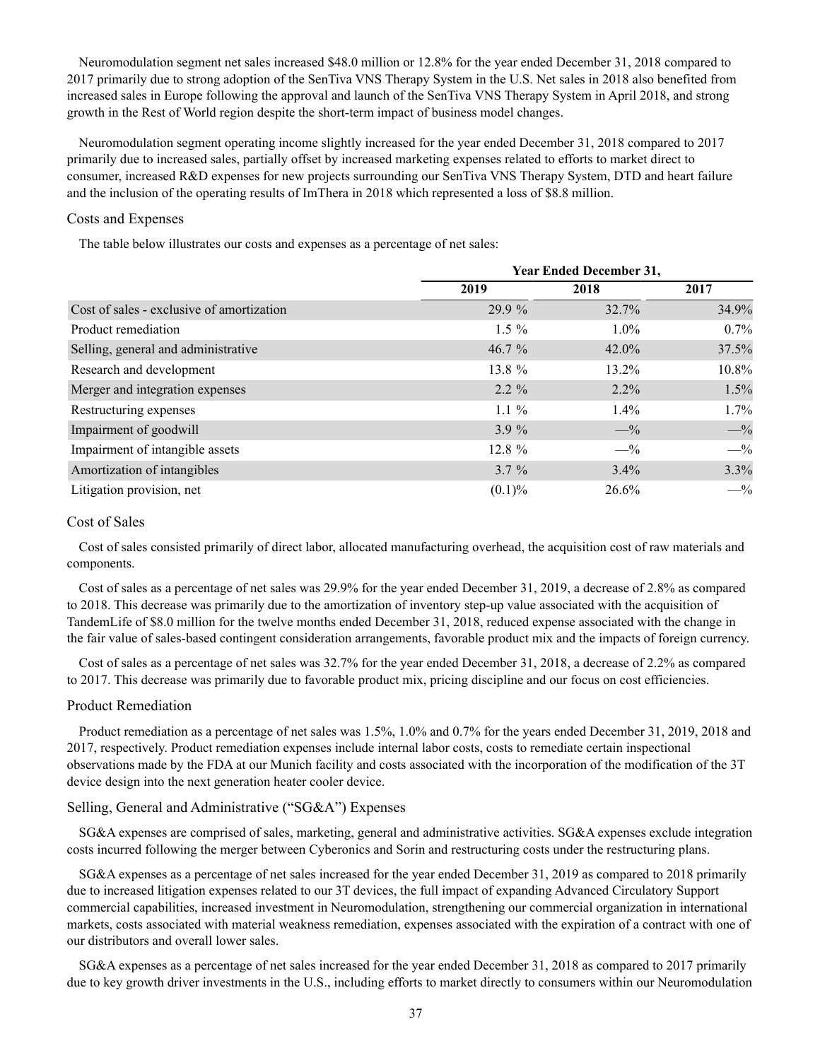Neuromodulation segment net sales increased $48.0 million or 12.8% for the year ended December 31, 2018 compared to 2017 primarily due to strong adoption of the SenTiva VNS Therapy System in the U.S. Net sales in 2018 also benefited from increased sales in Europe following the approval and launch of the SenTiva VNS Therapy System in April 2018, and strong growth in the Rest of World region despite the short-term impact of business model changes.

Neuromodulation segment operating income slightly increased for the year ended December 31, 2018 compared to 2017 primarily due to increased sales, partially offset by increased marketing expenses related to efforts to market direct to consumer, increased R&D expenses for new projects surrounding our SenTiva VNS Therapy System, DTD and heart failure and the inclusion of the operating results of ImThera in 2018 which represented a loss of $8.8 million.

### Costs and Expenses

The table below illustrates our costs and expenses as a percentage of net sales:

| | Year Ended December 31, | | |
|---|---|---|---|
| | 2019 | 2018 | 2017 |
| Cost of sales - exclusive of amortization | 29.9 % | 32.7% | 34.9% |
| Product remediation | 1.5 % | 1.0% | 0.7% |
| Selling, general and administrative | 46.7 % | 42.0% | 37.5% |
| Research and development | 13.8 % | 13.2% | 10.8% |
| Merger and integration expenses | 2.2 % | 2.2% | 1.5% |
| Restructuring expenses | 1.1 % | 1.4% | 1.7% |
| Impairment of goodwill | 3.9 % | —% | —% |
| Impairment of intangible assets | 12.8 % | —% | —% |
| Amortization of intangibles | 3.7 % | 3.4% | 3.3% |
| Litigation provision, net | (0.1)% | 26.6% | —% |

### Cost of Sales

Cost of sales consisted primarily of direct labor, allocated manufacturing overhead, the acquisition cost of raw materials and components.

Cost of sales as a percentage of net sales was 29.9% for the year ended December 31, 2019, a decrease of 2.8% as compared to 2018. This decrease was primarily due to the amortization of inventory step-up value associated with the acquisition of TandemLife of $8.0 million for the twelve months ended December 31, 2018, reduced expense associated with the change in the fair value of sales-based contingent consideration arrangements, favorable product mix and the impacts of foreign currency.

Cost of sales as a percentage of net sales was 32.7% for the year ended December 31, 2018, a decrease of 2.2% as compared to 2017. This decrease was primarily due to favorable product mix, pricing discipline and our focus on cost efficiencies.

### Product Remediation

Product remediation as a percentage of net sales was 1.5%, 1.0% and 0.7% for the years ended December 31, 2019, 2018 and 2017, respectively. Product remediation expenses include internal labor costs, costs to remediate certain inspectional observations made by the FDA at our Munich facility and costs associated with the incorporation of the modification of the 3T device design into the next generation heater cooler device.

### Selling, General and Administrative ("SG&A") Expenses

SG&A expenses are comprised of sales, marketing, general and administrative activities. SG&A expenses exclude integration costs incurred following the merger between Cyberonics and Sorin and restructuring costs under the restructuring plans.

SG&A expenses as a percentage of net sales increased for the year ended December 31, 2019 as compared to 2018 primarily due to increased litigation expenses related to our 3T devices, the full impact of expanding Advanced Circulatory Support commercial capabilities, increased investment in Neuromodulation, strengthening our commercial organization in international markets, costs associated with material weakness remediation, expenses associated with the expiration of a contract with one of our distributors and overall lower sales.

SG&A expenses as a percentage of net sales increased for the year ended December 31, 2018 as compared to 2017 primarily due to key growth driver investments in the U.S., including efforts to market directly to consumers within our Neuromodulation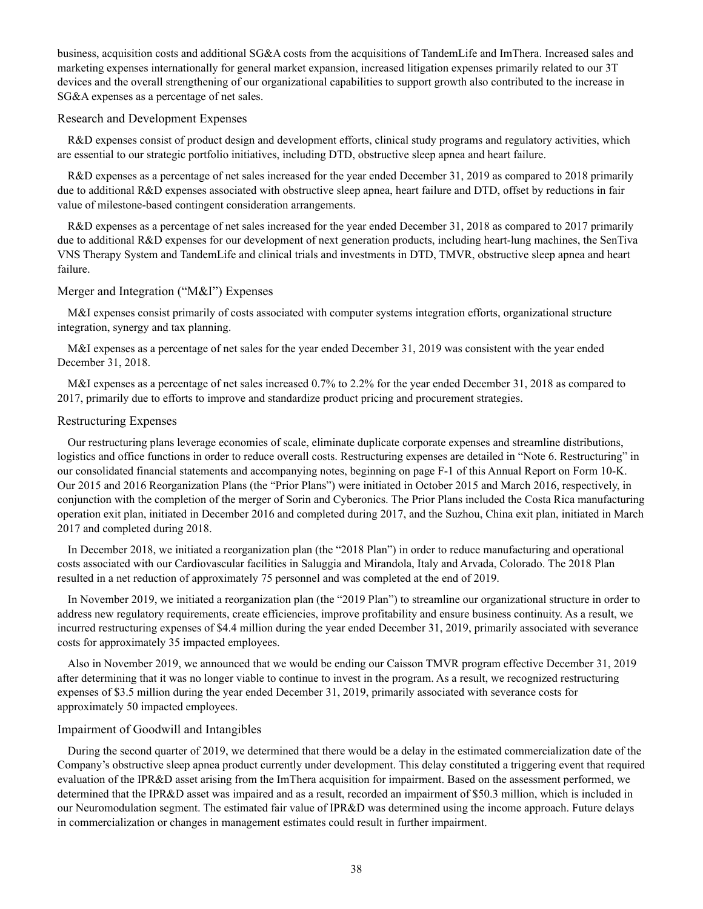business, acquisition costs and additional SG&A costs from the acquisitions of TandemLife and ImThera. Increased sales and marketing expenses internationally for general market expansion, increased litigation expenses primarily related to our 3T devices and the overall strengthening of our organizational capabilities to support growth also contributed to the increase in SG&A expenses as a percentage of net sales.

### Research and Development Expenses

R&D expenses consist of product design and development efforts, clinical study programs and regulatory activities, which are essential to our strategic portfolio initiatives, including DTD, obstructive sleep apnea and heart failure.

R&D expenses as a percentage of net sales increased for the year ended December 31, 2019 as compared to 2018 primarily due to additional R&D expenses associated with obstructive sleep apnea, heart failure and DTD, offset by reductions in fair value of milestone-based contingent consideration arrangements.

R&D expenses as a percentage of net sales increased for the year ended December 31, 2018 as compared to 2017 primarily due to additional R&D expenses for our development of next generation products, including heart-lung machines, the SenTiva VNS Therapy System and TandemLife and clinical trials and investments in DTD, TMVR, obstructive sleep apnea and heart failure.

### Merger and Integration ("M&I") Expenses

M&I expenses consist primarily of costs associated with computer systems integration efforts, organizational structure integration, synergy and tax planning.

M&I expenses as a percentage of net sales for the year ended December 31, 2019 was consistent with the year ended December 31, 2018.

M&I expenses as a percentage of net sales increased 0.7% to 2.2% for the year ended December 31, 2018 as compared to 2017, primarily due to efforts to improve and standardize product pricing and procurement strategies.

### Restructuring Expenses

Our restructuring plans leverage economies of scale, eliminate duplicate corporate expenses and streamline distributions, logistics and office functions in order to reduce overall costs. Restructuring expenses are detailed in "Note 6. Restructuring" in our consolidated financial statements and accompanying notes, beginning on page F-1 of this Annual Report on Form 10-K. Our 2015 and 2016 Reorganization Plans (the "Prior Plans") were initiated in October 2015 and March 2016, respectively, in conjunction with the completion of the merger of Sorin and Cyberonics. The Prior Plans included the Costa Rica manufacturing operation exit plan, initiated in December 2016 and completed during 2017, and the Suzhou, China exit plan, initiated in March 2017 and completed during 2018.

In December 2018, we initiated a reorganization plan (the "2018 Plan") in order to reduce manufacturing and operational costs associated with our Cardiovascular facilities in Saluggia and Mirandola, Italy and Arvada, Colorado. The 2018 Plan resulted in a net reduction of approximately 75 personnel and was completed at the end of 2019.

In November 2019, we initiated a reorganization plan (the "2019 Plan") to streamline our organizational structure in order to address new regulatory requirements, create efficiencies, improve profitability and ensure business continuity. As a result, we incurred restructuring expenses of $4.4 million during the year ended December 31, 2019, primarily associated with severance costs for approximately 35 impacted employees.

Also in November 2019, we announced that we would be ending our Caisson TMVR program effective December 31, 2019 after determining that it was no longer viable to continue to invest in the program. As a result, we recognized restructuring expenses of $3.5 million during the year ended December 31, 2019, primarily associated with severance costs for approximately 50 impacted employees.

### Impairment of Goodwill and Intangibles

During the second quarter of 2019, we determined that there would be a delay in the estimated commercialization date of the Company's obstructive sleep apnea product currently under development. This delay constituted a triggering event that required evaluation of the IPR&D asset arising from the ImThera acquisition for impairment. Based on the assessment performed, we determined that the IPR&D asset was impaired and as a result, recorded an impairment of $50.3 million, which is included in our Neuromodulation segment. The estimated fair value of IPR&D was determined using the income approach. Future delays in commercialization or changes in management estimates could result in further impairment.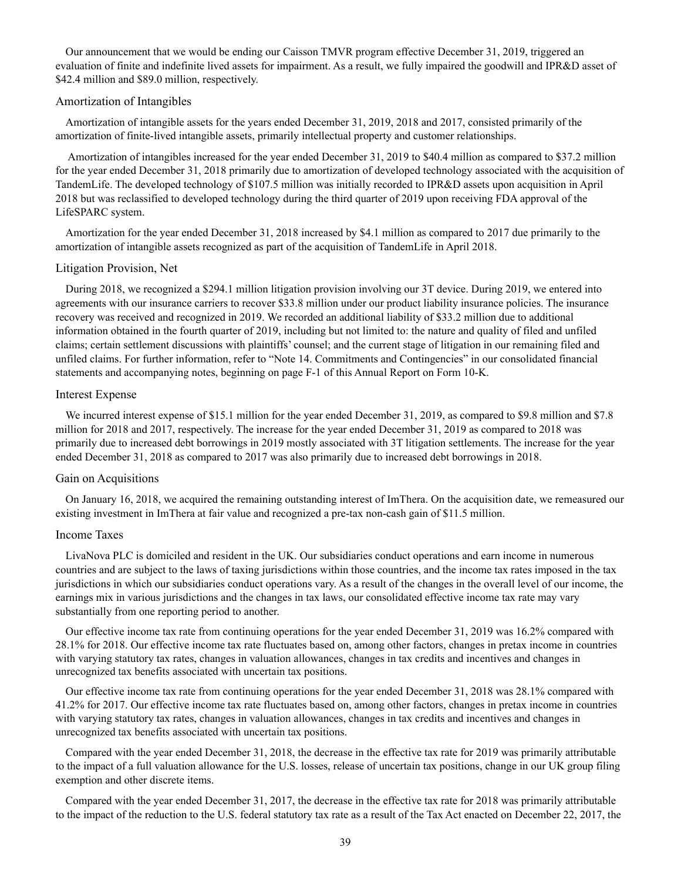Our announcement that we would be ending our Caisson TMVR program effective December 31, 2019, triggered an evaluation of finite and indefinite lived assets for impairment. As a result, we fully impaired the goodwill and IPR&D asset of $42.4 million and $89.0 million, respectively.

### Amortization of Intangibles

Amortization of intangible assets for the years ended December 31, 2019, 2018 and 2017, consisted primarily of the amortization of finite-lived intangible assets, primarily intellectual property and customer relationships.

Amortization of intangibles increased for the year ended December 31, 2019 to $40.4 million as compared to $37.2 million for the year ended December 31, 2018 primarily due to amortization of developed technology associated with the acquisition of TandemLife. The developed technology of $107.5 million was initially recorded to IPR&D assets upon acquisition in April 2018 but was reclassified to developed technology during the third quarter of 2019 upon receiving FDA approval of the LifeSPARC system.

Amortization for the year ended December 31, 2018 increased by $4.1 million as compared to 2017 due primarily to the amortization of intangible assets recognized as part of the acquisition of TandemLife in April 2018.

### Litigation Provision, Net

During 2018, we recognized a $294.1 million litigation provision involving our 3T device. During 2019, we entered into agreements with our insurance carriers to recover $33.8 million under our product liability insurance policies. The insurance recovery was received and recognized in 2019. We recorded an additional liability of $33.2 million due to additional information obtained in the fourth quarter of 2019, including but not limited to: the nature and quality of filed and unfiled claims; certain settlement discussions with plaintiffs' counsel; and the current stage of litigation in our remaining filed and unfiled claims. For further information, refer to "Note 14. Commitments and Contingencies" in our consolidated financial statements and accompanying notes, beginning on page F-1 of this Annual Report on Form 10-K.

### Interest Expense

We incurred interest expense of $15.1 million for the year ended December 31, 2019, as compared to $9.8 million and $7.8 million for 2018 and 2017, respectively. The increase for the year ended December 31, 2019 as compared to 2018 was primarily due to increased debt borrowings in 2019 mostly associated with 3T litigation settlements. The increase for the year ended December 31, 2018 as compared to 2017 was also primarily due to increased debt borrowings in 2018.

### Gain on Acquisitions

On January 16, 2018, we acquired the remaining outstanding interest of ImThera. On the acquisition date, we remeasured our existing investment in ImThera at fair value and recognized a pre-tax non-cash gain of $11.5 million.

### Income Taxes

LivaNova PLC is domiciled and resident in the UK. Our subsidiaries conduct operations and earn income in numerous countries and are subject to the laws of taxing jurisdictions within those countries, and the income tax rates imposed in the tax jurisdictions in which our subsidiaries conduct operations vary. As a result of the changes in the overall level of our income, the earnings mix in various jurisdictions and the changes in tax laws, our consolidated effective income tax rate may vary substantially from one reporting period to another.

Our effective income tax rate from continuing operations for the year ended December 31, 2019 was 16.2% compared with 28.1% for 2018. Our effective income tax rate fluctuates based on, among other factors, changes in pretax income in countries with varying statutory tax rates, changes in valuation allowances, changes in tax credits and incentives and changes in unrecognized tax benefits associated with uncertain tax positions.

Our effective income tax rate from continuing operations for the year ended December 31, 2018 was 28.1% compared with 41.2% for 2017. Our effective income tax rate fluctuates based on, among other factors, changes in pretax income in countries with varying statutory tax rates, changes in valuation allowances, changes in tax credits and incentives and changes in unrecognized tax benefits associated with uncertain tax positions.

Compared with the year ended December 31, 2018, the decrease in the effective tax rate for 2019 was primarily attributable to the impact of a full valuation allowance for the U.S. losses, release of uncertain tax positions, change in our UK group filing exemption and other discrete items.

Compared with the year ended December 31, 2017, the decrease in the effective tax rate for 2018 was primarily attributable to the impact of the reduction to the U.S. federal statutory tax rate as a result of the Tax Act enacted on December 22, 2017, the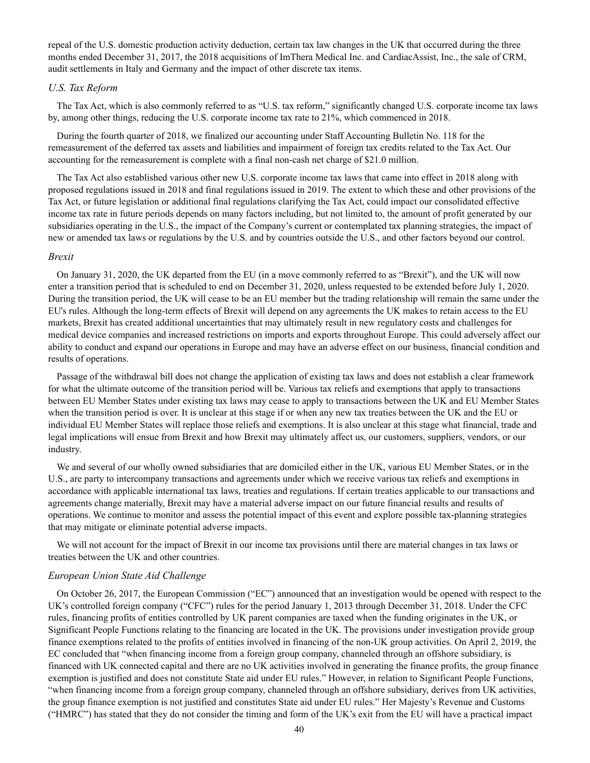repeal of the U.S. domestic production activity deduction, certain tax law changes in the UK that occurred during the three months ended December 31, 2017, the 2018 acquisitions of ImThera Medical Inc. and CardiacAssist, Inc., the sale of CRM, audit settlements in Italy and Germany and the impact of other discrete tax items.

### *U.S. Tax Reform*

The Tax Act, which is also commonly referred to as "U.S. tax reform," significantly changed U.S. corporate income tax laws by, among other things, reducing the U.S. corporate income tax rate to 21%, which commenced in 2018.

During the fourth quarter of 2018, we finalized our accounting under Staff Accounting Bulletin No. 118 for the remeasurement of the deferred tax assets and liabilities and impairment of foreign tax credits related to the Tax Act. Our accounting for the remeasurement is complete with a final non-cash net charge of $21.0 million.

The Tax Act also established various other new U.S. corporate income tax laws that came into effect in 2018 along with proposed regulations issued in 2018 and final regulations issued in 2019. The extent to which these and other provisions of the Tax Act, or future legislation or additional final regulations clarifying the Tax Act, could impact our consolidated effective income tax rate in future periods depends on many factors including, but not limited to, the amount of profit generated by our subsidiaries operating in the U.S., the impact of the Company's current or contemplated tax planning strategies, the impact of new or amended tax laws or regulations by the U.S. and by countries outside the U.S., and other factors beyond our control.

### *Brexit*

On January 31, 2020, the UK departed from the EU (in a move commonly referred to as "Brexit"), and the UK will now enter a transition period that is scheduled to end on December 31, 2020, unless requested to be extended before July 1, 2020. During the transition period, the UK will cease to be an EU member but the trading relationship will remain the same under the EU's rules. Although the long-term effects of Brexit will depend on any agreements the UK makes to retain access to the EU markets, Brexit has created additional uncertainties that may ultimately result in new regulatory costs and challenges for medical device companies and increased restrictions on imports and exports throughout Europe. This could adversely affect our ability to conduct and expand our operations in Europe and may have an adverse effect on our business, financial condition and results of operations.

Passage of the withdrawal bill does not change the application of existing tax laws and does not establish a clear framework for what the ultimate outcome of the transition period will be. Various tax reliefs and exemptions that apply to transactions between EU Member States under existing tax laws may cease to apply to transactions between the UK and EU Member States when the transition period is over. It is unclear at this stage if or when any new tax treaties between the UK and the EU or individual EU Member States will replace those reliefs and exemptions. It is also unclear at this stage what financial, trade and legal implications will ensue from Brexit and how Brexit may ultimately affect us, our customers, suppliers, vendors, or our industry.

We and several of our wholly owned subsidiaries that are domiciled either in the UK, various EU Member States, or in the U.S., are party to intercompany transactions and agreements under which we receive various tax reliefs and exemptions in accordance with applicable international tax laws, treaties and regulations. If certain treaties applicable to our transactions and agreements change materially, Brexit may have a material adverse impact on our future financial results and results of operations. We continue to monitor and assess the potential impact of this event and explore possible tax-planning strategies that may mitigate or eliminate potential adverse impacts.

We will not account for the impact of Brexit in our income tax provisions until there are material changes in tax laws or treaties between the UK and other countries.

### *European Union State Aid Challenge*

On October 26, 2017, the European Commission ("EC") announced that an investigation would be opened with respect to the UK's controlled foreign company ("CFC") rules for the period January 1, 2013 through December 31, 2018. Under the CFC rules, financing profits of entities controlled by UK parent companies are taxed when the funding originates in the UK, or Significant People Functions relating to the financing are located in the UK. The provisions under investigation provide group finance exemptions related to the profits of entities involved in financing of the non-UK group activities. On April 2, 2019, the EC concluded that "when financing income from a foreign group company, channeled through an offshore subsidiary, is financed with UK connected capital and there are no UK activities involved in generating the finance profits, the group finance exemption is justified and does not constitute State aid under EU rules." However, in relation to Significant People Functions, "when financing income from a foreign group company, channeled through an offshore subsidiary, derives from UK activities, the group finance exemption is not justified and constitutes State aid under EU rules." Her Majesty's Revenue and Customs ("HMRC") has stated that they do not consider the timing and form of the UK's exit from the EU will have a practical impact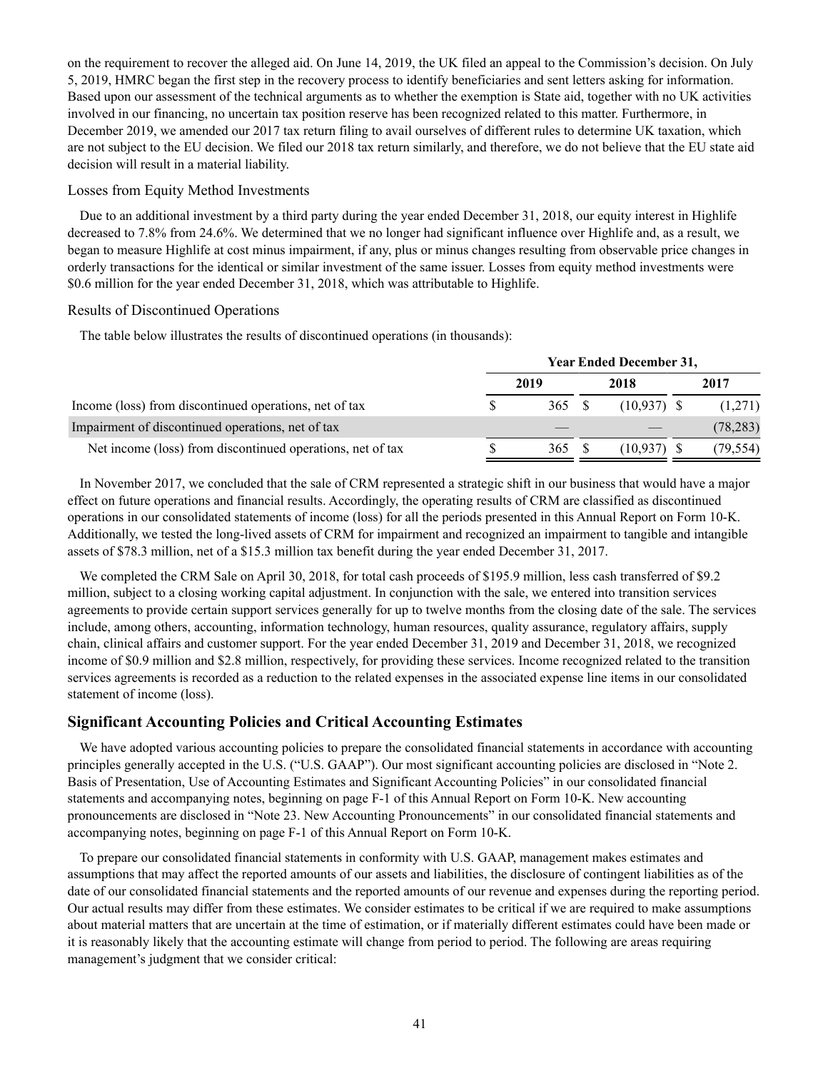on the requirement to recover the alleged aid. On June 14, 2019, the UK filed an appeal to the Commission's decision. On July 5, 2019, HMRC began the first step in the recovery process to identify beneficiaries and sent letters asking for information. Based upon our assessment of the technical arguments as to whether the exemption is State aid, together with no UK activities involved in our financing, no uncertain tax position reserve has been recognized related to this matter. Furthermore, in December 2019, we amended our 2017 tax return filing to avail ourselves of different rules to determine UK taxation, which are not subject to the EU decision. We filed our 2018 tax return similarly, and therefore, we do not believe that the EU state aid decision will result in a material liability.

### Losses from Equity Method Investments

Due to an additional investment by a third party during the year ended December 31, 2018, our equity interest in Highlife decreased to 7.8% from 24.6%. We determined that we no longer had significant influence over Highlife and, as a result, we began to measure Highlife at cost minus impairment, if any, plus or minus changes resulting from observable price changes in orderly transactions for the identical or similar investment of the same issuer. Losses from equity method investments were $0.6 million for the year ended December 31, 2018, which was attributable to Highlife.

### Results of Discontinued Operations

The table below illustrates the results of discontinued operations (in thousands):

| | Year Ended December 31, | | |
|---|---|---|---|
| | 2019 | 2018 | 2017 |
| Income (loss) from discontinued operations, net of tax | $ 365 | $ (10,937) | $ (1,271) |
| Impairment of discontinued operations, net of tax | — | — | (78,283) |
| Net income (loss) from discontinued operations, net of tax | $ 365 | $ (10,937) | $ (79,554) |

In November 2017, we concluded that the sale of CRM represented a strategic shift in our business that would have a major effect on future operations and financial results. Accordingly, the operating results of CRM are classified as discontinued operations in our consolidated statements of income (loss) for all the periods presented in this Annual Report on Form 10-K. Additionally, we tested the long-lived assets of CRM for impairment and recognized an impairment to tangible and intangible assets of $78.3 million, net of a $15.3 million tax benefit during the year ended December 31, 2017.

We completed the CRM Sale on April 30, 2018, for total cash proceeds of $195.9 million, less cash transferred of $9.2 million, subject to a closing working capital adjustment. In conjunction with the sale, we entered into transition services agreements to provide certain support services generally for up to twelve months from the closing date of the sale. The services include, among others, accounting, information technology, human resources, quality assurance, regulatory affairs, supply chain, clinical affairs and customer support. For the year ended December 31, 2019 and December 31, 2018, we recognized income of $0.9 million and $2.8 million, respectively, for providing these services. Income recognized related to the transition services agreements is recorded as a reduction to the related expenses in the associated expense line items in our consolidated statement of income (loss).

## Significant Accounting Policies and Critical Accounting Estimates

We have adopted various accounting policies to prepare the consolidated financial statements in accordance with accounting principles generally accepted in the U.S. ("U.S. GAAP"). Our most significant accounting policies are disclosed in "Note 2. Basis of Presentation, Use of Accounting Estimates and Significant Accounting Policies" in our consolidated financial statements and accompanying notes, beginning on page F-1 of this Annual Report on Form 10-K. New accounting pronouncements are disclosed in "Note 23. New Accounting Pronouncements" in our consolidated financial statements and accompanying notes, beginning on page F-1 of this Annual Report on Form 10-K.

To prepare our consolidated financial statements in conformity with U.S. GAAP, management makes estimates and assumptions that may affect the reported amounts of our assets and liabilities, the disclosure of contingent liabilities as of the date of our consolidated financial statements and the reported amounts of our revenue and expenses during the reporting period. Our actual results may differ from these estimates. We consider estimates to be critical if we are required to make assumptions about material matters that are uncertain at the time of estimation, or if materially different estimates could have been made or it is reasonably likely that the accounting estimate will change from period to period. The following are areas requiring management's judgment that we consider critical: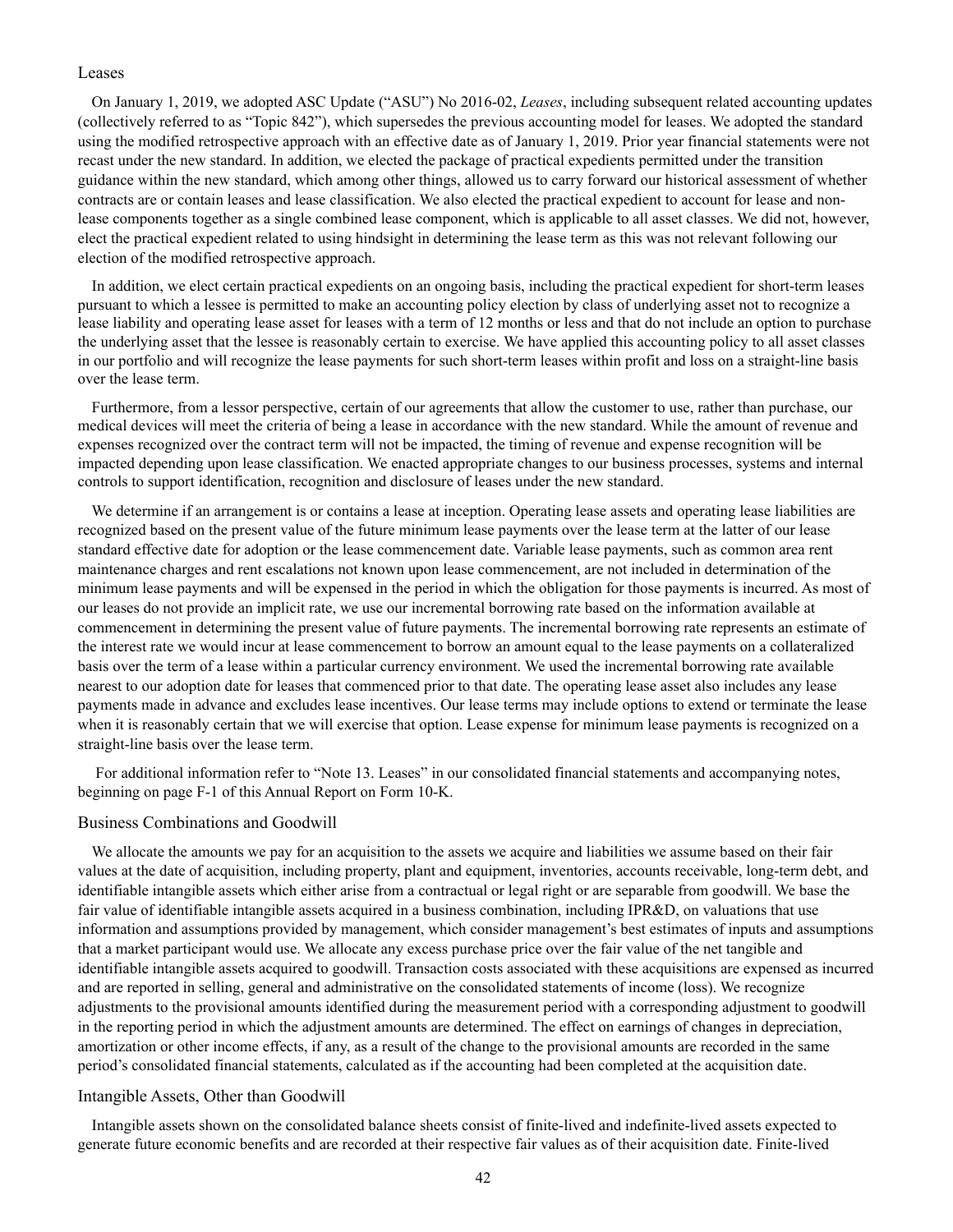## Leases

On January 1, 2019, we adopted ASC Update ("ASU") No 2016-02, *Leases*, including subsequent related accounting updates (collectively referred to as "Topic 842"), which supersedes the previous accounting model for leases. We adopted the standard using the modified retrospective approach with an effective date as of January 1, 2019. Prior year financial statements were not recast under the new standard. In addition, we elected the package of practical expedients permitted under the transition guidance within the new standard, which among other things, allowed us to carry forward our historical assessment of whether contracts are or contain leases and lease classification. We also elected the practical expedient to account for lease and non-lease components together as a single combined lease component, which is applicable to all asset classes. We did not, however, elect the practical expedient related to using hindsight in determining the lease term as this was not relevant following our election of the modified retrospective approach.

In addition, we elect certain practical expedients on an ongoing basis, including the practical expedient for short-term leases pursuant to which a lessee is permitted to make an accounting policy election by class of underlying asset not to recognize a lease liability and operating lease asset for leases with a term of 12 months or less and that do not include an option to purchase the underlying asset that the lessee is reasonably certain to exercise. We have applied this accounting policy to all asset classes in our portfolio and will recognize the lease payments for such short-term leases within profit and loss on a straight-line basis over the lease term.

Furthermore, from a lessor perspective, certain of our agreements that allow the customer to use, rather than purchase, our medical devices will meet the criteria of being a lease in accordance with the new standard. While the amount of revenue and expenses recognized over the contract term will not be impacted, the timing of revenue and expense recognition will be impacted depending upon lease classification. We enacted appropriate changes to our business processes, systems and internal controls to support identification, recognition and disclosure of leases under the new standard.

We determine if an arrangement is or contains a lease at inception. Operating lease assets and operating lease liabilities are recognized based on the present value of the future minimum lease payments over the lease term at the latter of our lease standard effective date for adoption or the lease commencement date. Variable lease payments, such as common area rent maintenance charges and rent escalations not known upon lease commencement, are not included in determination of the minimum lease payments and will be expensed in the period in which the obligation for those payments is incurred. As most of our leases do not provide an implicit rate, we use our incremental borrowing rate based on the information available at commencement in determining the present value of future payments. The incremental borrowing rate represents an estimate of the interest rate we would incur at lease commencement to borrow an amount equal to the lease payments on a collateralized basis over the term of a lease within a particular currency environment. We used the incremental borrowing rate available nearest to our adoption date for leases that commenced prior to that date. The operating lease asset also includes any lease payments made in advance and excludes lease incentives. Our lease terms may include options to extend or terminate the lease when it is reasonably certain that we will exercise that option. Lease expense for minimum lease payments is recognized on a straight-line basis over the lease term.

For additional information refer to "Note 13. Leases" in our consolidated financial statements and accompanying notes, beginning on page F-1 of this Annual Report on Form 10-K.

## Business Combinations and Goodwill

We allocate the amounts we pay for an acquisition to the assets we acquire and liabilities we assume based on their fair values at the date of acquisition, including property, plant and equipment, inventories, accounts receivable, long-term debt, and identifiable intangible assets which either arise from a contractual or legal right or are separable from goodwill. We base the fair value of identifiable intangible assets acquired in a business combination, including IPR&D, on valuations that use information and assumptions provided by management, which consider management's best estimates of inputs and assumptions that a market participant would use. We allocate any excess purchase price over the fair value of the net tangible and identifiable intangible assets acquired to goodwill. Transaction costs associated with these acquisitions are expensed as incurred and are reported in selling, general and administrative on the consolidated statements of income (loss). We recognize adjustments to the provisional amounts identified during the measurement period with a corresponding adjustment to goodwill in the reporting period in which the adjustment amounts are determined. The effect on earnings of changes in depreciation, amortization or other income effects, if any, as a result of the change to the provisional amounts are recorded in the same period's consolidated financial statements, calculated as if the accounting had been completed at the acquisition date.

## Intangible Assets, Other than Goodwill

Intangible assets shown on the consolidated balance sheets consist of finite-lived and indefinite-lived assets expected to generate future economic benefits and are recorded at their respective fair values as of their acquisition date. Finite-lived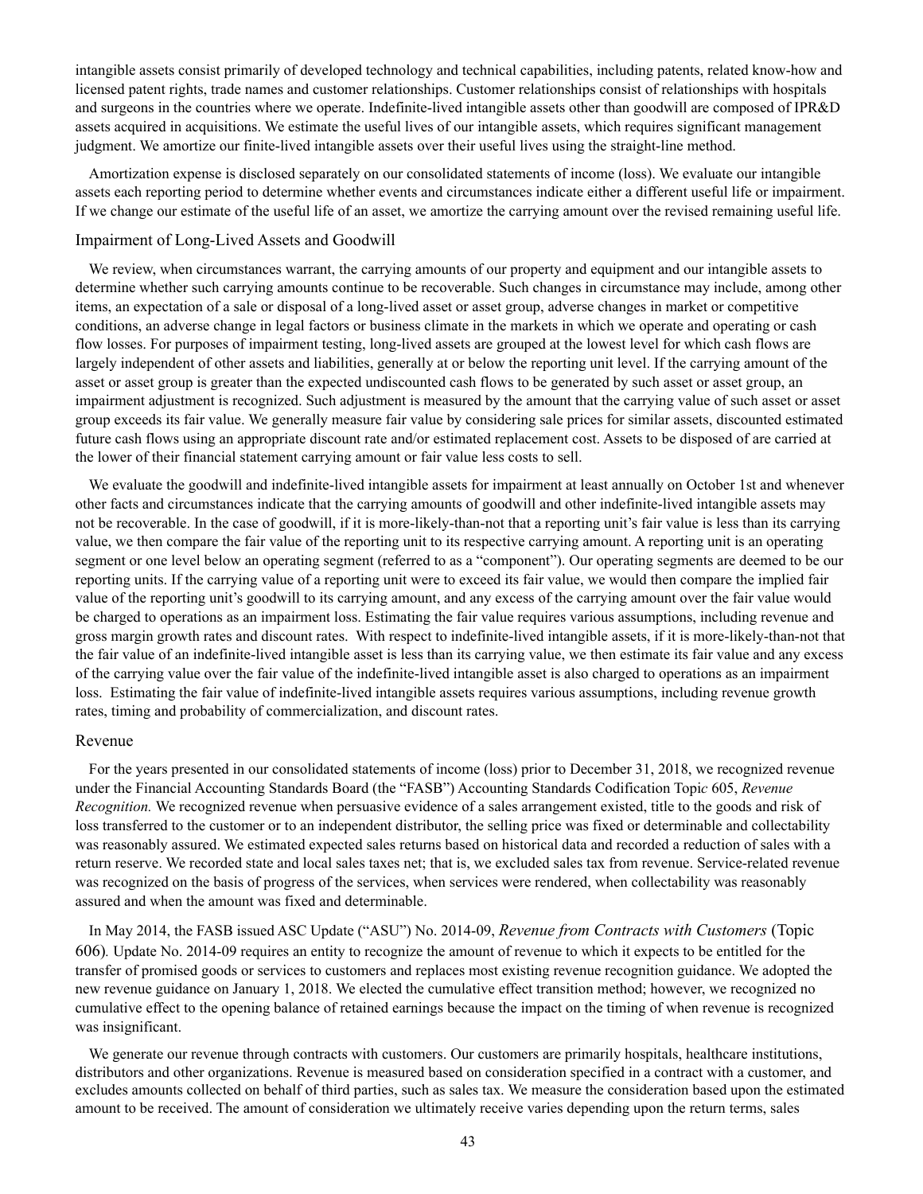intangible assets consist primarily of developed technology and technical capabilities, including patents, related know-how and licensed patent rights, trade names and customer relationships. Customer relationships consist of relationships with hospitals and surgeons in the countries where we operate. Indefinite-lived intangible assets other than goodwill are composed of IPR&D assets acquired in acquisitions. We estimate the useful lives of our intangible assets, which requires significant management judgment. We amortize our finite-lived intangible assets over their useful lives using the straight-line method.

Amortization expense is disclosed separately on our consolidated statements of income (loss). We evaluate our intangible assets each reporting period to determine whether events and circumstances indicate either a different useful life or impairment. If we change our estimate of the useful life of an asset, we amortize the carrying amount over the revised remaining useful life.

### Impairment of Long-Lived Assets and Goodwill

We review, when circumstances warrant, the carrying amounts of our property and equipment and our intangible assets to determine whether such carrying amounts continue to be recoverable. Such changes in circumstance may include, among other items, an expectation of a sale or disposal of a long-lived asset or asset group, adverse changes in market or competitive conditions, an adverse change in legal factors or business climate in the markets in which we operate and operating or cash flow losses. For purposes of impairment testing, long-lived assets are grouped at the lowest level for which cash flows are largely independent of other assets and liabilities, generally at or below the reporting unit level. If the carrying amount of the asset or asset group is greater than the expected undiscounted cash flows to be generated by such asset or asset group, an impairment adjustment is recognized. Such adjustment is measured by the amount that the carrying value of such asset or asset group exceeds its fair value. We generally measure fair value by considering sale prices for similar assets, discounted estimated future cash flows using an appropriate discount rate and/or estimated replacement cost. Assets to be disposed of are carried at the lower of their financial statement carrying amount or fair value less costs to sell.

We evaluate the goodwill and indefinite-lived intangible assets for impairment at least annually on October 1st and whenever other facts and circumstances indicate that the carrying amounts of goodwill and other indefinite-lived intangible assets may not be recoverable. In the case of goodwill, if it is more-likely-than-not that a reporting unit's fair value is less than its carrying value, we then compare the fair value of the reporting unit to its respective carrying amount. A reporting unit is an operating segment or one level below an operating segment (referred to as a "component"). Our operating segments are deemed to be our reporting units. If the carrying value of a reporting unit were to exceed its fair value, we would then compare the implied fair value of the reporting unit's goodwill to its carrying amount, and any excess of the carrying amount over the fair value would be charged to operations as an impairment loss. Estimating the fair value requires various assumptions, including revenue and gross margin growth rates and discount rates. With respect to indefinite-lived intangible assets, if it is more-likely-than-not that the fair value of an indefinite-lived intangible asset is less than its carrying value, we then estimate its fair value and any excess of the carrying value over the fair value of the indefinite-lived intangible asset is also charged to operations as an impairment loss. Estimating the fair value of indefinite-lived intangible assets requires various assumptions, including revenue growth rates, timing and probability of commercialization, and discount rates.

### Revenue

For the years presented in our consolidated statements of income (loss) prior to December 31, 2018, we recognized revenue under the Financial Accounting Standards Board (the "FASB") Accounting Standards Codification Topic 605, *Revenue Recognition.* We recognized revenue when persuasive evidence of a sales arrangement existed, title to the goods and risk of loss transferred to the customer or to an independent distributor, the selling price was fixed or determinable and collectability was reasonably assured. We estimated expected sales returns based on historical data and recorded a reduction of sales with a return reserve. We recorded state and local sales taxes net; that is, we excluded sales tax from revenue. Service-related revenue was recognized on the basis of progress of the services, when services were rendered, when collectability was reasonably assured and when the amount was fixed and determinable.

In May 2014, the FASB issued ASC Update ("ASU") No. 2014-09, *Revenue from Contracts with Customers* (Topic 606)*.* Update No. 2014-09 requires an entity to recognize the amount of revenue to which it expects to be entitled for the transfer of promised goods or services to customers and replaces most existing revenue recognition guidance. We adopted the new revenue guidance on January 1, 2018. We elected the cumulative effect transition method; however, we recognized no cumulative effect to the opening balance of retained earnings because the impact on the timing of when revenue is recognized was insignificant.

We generate our revenue through contracts with customers. Our customers are primarily hospitals, healthcare institutions, distributors and other organizations. Revenue is measured based on consideration specified in a contract with a customer, and excludes amounts collected on behalf of third parties, such as sales tax. We measure the consideration based upon the estimated amount to be received. The amount of consideration we ultimately receive varies depending upon the return terms, sales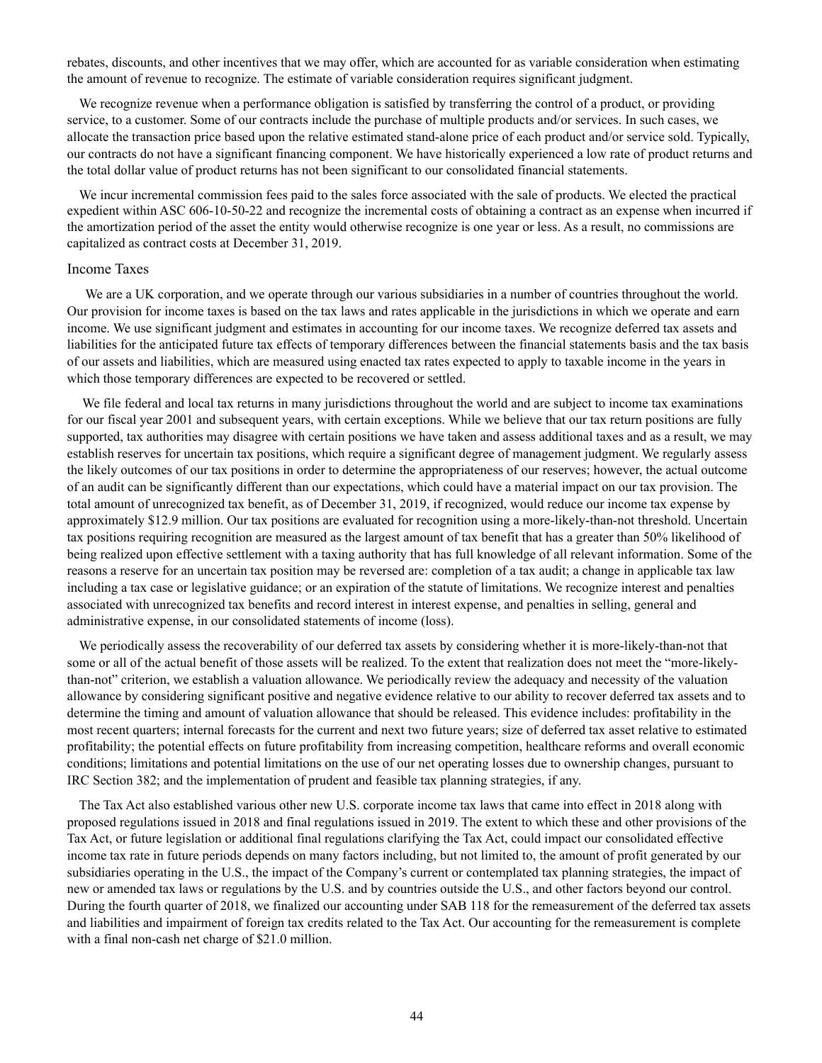rebates, discounts, and other incentives that we may offer, which are accounted for as variable consideration when estimating the amount of revenue to recognize. The estimate of variable consideration requires significant judgment.

We recognize revenue when a performance obligation is satisfied by transferring the control of a product, or providing service, to a customer. Some of our contracts include the purchase of multiple products and/or services. In such cases, we allocate the transaction price based upon the relative estimated stand-alone price of each product and/or service sold. Typically, our contracts do not have a significant financing component. We have historically experienced a low rate of product returns and the total dollar value of product returns has not been significant to our consolidated financial statements.

We incur incremental commission fees paid to the sales force associated with the sale of products. We elected the practical expedient within ASC 606-10-50-22 and recognize the incremental costs of obtaining a contract as an expense when incurred if the amortization period of the asset the entity would otherwise recognize is one year or less. As a result, no commissions are capitalized as contract costs at December 31, 2019.

## Income Taxes

We are a UK corporation, and we operate through our various subsidiaries in a number of countries throughout the world. Our provision for income taxes is based on the tax laws and rates applicable in the jurisdictions in which we operate and earn income. We use significant judgment and estimates in accounting for our income taxes. We recognize deferred tax assets and liabilities for the anticipated future tax effects of temporary differences between the financial statements basis and the tax basis of our assets and liabilities, which are measured using enacted tax rates expected to apply to taxable income in the years in which those temporary differences are expected to be recovered or settled.

We file federal and local tax returns in many jurisdictions throughout the world and are subject to income tax examinations for our fiscal year 2001 and subsequent years, with certain exceptions. While we believe that our tax return positions are fully supported, tax authorities may disagree with certain positions we have taken and assess additional taxes and as a result, we may establish reserves for uncertain tax positions, which require a significant degree of management judgment. We regularly assess the likely outcomes of our tax positions in order to determine the appropriateness of our reserves; however, the actual outcome of an audit can be significantly different than our expectations, which could have a material impact on our tax provision. The total amount of unrecognized tax benefit, as of December 31, 2019, if recognized, would reduce our income tax expense by approximately $12.9 million. Our tax positions are evaluated for recognition using a more-likely-than-not threshold. Uncertain tax positions requiring recognition are measured as the largest amount of tax benefit that has a greater than 50% likelihood of being realized upon effective settlement with a taxing authority that has full knowledge of all relevant information. Some of the reasons a reserve for an uncertain tax position may be reversed are: completion of a tax audit; a change in applicable tax law including a tax case or legislative guidance; or an expiration of the statute of limitations. We recognize interest and penalties associated with unrecognized tax benefits and record interest in interest expense, and penalties in selling, general and administrative expense, in our consolidated statements of income (loss).

We periodically assess the recoverability of our deferred tax assets by considering whether it is more-likely-than-not that some or all of the actual benefit of those assets will be realized. To the extent that realization does not meet the "more-likely-than-not" criterion, we establish a valuation allowance. We periodically review the adequacy and necessity of the valuation allowance by considering significant positive and negative evidence relative to our ability to recover deferred tax assets and to determine the timing and amount of valuation allowance that should be released. This evidence includes: profitability in the most recent quarters; internal forecasts for the current and next two future years; size of deferred tax asset relative to estimated profitability; the potential effects on future profitability from increasing competition, healthcare reforms and overall economic conditions; limitations and potential limitations on the use of our net operating losses due to ownership changes, pursuant to IRC Section 382; and the implementation of prudent and feasible tax planning strategies, if any.

The Tax Act also established various other new U.S. corporate income tax laws that came into effect in 2018 along with proposed regulations issued in 2018 and final regulations issued in 2019. The extent to which these and other provisions of the Tax Act, or future legislation or additional final regulations clarifying the Tax Act, could impact our consolidated effective income tax rate in future periods depends on many factors including, but not limited to, the amount of profit generated by our subsidiaries operating in the U.S., the impact of the Company's current or contemplated tax planning strategies, the impact of new or amended tax laws or regulations by the U.S. and by countries outside the U.S., and other factors beyond our control. During the fourth quarter of 2018, we finalized our accounting under SAB 118 for the remeasurement of the deferred tax assets and liabilities and impairment of foreign tax credits related to the Tax Act. Our accounting for the remeasurement is complete with a final non-cash net charge of $21.0 million.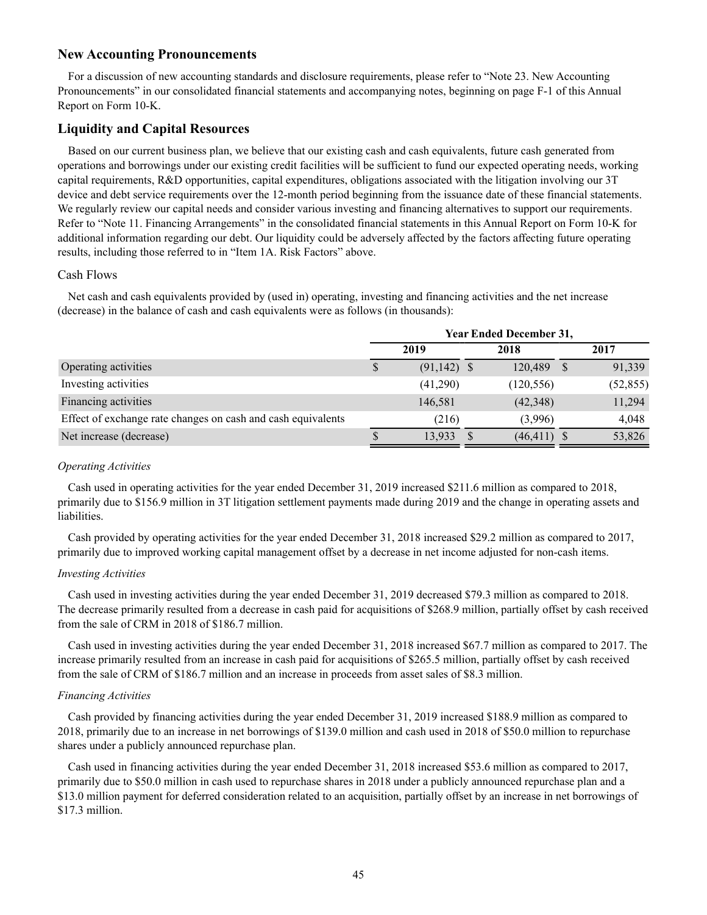## New Accounting Pronouncements

For a discussion of new accounting standards and disclosure requirements, please refer to "Note 23. New Accounting Pronouncements" in our consolidated financial statements and accompanying notes, beginning on page F-1 of this Annual Report on Form 10-K.

## Liquidity and Capital Resources

Based on our current business plan, we believe that our existing cash and cash equivalents, future cash generated from operations and borrowings under our existing credit facilities will be sufficient to fund our expected operating needs, working capital requirements, R&D opportunities, capital expenditures, obligations associated with the litigation involving our 3T device and debt service requirements over the 12-month period beginning from the issuance date of these financial statements. We regularly review our capital needs and consider various investing and financing alternatives to support our requirements. Refer to "Note 11. Financing Arrangements" in the consolidated financial statements in this Annual Report on Form 10-K for additional information regarding our debt. Our liquidity could be adversely affected by the factors affecting future operating results, including those referred to in "Item 1A. Risk Factors" above.

### Cash Flows

Net cash and cash equivalents provided by (used in) operating, investing and financing activities and the net increase (decrease) in the balance of cash and cash equivalents were as follows (in thousands):

| | Year Ended December 31, | | |
|---|---|---|---|
| | 2019 | 2018 | 2017 |
| Operating activities | $ (91,142) | $ 120,489 | $ 91,339 |
| Investing activities | (41,290) | (120,556) | (52,855) |
| Financing activities | 146,581 | (42,348) | 11,294 |
| Effect of exchange rate changes on cash and cash equivalents | (216) | (3,996) | 4,048 |
| Net increase (decrease) | $ 13,933 | $ (46,411) | $ 53,826 |

*Operating Activities*

Cash used in operating activities for the year ended December 31, 2019 increased $211.6 million as compared to 2018, primarily due to $156.9 million in 3T litigation settlement payments made during 2019 and the change in operating assets and liabilities.

Cash provided by operating activities for the year ended December 31, 2018 increased $29.2 million as compared to 2017, primarily due to improved working capital management offset by a decrease in net income adjusted for non-cash items.

*Investing Activities*

Cash used in investing activities during the year ended December 31, 2019 decreased $79.3 million as compared to 2018. The decrease primarily resulted from a decrease in cash paid for acquisitions of $268.9 million, partially offset by cash received from the sale of CRM in 2018 of $186.7 million.

Cash used in investing activities during the year ended December 31, 2018 increased $67.7 million as compared to 2017. The increase primarily resulted from an increase in cash paid for acquisitions of $265.5 million, partially offset by cash received from the sale of CRM of $186.7 million and an increase in proceeds from asset sales of $8.3 million.

*Financing Activities*

Cash provided by financing activities during the year ended December 31, 2019 increased $188.9 million as compared to 2018, primarily due to an increase in net borrowings of $139.0 million and cash used in 2018 of $50.0 million to repurchase shares under a publicly announced repurchase plan.

Cash used in financing activities during the year ended December 31, 2018 increased $53.6 million as compared to 2017, primarily due to $50.0 million in cash used to repurchase shares in 2018 under a publicly announced repurchase plan and a $13.0 million payment for deferred consideration related to an acquisition, partially offset by an increase in net borrowings of $17.3 million.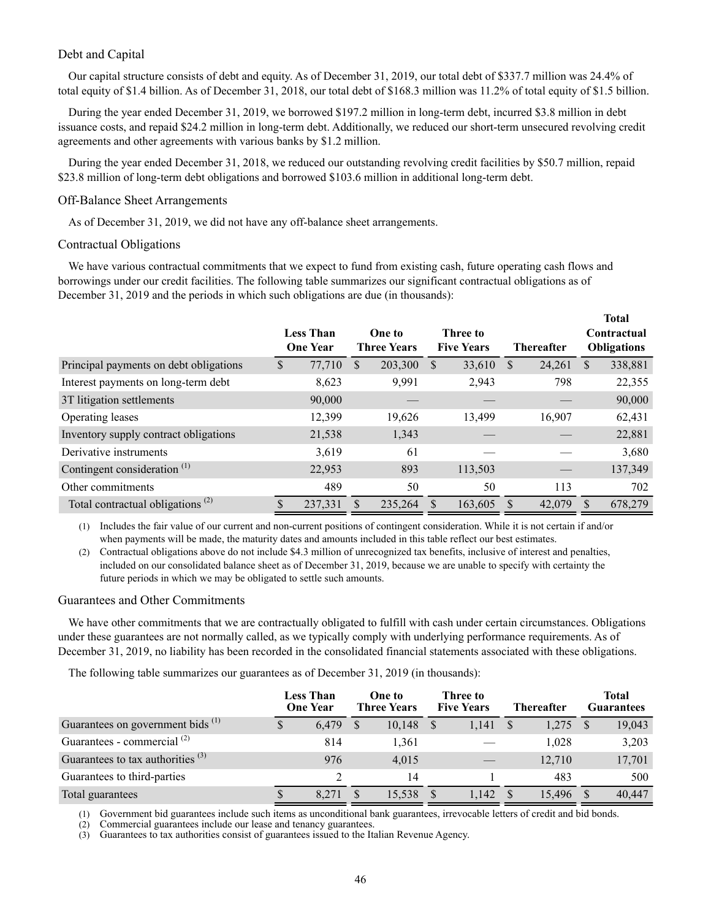### Debt and Capital

Our capital structure consists of debt and equity. As of December 31, 2019, our total debt of $337.7 million was 24.4% of total equity of $1.4 billion. As of December 31, 2018, our total debt of $168.3 million was 11.2% of total equity of $1.5 billion.

During the year ended December 31, 2019, we borrowed $197.2 million in long-term debt, incurred $3.8 million in debt issuance costs, and repaid $24.2 million in long-term debt. Additionally, we reduced our short-term unsecured revolving credit agreements and other agreements with various banks by $1.2 million.

During the year ended December 31, 2018, we reduced our outstanding revolving credit facilities by $50.7 million, repaid $23.8 million of long-term debt obligations and borrowed $103.6 million in additional long-term debt.

### Off-Balance Sheet Arrangements

As of December 31, 2019, we did not have any off-balance sheet arrangements.

### Contractual Obligations

We have various contractual commitments that we expect to fund from existing cash, future operating cash flows and borrowings under our credit facilities. The following table summarizes our significant contractual obligations as of December 31, 2019 and the periods in which such obligations are due (in thousands):

| | Less Than One Year | One to Three Years | Three to Five Years | Thereafter | Total Contractual Obligations |
|---|---|---|---|---|---|
| Principal payments on debt obligations | $ 77,710 | $ 203,300 | $ 33,610 | $ 24,261 | $ 338,881 |
| Interest payments on long-term debt | 8,623 | 9,991 | 2,943 | 798 | 22,355 |
| 3T litigation settlements | 90,000 | — | — | — | 90,000 |
| Operating leases | 12,399 | 19,626 | 13,499 | 16,907 | 62,431 |
| Inventory supply contract obligations | 21,538 | 1,343 | — | — | 22,881 |
| Derivative instruments | 3,619 | 61 | — | — | 3,680 |
| Contingent consideration [(1)] | 22,953 | 893 | 113,503 | — | 137,349 |
| Other commitments | 489 | 50 | 50 | 113 | 702 |
| Total contractual obligations [(2)] | $ 237,331 | $ 235,264 | $ 163,605 | $ 42,079 | $ 678,279 |

(1) Includes the fair value of our current and non-current positions of contingent consideration. While it is not certain if and/or when payments will be made, the maturity dates and amounts included in this table reflect our best estimates.

(2) Contractual obligations above do not include $4.3 million of unrecognized tax benefits, inclusive of interest and penalties, included on our consolidated balance sheet as of December 31, 2019, because we are unable to specify with certainty the future periods in which we may be obligated to settle such amounts.

### Guarantees and Other Commitments

We have other commitments that we are contractually obligated to fulfill with cash under certain circumstances. Obligations under these guarantees are not normally called, as we typically comply with underlying performance requirements. As of December 31, 2019, no liability has been recorded in the consolidated financial statements associated with these obligations.

The following table summarizes our guarantees as of December 31, 2019 (in thousands):

| | Less Than One Year | One to Three Years | Three to Five Years | Thereafter | Total Guarantees |
|---|---|---|---|---|---|
| Guarantees on government bids [(1)] | $ 6,479 | $ 10,148 | $ 1,141 | $ 1,275 | $ 19,043 |
| Guarantees - commercial [(2)] | 814 | 1,361 | — | 1,028 | 3,203 |
| Guarantees to tax authorities [(3)] | 976 | 4,015 | — | 12,710 | 17,701 |
| Guarantees to third-parties | 2 | 14 | 1 | 483 | 500 |
| Total guarantees | $ 8,271 | $ 15,538 | $ 1,142 | $ 15,496 | $ 40,447 |

(1) Government bid guarantees include such items as unconditional bank guarantees, irrevocable letters of credit and bid bonds.
(2) Commercial guarantees include our lease and tenancy guarantees.
(3) Guarantees to tax authorities consist of guarantees issued to the Italian Revenue Agency.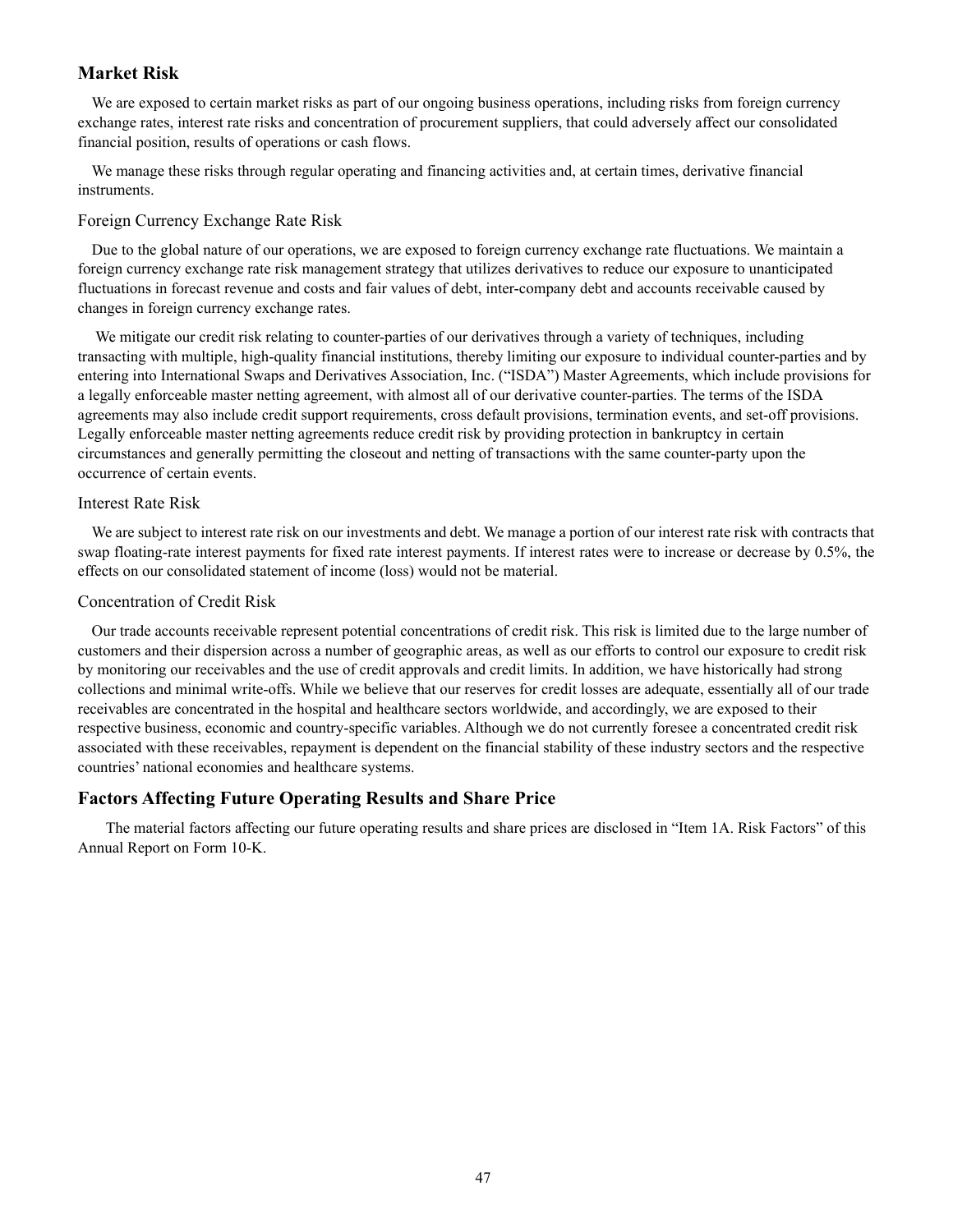## Market Risk

We are exposed to certain market risks as part of our ongoing business operations, including risks from foreign currency exchange rates, interest rate risks and concentration of procurement suppliers, that could adversely affect our consolidated financial position, results of operations or cash flows.

We manage these risks through regular operating and financing activities and, at certain times, derivative financial instruments.

### Foreign Currency Exchange Rate Risk

Due to the global nature of our operations, we are exposed to foreign currency exchange rate fluctuations. We maintain a foreign currency exchange rate risk management strategy that utilizes derivatives to reduce our exposure to unanticipated fluctuations in forecast revenue and costs and fair values of debt, inter-company debt and accounts receivable caused by changes in foreign currency exchange rates.

We mitigate our credit risk relating to counter-parties of our derivatives through a variety of techniques, including transacting with multiple, high-quality financial institutions, thereby limiting our exposure to individual counter-parties and by entering into International Swaps and Derivatives Association, Inc. ("ISDA") Master Agreements, which include provisions for a legally enforceable master netting agreement, with almost all of our derivative counter-parties. The terms of the ISDA agreements may also include credit support requirements, cross default provisions, termination events, and set-off provisions. Legally enforceable master netting agreements reduce credit risk by providing protection in bankruptcy in certain circumstances and generally permitting the closeout and netting of transactions with the same counter-party upon the occurrence of certain events.

### Interest Rate Risk

We are subject to interest rate risk on our investments and debt. We manage a portion of our interest rate risk with contracts that swap floating-rate interest payments for fixed rate interest payments. If interest rates were to increase or decrease by 0.5%, the effects on our consolidated statement of income (loss) would not be material.

### Concentration of Credit Risk

Our trade accounts receivable represent potential concentrations of credit risk. This risk is limited due to the large number of customers and their dispersion across a number of geographic areas, as well as our efforts to control our exposure to credit risk by monitoring our receivables and the use of credit approvals and credit limits. In addition, we have historically had strong collections and minimal write-offs. While we believe that our reserves for credit losses are adequate, essentially all of our trade receivables are concentrated in the hospital and healthcare sectors worldwide, and accordingly, we are exposed to their respective business, economic and country-specific variables. Although we do not currently foresee a concentrated credit risk associated with these receivables, repayment is dependent on the financial stability of these industry sectors and the respective countries' national economies and healthcare systems.

## Factors Affecting Future Operating Results and Share Price

The material factors affecting our future operating results and share prices are disclosed in "Item 1A. Risk Factors" of this Annual Report on Form 10-K.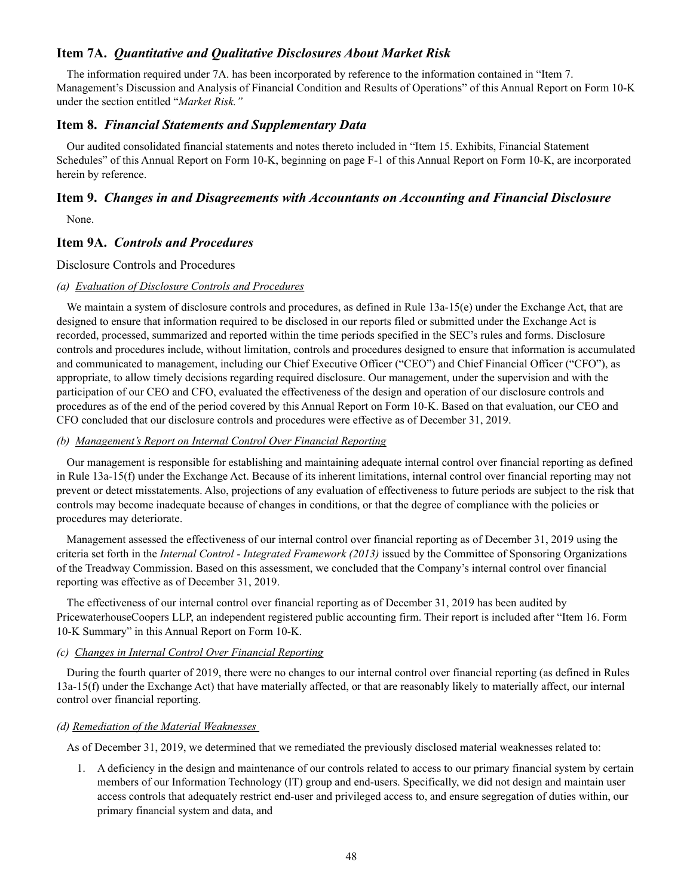## Item 7A. *Quantitative and Qualitative Disclosures About Market Risk*

The information required under 7A. has been incorporated by reference to the information contained in "Item 7. Management's Discussion and Analysis of Financial Condition and Results of Operations" of this Annual Report on Form 10-K under the section entitled "*Market Risk."*

## Item 8. *Financial Statements and Supplementary Data*

Our audited consolidated financial statements and notes thereto included in "Item 15. Exhibits, Financial Statement Schedules" of this Annual Report on Form 10-K, beginning on page F-1 of this Annual Report on Form 10-K, are incorporated herein by reference.

## Item 9. *Changes in and Disagreements with Accountants on Accounting and Financial Disclosure*

None.

## Item 9A. *Controls and Procedures*

### Disclosure Controls and Procedures

*(a) Evaluation of Disclosure Controls and Procedures*

We maintain a system of disclosure controls and procedures, as defined in Rule 13a-15(e) under the Exchange Act, that are designed to ensure that information required to be disclosed in our reports filed or submitted under the Exchange Act is recorded, processed, summarized and reported within the time periods specified in the SEC's rules and forms. Disclosure controls and procedures include, without limitation, controls and procedures designed to ensure that information is accumulated and communicated to management, including our Chief Executive Officer ("CEO") and Chief Financial Officer ("CFO"), as appropriate, to allow timely decisions regarding required disclosure. Our management, under the supervision and with the participation of our CEO and CFO, evaluated the effectiveness of the design and operation of our disclosure controls and procedures as of the end of the period covered by this Annual Report on Form 10-K. Based on that evaluation, our CEO and CFO concluded that our disclosure controls and procedures were effective as of December 31, 2019.

*(b) Management's Report on Internal Control Over Financial Reporting*

Our management is responsible for establishing and maintaining adequate internal control over financial reporting as defined in Rule 13a-15(f) under the Exchange Act. Because of its inherent limitations, internal control over financial reporting may not prevent or detect misstatements. Also, projections of any evaluation of effectiveness to future periods are subject to the risk that controls may become inadequate because of changes in conditions, or that the degree of compliance with the policies or procedures may deteriorate.

Management assessed the effectiveness of our internal control over financial reporting as of December 31, 2019 using the criteria set forth in the *Internal Control - Integrated Framework (2013)* issued by the Committee of Sponsoring Organizations of the Treadway Commission. Based on this assessment, we concluded that the Company's internal control over financial reporting was effective as of December 31, 2019.

The effectiveness of our internal control over financial reporting as of December 31, 2019 has been audited by PricewaterhouseCoopers LLP, an independent registered public accounting firm. Their report is included after "Item 16. Form 10-K Summary" in this Annual Report on Form 10-K.

*(c) Changes in Internal Control Over Financial Reporting*

During the fourth quarter of 2019, there were no changes to our internal control over financial reporting (as defined in Rules 13a-15(f) under the Exchange Act) that have materially affected, or that are reasonably likely to materially affect, our internal control over financial reporting.

*(d) Remediation of the Material Weaknesses*

As of December 31, 2019, we determined that we remediated the previously disclosed material weaknesses related to:

1. A deficiency in the design and maintenance of our controls related to access to our primary financial system by certain members of our Information Technology (IT) group and end-users. Specifically, we did not design and maintain user access controls that adequately restrict end-user and privileged access to, and ensure segregation of duties within, our primary financial system and data, and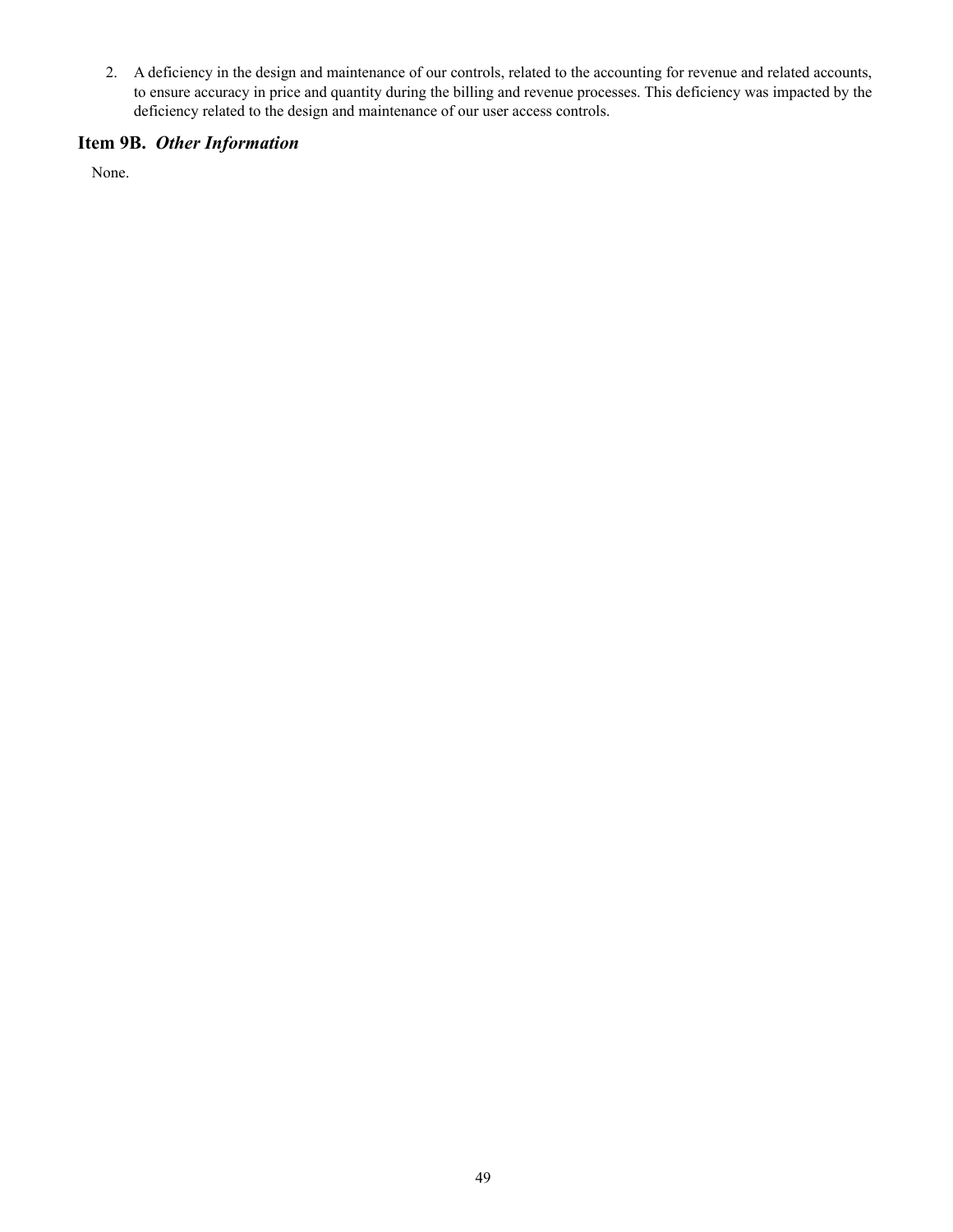2. A deficiency in the design and maintenance of our controls, related to the accounting for revenue and related accounts, to ensure accuracy in price and quantity during the billing and revenue processes. This deficiency was impacted by the deficiency related to the design and maintenance of our user access controls.

## Item 9B. *Other Information*

None.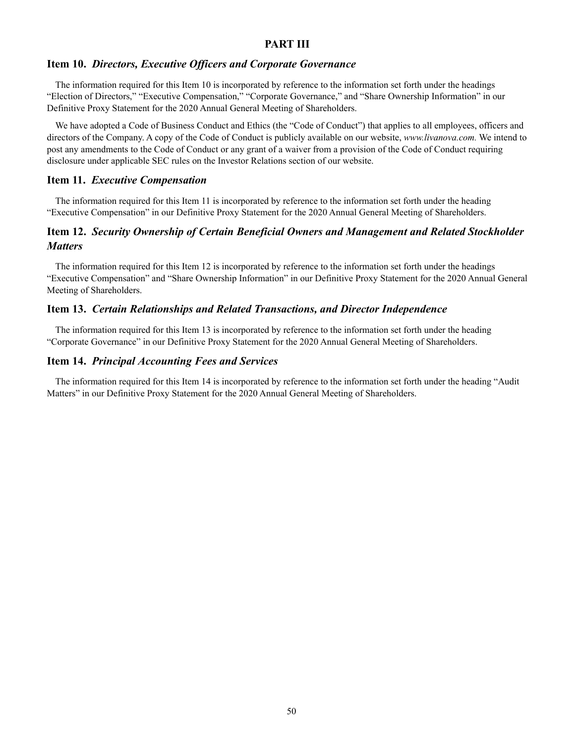# PART III

## Item 10. *Directors, Executive Officers and Corporate Governance*

The information required for this Item 10 is incorporated by reference to the information set forth under the headings "Election of Directors," "Executive Compensation," "Corporate Governance," and "Share Ownership Information" in our Definitive Proxy Statement for the 2020 Annual General Meeting of Shareholders.

We have adopted a Code of Business Conduct and Ethics (the "Code of Conduct") that applies to all employees, officers and directors of the Company. A copy of the Code of Conduct is publicly available on our website, *www.livanova.com.* We intend to post any amendments to the Code of Conduct or any grant of a waiver from a provision of the Code of Conduct requiring disclosure under applicable SEC rules on the Investor Relations section of our website.

## Item 11. *Executive Compensation*

The information required for this Item 11 is incorporated by reference to the information set forth under the heading "Executive Compensation" in our Definitive Proxy Statement for the 2020 Annual General Meeting of Shareholders.

## Item 12. *Security Ownership of Certain Beneficial Owners and Management and Related Stockholder Matters*

The information required for this Item 12 is incorporated by reference to the information set forth under the headings "Executive Compensation" and "Share Ownership Information" in our Definitive Proxy Statement for the 2020 Annual General Meeting of Shareholders.

## Item 13. *Certain Relationships and Related Transactions, and Director Independence*

The information required for this Item 13 is incorporated by reference to the information set forth under the heading "Corporate Governance" in our Definitive Proxy Statement for the 2020 Annual General Meeting of Shareholders.

## Item 14. *Principal Accounting Fees and Services*

The information required for this Item 14 is incorporated by reference to the information set forth under the heading "Audit Matters" in our Definitive Proxy Statement for the 2020 Annual General Meeting of Shareholders.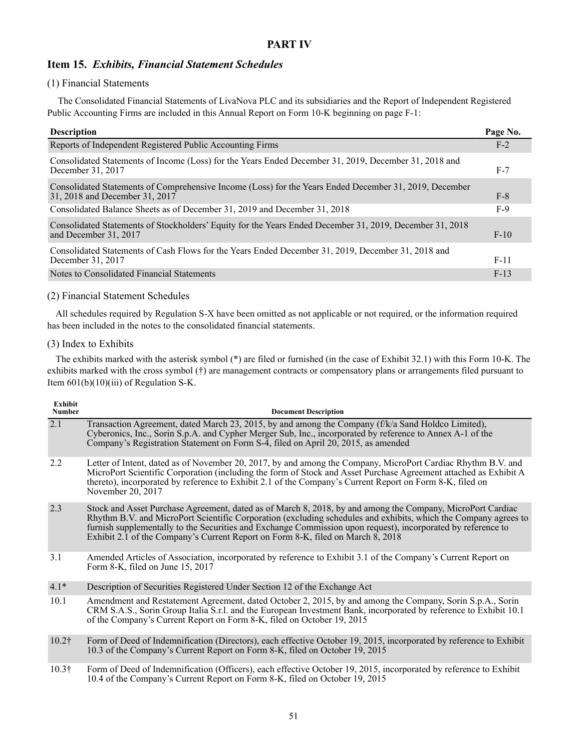# PART IV

## Item 15. *Exhibits, Financial Statement Schedules*

(1) Financial Statements

The Consolidated Financial Statements of LivaNova PLC and its subsidiaries and the Report of Independent Registered Public Accounting Firms are included in this Annual Report on Form 10-K beginning on page F-1:

| Description | Page No. |
|---|---|
| Reports of Independent Registered Public Accounting Firms | F-2 |
| Consolidated Statements of Income (Loss) for the Years Ended December 31, 2019, December 31, 2018 and December 31, 2017 | F-7 |
| Consolidated Statements of Comprehensive Income (Loss) for the Years Ended December 31, 2019, December 31, 2018 and December 31, 2017 | F-8 |
| Consolidated Balance Sheets as of December 31, 2019 and December 31, 2018 | F-9 |
| Consolidated Statements of Stockholders' Equity for the Years Ended December 31, 2019, December 31, 2018 and December 31, 2017 | F-10 |
| Consolidated Statements of Cash Flows for the Years Ended December 31, 2019, December 31, 2018 and December 31, 2017 | F-11 |
| Notes to Consolidated Financial Statements | F-13 |

(2) Financial Statement Schedules

All schedules required by Regulation S-X have been omitted as not applicable or not required, or the information required has been included in the notes to the consolidated financial statements.

(3) Index to Exhibits

The exhibits marked with the asterisk symbol (*) are filed or furnished (in the case of Exhibit 32.1) with this Form 10-K. The exhibits marked with the cross symbol (†) are management contracts or compensatory plans or arrangements filed pursuant to Item 601(b)(10)(iii) of Regulation S-K.

| Exhibit Number | Document Description |
|---|---|
| 2.1 | Transaction Agreement, dated March 23, 2015, by and among the Company (f/k/a Sand Holdco Limited), Cyberonics, Inc., Sorin S.p.A. and Cypher Merger Sub, Inc., incorporated by reference to Annex A-1 of the Company's Registration Statement on Form S-4, filed on April 20, 2015, as amended |
| 2.2 | Letter of Intent, dated as of November 20, 2017, by and among the Company, MicroPort Cardiac Rhythm B.V. and MicroPort Scientific Corporation (including the form of Stock and Asset Purchase Agreement attached as Exhibit A thereto), incorporated by reference to Exhibit 2.1 of the Company's Current Report on Form 8-K, filed on November 20, 2017 |
| 2.3 | Stock and Asset Purchase Agreement, dated as of March 8, 2018, by and among the Company, MicroPort Cardiac Rhythm B.V. and MicroPort Scientific Corporation (excluding schedules and exhibits, which the Company agrees to furnish supplementally to the Securities and Exchange Commission upon request), incorporated by reference to Exhibit 2.1 of the Company's Current Report on Form 8-K, filed on March 8, 2018 |
| 3.1 | Amended Articles of Association, incorporated by reference to Exhibit 3.1 of the Company's Current Report on Form 8-K, filed on June 15, 2017 |
| 4.1* | Description of Securities Registered Under Section 12 of the Exchange Act |
| 10.1 | Amendment and Restatement Agreement, dated October 2, 2015, by and among the Company, Sorin S.p.A., Sorin CRM S.A.S., Sorin Group Italia S.r.l. and the European Investment Bank, incorporated by reference to Exhibit 10.1 of the Company's Current Report on Form 8-K, filed on October 19, 2015 |
| 10.2† | Form of Deed of Indemnification (Directors), each effective October 19, 2015, incorporated by reference to Exhibit 10.3 of the Company's Current Report on Form 8-K, filed on October 19, 2015 |
| 10.3† | Form of Deed of Indemnification (Officers), each effective October 19, 2015, incorporated by reference to Exhibit 10.4 of the Company's Current Report on Form 8-K, filed on October 19, 2015 |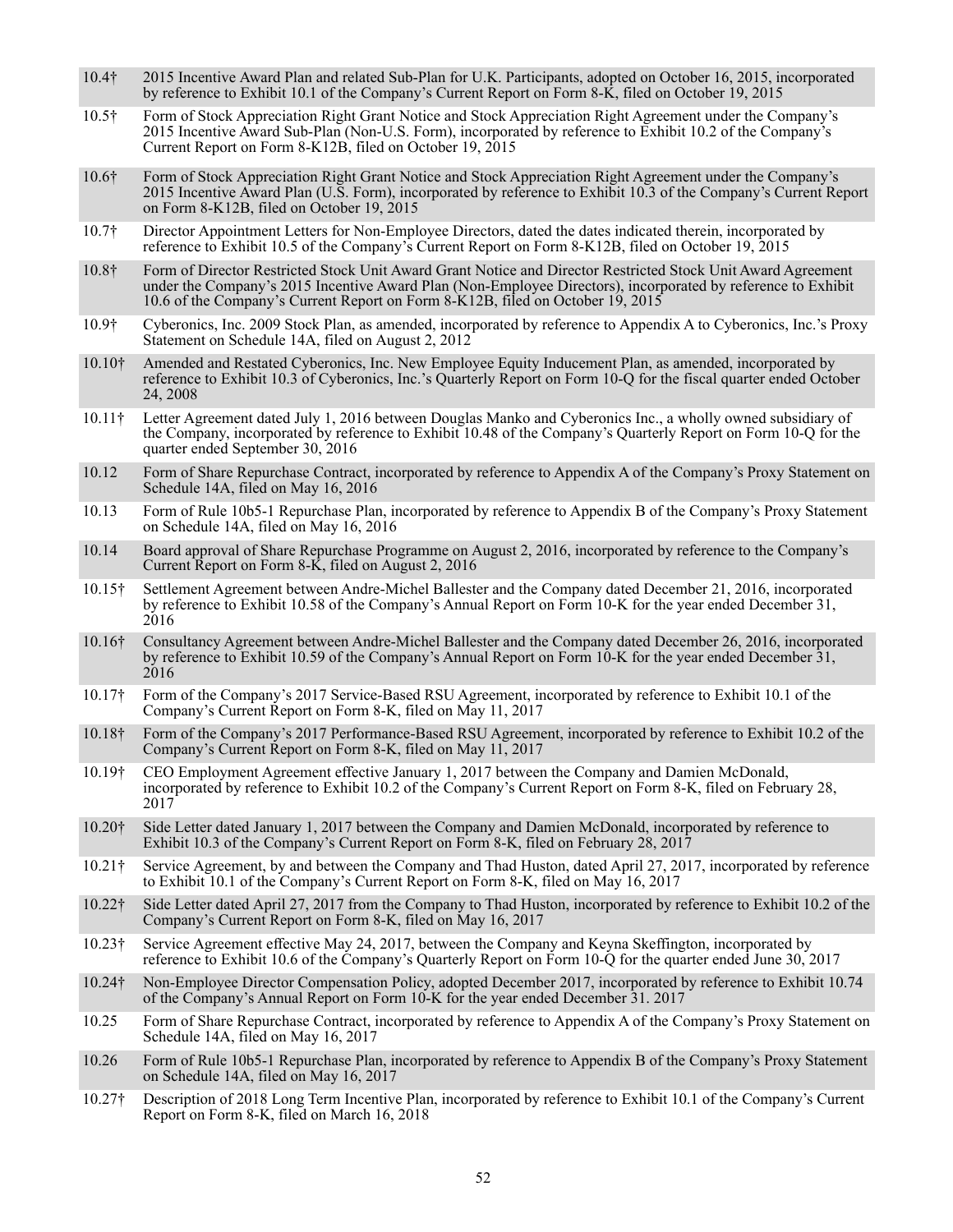| | |
|---|---|
| 10.4† | 2015 Incentive Award Plan and related Sub-Plan for U.K. Participants, adopted on October 16, 2015, incorporated by reference to Exhibit 10.1 of the Company's Current Report on Form 8-K, filed on October 19, 2015 |
| 10.5† | Form of Stock Appreciation Right Grant Notice and Stock Appreciation Right Agreement under the Company's 2015 Incentive Award Sub-Plan (Non-U.S. Form), incorporated by reference to Exhibit 10.2 of the Company's Current Report on Form 8-K12B, filed on October 19, 2015 |
| 10.6† | Form of Stock Appreciation Right Grant Notice and Stock Appreciation Right Agreement under the Company's 2015 Incentive Award Plan (U.S. Form), incorporated by reference to Exhibit 10.3 of the Company's Current Report on Form 8-K12B, filed on October 19, 2015 |
| 10.7† | Director Appointment Letters for Non-Employee Directors, dated the dates indicated therein, incorporated by reference to Exhibit 10.5 of the Company's Current Report on Form 8-K12B, filed on October 19, 2015 |
| 10.8† | Form of Director Restricted Stock Unit Award Grant Notice and Director Restricted Stock Unit Award Agreement under the Company's 2015 Incentive Award Plan (Non-Employee Directors), incorporated by reference to Exhibit 10.6 of the Company's Current Report on Form 8-K12B, filed on October 19, 2015 |
| 10.9† | Cyberonics, Inc. 2009 Stock Plan, as amended, incorporated by reference to Appendix A to Cyberonics, Inc.'s Proxy Statement on Schedule 14A, filed on August 2, 2012 |
| 10.10† | Amended and Restated Cyberonics, Inc. New Employee Equity Inducement Plan, as amended, incorporated by reference to Exhibit 10.3 of Cyberonics, Inc.'s Quarterly Report on Form 10-Q for the fiscal quarter ended October 24, 2008 |
| 10.11† | Letter Agreement dated July 1, 2016 between Douglas Manko and Cyberonics Inc., a wholly owned subsidiary of the Company, incorporated by reference to Exhibit 10.48 of the Company's Quarterly Report on Form 10-Q for the quarter ended September 30, 2016 |
| 10.12 | Form of Share Repurchase Contract, incorporated by reference to Appendix A of the Company's Proxy Statement on Schedule 14A, filed on May 16, 2016 |
| 10.13 | Form of Rule 10b5-1 Repurchase Plan, incorporated by reference to Appendix B of the Company's Proxy Statement on Schedule 14A, filed on May 16, 2016 |
| 10.14 | Board approval of Share Repurchase Programme on August 2, 2016, incorporated by reference to the Company's Current Report on Form 8-K, filed on August 2, 2016 |
| 10.15† | Settlement Agreement between Andre-Michel Ballester and the Company dated December 21, 2016, incorporated by reference to Exhibit 10.58 of the Company's Annual Report on Form 10-K for the year ended December 31, 2016 |
| 10.16† | Consultancy Agreement between Andre-Michel Ballester and the Company dated December 26, 2016, incorporated by reference to Exhibit 10.59 of the Company's Annual Report on Form 10-K for the year ended December 31, 2016 |
| 10.17† | Form of the Company's 2017 Service-Based RSU Agreement, incorporated by reference to Exhibit 10.1 of the Company's Current Report on Form 8-K, filed on May 11, 2017 |
| 10.18† | Form of the Company's 2017 Performance-Based RSU Agreement, incorporated by reference to Exhibit 10.2 of the Company's Current Report on Form 8-K, filed on May 11, 2017 |
| 10.19† | CEO Employment Agreement effective January 1, 2017 between the Company and Damien McDonald, incorporated by reference to Exhibit 10.2 of the Company's Current Report on Form 8-K, filed on February 28, 2017 |
| 10.20† | Side Letter dated January 1, 2017 between the Company and Damien McDonald, incorporated by reference to Exhibit 10.3 of the Company's Current Report on Form 8-K, filed on February 28, 2017 |
| 10.21† | Service Agreement, by and between the Company and Thad Huston, dated April 27, 2017, incorporated by reference to Exhibit 10.1 of the Company's Current Report on Form 8-K, filed on May 16, 2017 |
| 10.22† | Side Letter dated April 27, 2017 from the Company to Thad Huston, incorporated by reference to Exhibit 10.2 of the Company's Current Report on Form 8-K, filed on May 16, 2017 |
| 10.23† | Service Agreement effective May 24, 2017, between the Company and Keyna Skeffington, incorporated by reference to Exhibit 10.6 of the Company's Quarterly Report on Form 10-Q for the quarter ended June 30, 2017 |
| 10.24† | Non-Employee Director Compensation Policy, adopted December 2017, incorporated by reference to Exhibit 10.74 of the Company's Annual Report on Form 10-K for the year ended December 31. 2017 |
| 10.25 | Form of Share Repurchase Contract, incorporated by reference to Appendix A of the Company's Proxy Statement on Schedule 14A, filed on May 16, 2017 |
| 10.26 | Form of Rule 10b5-1 Repurchase Plan, incorporated by reference to Appendix B of the Company's Proxy Statement on Schedule 14A, filed on May 16, 2017 |
| 10.27† | Description of 2018 Long Term Incentive Plan, incorporated by reference to Exhibit 10.1 of the Company's Current Report on Form 8-K, filed on March 16, 2018 |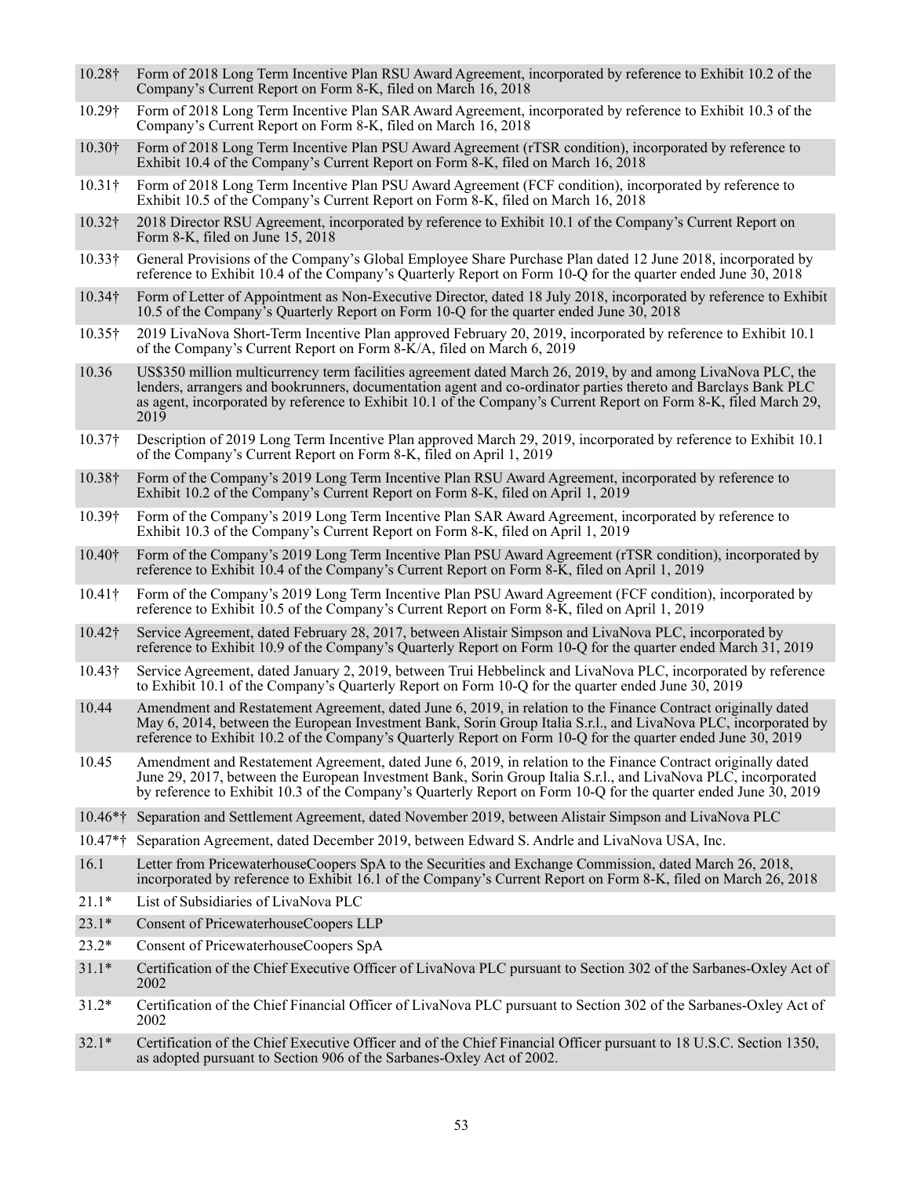| | |
|---|---|
| 10.28† | Form of 2018 Long Term Incentive Plan RSU Award Agreement, incorporated by reference to Exhibit 10.2 of the Company's Current Report on Form 8-K, filed on March 16, 2018 |
| 10.29† | Form of 2018 Long Term Incentive Plan SAR Award Agreement, incorporated by reference to Exhibit 10.3 of the Company's Current Report on Form 8-K, filed on March 16, 2018 |
| 10.30† | Form of 2018 Long Term Incentive Plan PSU Award Agreement (rTSR condition), incorporated by reference to Exhibit 10.4 of the Company's Current Report on Form 8-K, filed on March 16, 2018 |
| 10.31† | Form of 2018 Long Term Incentive Plan PSU Award Agreement (FCF condition), incorporated by reference to Exhibit 10.5 of the Company's Current Report on Form 8-K, filed on March 16, 2018 |
| 10.32† | 2018 Director RSU Agreement, incorporated by reference to Exhibit 10.1 of the Company's Current Report on Form 8-K, filed on June 15, 2018 |
| 10.33† | General Provisions of the Company's Global Employee Share Purchase Plan dated 12 June 2018, incorporated by reference to Exhibit 10.4 of the Company's Quarterly Report on Form 10-Q for the quarter ended June 30, 2018 |
| 10.34† | Form of Letter of Appointment as Non-Executive Director, dated 18 July 2018, incorporated by reference to Exhibit 10.5 of the Company's Quarterly Report on Form 10-Q for the quarter ended June 30, 2018 |
| 10.35† | 2019 LivaNova Short-Term Incentive Plan approved February 20, 2019, incorporated by reference to Exhibit 10.1 of the Company's Current Report on Form 8-K/A, filed on March 6, 2019 |
| 10.36 | US$350 million multicurrency term facilities agreement dated March 26, 2019, by and among LivaNova PLC, the lenders, arrangers and bookrunners, documentation agent and co-ordinator parties thereto and Barclays Bank PLC as agent, incorporated by reference to Exhibit 10.1 of the Company's Current Report on Form 8-K, filed March 29, 2019 |
| 10.37† | Description of 2019 Long Term Incentive Plan approved March 29, 2019, incorporated by reference to Exhibit 10.1 of the Company's Current Report on Form 8-K, filed on April 1, 2019 |
| 10.38† | Form of the Company's 2019 Long Term Incentive Plan RSU Award Agreement, incorporated by reference to Exhibit 10.2 of the Company's Current Report on Form 8-K, filed on April 1, 2019 |
| 10.39† | Form of the Company's 2019 Long Term Incentive Plan SAR Award Agreement, incorporated by reference to Exhibit 10.3 of the Company's Current Report on Form 8-K, filed on April 1, 2019 |
| 10.40† | Form of the Company's 2019 Long Term Incentive Plan PSU Award Agreement (rTSR condition), incorporated by reference to Exhibit 10.4 of the Company's Current Report on Form 8-K, filed on April 1, 2019 |
| 10.41† | Form of the Company's 2019 Long Term Incentive Plan PSU Award Agreement (FCF condition), incorporated by reference to Exhibit 10.5 of the Company's Current Report on Form 8-K, filed on April 1, 2019 |
| 10.42† | Service Agreement, dated February 28, 2017, between Alistair Simpson and LivaNova PLC, incorporated by reference to Exhibit 10.9 of the Company's Quarterly Report on Form 10-Q for the quarter ended March 31, 2019 |
| 10.43† | Service Agreement, dated January 2, 2019, between Trui Hebbelinck and LivaNova PLC, incorporated by reference to Exhibit 10.1 of the Company's Quarterly Report on Form 10-Q for the quarter ended June 30, 2019 |
| 10.44 | Amendment and Restatement Agreement, dated June 6, 2019, in relation to the Finance Contract originally dated May 6, 2014, between the European Investment Bank, Sorin Group Italia S.r.l., and LivaNova PLC, incorporated by reference to Exhibit 10.2 of the Company's Quarterly Report on Form 10-Q for the quarter ended June 30, 2019 |
| 10.45 | Amendment and Restatement Agreement, dated June 6, 2019, in relation to the Finance Contract originally dated June 29, 2017, between the European Investment Bank, Sorin Group Italia S.r.l., and LivaNova PLC, incorporated by reference to Exhibit 10.3 of the Company's Quarterly Report on Form 10-Q for the quarter ended June 30, 2019 |
| 10.46*† | Separation and Settlement Agreement, dated November 2019, between Alistair Simpson and LivaNova PLC |
| 10.47*† | Separation Agreement, dated December 2019, between Edward S. Andrle and LivaNova USA, Inc. |
| 16.1 | Letter from PricewaterhouseCoopers SpA to the Securities and Exchange Commission, dated March 26, 2018, incorporated by reference to Exhibit 16.1 of the Company's Current Report on Form 8-K, filed on March 26, 2018 |
| 21.1* | List of Subsidiaries of LivaNova PLC |
| 23.1* | Consent of PricewaterhouseCoopers LLP |
| 23.2* | Consent of PricewaterhouseCoopers SpA |
| 31.1* | Certification of the Chief Executive Officer of LivaNova PLC pursuant to Section 302 of the Sarbanes-Oxley Act of 2002 |
| 31.2* | Certification of the Chief Financial Officer of LivaNova PLC pursuant to Section 302 of the Sarbanes-Oxley Act of 2002 |
| 32.1* | Certification of the Chief Executive Officer and of the Chief Financial Officer pursuant to 18 U.S.C. Section 1350, as adopted pursuant to Section 906 of the Sarbanes-Oxley Act of 2002. |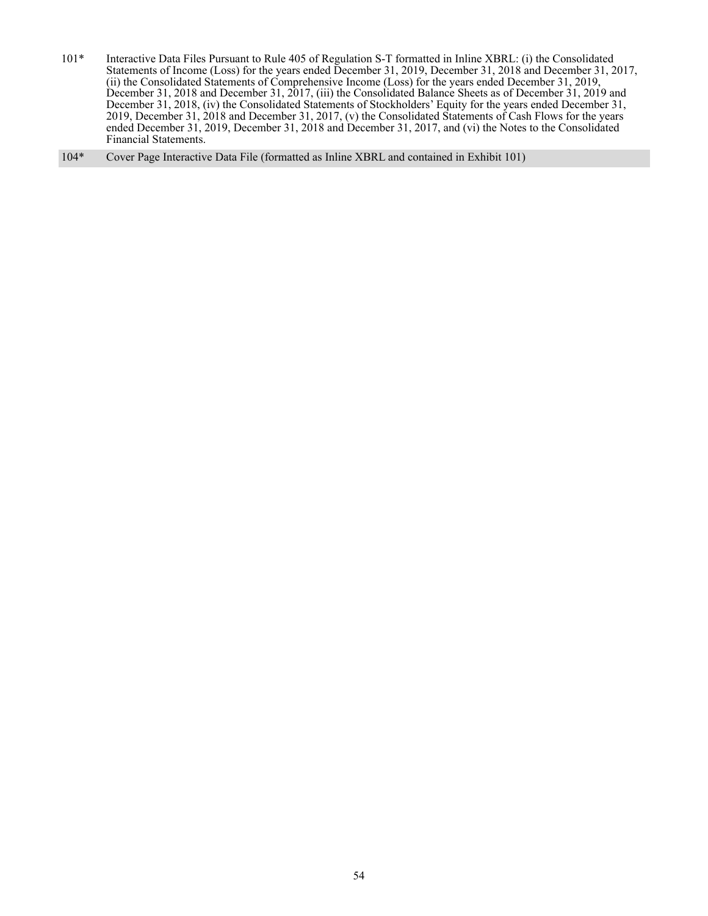| | |
|---|---|
| 101* | Interactive Data Files Pursuant to Rule 405 of Regulation S-T formatted in Inline XBRL: (i) the Consolidated Statements of Income (Loss) for the years ended December 31, 2019, December 31, 2018 and December 31, 2017, (ii) the Consolidated Statements of Comprehensive Income (Loss) for the years ended December 31, 2019, December 31, 2018 and December 31, 2017, (iii) the Consolidated Balance Sheets as of December 31, 2019 and December 31, 2018, (iv) the Consolidated Statements of Stockholders' Equity for the years ended December 31, 2019, December 31, 2018 and December 31, 2017, (v) the Consolidated Statements of Cash Flows for the years ended December 31, 2019, December 31, 2018 and December 31, 2017, and (vi) the Notes to the Consolidated Financial Statements. |
| 104* | Cover Page Interactive Data File (formatted as Inline XBRL and contained in Exhibit 101) |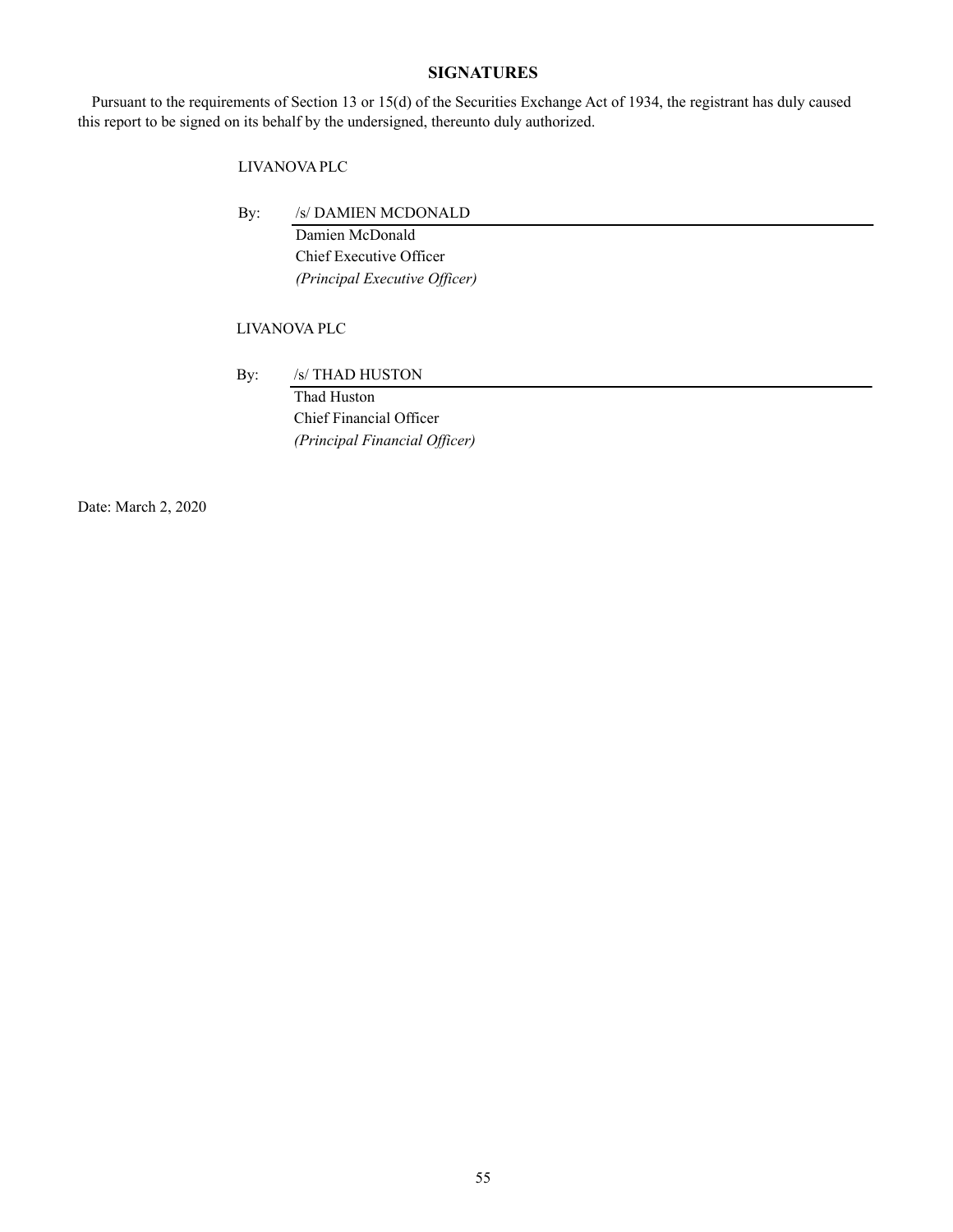## SIGNATURES

Pursuant to the requirements of Section 13 or 15(d) of the Securities Exchange Act of 1934, the registrant has duly caused this report to be signed on its behalf by the undersigned, thereunto duly authorized.

LIVANOVA PLC

By: /s/ DAMIEN MCDONALD

Damien McDonald
Chief Executive Officer
*(Principal Executive Officer)*

LIVANOVA PLC

By: /s/ THAD HUSTON

Thad Huston
Chief Financial Officer
*(Principal Financial Officer)*

Date: March 2, 2020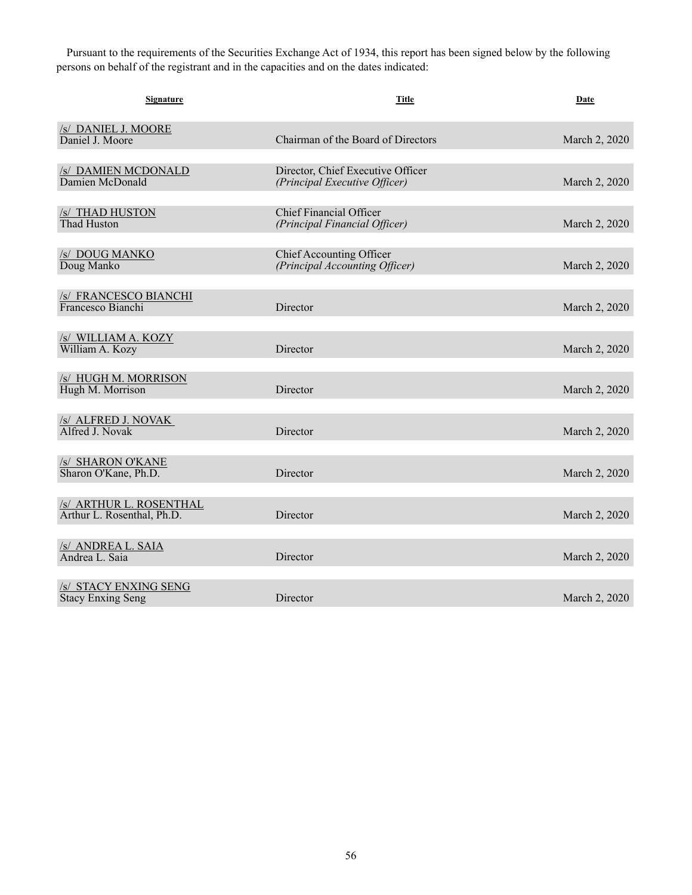Pursuant to the requirements of the Securities Exchange Act of 1934, this report has been signed below by the following persons on behalf of the registrant and in the capacities and on the dates indicated:

| Signature | Title | Date |
|---|---|---|
| /s/ DANIEL J. MOORE<br>Daniel J. Moore | Chairman of the Board of Directors | March 2, 2020 |
| /s/ DAMIEN MCDONALD<br>Damien McDonald | Director, Chief Executive Officer<br>*(Principal Executive Officer)* | March 2, 2020 |
| /s/ THAD HUSTON<br>Thad Huston | Chief Financial Officer<br>*(Principal Financial Officer)* | March 2, 2020 |
| /s/ DOUG MANKO<br>Doug Manko | Chief Accounting Officer<br>*(Principal Accounting Officer)* | March 2, 2020 |
| /s/ FRANCESCO BIANCHI<br>Francesco Bianchi | Director | March 2, 2020 |
| /s/ WILLIAM A. KOZY<br>William A. Kozy | Director | March 2, 2020 |
| /s/ HUGH M. MORRISON<br>Hugh M. Morrison | Director | March 2, 2020 |
| /s/ ALFRED J. NOVAK<br>Alfred J. Novak | Director | March 2, 2020 |
| /s/ SHARON O'KANE<br>Sharon O'Kane, Ph.D. | Director | March 2, 2020 |
| /s/ ARTHUR L. ROSENTHAL<br>Arthur L. Rosenthal, Ph.D. | Director | March 2, 2020 |
| /s/ ANDREA L. SAIA<br>Andrea L. Saia | Director | March 2, 2020 |
| /s/ STACY ENXING SENG<br>Stacy Enxing Seng | Director | March 2, 2020 |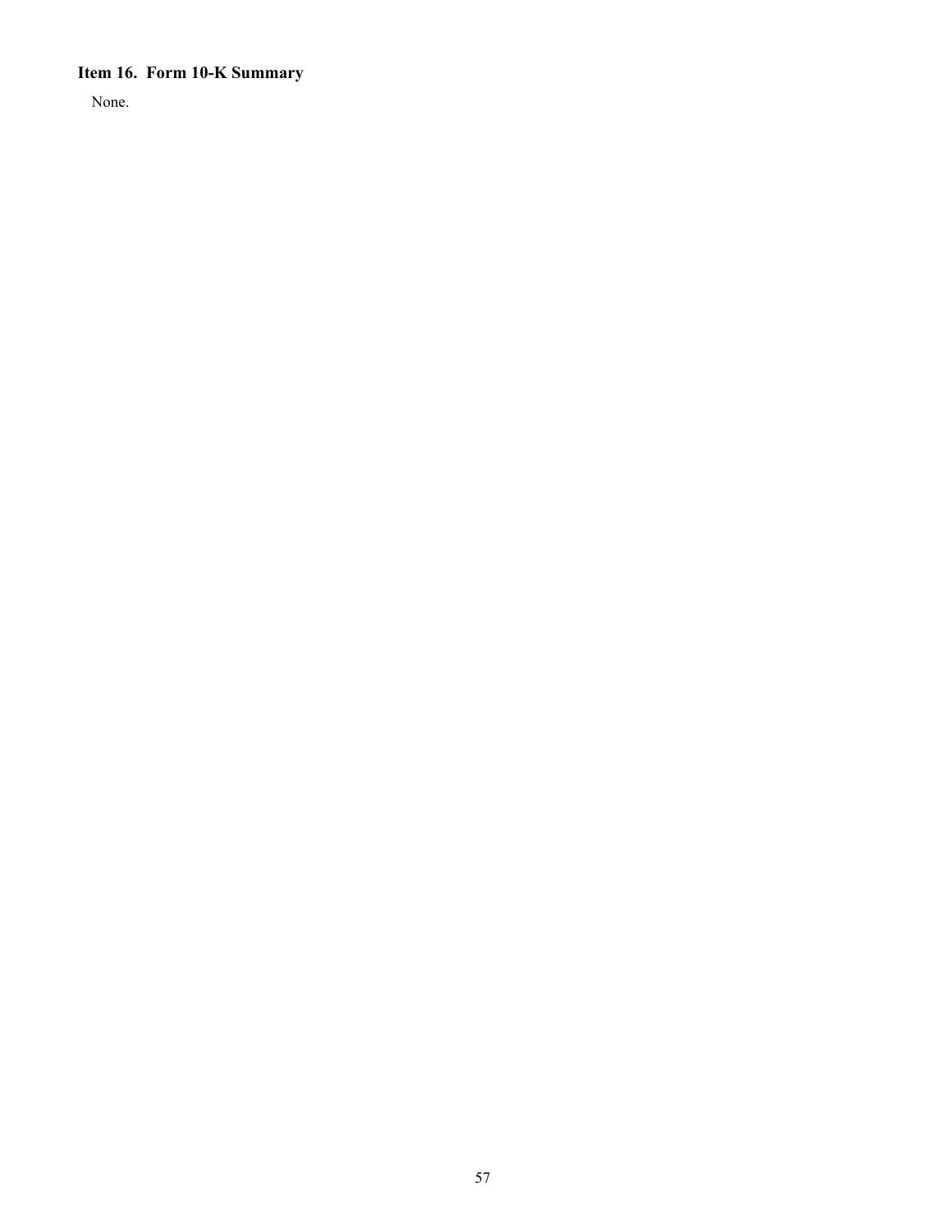### Item 16. Form 10-K Summary

None.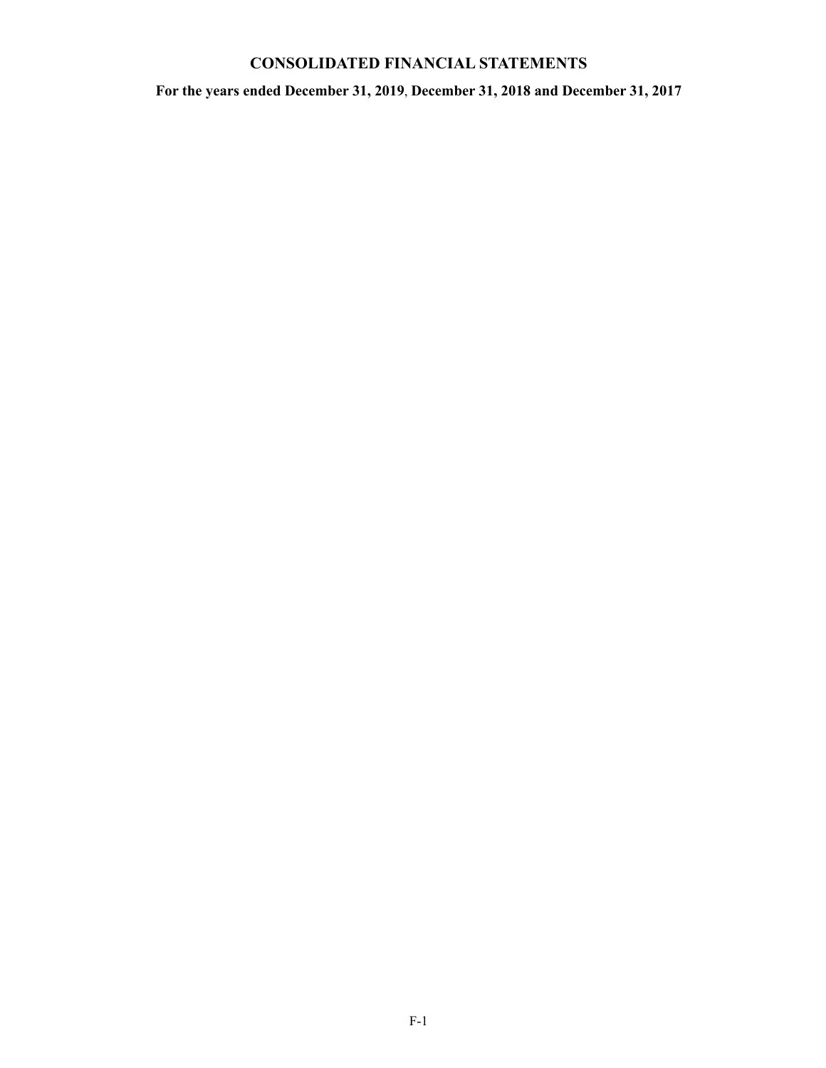# CONSOLIDATED FINANCIAL STATEMENTS

**For the years ended December 31, 2019, December 31, 2018 and December 31, 2017**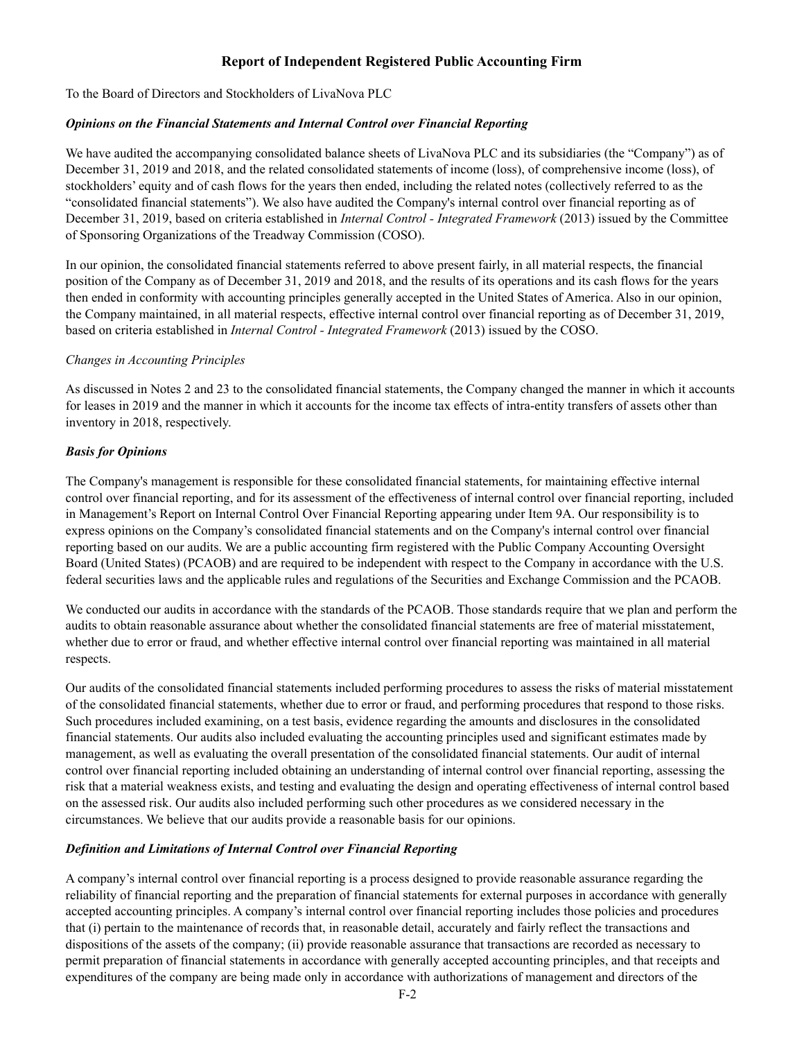# Report of Independent Registered Public Accounting Firm

To the Board of Directors and Stockholders of LivaNova PLC

***Opinions on the Financial Statements and Internal Control over Financial Reporting***

We have audited the accompanying consolidated balance sheets of LivaNova PLC and its subsidiaries (the "Company") as of December 31, 2019 and 2018, and the related consolidated statements of income (loss), of comprehensive income (loss), of stockholders' equity and of cash flows for the years then ended, including the related notes (collectively referred to as the "consolidated financial statements"). We also have audited the Company's internal control over financial reporting as of December 31, 2019, based on criteria established in *Internal Control - Integrated Framework* (2013) issued by the Committee of Sponsoring Organizations of the Treadway Commission (COSO).

In our opinion, the consolidated financial statements referred to above present fairly, in all material respects, the financial position of the Company as of December 31, 2019 and 2018, and the results of its operations and its cash flows for the years then ended in conformity with accounting principles generally accepted in the United States of America. Also in our opinion, the Company maintained, in all material respects, effective internal control over financial reporting as of December 31, 2019, based on criteria established in *Internal Control - Integrated Framework* (2013) issued by the COSO.

*Changes in Accounting Principles*

As discussed in Notes 2 and 23 to the consolidated financial statements, the Company changed the manner in which it accounts for leases in 2019 and the manner in which it accounts for the income tax effects of intra-entity transfers of assets other than inventory in 2018, respectively.

***Basis for Opinions***

The Company's management is responsible for these consolidated financial statements, for maintaining effective internal control over financial reporting, and for its assessment of the effectiveness of internal control over financial reporting, included in Management's Report on Internal Control Over Financial Reporting appearing under Item 9A. Our responsibility is to express opinions on the Company's consolidated financial statements and on the Company's internal control over financial reporting based on our audits. We are a public accounting firm registered with the Public Company Accounting Oversight Board (United States) (PCAOB) and are required to be independent with respect to the Company in accordance with the U.S. federal securities laws and the applicable rules and regulations of the Securities and Exchange Commission and the PCAOB.

We conducted our audits in accordance with the standards of the PCAOB. Those standards require that we plan and perform the audits to obtain reasonable assurance about whether the consolidated financial statements are free of material misstatement, whether due to error or fraud, and whether effective internal control over financial reporting was maintained in all material respects.

Our audits of the consolidated financial statements included performing procedures to assess the risks of material misstatement of the consolidated financial statements, whether due to error or fraud, and performing procedures that respond to those risks. Such procedures included examining, on a test basis, evidence regarding the amounts and disclosures in the consolidated financial statements. Our audits also included evaluating the accounting principles used and significant estimates made by management, as well as evaluating the overall presentation of the consolidated financial statements. Our audit of internal control over financial reporting included obtaining an understanding of internal control over financial reporting, assessing the risk that a material weakness exists, and testing and evaluating the design and operating effectiveness of internal control based on the assessed risk. Our audits also included performing such other procedures as we considered necessary in the circumstances. We believe that our audits provide a reasonable basis for our opinions.

***Definition and Limitations of Internal Control over Financial Reporting***

A company's internal control over financial reporting is a process designed to provide reasonable assurance regarding the reliability of financial reporting and the preparation of financial statements for external purposes in accordance with generally accepted accounting principles. A company's internal control over financial reporting includes those policies and procedures that (i) pertain to the maintenance of records that, in reasonable detail, accurately and fairly reflect the transactions and dispositions of the assets of the company; (ii) provide reasonable assurance that transactions are recorded as necessary to permit preparation of financial statements in accordance with generally accepted accounting principles, and that receipts and expenditures of the company are being made only in accordance with authorizations of management and directors of the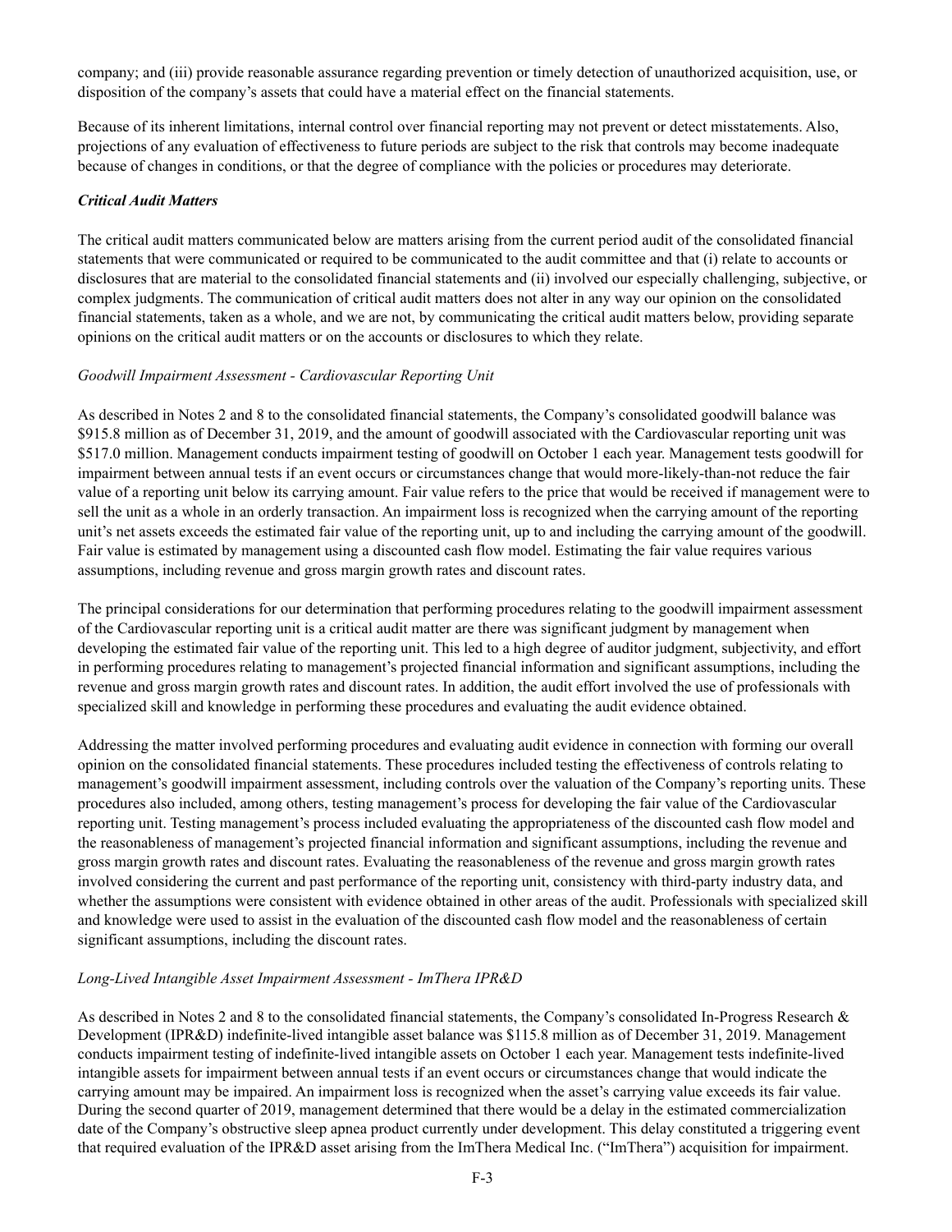company; and (iii) provide reasonable assurance regarding prevention or timely detection of unauthorized acquisition, use, or disposition of the company's assets that could have a material effect on the financial statements.

Because of its inherent limitations, internal control over financial reporting may not prevent or detect misstatements. Also, projections of any evaluation of effectiveness to future periods are subject to the risk that controls may become inadequate because of changes in conditions, or that the degree of compliance with the policies or procedures may deteriorate.

***Critical Audit Matters***

The critical audit matters communicated below are matters arising from the current period audit of the consolidated financial statements that were communicated or required to be communicated to the audit committee and that (i) relate to accounts or disclosures that are material to the consolidated financial statements and (ii) involved our especially challenging, subjective, or complex judgments. The communication of critical audit matters does not alter in any way our opinion on the consolidated financial statements, taken as a whole, and we are not, by communicating the critical audit matters below, providing separate opinions on the critical audit matters or on the accounts or disclosures to which they relate.

*Goodwill Impairment Assessment - Cardiovascular Reporting Unit*

As described in Notes 2 and 8 to the consolidated financial statements, the Company's consolidated goodwill balance was $915.8 million as of December 31, 2019, and the amount of goodwill associated with the Cardiovascular reporting unit was $517.0 million. Management conducts impairment testing of goodwill on October 1 each year. Management tests goodwill for impairment between annual tests if an event occurs or circumstances change that would more-likely-than-not reduce the fair value of a reporting unit below its carrying amount. Fair value refers to the price that would be received if management were to sell the unit as a whole in an orderly transaction. An impairment loss is recognized when the carrying amount of the reporting unit's net assets exceeds the estimated fair value of the reporting unit, up to and including the carrying amount of the goodwill. Fair value is estimated by management using a discounted cash flow model. Estimating the fair value requires various assumptions, including revenue and gross margin growth rates and discount rates.

The principal considerations for our determination that performing procedures relating to the goodwill impairment assessment of the Cardiovascular reporting unit is a critical audit matter are there was significant judgment by management when developing the estimated fair value of the reporting unit. This led to a high degree of auditor judgment, subjectivity, and effort in performing procedures relating to management's projected financial information and significant assumptions, including the revenue and gross margin growth rates and discount rates. In addition, the audit effort involved the use of professionals with specialized skill and knowledge in performing these procedures and evaluating the audit evidence obtained.

Addressing the matter involved performing procedures and evaluating audit evidence in connection with forming our overall opinion on the consolidated financial statements. These procedures included testing the effectiveness of controls relating to management's goodwill impairment assessment, including controls over the valuation of the Company's reporting units. These procedures also included, among others, testing management's process for developing the fair value of the Cardiovascular reporting unit. Testing management's process included evaluating the appropriateness of the discounted cash flow model and the reasonableness of management's projected financial information and significant assumptions, including the revenue and gross margin growth rates and discount rates. Evaluating the reasonableness of the revenue and gross margin growth rates involved considering the current and past performance of the reporting unit, consistency with third-party industry data, and whether the assumptions were consistent with evidence obtained in other areas of the audit. Professionals with specialized skill and knowledge were used to assist in the evaluation of the discounted cash flow model and the reasonableness of certain significant assumptions, including the discount rates.

*Long-Lived Intangible Asset Impairment Assessment - ImThera IPR&D*

As described in Notes 2 and 8 to the consolidated financial statements, the Company's consolidated In-Progress Research & Development (IPR&D) indefinite-lived intangible asset balance was $115.8 million as of December 31, 2019. Management conducts impairment testing of indefinite-lived intangible assets on October 1 each year. Management tests indefinite-lived intangible assets for impairment between annual tests if an event occurs or circumstances change that would indicate the carrying amount may be impaired. An impairment loss is recognized when the asset's carrying value exceeds its fair value. During the second quarter of 2019, management determined that there would be a delay in the estimated commercialization date of the Company's obstructive sleep apnea product currently under development. This delay constituted a triggering event that required evaluation of the IPR&D asset arising from the ImThera Medical Inc. ("ImThera") acquisition for impairment.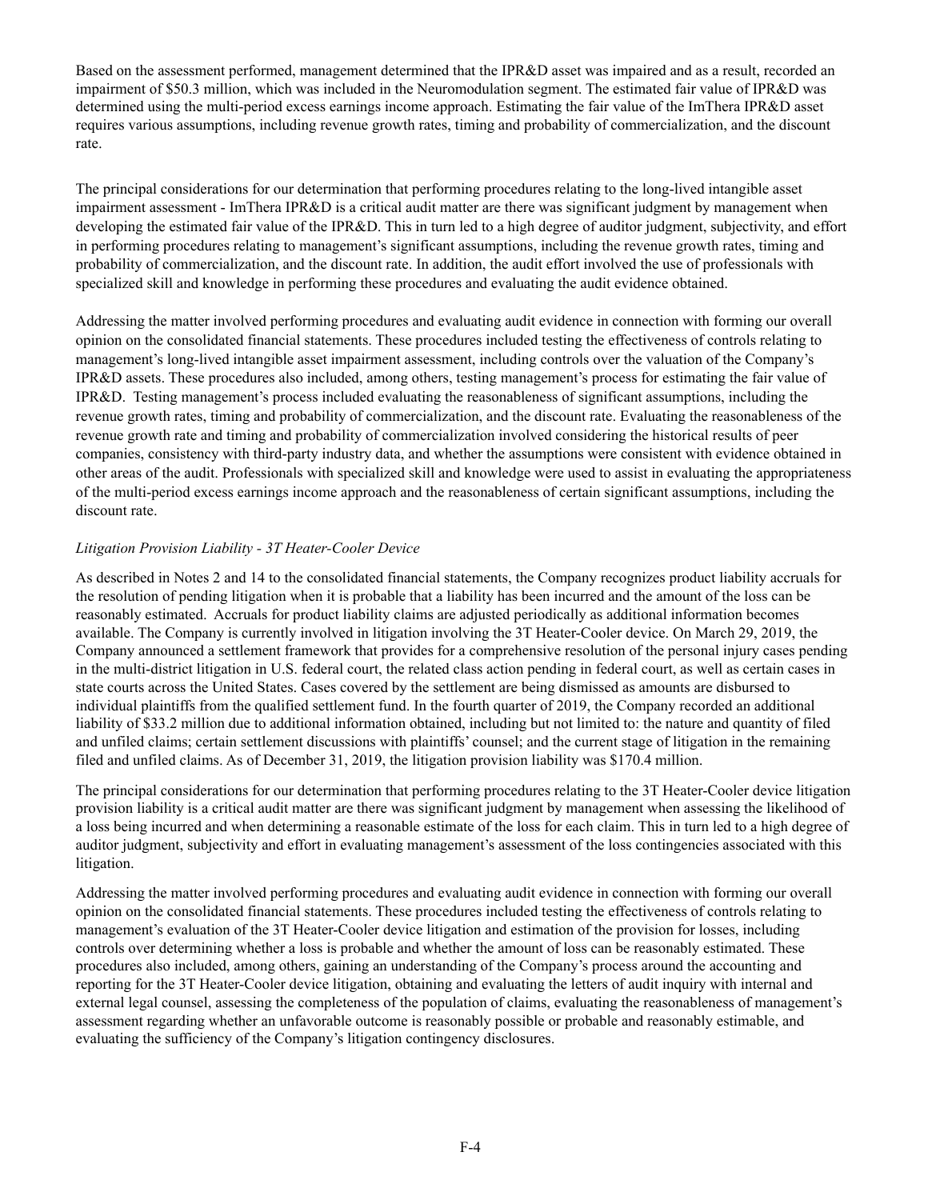Based on the assessment performed, management determined that the IPR&D asset was impaired and as a result, recorded an impairment of $50.3 million, which was included in the Neuromodulation segment. The estimated fair value of IPR&D was determined using the multi-period excess earnings income approach. Estimating the fair value of the ImThera IPR&D asset requires various assumptions, including revenue growth rates, timing and probability of commercialization, and the discount rate.

The principal considerations for our determination that performing procedures relating to the long-lived intangible asset impairment assessment - ImThera IPR&D is a critical audit matter are there was significant judgment by management when developing the estimated fair value of the IPR&D. This in turn led to a high degree of auditor judgment, subjectivity, and effort in performing procedures relating to management's significant assumptions, including the revenue growth rates, timing and probability of commercialization, and the discount rate. In addition, the audit effort involved the use of professionals with specialized skill and knowledge in performing these procedures and evaluating the audit evidence obtained.

Addressing the matter involved performing procedures and evaluating audit evidence in connection with forming our overall opinion on the consolidated financial statements. These procedures included testing the effectiveness of controls relating to management's long-lived intangible asset impairment assessment, including controls over the valuation of the Company's IPR&D assets. These procedures also included, among others, testing management's process for estimating the fair value of IPR&D. Testing management's process included evaluating the reasonableness of significant assumptions, including the revenue growth rates, timing and probability of commercialization, and the discount rate. Evaluating the reasonableness of the revenue growth rate and timing and probability of commercialization involved considering the historical results of peer companies, consistency with third-party industry data, and whether the assumptions were consistent with evidence obtained in other areas of the audit. Professionals with specialized skill and knowledge were used to assist in evaluating the appropriateness of the multi-period excess earnings income approach and the reasonableness of certain significant assumptions, including the discount rate.

*Litigation Provision Liability - 3T Heater-Cooler Device*

As described in Notes 2 and 14 to the consolidated financial statements, the Company recognizes product liability accruals for the resolution of pending litigation when it is probable that a liability has been incurred and the amount of the loss can be reasonably estimated. Accruals for product liability claims are adjusted periodically as additional information becomes available. The Company is currently involved in litigation involving the 3T Heater-Cooler device. On March 29, 2019, the Company announced a settlement framework that provides for a comprehensive resolution of the personal injury cases pending in the multi-district litigation in U.S. federal court, the related class action pending in federal court, as well as certain cases in state courts across the United States. Cases covered by the settlement are being dismissed as amounts are disbursed to individual plaintiffs from the qualified settlement fund. In the fourth quarter of 2019, the Company recorded an additional liability of $33.2 million due to additional information obtained, including but not limited to: the nature and quantity of filed and unfiled claims; certain settlement discussions with plaintiffs' counsel; and the current stage of litigation in the remaining filed and unfiled claims. As of December 31, 2019, the litigation provision liability was $170.4 million.

The principal considerations for our determination that performing procedures relating to the 3T Heater-Cooler device litigation provision liability is a critical audit matter are there was significant judgment by management when assessing the likelihood of a loss being incurred and when determining a reasonable estimate of the loss for each claim. This in turn led to a high degree of auditor judgment, subjectivity and effort in evaluating management's assessment of the loss contingencies associated with this litigation.

Addressing the matter involved performing procedures and evaluating audit evidence in connection with forming our overall opinion on the consolidated financial statements. These procedures included testing the effectiveness of controls relating to management's evaluation of the 3T Heater-Cooler device litigation and estimation of the provision for losses, including controls over determining whether a loss is probable and whether the amount of loss can be reasonably estimated. These procedures also included, among others, gaining an understanding of the Company's process around the accounting and reporting for the 3T Heater-Cooler device litigation, obtaining and evaluating the letters of audit inquiry with internal and external legal counsel, assessing the completeness of the population of claims, evaluating the reasonableness of management's assessment regarding whether an unfavorable outcome is reasonably possible or probable and reasonably estimable, and evaluating the sufficiency of the Company's litigation contingency disclosures.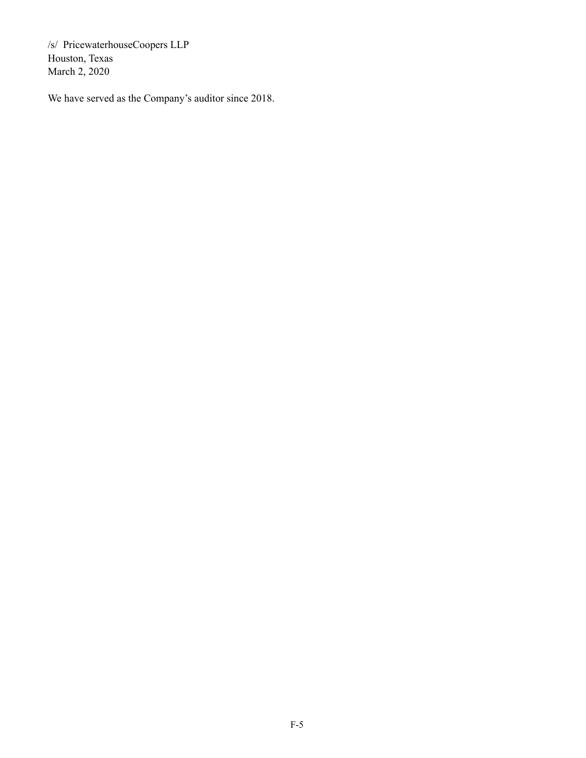/s/ PricewaterhouseCoopers LLP
Houston, Texas
March 2, 2020

We have served as the Company's auditor since 2018.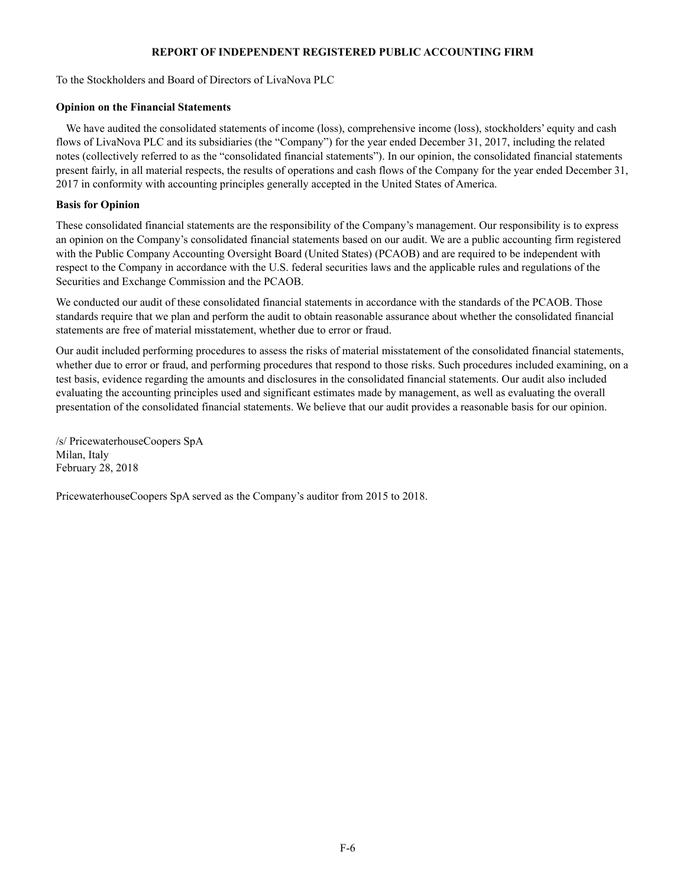**REPORT OF INDEPENDENT REGISTERED PUBLIC ACCOUNTING FIRM**

To the Stockholders and Board of Directors of LivaNova PLC

**Opinion on the Financial Statements**

We have audited the consolidated statements of income (loss), comprehensive income (loss), stockholders' equity and cash flows of LivaNova PLC and its subsidiaries (the "Company") for the year ended December 31, 2017, including the related notes (collectively referred to as the "consolidated financial statements"). In our opinion, the consolidated financial statements present fairly, in all material respects, the results of operations and cash flows of the Company for the year ended December 31, 2017 in conformity with accounting principles generally accepted in the United States of America.

**Basis for Opinion**

These consolidated financial statements are the responsibility of the Company's management. Our responsibility is to express an opinion on the Company's consolidated financial statements based on our audit. We are a public accounting firm registered with the Public Company Accounting Oversight Board (United States) (PCAOB) and are required to be independent with respect to the Company in accordance with the U.S. federal securities laws and the applicable rules and regulations of the Securities and Exchange Commission and the PCAOB.

We conducted our audit of these consolidated financial statements in accordance with the standards of the PCAOB. Those standards require that we plan and perform the audit to obtain reasonable assurance about whether the consolidated financial statements are free of material misstatement, whether due to error or fraud.

Our audit included performing procedures to assess the risks of material misstatement of the consolidated financial statements, whether due to error or fraud, and performing procedures that respond to those risks. Such procedures included examining, on a test basis, evidence regarding the amounts and disclosures in the consolidated financial statements. Our audit also included evaluating the accounting principles used and significant estimates made by management, as well as evaluating the overall presentation of the consolidated financial statements. We believe that our audit provides a reasonable basis for our opinion.

/s/ PricewaterhouseCoopers SpA
Milan, Italy
February 28, 2018

PricewaterhouseCoopers SpA served as the Company's auditor from 2015 to 2018.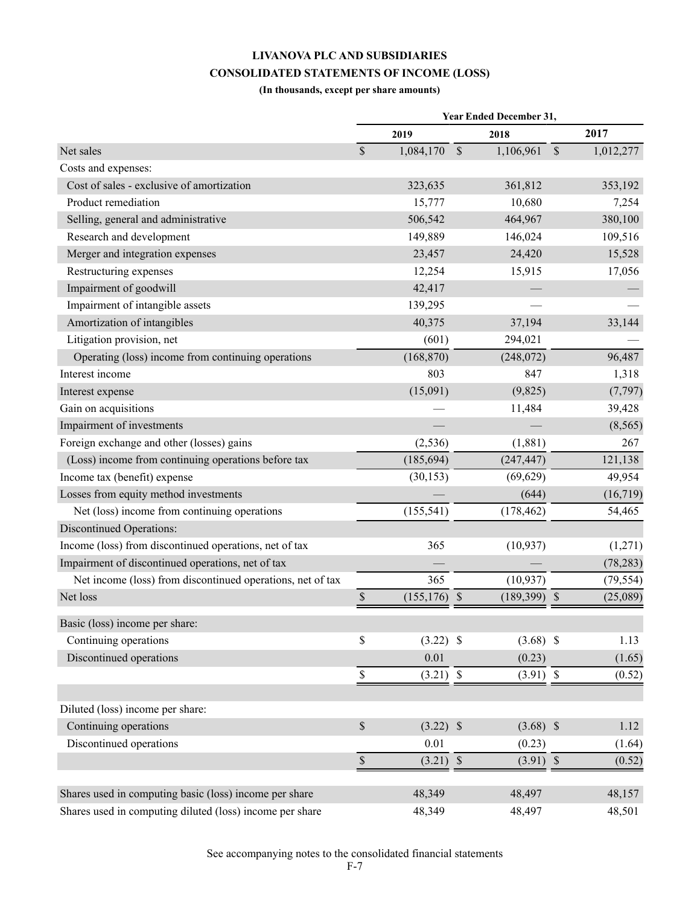**LIVANOVA PLC AND SUBSIDIARIES**

**CONSOLIDATED STATEMENTS OF INCOME (LOSS)**

**(In thousands, except per share amounts)**

| | Year Ended December 31, | | |
|---|---|---|---|
| | 2019 | 2018 | 2017 |
| Net sales | $ 1,084,170 | $ 1,106,961 | $ 1,012,277 |
| Costs and expenses: | | | |
| Cost of sales - exclusive of amortization | 323,635 | 361,812 | 353,192 |
| Product remediation | 15,777 | 10,680 | 7,254 |
| Selling, general and administrative | 506,542 | 464,967 | 380,100 |
| Research and development | 149,889 | 146,024 | 109,516 |
| Merger and integration expenses | 23,457 | 24,420 | 15,528 |
| Restructuring expenses | 12,254 | 15,915 | 17,056 |
| Impairment of goodwill | 42,417 | — | — |
| Impairment of intangible assets | 139,295 | — | — |
| Amortization of intangibles | 40,375 | 37,194 | 33,144 |
| Litigation provision, net | (601) | 294,021 | — |
| Operating (loss) income from continuing operations | (168,870) | (248,072) | 96,487 |
| Interest income | 803 | 847 | 1,318 |
| Interest expense | (15,091) | (9,825) | (7,797) |
| Gain on acquisitions | — | 11,484 | 39,428 |
| Impairment of investments | — | — | (8,565) |
| Foreign exchange and other (losses) gains | (2,536) | (1,881) | 267 |
| (Loss) income from continuing operations before tax | (185,694) | (247,447) | 121,138 |
| Income tax (benefit) expense | (30,153) | (69,629) | 49,954 |
| Losses from equity method investments | — | (644) | (16,719) |
| Net (loss) income from continuing operations | (155,541) | (178,462) | 54,465 |
| Discontinued Operations: | | | |
| Income (loss) from discontinued operations, net of tax | 365 | (10,937) | (1,271) |
| Impairment of discontinued operations, net of tax | — | — | (78,283) |
| Net income (loss) from discontinued operations, net of tax | 365 | (10,937) | (79,554) |
| Net loss | $ (155,176) | $ (189,399) | $ (25,089) |
| | | | |
| Basic (loss) income per share: | | | |
| Continuing operations | $ (3.22) | $ (3.68) | $ 1.13 |
| Discontinued operations | 0.01 | (0.23) | (1.65) |
| | $ (3.21) | $ (3.91) | $ (0.52) |
| | | | |
| Diluted (loss) income per share: | | | |
| Continuing operations | $ (3.22) | $ (3.68) | $ 1.12 |
| Discontinued operations | 0.01 | (0.23) | (1.64) |
| | $ (3.21) | $ (3.91) | $ (0.52) |
| | | | |
| Shares used in computing basic (loss) income per share | 48,349 | 48,497 | 48,157 |
| Shares used in computing diluted (loss) income per share | 48,349 | 48,497 | 48,501 |

See accompanying notes to the consolidated financial statements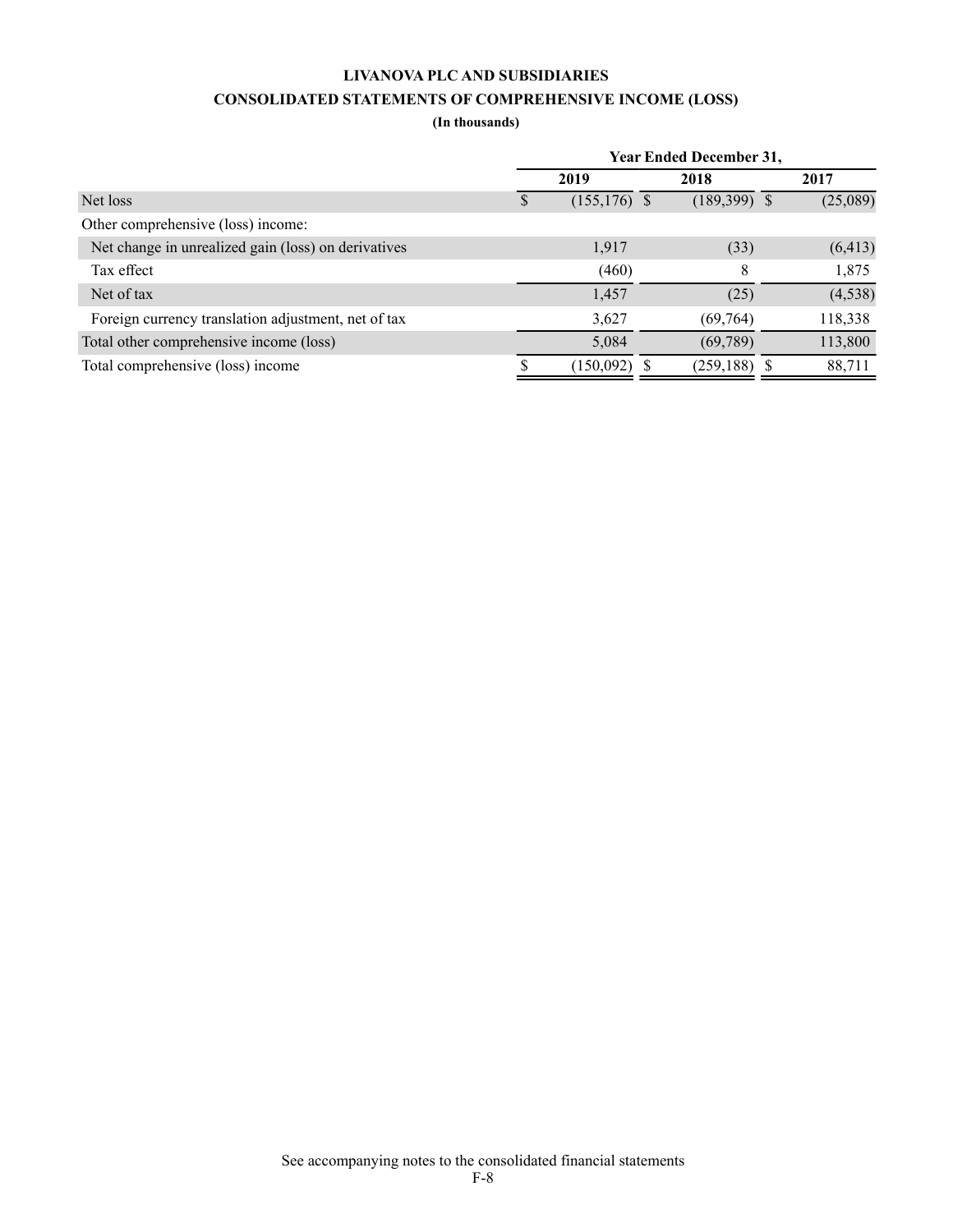**LIVANOVA PLC AND SUBSIDIARIES**

**CONSOLIDATED STATEMENTS OF COMPREHENSIVE INCOME (LOSS)**

**(In thousands)**

| | Year Ended December 31, | | |
|---|---|---|---|
| | 2019 | 2018 | 2017 |
| Net loss | $ (155,176) | $ (189,399) | $ (25,089) |
| Other comprehensive (loss) income: | | | |
| Net change in unrealized gain (loss) on derivatives | 1,917 | (33) | (6,413) |
| Tax effect | (460) | 8 | 1,875 |
| Net of tax | 1,457 | (25) | (4,538) |
| Foreign currency translation adjustment, net of tax | 3,627 | (69,764) | 118,338 |
| Total other comprehensive income (loss) | 5,084 | (69,789) | 113,800 |
| Total comprehensive (loss) income | $ (150,092) | $ (259,188) | $ 88,711 |

See accompanying notes to the consolidated financial statements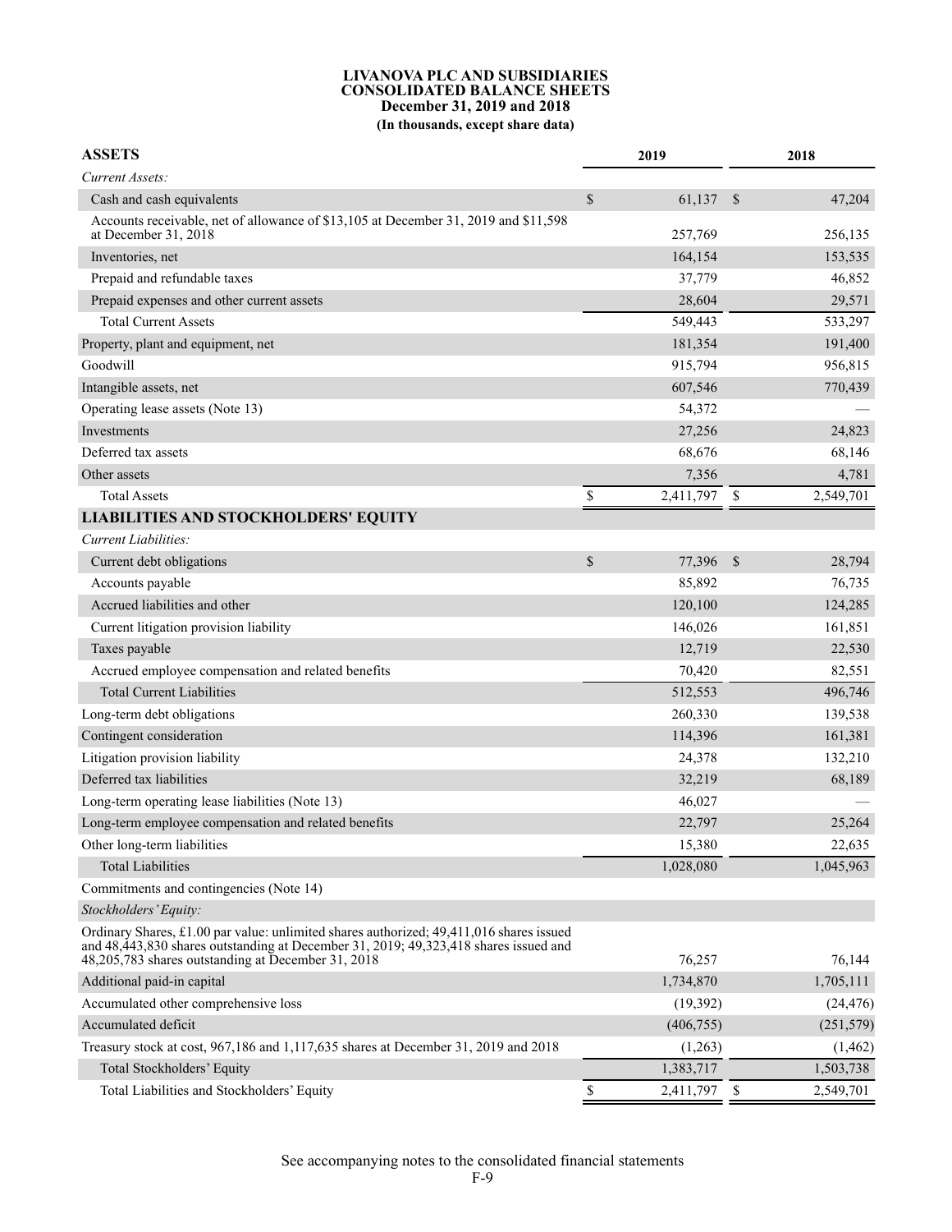# LIVANOVA PLC AND SUBSIDIARIES
## CONSOLIDATED BALANCE SHEETS
### December 31, 2019 and 2018
**(In thousands, except share data)**

| ASSETS | 2019 | 2018 |
|---|---|---|
| *Current Assets:* | | |
| Cash and cash equivalents | $ 61,137 | $ 47,204 |
| Accounts receivable, net of allowance of $13,105 at December 31, 2019 and $11,598 at December 31, 2018 | 257,769 | 256,135 |
| Inventories, net | 164,154 | 153,535 |
| Prepaid and refundable taxes | 37,779 | 46,852 |
| Prepaid expenses and other current assets | 28,604 | 29,571 |
| Total Current Assets | 549,443 | 533,297 |
| Property, plant and equipment, net | 181,354 | 191,400 |
| Goodwill | 915,794 | 956,815 |
| Intangible assets, net | 607,546 | 770,439 |
| Operating lease assets (Note 13) | 54,372 | — |
| Investments | 27,256 | 24,823 |
| Deferred tax assets | 68,676 | 68,146 |
| Other assets | 7,356 | 4,781 |
| Total Assets | $ 2,411,797 | $ 2,549,701 |
| **LIABILITIES AND STOCKHOLDERS' EQUITY** | | |
| *Current Liabilities:* | | |
| Current debt obligations | $ 77,396 | $ 28,794 |
| Accounts payable | 85,892 | 76,735 |
| Accrued liabilities and other | 120,100 | 124,285 |
| Current litigation provision liability | 146,026 | 161,851 |
| Taxes payable | 12,719 | 22,530 |
| Accrued employee compensation and related benefits | 70,420 | 82,551 |
| Total Current Liabilities | 512,553 | 496,746 |
| Long-term debt obligations | 260,330 | 139,538 |
| Contingent consideration | 114,396 | 161,381 |
| Litigation provision liability | 24,378 | 132,210 |
| Deferred tax liabilities | 32,219 | 68,189 |
| Long-term operating lease liabilities (Note 13) | 46,027 | — |
| Long-term employee compensation and related benefits | 22,797 | 25,264 |
| Other long-term liabilities | 15,380 | 22,635 |
| Total Liabilities | 1,028,080 | 1,045,963 |
| Commitments and contingencies (Note 14) | | |
| *Stockholders' Equity:* | | |
| Ordinary Shares, £1.00 par value: unlimited shares authorized; 49,411,016 shares issued and 48,443,830 shares outstanding at December 31, 2019; 49,323,418 shares issued and 48,205,783 shares outstanding at December 31, 2018 | 76,257 | 76,144 |
| Additional paid-in capital | 1,734,870 | 1,705,111 |
| Accumulated other comprehensive loss | (19,392) | (24,476) |
| Accumulated deficit | (406,755) | (251,579) |
| Treasury stock at cost, 967,186 and 1,117,635 shares at December 31, 2019 and 2018 | (1,263) | (1,462) |
| Total Stockholders' Equity | 1,383,717 | 1,503,738 |
| Total Liabilities and Stockholders' Equity | $ 2,411,797 | $ 2,549,701 |

See accompanying notes to the consolidated financial statements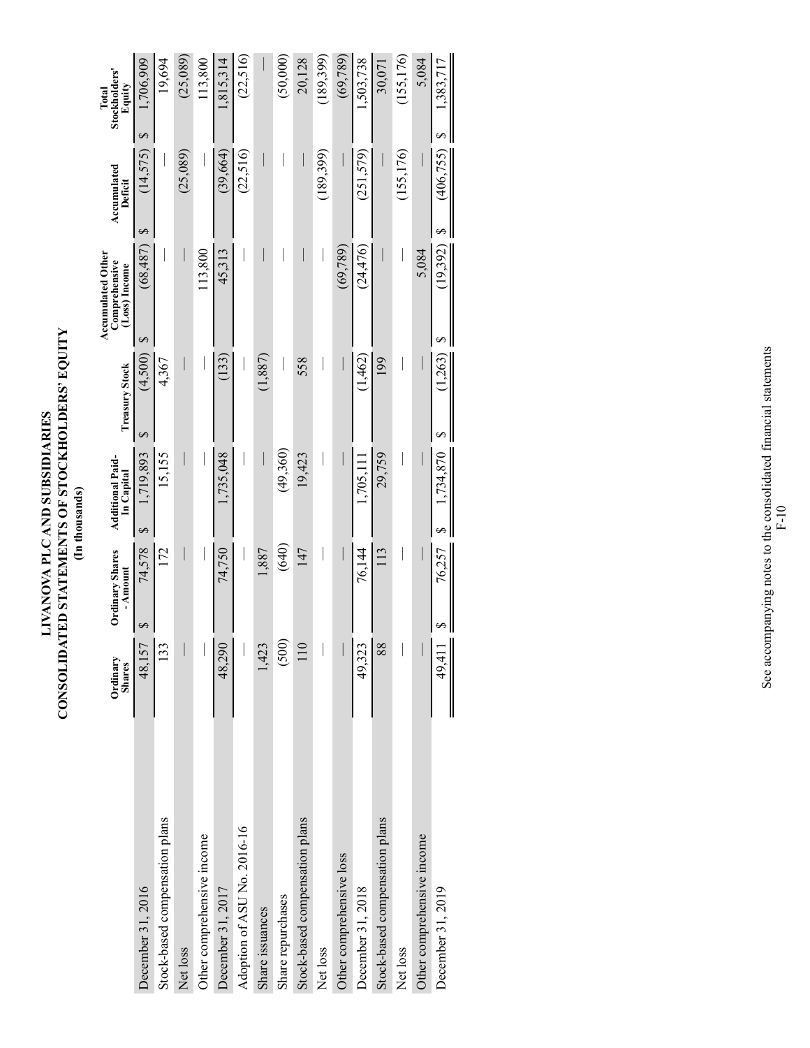# LIVANOVA PLC AND SUBSIDIARIES
## CONSOLIDATED STATEMENTS OF STOCKHOLDERS' EQUITY
### (In thousands)

| | Ordinary Shares | Ordinary Shares - Amount | Additional Paid-In Capital | Treasury Stock | Accumulated Other Comprehensive (Loss) Income | Accumulated Deficit | Total Stockholders' Equity |
|---|---|---|---|---|---|---|---|
| December 31, 2016 | 48,157 | $ 74,578 | $ 1,719,893 | $ (4,500) | $ (68,487) | $ (14,575) | $ 1,706,909 |
| Stock-based compensation plans | 133 | 172 | 15,155 | 4,367 | — | — | 19,694 |
| Net loss | — | — | — | — | — | (25,089) | (25,089) |
| Other comprehensive income | — | — | — | — | 113,800 | — | 113,800 |
| December 31, 2017 | 48,290 | 74,750 | 1,735,048 | (133) | 45,313 | (39,664) | 1,815,314 |
| Adoption of ASU No. 2016-16 | — | — | — | — | — | (22,516) | (22,516) |
| Share issuances | 1,423 | 1,887 | — | (1,887) | — | — | — |
| Share repurchases | (500) | (640) | (49,360) | — | — | — | (50,000) |
| Stock-based compensation plans | 110 | 147 | 19,423 | 558 | — | — | 20,128 |
| Net loss | — | — | — | — | — | (189,399) | (189,399) |
| Other comprehensive loss | — | — | — | — | (69,789) | — | (69,789) |
| December 31, 2018 | 49,323 | 76,144 | 1,705,111 | (1,462) | (24,476) | (251,579) | 1,503,738 |
| Stock-based compensation plans | 88 | 113 | 29,759 | 199 | — | — | 30,071 |
| Net loss | — | — | — | — | — | (155,176) | (155,176) |
| Other comprehensive income | — | — | — | — | 5,084 | — | 5,084 |
| December 31, 2019 | 49,411 | $ 76,257 | $ 1,734,870 | $ (1,263) | $ (19,392) | $ (406,755) | $ 1,383,717 |

See accompanying notes to the consolidated financial statements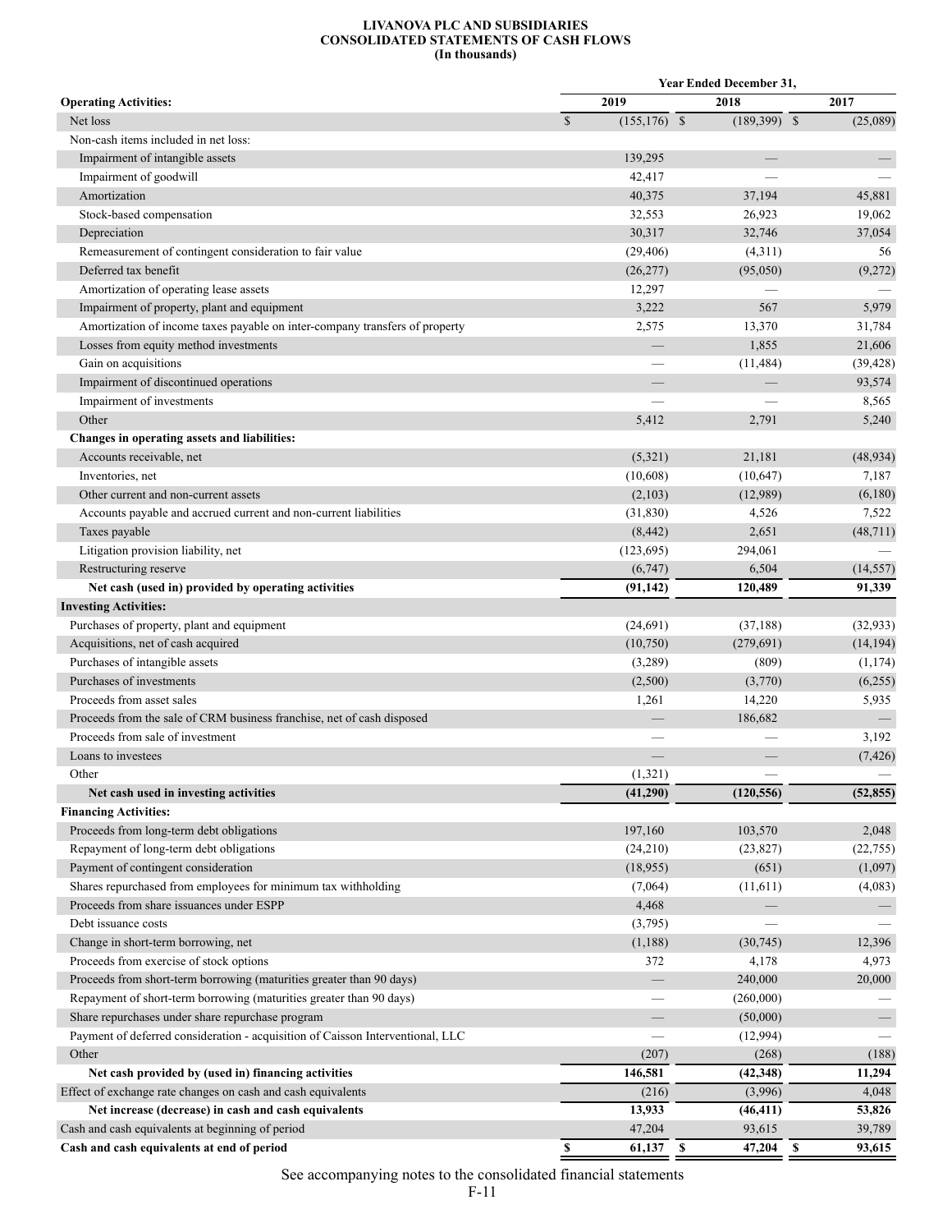**LIVANOVA PLC AND SUBSIDIARIES**
**CONSOLIDATED STATEMENTS OF CASH FLOWS**
**(In thousands)**

| | Year Ended December 31, | | |
|---|---|---|---|
| **Operating Activities:** | **2019** | **2018** | **2017** |
| Net loss | $ (155,176) | $ (189,399) | $ (25,089) |
| Non-cash items included in net loss: | | | |
| Impairment of intangible assets | 139,295 | — | — |
| Impairment of goodwill | 42,417 | — | — |
| Amortization | 40,375 | 37,194 | 45,881 |
| Stock-based compensation | 32,553 | 26,923 | 19,062 |
| Depreciation | 30,317 | 32,746 | 37,054 |
| Remeasurement of contingent consideration to fair value | (29,406) | (4,311) | 56 |
| Deferred tax benefit | (26,277) | (95,050) | (9,272) |
| Amortization of operating lease assets | 12,297 | — | — |
| Impairment of property, plant and equipment | 3,222 | 567 | 5,979 |
| Amortization of income taxes payable on inter-company transfers of property | 2,575 | 13,370 | 31,784 |
| Losses from equity method investments | — | 1,855 | 21,606 |
| Gain on acquisitions | — | (11,484) | (39,428) |
| Impairment of discontinued operations | — | — | 93,574 |
| Impairment of investments | — | — | 8,565 |
| Other | 5,412 | 2,791 | 5,240 |
| **Changes in operating assets and liabilities:** | | | |
| Accounts receivable, net | (5,321) | 21,181 | (48,934) |
| Inventories, net | (10,608) | (10,647) | 7,187 |
| Other current and non-current assets | (2,103) | (12,989) | (6,180) |
| Accounts payable and accrued current and non-current liabilities | (31,830) | 4,526 | 7,522 |
| Taxes payable | (8,442) | 2,651 | (48,711) |
| Litigation provision liability, net | (123,695) | 294,061 | — |
| Restructuring reserve | (6,747) | 6,504 | (14,557) |
| **Net cash (used in) provided by operating activities** | **(91,142)** | **120,489** | **91,339** |
| **Investing Activities:** | | | |
| Purchases of property, plant and equipment | (24,691) | (37,188) | (32,933) |
| Acquisitions, net of cash acquired | (10,750) | (279,691) | (14,194) |
| Purchases of intangible assets | (3,289) | (809) | (1,174) |
| Purchases of investments | (2,500) | (3,770) | (6,255) |
| Proceeds from asset sales | 1,261 | 14,220 | 5,935 |
| Proceeds from the sale of CRM business franchise, net of cash disposed | — | 186,682 | — |
| Proceeds from sale of investment | — | — | 3,192 |
| Loans to investees | — | — | (7,426) |
| Other | (1,321) | — | — |
| **Net cash used in investing activities** | **(41,290)** | **(120,556)** | **(52,855)** |
| **Financing Activities:** | | | |
| Proceeds from long-term debt obligations | 197,160 | 103,570 | 2,048 |
| Repayment of long-term debt obligations | (24,210) | (23,827) | (22,755) |
| Payment of contingent consideration | (18,955) | (651) | (1,097) |
| Shares repurchased from employees for minimum tax withholding | (7,064) | (11,611) | (4,083) |
| Proceeds from share issuances under ESPP | 4,468 | — | — |
| Debt issuance costs | (3,795) | — | — |
| Change in short-term borrowing, net | (1,188) | (30,745) | 12,396 |
| Proceeds from exercise of stock options | 372 | 4,178 | 4,973 |
| Proceeds from short-term borrowing (maturities greater than 90 days) | — | 240,000 | 20,000 |
| Repayment of short-term borrowing (maturities greater than 90 days) | — | (260,000) | — |
| Share repurchases under share repurchase program | — | (50,000) | — |
| Payment of deferred consideration - acquisition of Caisson Interventional, LLC | — | (12,994) | — |
| Other | (207) | (268) | (188) |
| **Net cash provided by (used in) financing activities** | **146,581** | **(42,348)** | **11,294** |
| Effect of exchange rate changes on cash and cash equivalents | (216) | (3,996) | 4,048 |
| **Net increase (decrease) in cash and cash equivalents** | **13,933** | **(46,411)** | **53,826** |
| Cash and cash equivalents at beginning of period | 47,204 | 93,615 | 39,789 |
| **Cash and cash equivalents at end of period** | **$ 61,137** | **$ 47,204** | **$ 93,615** |

See accompanying notes to the consolidated financial statements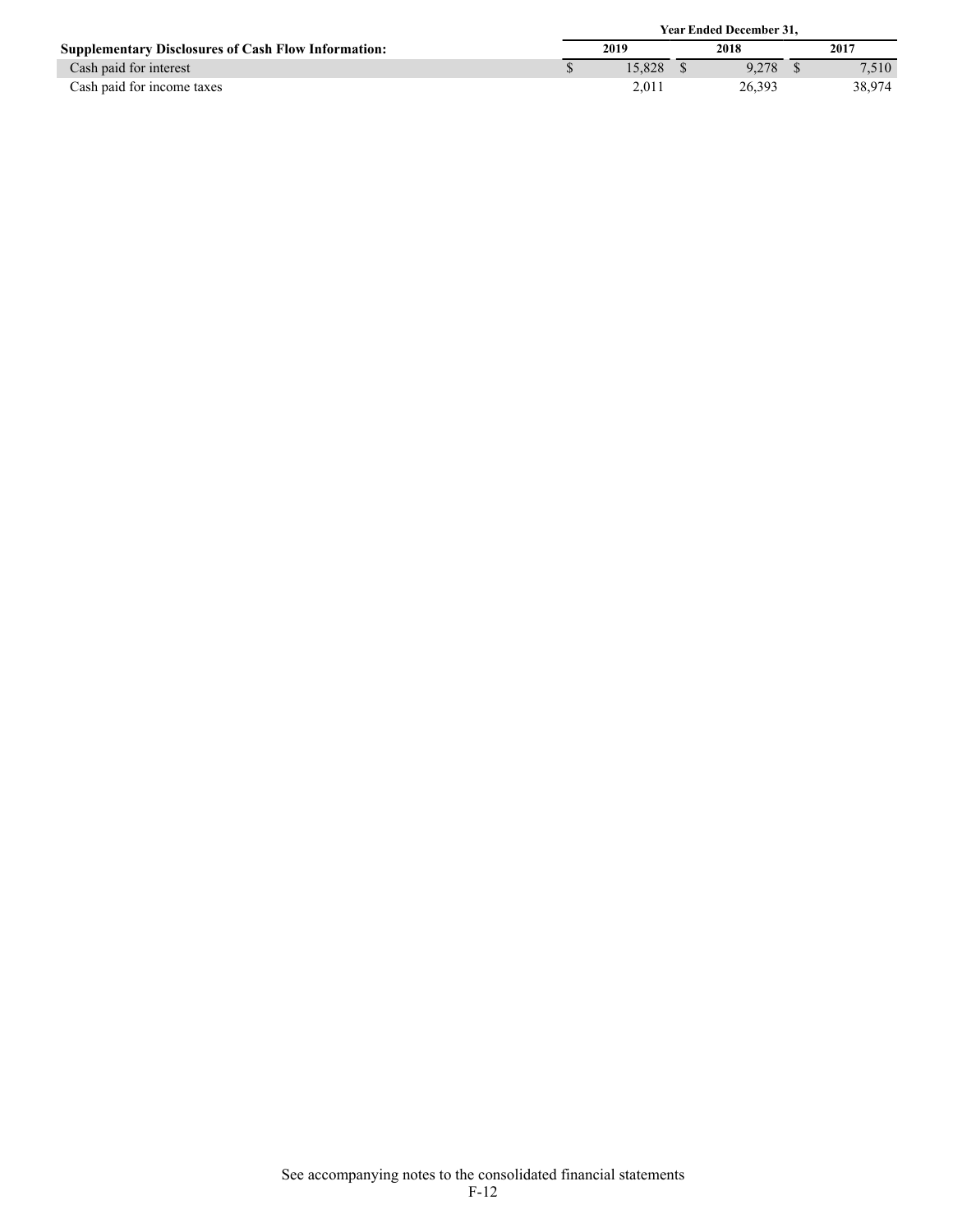| Supplementary Disclosures of Cash Flow Information: | Year Ended December 31, | | |
|---|---|---|---|
| | 2019 | 2018 | 2017 |
| Cash paid for interest | $ 15,828 | $ 9,278 | $ 7,510 |
| Cash paid for income taxes | 2,011 | 26,393 | 38,974 |

See accompanying notes to the consolidated financial statements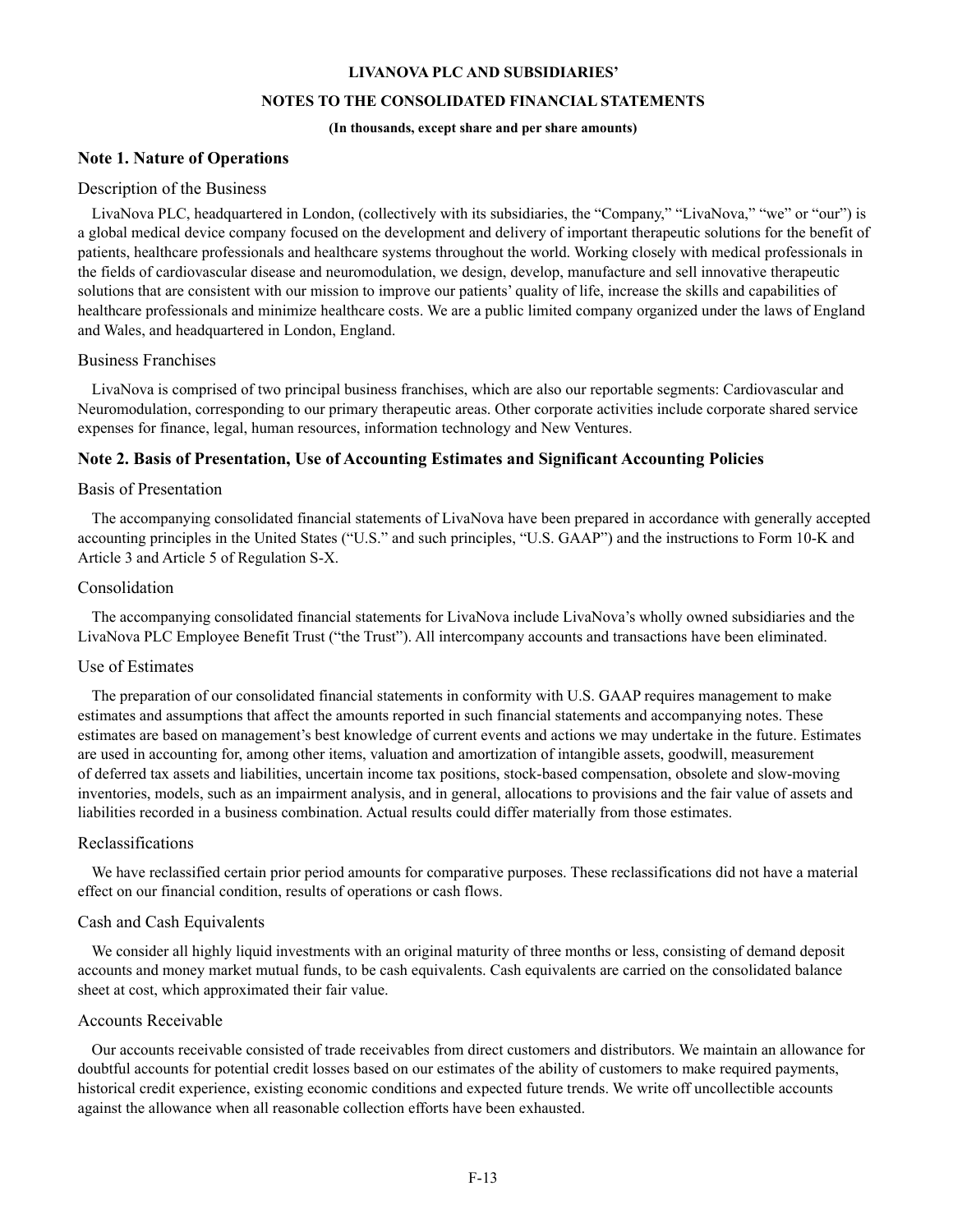**LIVANOVA PLC AND SUBSIDIARIES'**

**NOTES TO THE CONSOLIDATED FINANCIAL STATEMENTS**

**(In thousands, except share and per share amounts)**

## Note 1. Nature of Operations

### Description of the Business

LivaNova PLC, headquartered in London, (collectively with its subsidiaries, the "Company," "LivaNova," "we" or "our") is a global medical device company focused on the development and delivery of important therapeutic solutions for the benefit of patients, healthcare professionals and healthcare systems throughout the world. Working closely with medical professionals in the fields of cardiovascular disease and neuromodulation, we design, develop, manufacture and sell innovative therapeutic solutions that are consistent with our mission to improve our patients' quality of life, increase the skills and capabilities of healthcare professionals and minimize healthcare costs. We are a public limited company organized under the laws of England and Wales, and headquartered in London, England.

### Business Franchises

LivaNova is comprised of two principal business franchises, which are also our reportable segments: Cardiovascular and Neuromodulation, corresponding to our primary therapeutic areas. Other corporate activities include corporate shared service expenses for finance, legal, human resources, information technology and New Ventures.

## Note 2. Basis of Presentation, Use of Accounting Estimates and Significant Accounting Policies

### Basis of Presentation

The accompanying consolidated financial statements of LivaNova have been prepared in accordance with generally accepted accounting principles in the United States ("U.S." and such principles, "U.S. GAAP") and the instructions to Form 10-K and Article 3 and Article 5 of Regulation S-X.

### Consolidation

The accompanying consolidated financial statements for LivaNova include LivaNova's wholly owned subsidiaries and the LivaNova PLC Employee Benefit Trust ("the Trust"). All intercompany accounts and transactions have been eliminated.

### Use of Estimates

The preparation of our consolidated financial statements in conformity with U.S. GAAP requires management to make estimates and assumptions that affect the amounts reported in such financial statements and accompanying notes. These estimates are based on management's best knowledge of current events and actions we may undertake in the future. Estimates are used in accounting for, among other items, valuation and amortization of intangible assets, goodwill, measurement of deferred tax assets and liabilities, uncertain income tax positions, stock-based compensation, obsolete and slow-moving inventories, models, such as an impairment analysis, and in general, allocations to provisions and the fair value of assets and liabilities recorded in a business combination. Actual results could differ materially from those estimates.

### Reclassifications

We have reclassified certain prior period amounts for comparative purposes. These reclassifications did not have a material effect on our financial condition, results of operations or cash flows.

### Cash and Cash Equivalents

We consider all highly liquid investments with an original maturity of three months or less, consisting of demand deposit accounts and money market mutual funds, to be cash equivalents. Cash equivalents are carried on the consolidated balance sheet at cost, which approximated their fair value.

### Accounts Receivable

Our accounts receivable consisted of trade receivables from direct customers and distributors. We maintain an allowance for doubtful accounts for potential credit losses based on our estimates of the ability of customers to make required payments, historical credit experience, existing economic conditions and expected future trends. We write off uncollectible accounts against the allowance when all reasonable collection efforts have been exhausted.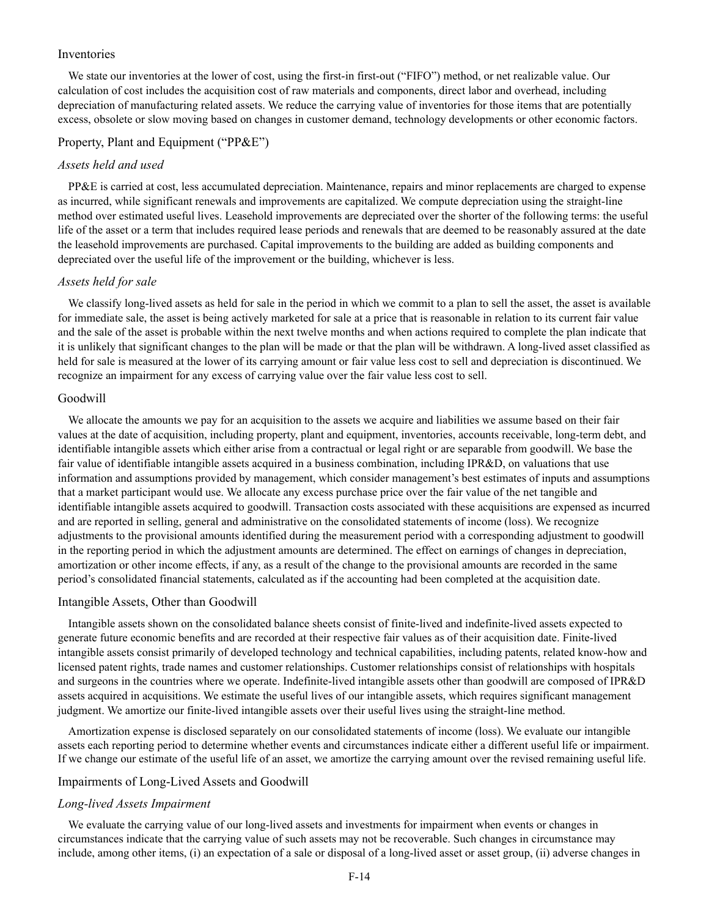### Inventories

We state our inventories at the lower of cost, using the first-in first-out ("FIFO") method, or net realizable value. Our calculation of cost includes the acquisition cost of raw materials and components, direct labor and overhead, including depreciation of manufacturing related assets. We reduce the carrying value of inventories for those items that are potentially excess, obsolete or slow moving based on changes in customer demand, technology developments or other economic factors.

### Property, Plant and Equipment ("PP&E")

#### *Assets held and used*

PP&E is carried at cost, less accumulated depreciation. Maintenance, repairs and minor replacements are charged to expense as incurred, while significant renewals and improvements are capitalized. We compute depreciation using the straight-line method over estimated useful lives. Leasehold improvements are depreciated over the shorter of the following terms: the useful life of the asset or a term that includes required lease periods and renewals that are deemed to be reasonably assured at the date the leasehold improvements are purchased. Capital improvements to the building are added as building components and depreciated over the useful life of the improvement or the building, whichever is less.

#### *Assets held for sale*

We classify long-lived assets as held for sale in the period in which we commit to a plan to sell the asset, the asset is available for immediate sale, the asset is being actively marketed for sale at a price that is reasonable in relation to its current fair value and the sale of the asset is probable within the next twelve months and when actions required to complete the plan indicate that it is unlikely that significant changes to the plan will be made or that the plan will be withdrawn. A long-lived asset classified as held for sale is measured at the lower of its carrying amount or fair value less cost to sell and depreciation is discontinued. We recognize an impairment for any excess of carrying value over the fair value less cost to sell.

### Goodwill

We allocate the amounts we pay for an acquisition to the assets we acquire and liabilities we assume based on their fair values at the date of acquisition, including property, plant and equipment, inventories, accounts receivable, long-term debt, and identifiable intangible assets which either arise from a contractual or legal right or are separable from goodwill. We base the fair value of identifiable intangible assets acquired in a business combination, including IPR&D, on valuations that use information and assumptions provided by management, which consider management's best estimates of inputs and assumptions that a market participant would use. We allocate any excess purchase price over the fair value of the net tangible and identifiable intangible assets acquired to goodwill. Transaction costs associated with these acquisitions are expensed as incurred and are reported in selling, general and administrative on the consolidated statements of income (loss). We recognize adjustments to the provisional amounts identified during the measurement period with a corresponding adjustment to goodwill in the reporting period in which the adjustment amounts are determined. The effect on earnings of changes in depreciation, amortization or other income effects, if any, as a result of the change to the provisional amounts are recorded in the same period's consolidated financial statements, calculated as if the accounting had been completed at the acquisition date.

### Intangible Assets, Other than Goodwill

Intangible assets shown on the consolidated balance sheets consist of finite-lived and indefinite-lived assets expected to generate future economic benefits and are recorded at their respective fair values as of their acquisition date. Finite-lived intangible assets consist primarily of developed technology and technical capabilities, including patents, related know-how and licensed patent rights, trade names and customer relationships. Customer relationships consist of relationships with hospitals and surgeons in the countries where we operate. Indefinite-lived intangible assets other than goodwill are composed of IPR&D assets acquired in acquisitions. We estimate the useful lives of our intangible assets, which requires significant management judgment. We amortize our finite-lived intangible assets over their useful lives using the straight-line method.

Amortization expense is disclosed separately on our consolidated statements of income (loss). We evaluate our intangible assets each reporting period to determine whether events and circumstances indicate either a different useful life or impairment. If we change our estimate of the useful life of an asset, we amortize the carrying amount over the revised remaining useful life.

### Impairments of Long-Lived Assets and Goodwill

#### *Long-lived Assets Impairment*

We evaluate the carrying value of our long-lived assets and investments for impairment when events or changes in circumstances indicate that the carrying value of such assets may not be recoverable. Such changes in circumstance may include, among other items, (i) an expectation of a sale or disposal of a long-lived asset or asset group, (ii) adverse changes in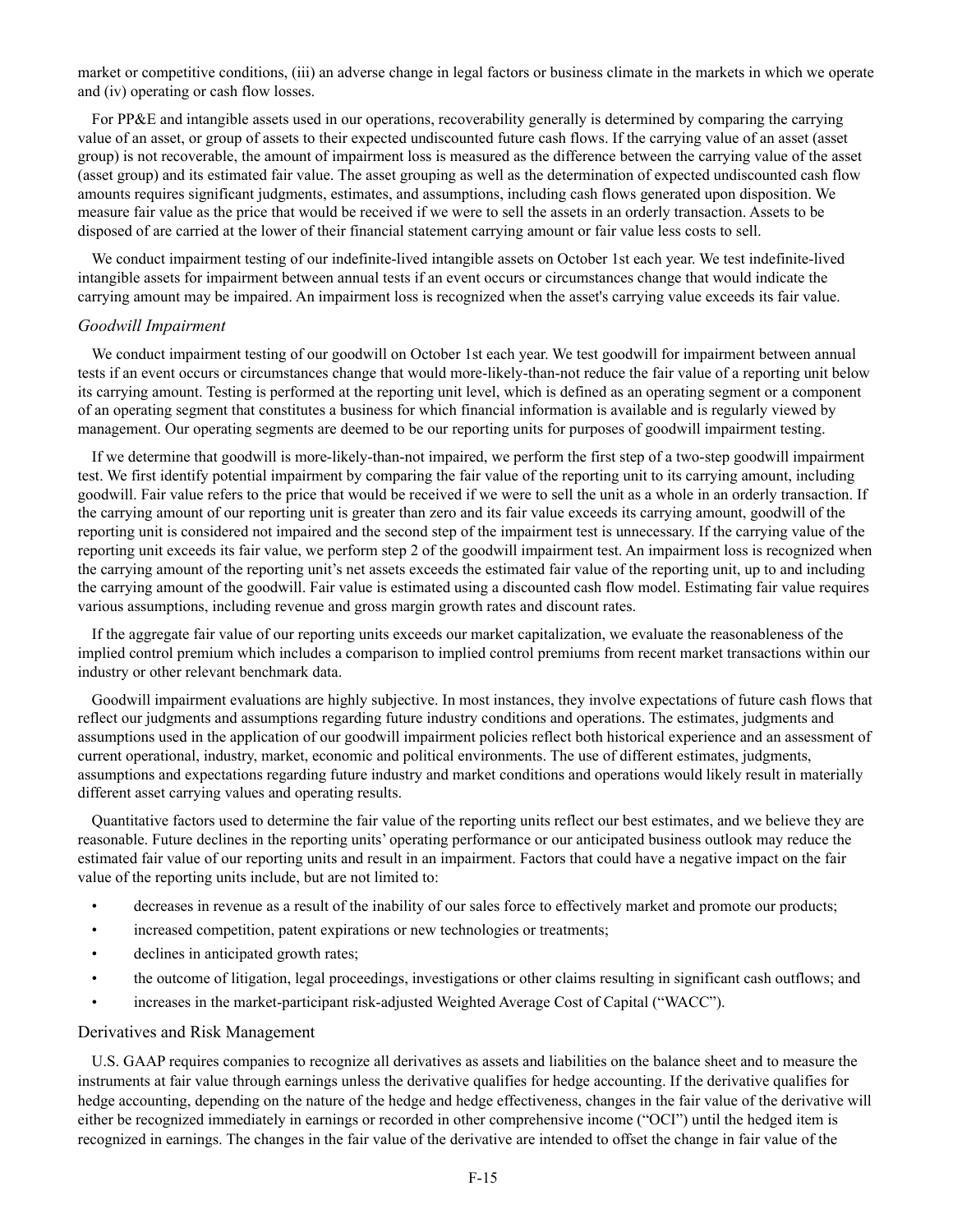market or competitive conditions, (iii) an adverse change in legal factors or business climate in the markets in which we operate and (iv) operating or cash flow losses.

For PP&E and intangible assets used in our operations, recoverability generally is determined by comparing the carrying value of an asset, or group of assets to their expected undiscounted future cash flows. If the carrying value of an asset (asset group) is not recoverable, the amount of impairment loss is measured as the difference between the carrying value of the asset (asset group) and its estimated fair value. The asset grouping as well as the determination of expected undiscounted cash flow amounts requires significant judgments, estimates, and assumptions, including cash flows generated upon disposition. We measure fair value as the price that would be received if we were to sell the assets in an orderly transaction. Assets to be disposed of are carried at the lower of their financial statement carrying amount or fair value less costs to sell.

We conduct impairment testing of our indefinite-lived intangible assets on October 1st each year. We test indefinite-lived intangible assets for impairment between annual tests if an event occurs or circumstances change that would indicate the carrying amount may be impaired. An impairment loss is recognized when the asset's carrying value exceeds its fair value.

*Goodwill Impairment*

We conduct impairment testing of our goodwill on October 1st each year. We test goodwill for impairment between annual tests if an event occurs or circumstances change that would more-likely-than-not reduce the fair value of a reporting unit below its carrying amount. Testing is performed at the reporting unit level, which is defined as an operating segment or a component of an operating segment that constitutes a business for which financial information is available and is regularly viewed by management. Our operating segments are deemed to be our reporting units for purposes of goodwill impairment testing.

If we determine that goodwill is more-likely-than-not impaired, we perform the first step of a two-step goodwill impairment test. We first identify potential impairment by comparing the fair value of the reporting unit to its carrying amount, including goodwill. Fair value refers to the price that would be received if we were to sell the unit as a whole in an orderly transaction. If the carrying amount of our reporting unit is greater than zero and its fair value exceeds its carrying amount, goodwill of the reporting unit is considered not impaired and the second step of the impairment test is unnecessary. If the carrying value of the reporting unit exceeds its fair value, we perform step 2 of the goodwill impairment test. An impairment loss is recognized when the carrying amount of the reporting unit's net assets exceeds the estimated fair value of the reporting unit, up to and including the carrying amount of the goodwill. Fair value is estimated using a discounted cash flow model. Estimating fair value requires various assumptions, including revenue and gross margin growth rates and discount rates.

If the aggregate fair value of our reporting units exceeds our market capitalization, we evaluate the reasonableness of the implied control premium which includes a comparison to implied control premiums from recent market transactions within our industry or other relevant benchmark data.

Goodwill impairment evaluations are highly subjective. In most instances, they involve expectations of future cash flows that reflect our judgments and assumptions regarding future industry conditions and operations. The estimates, judgments and assumptions used in the application of our goodwill impairment policies reflect both historical experience and an assessment of current operational, industry, market, economic and political environments. The use of different estimates, judgments, assumptions and expectations regarding future industry and market conditions and operations would likely result in materially different asset carrying values and operating results.

Quantitative factors used to determine the fair value of the reporting units reflect our best estimates, and we believe they are reasonable. Future declines in the reporting units' operating performance or our anticipated business outlook may reduce the estimated fair value of our reporting units and result in an impairment. Factors that could have a negative impact on the fair value of the reporting units include, but are not limited to:

- decreases in revenue as a result of the inability of our sales force to effectively market and promote our products;
- increased competition, patent expirations or new technologies or treatments;
- declines in anticipated growth rates;
- the outcome of litigation, legal proceedings, investigations or other claims resulting in significant cash outflows; and
- increases in the market-participant risk-adjusted Weighted Average Cost of Capital ("WACC").

## Derivatives and Risk Management

U.S. GAAP requires companies to recognize all derivatives as assets and liabilities on the balance sheet and to measure the instruments at fair value through earnings unless the derivative qualifies for hedge accounting. If the derivative qualifies for hedge accounting, depending on the nature of the hedge and hedge effectiveness, changes in the fair value of the derivative will either be recognized immediately in earnings or recorded in other comprehensive income ("OCI") until the hedged item is recognized in earnings. The changes in the fair value of the derivative are intended to offset the change in fair value of the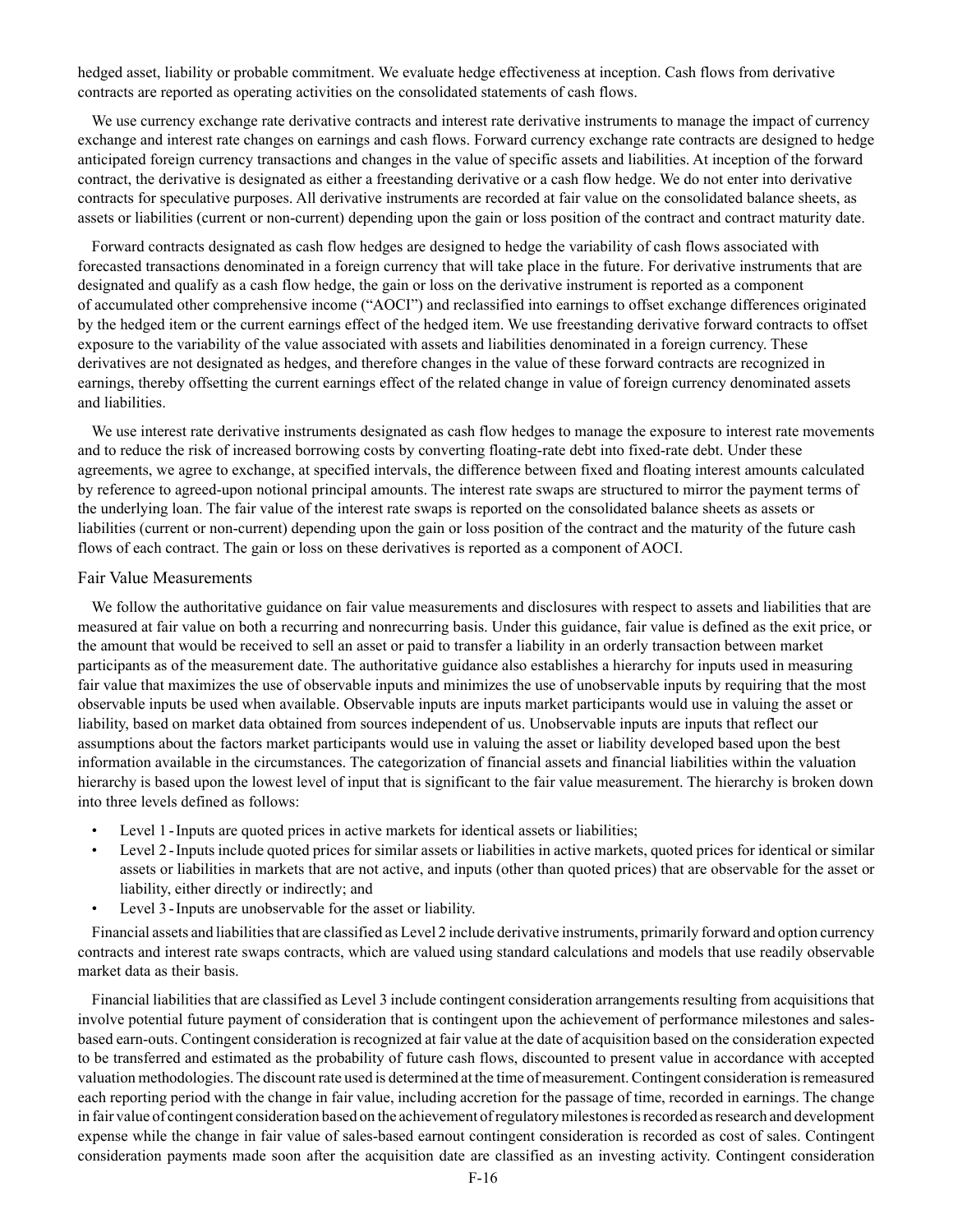hedged asset, liability or probable commitment. We evaluate hedge effectiveness at inception. Cash flows from derivative contracts are reported as operating activities on the consolidated statements of cash flows.

We use currency exchange rate derivative contracts and interest rate derivative instruments to manage the impact of currency exchange and interest rate changes on earnings and cash flows. Forward currency exchange rate contracts are designed to hedge anticipated foreign currency transactions and changes in the value of specific assets and liabilities. At inception of the forward contract, the derivative is designated as either a freestanding derivative or a cash flow hedge. We do not enter into derivative contracts for speculative purposes. All derivative instruments are recorded at fair value on the consolidated balance sheets, as assets or liabilities (current or non-current) depending upon the gain or loss position of the contract and contract maturity date.

Forward contracts designated as cash flow hedges are designed to hedge the variability of cash flows associated with forecasted transactions denominated in a foreign currency that will take place in the future. For derivative instruments that are designated and qualify as a cash flow hedge, the gain or loss on the derivative instrument is reported as a component of accumulated other comprehensive income ("AOCI") and reclassified into earnings to offset exchange differences originated by the hedged item or the current earnings effect of the hedged item. We use freestanding derivative forward contracts to offset exposure to the variability of the value associated with assets and liabilities denominated in a foreign currency. These derivatives are not designated as hedges, and therefore changes in the value of these forward contracts are recognized in earnings, thereby offsetting the current earnings effect of the related change in value of foreign currency denominated assets and liabilities.

We use interest rate derivative instruments designated as cash flow hedges to manage the exposure to interest rate movements and to reduce the risk of increased borrowing costs by converting floating-rate debt into fixed-rate debt. Under these agreements, we agree to exchange, at specified intervals, the difference between fixed and floating interest amounts calculated by reference to agreed-upon notional principal amounts. The interest rate swaps are structured to mirror the payment terms of the underlying loan. The fair value of the interest rate swaps is reported on the consolidated balance sheets as assets or liabilities (current or non-current) depending upon the gain or loss position of the contract and the maturity of the future cash flows of each contract. The gain or loss on these derivatives is reported as a component of AOCI.

## Fair Value Measurements

We follow the authoritative guidance on fair value measurements and disclosures with respect to assets and liabilities that are measured at fair value on both a recurring and nonrecurring basis. Under this guidance, fair value is defined as the exit price, or the amount that would be received to sell an asset or paid to transfer a liability in an orderly transaction between market participants as of the measurement date. The authoritative guidance also establishes a hierarchy for inputs used in measuring fair value that maximizes the use of observable inputs and minimizes the use of unobservable inputs by requiring that the most observable inputs be used when available. Observable inputs are inputs market participants would use in valuing the asset or liability, based on market data obtained from sources independent of us. Unobservable inputs are inputs that reflect our assumptions about the factors market participants would use in valuing the asset or liability developed based upon the best information available in the circumstances. The categorization of financial assets and financial liabilities within the valuation hierarchy is based upon the lowest level of input that is significant to the fair value measurement. The hierarchy is broken down into three levels defined as follows:

- Level 1 - Inputs are quoted prices in active markets for identical assets or liabilities;
- Level 2 - Inputs include quoted prices for similar assets or liabilities in active markets, quoted prices for identical or similar assets or liabilities in markets that are not active, and inputs (other than quoted prices) that are observable for the asset or liability, either directly or indirectly; and
- Level 3 - Inputs are unobservable for the asset or liability.

Financial assets and liabilities that are classified as Level 2 include derivative instruments, primarily forward and option currency contracts and interest rate swaps contracts, which are valued using standard calculations and models that use readily observable market data as their basis.

Financial liabilities that are classified as Level 3 include contingent consideration arrangements resulting from acquisitions that involve potential future payment of consideration that is contingent upon the achievement of performance milestones and sales-based earn-outs. Contingent consideration is recognized at fair value at the date of acquisition based on the consideration expected to be transferred and estimated as the probability of future cash flows, discounted to present value in accordance with accepted valuation methodologies. The discount rate used is determined at the time of measurement. Contingent consideration is remeasured each reporting period with the change in fair value, including accretion for the passage of time, recorded in earnings. The change in fair value of contingent consideration based on the achievement of regulatory milestones is recorded as research and development expense while the change in fair value of sales-based earnout contingent consideration is recorded as cost of sales. Contingent consideration payments made soon after the acquisition date are classified as an investing activity. Contingent consideration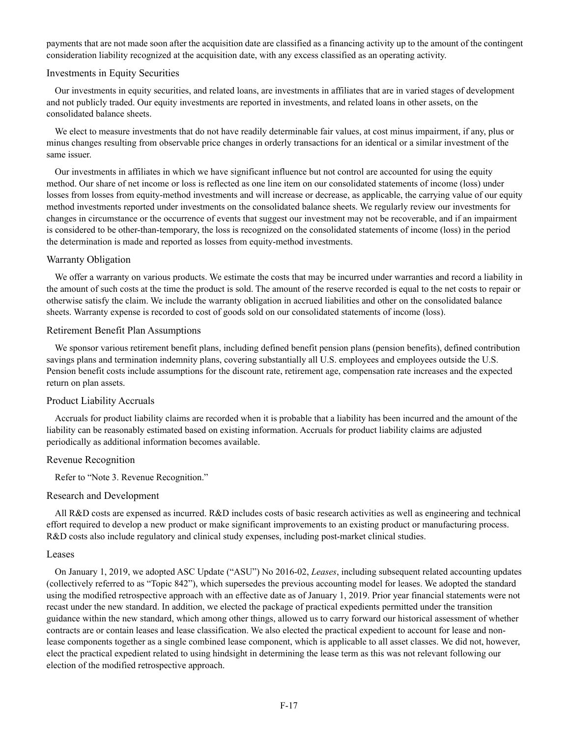payments that are not made soon after the acquisition date are classified as a financing activity up to the amount of the contingent consideration liability recognized at the acquisition date, with any excess classified as an operating activity.

### Investments in Equity Securities

Our investments in equity securities, and related loans, are investments in affiliates that are in varied stages of development and not publicly traded. Our equity investments are reported in investments, and related loans in other assets, on the consolidated balance sheets.

We elect to measure investments that do not have readily determinable fair values, at cost minus impairment, if any, plus or minus changes resulting from observable price changes in orderly transactions for an identical or a similar investment of the same issuer.

Our investments in affiliates in which we have significant influence but not control are accounted for using the equity method. Our share of net income or loss is reflected as one line item on our consolidated statements of income (loss) under losses from losses from equity-method investments and will increase or decrease, as applicable, the carrying value of our equity method investments reported under investments on the consolidated balance sheets. We regularly review our investments for changes in circumstance or the occurrence of events that suggest our investment may not be recoverable, and if an impairment is considered to be other-than-temporary, the loss is recognized on the consolidated statements of income (loss) in the period the determination is made and reported as losses from equity-method investments.

### Warranty Obligation

We offer a warranty on various products. We estimate the costs that may be incurred under warranties and record a liability in the amount of such costs at the time the product is sold. The amount of the reserve recorded is equal to the net costs to repair or otherwise satisfy the claim. We include the warranty obligation in accrued liabilities and other on the consolidated balance sheets. Warranty expense is recorded to cost of goods sold on our consolidated statements of income (loss).

### Retirement Benefit Plan Assumptions

We sponsor various retirement benefit plans, including defined benefit pension plans (pension benefits), defined contribution savings plans and termination indemnity plans, covering substantially all U.S. employees and employees outside the U.S. Pension benefit costs include assumptions for the discount rate, retirement age, compensation rate increases and the expected return on plan assets.

### Product Liability Accruals

Accruals for product liability claims are recorded when it is probable that a liability has been incurred and the amount of the liability can be reasonably estimated based on existing information. Accruals for product liability claims are adjusted periodically as additional information becomes available.

### Revenue Recognition

Refer to "Note 3. Revenue Recognition."

### Research and Development

All R&D costs are expensed as incurred. R&D includes costs of basic research activities as well as engineering and technical effort required to develop a new product or make significant improvements to an existing product or manufacturing process. R&D costs also include regulatory and clinical study expenses, including post-market clinical studies.

### Leases

On January 1, 2019, we adopted ASC Update ("ASU") No 2016-02, *Leases*, including subsequent related accounting updates (collectively referred to as "Topic 842"), which supersedes the previous accounting model for leases. We adopted the standard using the modified retrospective approach with an effective date as of January 1, 2019. Prior year financial statements were not recast under the new standard. In addition, we elected the package of practical expedients permitted under the transition guidance within the new standard, which among other things, allowed us to carry forward our historical assessment of whether contracts are or contain leases and lease classification. We also elected the practical expedient to account for lease and non-lease components together as a single combined lease component, which is applicable to all asset classes. We did not, however, elect the practical expedient related to using hindsight in determining the lease term as this was not relevant following our election of the modified retrospective approach.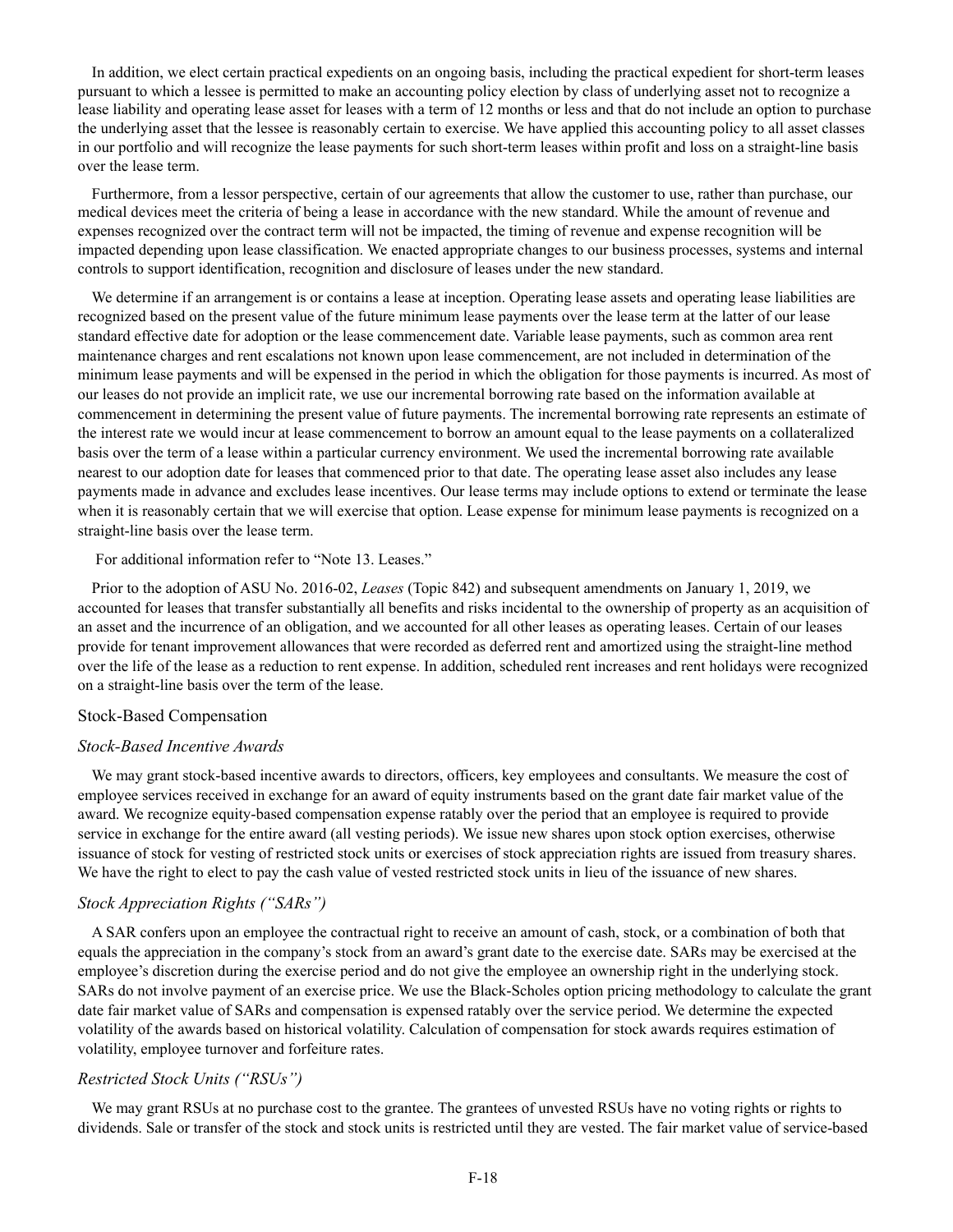In addition, we elect certain practical expedients on an ongoing basis, including the practical expedient for short-term leases pursuant to which a lessee is permitted to make an accounting policy election by class of underlying asset not to recognize a lease liability and operating lease asset for leases with a term of 12 months or less and that do not include an option to purchase the underlying asset that the lessee is reasonably certain to exercise. We have applied this accounting policy to all asset classes in our portfolio and will recognize the lease payments for such short-term leases within profit and loss on a straight-line basis over the lease term.

Furthermore, from a lessor perspective, certain of our agreements that allow the customer to use, rather than purchase, our medical devices meet the criteria of being a lease in accordance with the new standard. While the amount of revenue and expenses recognized over the contract term will not be impacted, the timing of revenue and expense recognition will be impacted depending upon lease classification. We enacted appropriate changes to our business processes, systems and internal controls to support identification, recognition and disclosure of leases under the new standard.

We determine if an arrangement is or contains a lease at inception. Operating lease assets and operating lease liabilities are recognized based on the present value of the future minimum lease payments over the lease term at the latter of our lease standard effective date for adoption or the lease commencement date. Variable lease payments, such as common area rent maintenance charges and rent escalations not known upon lease commencement, are not included in determination of the minimum lease payments and will be expensed in the period in which the obligation for those payments is incurred. As most of our leases do not provide an implicit rate, we use our incremental borrowing rate based on the information available at commencement in determining the present value of future payments. The incremental borrowing rate represents an estimate of the interest rate we would incur at lease commencement to borrow an amount equal to the lease payments on a collateralized basis over the term of a lease within a particular currency environment. We used the incremental borrowing rate available nearest to our adoption date for leases that commenced prior to that date. The operating lease asset also includes any lease payments made in advance and excludes lease incentives. Our lease terms may include options to extend or terminate the lease when it is reasonably certain that we will exercise that option. Lease expense for minimum lease payments is recognized on a straight-line basis over the lease term.

For additional information refer to "Note 13. Leases."

Prior to the adoption of ASU No. 2016-02, *Leases* (Topic 842) and subsequent amendments on January 1, 2019, we accounted for leases that transfer substantially all benefits and risks incidental to the ownership of property as an acquisition of an asset and the incurrence of an obligation, and we accounted for all other leases as operating leases. Certain of our leases provide for tenant improvement allowances that were recorded as deferred rent and amortized using the straight-line method over the life of the lease as a reduction to rent expense. In addition, scheduled rent increases and rent holidays were recognized on a straight-line basis over the term of the lease.

## Stock-Based Compensation

### *Stock-Based Incentive Awards*

We may grant stock-based incentive awards to directors, officers, key employees and consultants. We measure the cost of employee services received in exchange for an award of equity instruments based on the grant date fair market value of the award. We recognize equity-based compensation expense ratably over the period that an employee is required to provide service in exchange for the entire award (all vesting periods). We issue new shares upon stock option exercises, otherwise issuance of stock for vesting of restricted stock units or exercises of stock appreciation rights are issued from treasury shares. We have the right to elect to pay the cash value of vested restricted stock units in lieu of the issuance of new shares.

### *Stock Appreciation Rights ("SARs")*

A SAR confers upon an employee the contractual right to receive an amount of cash, stock, or a combination of both that equals the appreciation in the company's stock from an award's grant date to the exercise date. SARs may be exercised at the employee's discretion during the exercise period and do not give the employee an ownership right in the underlying stock. SARs do not involve payment of an exercise price. We use the Black-Scholes option pricing methodology to calculate the grant date fair market value of SARs and compensation is expensed ratably over the service period. We determine the expected volatility of the awards based on historical volatility. Calculation of compensation for stock awards requires estimation of volatility, employee turnover and forfeiture rates.

### *Restricted Stock Units ("RSUs")*

We may grant RSUs at no purchase cost to the grantee. The grantees of unvested RSUs have no voting rights or rights to dividends. Sale or transfer of the stock and stock units is restricted until they are vested. The fair market value of service-based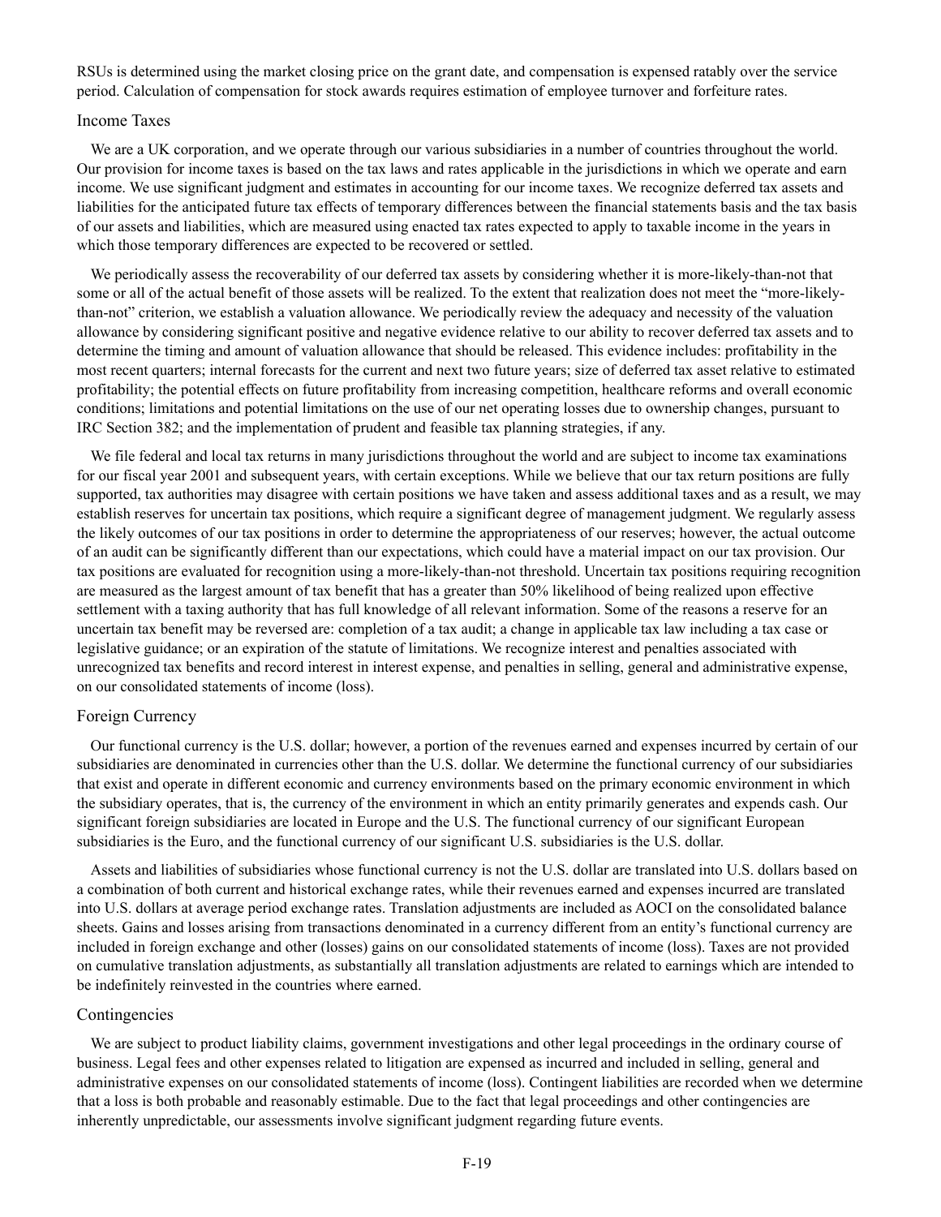RSUs is determined using the market closing price on the grant date, and compensation is expensed ratably over the service period. Calculation of compensation for stock awards requires estimation of employee turnover and forfeiture rates.

### Income Taxes

We are a UK corporation, and we operate through our various subsidiaries in a number of countries throughout the world. Our provision for income taxes is based on the tax laws and rates applicable in the jurisdictions in which we operate and earn income. We use significant judgment and estimates in accounting for our income taxes. We recognize deferred tax assets and liabilities for the anticipated future tax effects of temporary differences between the financial statements basis and the tax basis of our assets and liabilities, which are measured using enacted tax rates expected to apply to taxable income in the years in which those temporary differences are expected to be recovered or settled.

We periodically assess the recoverability of our deferred tax assets by considering whether it is more-likely-than-not that some or all of the actual benefit of those assets will be realized. To the extent that realization does not meet the "more-likely-than-not" criterion, we establish a valuation allowance. We periodically review the adequacy and necessity of the valuation allowance by considering significant positive and negative evidence relative to our ability to recover deferred tax assets and to determine the timing and amount of valuation allowance that should be released. This evidence includes: profitability in the most recent quarters; internal forecasts for the current and next two future years; size of deferred tax asset relative to estimated profitability; the potential effects on future profitability from increasing competition, healthcare reforms and overall economic conditions; limitations and potential limitations on the use of our net operating losses due to ownership changes, pursuant to IRC Section 382; and the implementation of prudent and feasible tax planning strategies, if any.

We file federal and local tax returns in many jurisdictions throughout the world and are subject to income tax examinations for our fiscal year 2001 and subsequent years, with certain exceptions. While we believe that our tax return positions are fully supported, tax authorities may disagree with certain positions we have taken and assess additional taxes and as a result, we may establish reserves for uncertain tax positions, which require a significant degree of management judgment. We regularly assess the likely outcomes of our tax positions in order to determine the appropriateness of our reserves; however, the actual outcome of an audit can be significantly different than our expectations, which could have a material impact on our tax provision. Our tax positions are evaluated for recognition using a more-likely-than-not threshold. Uncertain tax positions requiring recognition are measured as the largest amount of tax benefit that has a greater than 50% likelihood of being realized upon effective settlement with a taxing authority that has full knowledge of all relevant information. Some of the reasons a reserve for an uncertain tax benefit may be reversed are: completion of a tax audit; a change in applicable tax law including a tax case or legislative guidance; or an expiration of the statute of limitations. We recognize interest and penalties associated with unrecognized tax benefits and record interest in interest expense, and penalties in selling, general and administrative expense, on our consolidated statements of income (loss).

### Foreign Currency

Our functional currency is the U.S. dollar; however, a portion of the revenues earned and expenses incurred by certain of our subsidiaries are denominated in currencies other than the U.S. dollar. We determine the functional currency of our subsidiaries that exist and operate in different economic and currency environments based on the primary economic environment in which the subsidiary operates, that is, the currency of the environment in which an entity primarily generates and expends cash. Our significant foreign subsidiaries are located in Europe and the U.S. The functional currency of our significant European subsidiaries is the Euro, and the functional currency of our significant U.S. subsidiaries is the U.S. dollar.

Assets and liabilities of subsidiaries whose functional currency is not the U.S. dollar are translated into U.S. dollars based on a combination of both current and historical exchange rates, while their revenues earned and expenses incurred are translated into U.S. dollars at average period exchange rates. Translation adjustments are included as AOCI on the consolidated balance sheets. Gains and losses arising from transactions denominated in a currency different from an entity's functional currency are included in foreign exchange and other (losses) gains on our consolidated statements of income (loss). Taxes are not provided on cumulative translation adjustments, as substantially all translation adjustments are related to earnings which are intended to be indefinitely reinvested in the countries where earned.

### Contingencies

We are subject to product liability claims, government investigations and other legal proceedings in the ordinary course of business. Legal fees and other expenses related to litigation are expensed as incurred and included in selling, general and administrative expenses on our consolidated statements of income (loss). Contingent liabilities are recorded when we determine that a loss is both probable and reasonably estimable. Due to the fact that legal proceedings and other contingencies are inherently unpredictable, our assessments involve significant judgment regarding future events.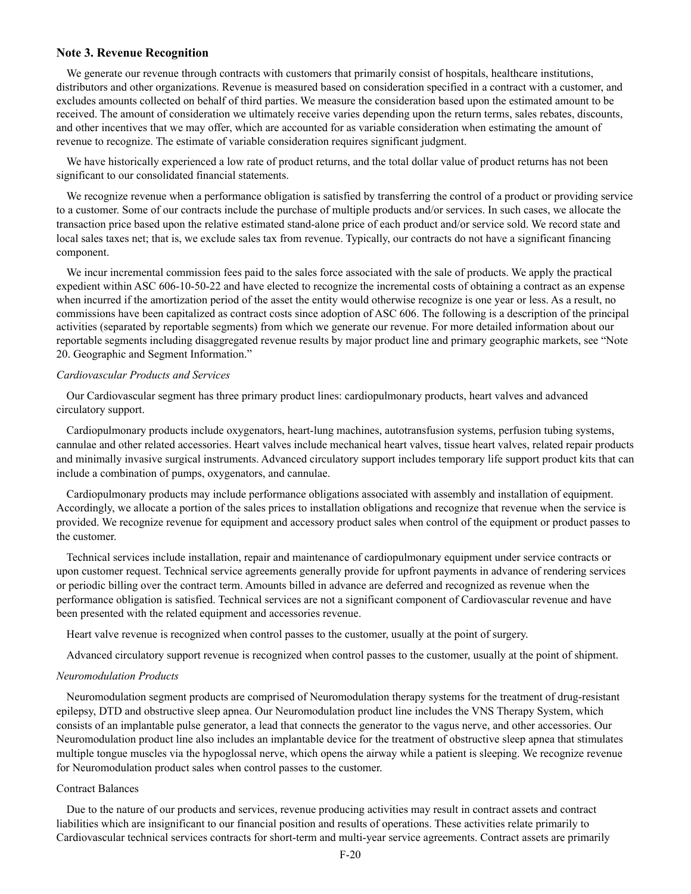## Note 3. Revenue Recognition

We generate our revenue through contracts with customers that primarily consist of hospitals, healthcare institutions, distributors and other organizations. Revenue is measured based on consideration specified in a contract with a customer, and excludes amounts collected on behalf of third parties. We measure the consideration based upon the estimated amount to be received. The amount of consideration we ultimately receive varies depending upon the return terms, sales rebates, discounts, and other incentives that we may offer, which are accounted for as variable consideration when estimating the amount of revenue to recognize. The estimate of variable consideration requires significant judgment.

We have historically experienced a low rate of product returns, and the total dollar value of product returns has not been significant to our consolidated financial statements.

We recognize revenue when a performance obligation is satisfied by transferring the control of a product or providing service to a customer. Some of our contracts include the purchase of multiple products and/or services. In such cases, we allocate the transaction price based upon the relative estimated stand-alone price of each product and/or service sold. We record state and local sales taxes net; that is, we exclude sales tax from revenue. Typically, our contracts do not have a significant financing component.

We incur incremental commission fees paid to the sales force associated with the sale of products. We apply the practical expedient within ASC 606-10-50-22 and have elected to recognize the incremental costs of obtaining a contract as an expense when incurred if the amortization period of the asset the entity would otherwise recognize is one year or less. As a result, no commissions have been capitalized as contract costs since adoption of ASC 606. The following is a description of the principal activities (separated by reportable segments) from which we generate our revenue. For more detailed information about our reportable segments including disaggregated revenue results by major product line and primary geographic markets, see "Note 20. Geographic and Segment Information."

*Cardiovascular Products and Services*

Our Cardiovascular segment has three primary product lines: cardiopulmonary products, heart valves and advanced circulatory support.

Cardiopulmonary products include oxygenators, heart-lung machines, autotransfusion systems, perfusion tubing systems, cannulae and other related accessories. Heart valves include mechanical heart valves, tissue heart valves, related repair products and minimally invasive surgical instruments. Advanced circulatory support includes temporary life support product kits that can include a combination of pumps, oxygenators, and cannulae.

Cardiopulmonary products may include performance obligations associated with assembly and installation of equipment. Accordingly, we allocate a portion of the sales prices to installation obligations and recognize that revenue when the service is provided. We recognize revenue for equipment and accessory product sales when control of the equipment or product passes to the customer.

Technical services include installation, repair and maintenance of cardiopulmonary equipment under service contracts or upon customer request. Technical service agreements generally provide for upfront payments in advance of rendering services or periodic billing over the contract term. Amounts billed in advance are deferred and recognized as revenue when the performance obligation is satisfied. Technical services are not a significant component of Cardiovascular revenue and have been presented with the related equipment and accessories revenue.

Heart valve revenue is recognized when control passes to the customer, usually at the point of surgery.

Advanced circulatory support revenue is recognized when control passes to the customer, usually at the point of shipment.

*Neuromodulation Products*

Neuromodulation segment products are comprised of Neuromodulation therapy systems for the treatment of drug-resistant epilepsy, DTD and obstructive sleep apnea. Our Neuromodulation product line includes the VNS Therapy System, which consists of an implantable pulse generator, a lead that connects the generator to the vagus nerve, and other accessories. Our Neuromodulation product line also includes an implantable device for the treatment of obstructive sleep apnea that stimulates multiple tongue muscles via the hypoglossal nerve, which opens the airway while a patient is sleeping. We recognize revenue for Neuromodulation product sales when control passes to the customer.

Contract Balances

Due to the nature of our products and services, revenue producing activities may result in contract assets and contract liabilities which are insignificant to our financial position and results of operations. These activities relate primarily to Cardiovascular technical services contracts for short-term and multi-year service agreements. Contract assets are primarily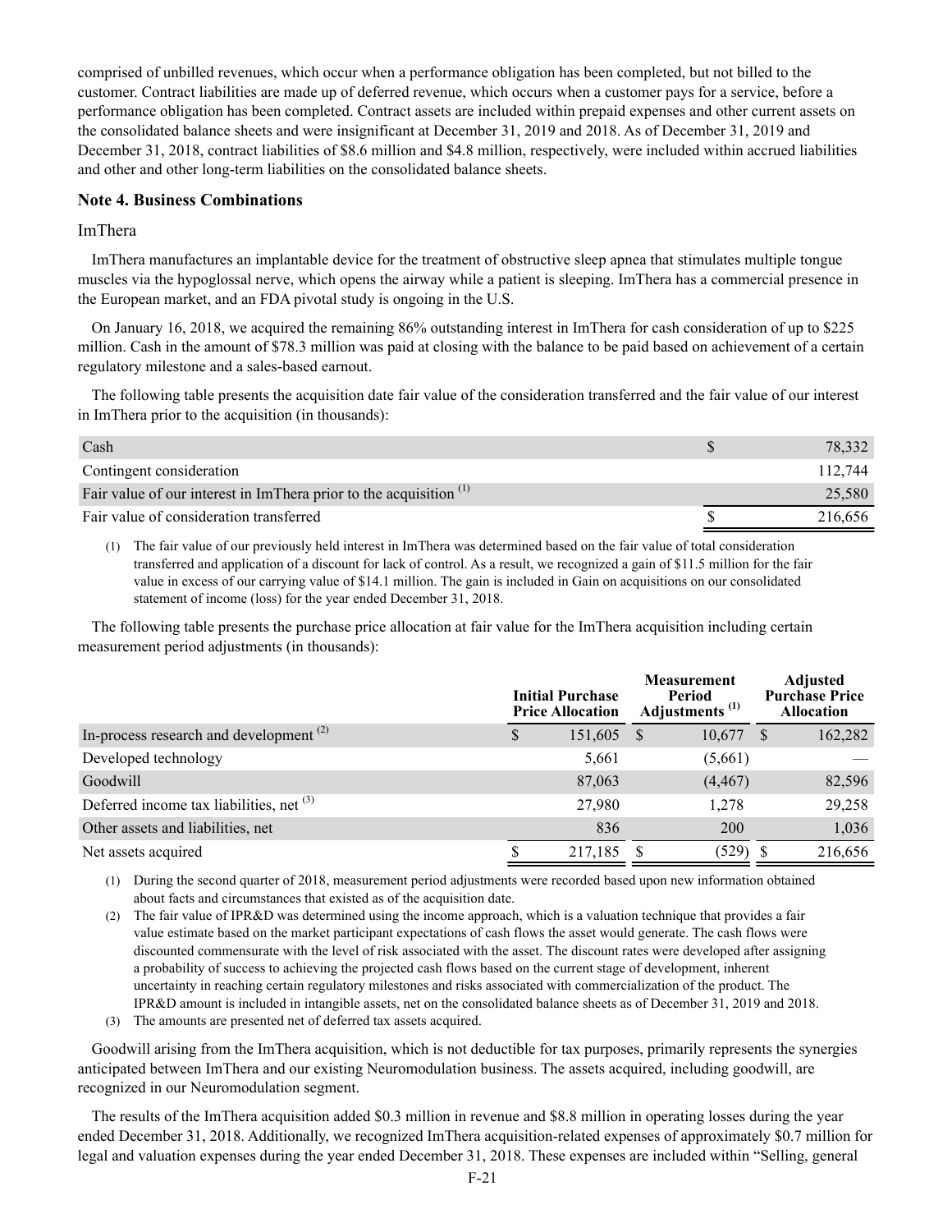comprised of unbilled revenues, which occur when a performance obligation has been completed, but not billed to the customer. Contract liabilities are made up of deferred revenue, which occurs when a customer pays for a service, before a performance obligation has been completed. Contract assets are included within prepaid expenses and other current assets on the consolidated balance sheets and were insignificant at December 31, 2019 and 2018. As of December 31, 2019 and December 31, 2018, contract liabilities of $8.6 million and $4.8 million, respectively, were included within accrued liabilities and other and other long-term liabilities on the consolidated balance sheets.

## Note 4. Business Combinations

ImThera

ImThera manufactures an implantable device for the treatment of obstructive sleep apnea that stimulates multiple tongue muscles via the hypoglossal nerve, which opens the airway while a patient is sleeping. ImThera has a commercial presence in the European market, and an FDA pivotal study is ongoing in the U.S.

On January 16, 2018, we acquired the remaining 86% outstanding interest in ImThera for cash consideration of up to $225 million. Cash in the amount of $78.3 million was paid at closing with the balance to be paid based on achievement of a certain regulatory milestone and a sales-based earnout.

The following table presents the acquisition date fair value of the consideration transferred and the fair value of our interest in ImThera prior to the acquisition (in thousands):

| | | |
|---|---|---|
| Cash | $ | 78,332 |
| Contingent consideration | | 112,744 |
| Fair value of our interest in ImThera prior to the acquisition [(1)] | | 25,580 |
| Fair value of consideration transferred | $ | 216,656 |

(1) The fair value of our previously held interest in ImThera was determined based on the fair value of total consideration transferred and application of a discount for lack of control. As a result, we recognized a gain of $11.5 million for the fair value in excess of our carrying value of $14.1 million. The gain is included in Gain on acquisitions on our consolidated statement of income (loss) for the year ended December 31, 2018.

The following table presents the purchase price allocation at fair value for the ImThera acquisition including certain measurement period adjustments (in thousands):

| | Initial Purchase Price Allocation | Measurement Period Adjustments [(1)] | Adjusted Purchase Price Allocation |
|---|---|---|---|
| In-process research and development [(2)] | $ 151,605 | $ 10,677 | $ 162,282 |
| Developed technology | 5,661 | (5,661) | — |
| Goodwill | 87,063 | (4,467) | 82,596 |
| Deferred income tax liabilities, net [(3)] | 27,980 | 1,278 | 29,258 |
| Other assets and liabilities, net | 836 | 200 | 1,036 |
| Net assets acquired | $ 217,185 | $ (529) | $ 216,656 |

(1) During the second quarter of 2018, measurement period adjustments were recorded based upon new information obtained about facts and circumstances that existed as of the acquisition date.

(2) The fair value of IPR&D was determined using the income approach, which is a valuation technique that provides a fair value estimate based on the market participant expectations of cash flows the asset would generate. The cash flows were discounted commensurate with the level of risk associated with the asset. The discount rates were developed after assigning a probability of success to achieving the projected cash flows based on the current stage of development, inherent uncertainty in reaching certain regulatory milestones and risks associated with commercialization of the product. The IPR&D amount is included in intangible assets, net on the consolidated balance sheets as of December 31, 2019 and 2018.

(3) The amounts are presented net of deferred tax assets acquired.

Goodwill arising from the ImThera acquisition, which is not deductible for tax purposes, primarily represents the synergies anticipated between ImThera and our existing Neuromodulation business. The assets acquired, including goodwill, are recognized in our Neuromodulation segment.

The results of the ImThera acquisition added $0.3 million in revenue and $8.8 million in operating losses during the year ended December 31, 2018. Additionally, we recognized ImThera acquisition-related expenses of approximately $0.7 million for legal and valuation expenses during the year ended December 31, 2018. These expenses are included within “Selling, general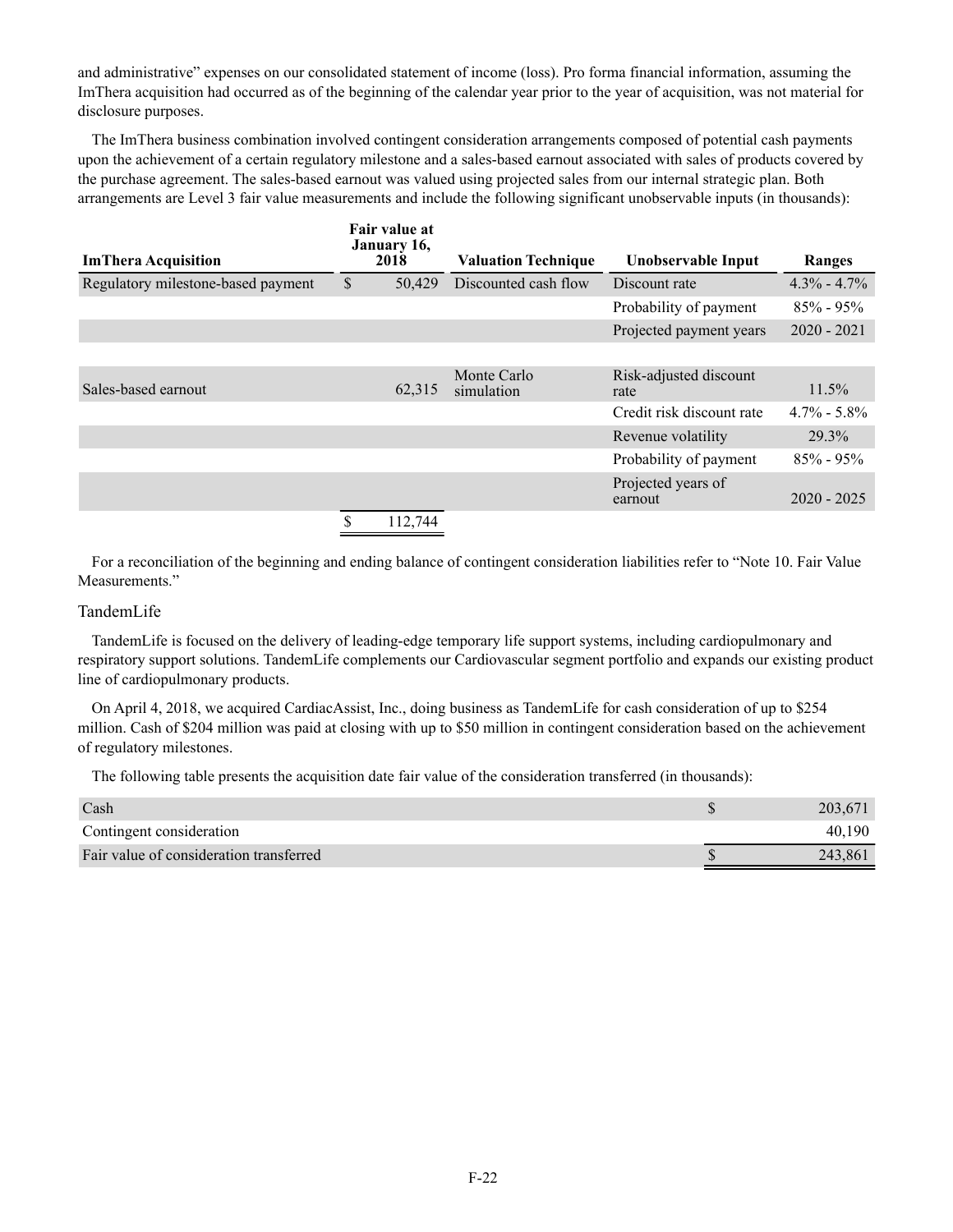and administrative” expenses on our consolidated statement of income (loss). Pro forma financial information, assuming the ImThera acquisition had occurred as of the beginning of the calendar year prior to the year of acquisition, was not material for disclosure purposes.

The ImThera business combination involved contingent consideration arrangements composed of potential cash payments upon the achievement of a certain regulatory milestone and a sales-based earnout associated with sales of products covered by the purchase agreement. The sales-based earnout was valued using projected sales from our internal strategic plan. Both arrangements are Level 3 fair value measurements and include the following significant unobservable inputs (in thousands):

| ImThera Acquisition | Fair value at January 16, 2018 | Valuation Technique | Unobservable Input | Ranges |
|---|---|---|---|---|
| Regulatory milestone-based payment | $ 50,429 | Discounted cash flow | Discount rate | 4.3% - 4.7% |
| | | | Probability of payment | 85% - 95% |
| | | | Projected payment years | 2020 - 2021 |
| | | | | |
| Sales-based earnout | 62,315 | Monte Carlo simulation | Risk-adjusted discount rate | 11.5% |
| | | | Credit risk discount rate | 4.7% - 5.8% |
| | | | Revenue volatility | 29.3% |
| | | | Probability of payment | 85% - 95% |
| | | | Projected years of earnout | 2020 - 2025 |
| | $ 112,744 | | | |

For a reconciliation of the beginning and ending balance of contingent consideration liabilities refer to “Note 10. Fair Value Measurements.”

### TandemLife

TandemLife is focused on the delivery of leading-edge temporary life support systems, including cardiopulmonary and respiratory support solutions. TandemLife complements our Cardiovascular segment portfolio and expands our existing product line of cardiopulmonary products.

On April 4, 2018, we acquired CardiacAssist, Inc., doing business as TandemLife for cash consideration of up to $254 million. Cash of $204 million was paid at closing with up to $50 million in contingent consideration based on the achievement of regulatory milestones.

The following table presents the acquisition date fair value of the consideration transferred (in thousands):

| | |
|---|---|
| Cash | $ 203,671 |
| Contingent consideration | 40,190 |
| Fair value of consideration transferred | $ 243,861 |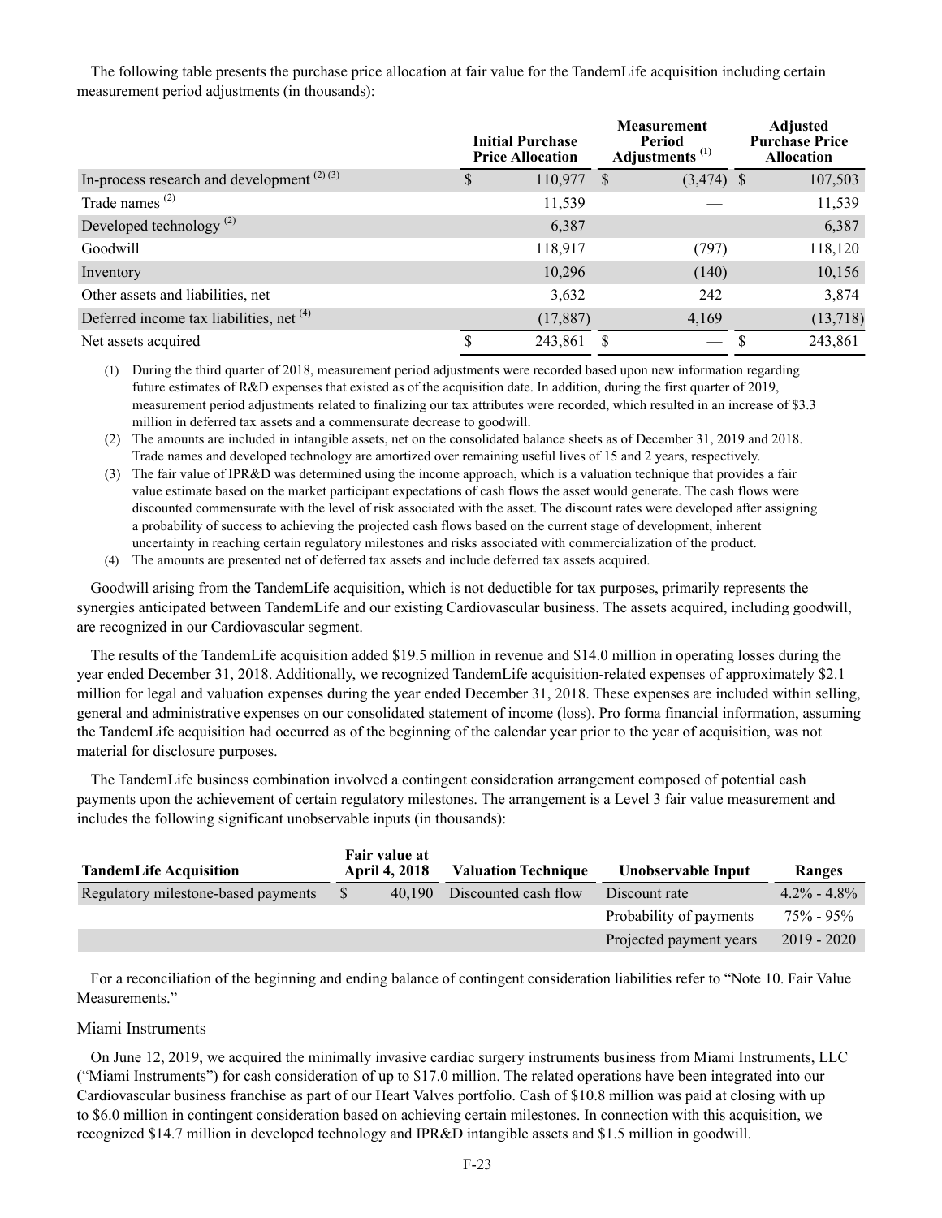The following table presents the purchase price allocation at fair value for the TandemLife acquisition including certain measurement period adjustments (in thousands):

| | Initial Purchase Price Allocation | Measurement Period Adjustments [(1)] | Adjusted Purchase Price Allocation |
|---|---|---|---|
| In-process research and development [(2) (3)] | $ 110,977 | $ (3,474) | $ 107,503 |
| Trade names [(2)] | 11,539 | — | 11,539 |
| Developed technology [(2)] | 6,387 | — | 6,387 |
| Goodwill | 118,917 | (797) | 118,120 |
| Inventory | 10,296 | (140) | 10,156 |
| Other assets and liabilities, net | 3,632 | 242 | 3,874 |
| Deferred income tax liabilities, net [(4)] | (17,887) | 4,169 | (13,718) |
| Net assets acquired | $ 243,861 | $ — | $ 243,861 |

(1) During the third quarter of 2018, measurement period adjustments were recorded based upon new information regarding future estimates of R&D expenses that existed as of the acquisition date. In addition, during the first quarter of 2019, measurement period adjustments related to finalizing our tax attributes were recorded, which resulted in an increase of $3.3 million in deferred tax assets and a commensurate decrease to goodwill.

(2) The amounts are included in intangible assets, net on the consolidated balance sheets as of December 31, 2019 and 2018. Trade names and developed technology are amortized over remaining useful lives of 15 and 2 years, respectively.

(3) The fair value of IPR&D was determined using the income approach, which is a valuation technique that provides a fair value estimate based on the market participant expectations of cash flows the asset would generate. The cash flows were discounted commensurate with the level of risk associated with the asset. The discount rates were developed after assigning a probability of success to achieving the projected cash flows based on the current stage of development, inherent uncertainty in reaching certain regulatory milestones and risks associated with commercialization of the product.

(4) The amounts are presented net of deferred tax assets and include deferred tax assets acquired.

Goodwill arising from the TandemLife acquisition, which is not deductible for tax purposes, primarily represents the synergies anticipated between TandemLife and our existing Cardiovascular business. The assets acquired, including goodwill, are recognized in our Cardiovascular segment.

The results of the TandemLife acquisition added $19.5 million in revenue and $14.0 million in operating losses during the year ended December 31, 2018. Additionally, we recognized TandemLife acquisition-related expenses of approximately $2.1 million for legal and valuation expenses during the year ended December 31, 2018. These expenses are included within selling, general and administrative expenses on our consolidated statement of income (loss). Pro forma financial information, assuming the TandemLife acquisition had occurred as of the beginning of the calendar year prior to the year of acquisition, was not material for disclosure purposes.

The TandemLife business combination involved a contingent consideration arrangement composed of potential cash payments upon the achievement of certain regulatory milestones. The arrangement is a Level 3 fair value measurement and includes the following significant unobservable inputs (in thousands):

| TandemLife Acquisition | Fair value at April 4, 2018 | Valuation Technique | Unobservable Input | Ranges |
|---|---|---|---|---|
| Regulatory milestone-based payments | $ 40,190 | Discounted cash flow | Discount rate | 4.2% - 4.8% |
| | | | Probability of payments | 75% - 95% |
| | | | Projected payment years | 2019 - 2020 |

For a reconciliation of the beginning and ending balance of contingent consideration liabilities refer to "Note 10. Fair Value Measurements."

### Miami Instruments

On June 12, 2019, we acquired the minimally invasive cardiac surgery instruments business from Miami Instruments, LLC ("Miami Instruments") for cash consideration of up to $17.0 million. The related operations have been integrated into our Cardiovascular business franchise as part of our Heart Valves portfolio. Cash of $10.8 million was paid at closing with up to $6.0 million in contingent consideration based on achieving certain milestones. In connection with this acquisition, we recognized $14.7 million in developed technology and IPR&D intangible assets and $1.5 million in goodwill.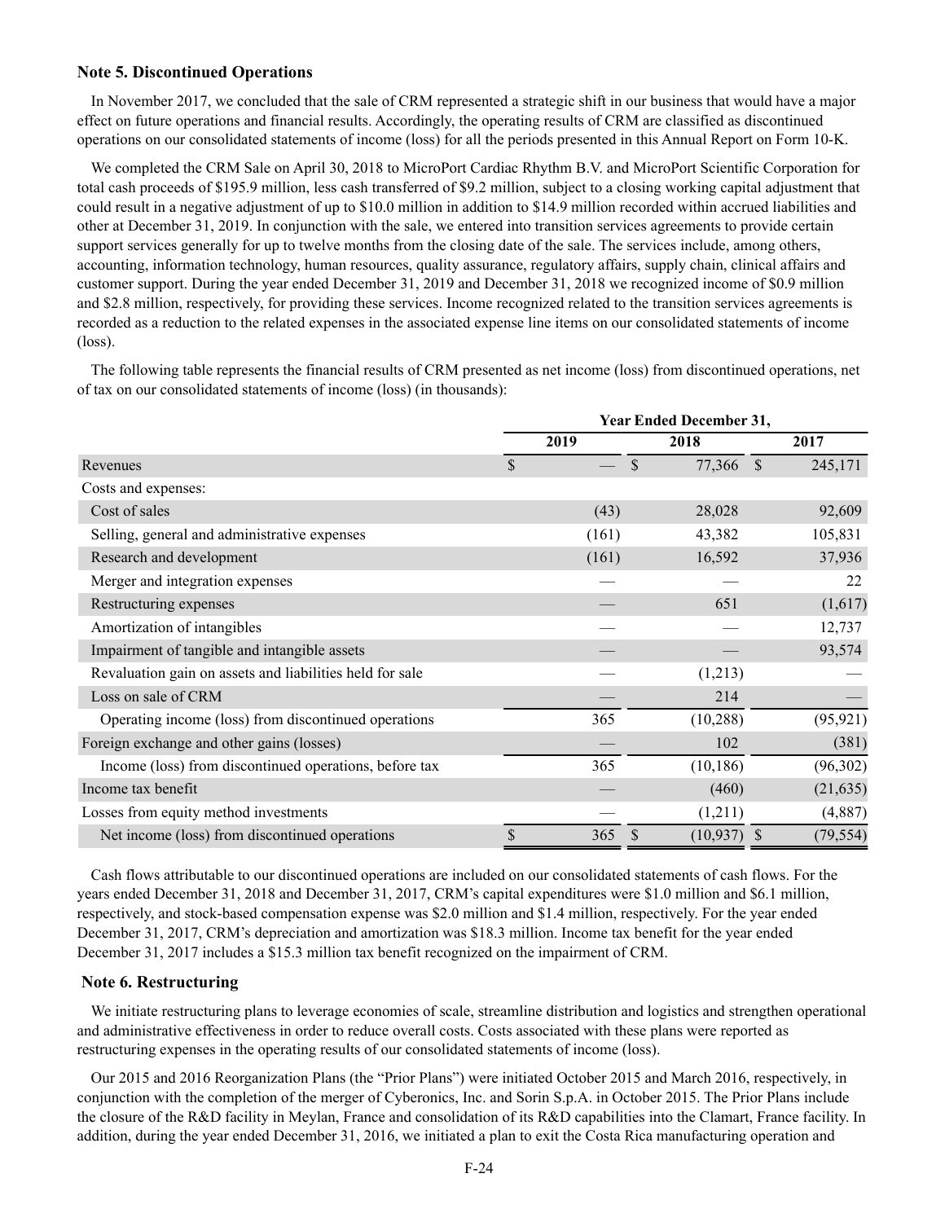## Note 5. Discontinued Operations

In November 2017, we concluded that the sale of CRM represented a strategic shift in our business that would have a major effect on future operations and financial results. Accordingly, the operating results of CRM are classified as discontinued operations on our consolidated statements of income (loss) for all the periods presented in this Annual Report on Form 10-K.

We completed the CRM Sale on April 30, 2018 to MicroPort Cardiac Rhythm B.V. and MicroPort Scientific Corporation for total cash proceeds of $195.9 million, less cash transferred of $9.2 million, subject to a closing working capital adjustment that could result in a negative adjustment of up to $10.0 million in addition to $14.9 million recorded within accrued liabilities and other at December 31, 2019. In conjunction with the sale, we entered into transition services agreements to provide certain support services generally for up to twelve months from the closing date of the sale. The services include, among others, accounting, information technology, human resources, quality assurance, regulatory affairs, supply chain, clinical affairs and customer support. During the year ended December 31, 2019 and December 31, 2018 we recognized income of $0.9 million and $2.8 million, respectively, for providing these services. Income recognized related to the transition services agreements is recorded as a reduction to the related expenses in the associated expense line items on our consolidated statements of income (loss).

The following table represents the financial results of CRM presented as net income (loss) from discontinued operations, net of tax on our consolidated statements of income (loss) (in thousands):

| | Year Ended December 31, | | |
|---|---|---|---|
| | 2019 | 2018 | 2017 |
| Revenues | $ — | $ 77,366 | $ 245,171 |
| Costs and expenses: | | | |
| Cost of sales | (43) | 28,028 | 92,609 |
| Selling, general and administrative expenses | (161) | 43,382 | 105,831 |
| Research and development | (161) | 16,592 | 37,936 |
| Merger and integration expenses | — | — | 22 |
| Restructuring expenses | — | 651 | (1,617) |
| Amortization of intangibles | — | — | 12,737 |
| Impairment of tangible and intangible assets | — | — | 93,574 |
| Revaluation gain on assets and liabilities held for sale | — | (1,213) | — |
| Loss on sale of CRM | — | 214 | — |
| Operating income (loss) from discontinued operations | 365 | (10,288) | (95,921) |
| Foreign exchange and other gains (losses) | — | 102 | (381) |
| Income (loss) from discontinued operations, before tax | 365 | (10,186) | (96,302) |
| Income tax benefit | — | (460) | (21,635) |
| Losses from equity method investments | — | (1,211) | (4,887) |
| Net income (loss) from discontinued operations | $ 365 | $ (10,937) | $ (79,554) |

Cash flows attributable to our discontinued operations are included on our consolidated statements of cash flows. For the years ended December 31, 2018 and December 31, 2017, CRM's capital expenditures were $1.0 million and $6.1 million, respectively, and stock-based compensation expense was $2.0 million and $1.4 million, respectively. For the year ended December 31, 2017, CRM's depreciation and amortization was $18.3 million. Income tax benefit for the year ended December 31, 2017 includes a $15.3 million tax benefit recognized on the impairment of CRM.

## Note 6. Restructuring

We initiate restructuring plans to leverage economies of scale, streamline distribution and logistics and strengthen operational and administrative effectiveness in order to reduce overall costs. Costs associated with these plans were reported as restructuring expenses in the operating results of our consolidated statements of income (loss).

Our 2015 and 2016 Reorganization Plans (the "Prior Plans") were initiated October 2015 and March 2016, respectively, in conjunction with the completion of the merger of Cyberonics, Inc. and Sorin S.p.A. in October 2015. The Prior Plans include the closure of the R&D facility in Meylan, France and consolidation of its R&D capabilities into the Clamart, France facility. In addition, during the year ended December 31, 2016, we initiated a plan to exit the Costa Rica manufacturing operation and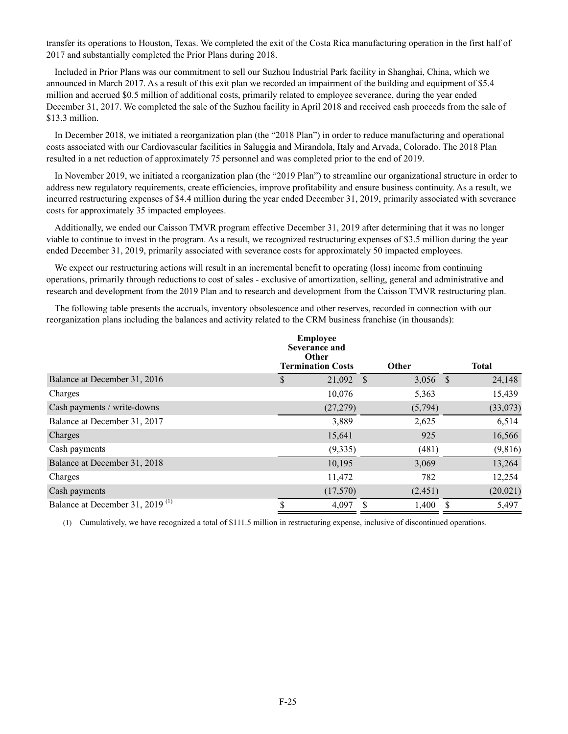transfer its operations to Houston, Texas. We completed the exit of the Costa Rica manufacturing operation in the first half of 2017 and substantially completed the Prior Plans during 2018.

Included in Prior Plans was our commitment to sell our Suzhou Industrial Park facility in Shanghai, China, which we announced in March 2017. As a result of this exit plan we recorded an impairment of the building and equipment of $5.4 million and accrued $0.5 million of additional costs, primarily related to employee severance, during the year ended December 31, 2017. We completed the sale of the Suzhou facility in April 2018 and received cash proceeds from the sale of $13.3 million.

In December 2018, we initiated a reorganization plan (the "2018 Plan") in order to reduce manufacturing and operational costs associated with our Cardiovascular facilities in Saluggia and Mirandola, Italy and Arvada, Colorado. The 2018 Plan resulted in a net reduction of approximately 75 personnel and was completed prior to the end of 2019.

In November 2019, we initiated a reorganization plan (the "2019 Plan") to streamline our organizational structure in order to address new regulatory requirements, create efficiencies, improve profitability and ensure business continuity. As a result, we incurred restructuring expenses of $4.4 million during the year ended December 31, 2019, primarily associated with severance costs for approximately 35 impacted employees.

Additionally, we ended our Caisson TMVR program effective December 31, 2019 after determining that it was no longer viable to continue to invest in the program. As a result, we recognized restructuring expenses of $3.5 million during the year ended December 31, 2019, primarily associated with severance costs for approximately 50 impacted employees.

We expect our restructuring actions will result in an incremental benefit to operating (loss) income from continuing operations, primarily through reductions to cost of sales - exclusive of amortization, selling, general and administrative and research and development from the 2019 Plan and to research and development from the Caisson TMVR restructuring plan.

The following table presents the accruals, inventory obsolescence and other reserves, recorded in connection with our reorganization plans including the balances and activity related to the CRM business franchise (in thousands):

| | Employee Severance and Other Termination Costs | Other | Total |
|---|---|---|---|
| Balance at December 31, 2016 | $ 21,092 | $ 3,056 | $ 24,148 |
| Charges | 10,076 | 5,363 | 15,439 |
| Cash payments / write-downs | (27,279) | (5,794) | (33,073) |
| Balance at December 31, 2017 | 3,889 | 2,625 | 6,514 |
| Charges | 15,641 | 925 | 16,566 |
| Cash payments | (9,335) | (481) | (9,816) |
| Balance at December 31, 2018 | 10,195 | 3,069 | 13,264 |
| Charges | 11,472 | 782 | 12,254 |
| Cash payments | (17,570) | (2,451) | (20,021) |
| Balance at December 31, 2019 [(1)] | $ 4,097 | $ 1,400 | $ 5,497 |

(1) Cumulatively, we have recognized a total of $111.5 million in restructuring expense, inclusive of discontinued operations.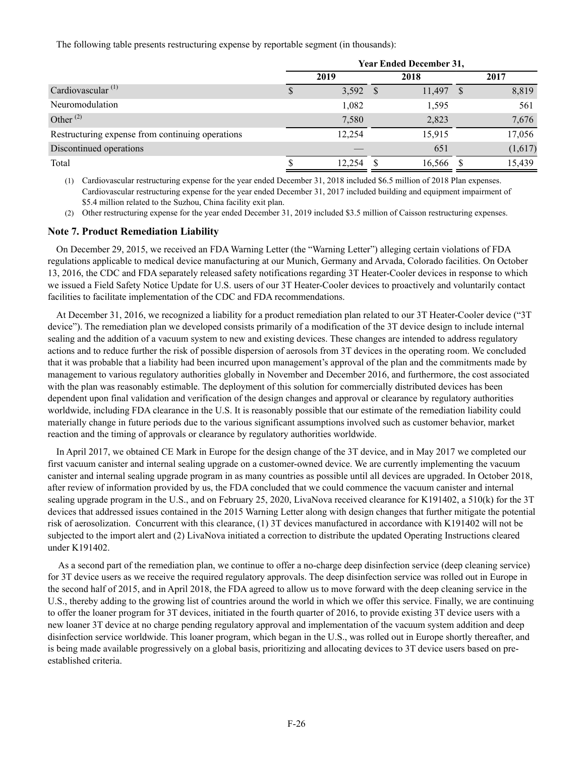The following table presents restructuring expense by reportable segment (in thousands):

| | Year Ended December 31, | | |
|---|---|---|---|
| | 2019 | 2018 | 2017 |
| Cardiovascular [(1)] | $ 3,592 | $ 11,497 | $ 8,819 |
| Neuromodulation | 1,082 | 1,595 | 561 |
| Other [(2)] | 7,580 | 2,823 | 7,676 |
| Restructuring expense from continuing operations | 12,254 | 15,915 | 17,056 |
| Discontinued operations | — | 651 | (1,617) |
| Total | $ 12,254 | $ 16,566 | $ 15,439 |

(1) Cardiovascular restructuring expense for the year ended December 31, 2018 included $6.5 million of 2018 Plan expenses. Cardiovascular restructuring expense for the year ended December 31, 2017 included building and equipment impairment of $5.4 million related to the Suzhou, China facility exit plan.

(2) Other restructuring expense for the year ended December 31, 2019 included $3.5 million of Caisson restructuring expenses.

## Note 7. Product Remediation Liability

On December 29, 2015, we received an FDA Warning Letter (the "Warning Letter") alleging certain violations of FDA regulations applicable to medical device manufacturing at our Munich, Germany and Arvada, Colorado facilities. On October 13, 2016, the CDC and FDA separately released safety notifications regarding 3T Heater-Cooler devices in response to which we issued a Field Safety Notice Update for U.S. users of our 3T Heater-Cooler devices to proactively and voluntarily contact facilities to facilitate implementation of the CDC and FDA recommendations.

At December 31, 2016, we recognized a liability for a product remediation plan related to our 3T Heater-Cooler device ("3T device"). The remediation plan we developed consists primarily of a modification of the 3T device design to include internal sealing and the addition of a vacuum system to new and existing devices. These changes are intended to address regulatory actions and to reduce further the risk of possible dispersion of aerosols from 3T devices in the operating room. We concluded that it was probable that a liability had been incurred upon management's approval of the plan and the commitments made by management to various regulatory authorities globally in November and December 2016, and furthermore, the cost associated with the plan was reasonably estimable. The deployment of this solution for commercially distributed devices has been dependent upon final validation and verification of the design changes and approval or clearance by regulatory authorities worldwide, including FDA clearance in the U.S. It is reasonably possible that our estimate of the remediation liability could materially change in future periods due to the various significant assumptions involved such as customer behavior, market reaction and the timing of approvals or clearance by regulatory authorities worldwide.

In April 2017, we obtained CE Mark in Europe for the design change of the 3T device, and in May 2017 we completed our first vacuum canister and internal sealing upgrade on a customer-owned device. We are currently implementing the vacuum canister and internal sealing upgrade program in as many countries as possible until all devices are upgraded. In October 2018, after review of information provided by us, the FDA concluded that we could commence the vacuum canister and internal sealing upgrade program in the U.S., and on February 25, 2020, LivaNova received clearance for K191402, a 510(k) for the 3T devices that addressed issues contained in the 2015 Warning Letter along with design changes that further mitigate the potential risk of aerosolization. Concurrent with this clearance, (1) 3T devices manufactured in accordance with K191402 will not be subjected to the import alert and (2) LivaNova initiated a correction to distribute the updated Operating Instructions cleared under K191402.

As a second part of the remediation plan, we continue to offer a no-charge deep disinfection service (deep cleaning service) for 3T device users as we receive the required regulatory approvals. The deep disinfection service was rolled out in Europe in the second half of 2015, and in April 2018, the FDA agreed to allow us to move forward with the deep cleaning service in the U.S., thereby adding to the growing list of countries around the world in which we offer this service. Finally, we are continuing to offer the loaner program for 3T devices, initiated in the fourth quarter of 2016, to provide existing 3T device users with a new loaner 3T device at no charge pending regulatory approval and implementation of the vacuum system addition and deep disinfection service worldwide. This loaner program, which began in the U.S., was rolled out in Europe shortly thereafter, and is being made available progressively on a global basis, prioritizing and allocating devices to 3T device users based on pre-established criteria.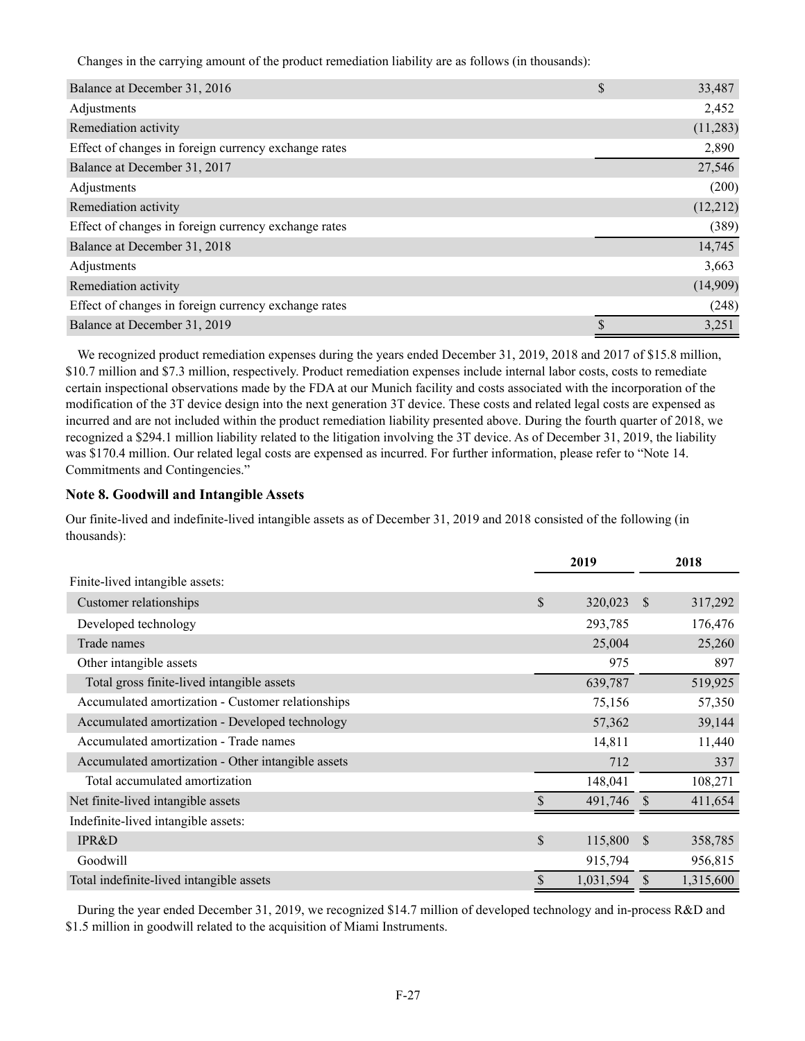Changes in the carrying amount of the product remediation liability are as follows (in thousands):

| | |
|---|---|
| Balance at December 31, 2016 | $ 33,487 |
| Adjustments | 2,452 |
| Remediation activity | (11,283) |
| Effect of changes in foreign currency exchange rates | 2,890 |
| Balance at December 31, 2017 | 27,546 |
| Adjustments | (200) |
| Remediation activity | (12,212) |
| Effect of changes in foreign currency exchange rates | (389) |
| Balance at December 31, 2018 | 14,745 |
| Adjustments | 3,663 |
| Remediation activity | (14,909) |
| Effect of changes in foreign currency exchange rates | (248) |
| Balance at December 31, 2019 | $ 3,251 |

We recognized product remediation expenses during the years ended December 31, 2019, 2018 and 2017 of $15.8 million, $10.7 million and $7.3 million, respectively. Product remediation expenses include internal labor costs, costs to remediate certain inspectional observations made by the FDA at our Munich facility and costs associated with the incorporation of the modification of the 3T device design into the next generation 3T device. These costs and related legal costs are expensed as incurred and are not included within the product remediation liability presented above. During the fourth quarter of 2018, we recognized a $294.1 million liability related to the litigation involving the 3T device. As of December 31, 2019, the liability was $170.4 million. Our related legal costs are expensed as incurred. For further information, please refer to "Note 14. Commitments and Contingencies."

## Note 8. Goodwill and Intangible Assets

Our finite-lived and indefinite-lived intangible assets as of December 31, 2019 and 2018 consisted of the following (in thousands):

| | 2019 | 2018 |
|---|---|---|
| Finite-lived intangible assets: | | |
| Customer relationships | $ 320,023 | $ 317,292 |
| Developed technology | 293,785 | 176,476 |
| Trade names | 25,004 | 25,260 |
| Other intangible assets | 975 | 897 |
| Total gross finite-lived intangible assets | 639,787 | 519,925 |
| Accumulated amortization - Customer relationships | 75,156 | 57,350 |
| Accumulated amortization - Developed technology | 57,362 | 39,144 |
| Accumulated amortization - Trade names | 14,811 | 11,440 |
| Accumulated amortization - Other intangible assets | 712 | 337 |
| Total accumulated amortization | 148,041 | 108,271 |
| Net finite-lived intangible assets | $ 491,746 | $ 411,654 |
| Indefinite-lived intangible assets: | | |
| IPR&D | $ 115,800 | $ 358,785 |
| Goodwill | 915,794 | 956,815 |
| Total indefinite-lived intangible assets | $ 1,031,594 | $ 1,315,600 |

During the year ended December 31, 2019, we recognized $14.7 million of developed technology and in-process R&D and $1.5 million in goodwill related to the acquisition of Miami Instruments.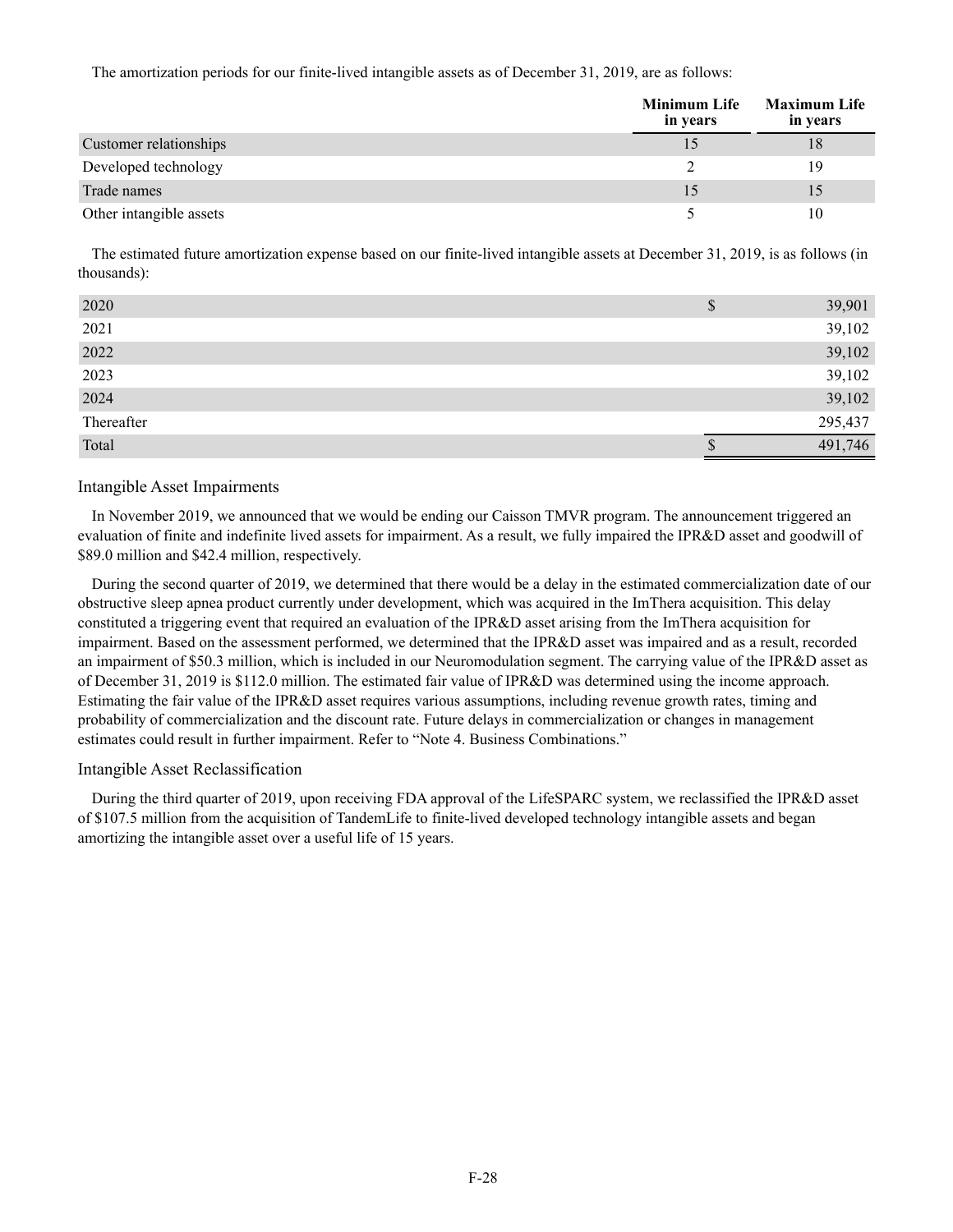The amortization periods for our finite-lived intangible assets as of December 31, 2019, are as follows:

| | Minimum Life in years | Maximum Life in years |
|---|---|---|
| Customer relationships | 15 | 18 |
| Developed technology | 2 | 19 |
| Trade names | 15 | 15 |
| Other intangible assets | 5 | 10 |

The estimated future amortization expense based on our finite-lived intangible assets at December 31, 2019, is as follows (in thousands):

| | | |
|---|---|---|
| 2020 | $ | 39,901 |
| 2021 | | 39,102 |
| 2022 | | 39,102 |
| 2023 | | 39,102 |
| 2024 | | 39,102 |
| Thereafter | | 295,437 |
| Total | $ | 491,746 |

## Intangible Asset Impairments

In November 2019, we announced that we would be ending our Caisson TMVR program. The announcement triggered an evaluation of finite and indefinite lived assets for impairment. As a result, we fully impaired the IPR&D asset and goodwill of $89.0 million and $42.4 million, respectively.

During the second quarter of 2019, we determined that there would be a delay in the estimated commercialization date of our obstructive sleep apnea product currently under development, which was acquired in the ImThera acquisition. This delay constituted a triggering event that required an evaluation of the IPR&D asset arising from the ImThera acquisition for impairment. Based on the assessment performed, we determined that the IPR&D asset was impaired and as a result, recorded an impairment of $50.3 million, which is included in our Neuromodulation segment. The carrying value of the IPR&D asset as of December 31, 2019 is $112.0 million. The estimated fair value of IPR&D was determined using the income approach. Estimating the fair value of the IPR&D asset requires various assumptions, including revenue growth rates, timing and probability of commercialization and the discount rate. Future delays in commercialization or changes in management estimates could result in further impairment. Refer to "Note 4. Business Combinations."

## Intangible Asset Reclassification

During the third quarter of 2019, upon receiving FDA approval of the LifeSPARC system, we reclassified the IPR&D asset of $107.5 million from the acquisition of TandemLife to finite-lived developed technology intangible assets and began amortizing the intangible asset over a useful life of 15 years.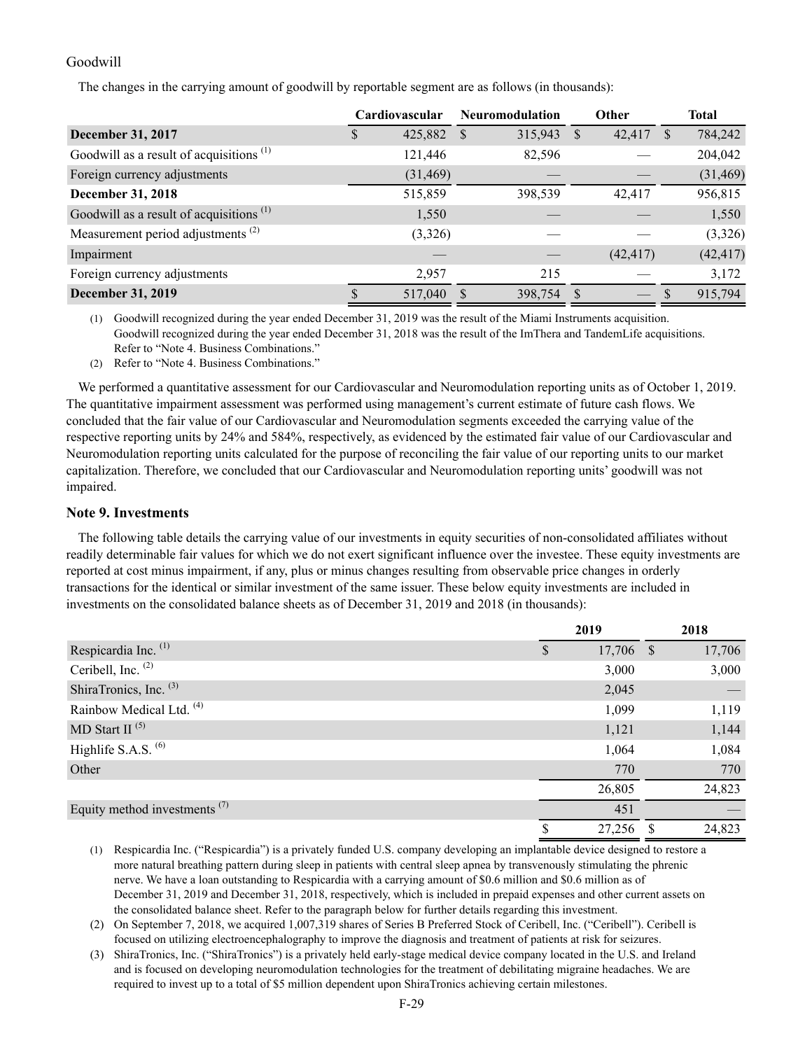Goodwill

The changes in the carrying amount of goodwill by reportable segment are as follows (in thousands):

| | Cardiovascular | Neuromodulation | Other | Total |
|---|---|---|---|---|
| **December 31, 2017** | $ 425,882 | $ 315,943 | $ 42,417 | $ 784,242 |
| Goodwill as a result of acquisitions [(1)] | 121,446 | 82,596 | — | 204,042 |
| Foreign currency adjustments | (31,469) | — | — | (31,469) |
| **December 31, 2018** | 515,859 | 398,539 | 42,417 | 956,815 |
| Goodwill as a result of acquisitions [(1)] | 1,550 | — | — | 1,550 |
| Measurement period adjustments [(2)] | (3,326) | — | — | (3,326) |
| Impairment | — | — | (42,417) | (42,417) |
| Foreign currency adjustments | 2,957 | 215 | — | 3,172 |
| **December 31, 2019** | $ 517,040 | $ 398,754 | $ — | $ 915,794 |

(1) Goodwill recognized during the year ended December 31, 2019 was the result of the Miami Instruments acquisition. Goodwill recognized during the year ended December 31, 2018 was the result of the ImThera and TandemLife acquisitions. Refer to "Note 4. Business Combinations."

(2) Refer to "Note 4. Business Combinations."

We performed a quantitative assessment for our Cardiovascular and Neuromodulation reporting units as of October 1, 2019. The quantitative impairment assessment was performed using management's current estimate of future cash flows. We concluded that the fair value of our Cardiovascular and Neuromodulation segments exceeded the carrying value of the respective reporting units by 24% and 584%, respectively, as evidenced by the estimated fair value of our Cardiovascular and Neuromodulation reporting units calculated for the purpose of reconciling the fair value of our reporting units to our market capitalization. Therefore, we concluded that our Cardiovascular and Neuromodulation reporting units' goodwill was not impaired.

## Note 9. Investments

The following table details the carrying value of our investments in equity securities of non-consolidated affiliates without readily determinable fair values for which we do not exert significant influence over the investee. These equity investments are reported at cost minus impairment, if any, plus or minus changes resulting from observable price changes in orderly transactions for the identical or similar investment of the same issuer. These below equity investments are included in investments on the consolidated balance sheets as of December 31, 2019 and 2018 (in thousands):

| | 2019 | 2018 |
|---|---|---|
| Respicardia Inc. [(1)] | $ 17,706 | $ 17,706 |
| Ceribell, Inc. [(2)] | 3,000 | 3,000 |
| ShiraTronics, Inc. [(3)] | 2,045 | — |
| Rainbow Medical Ltd. [(4)] | 1,099 | 1,119 |
| MD Start II [(5)] | 1,121 | 1,144 |
| Highlife S.A.S. [(6)] | 1,064 | 1,084 |
| Other | 770 | 770 |
| | 26,805 | 24,823 |
| Equity method investments [(7)] | 451 | — |
| | $ 27,256 | $ 24,823 |

(1) Respicardia Inc. ("Respicardia") is a privately funded U.S. company developing an implantable device designed to restore a more natural breathing pattern during sleep in patients with central sleep apnea by transvenously stimulating the phrenic nerve. We have a loan outstanding to Respicardia with a carrying amount of $0.6 million and $0.6 million as of December 31, 2019 and December 31, 2018, respectively, which is included in prepaid expenses and other current assets on the consolidated balance sheet. Refer to the paragraph below for further details regarding this investment.

(2) On September 7, 2018, we acquired 1,007,319 shares of Series B Preferred Stock of Ceribell, Inc. ("Ceribell"). Ceribell is focused on utilizing electroencephalography to improve the diagnosis and treatment of patients at risk for seizures.

(3) ShiraTronics, Inc. ("ShiraTronics") is a privately held early-stage medical device company located in the U.S. and Ireland and is focused on developing neuromodulation technologies for the treatment of debilitating migraine headaches. We are required to invest up to a total of $5 million dependent upon ShiraTronics achieving certain milestones.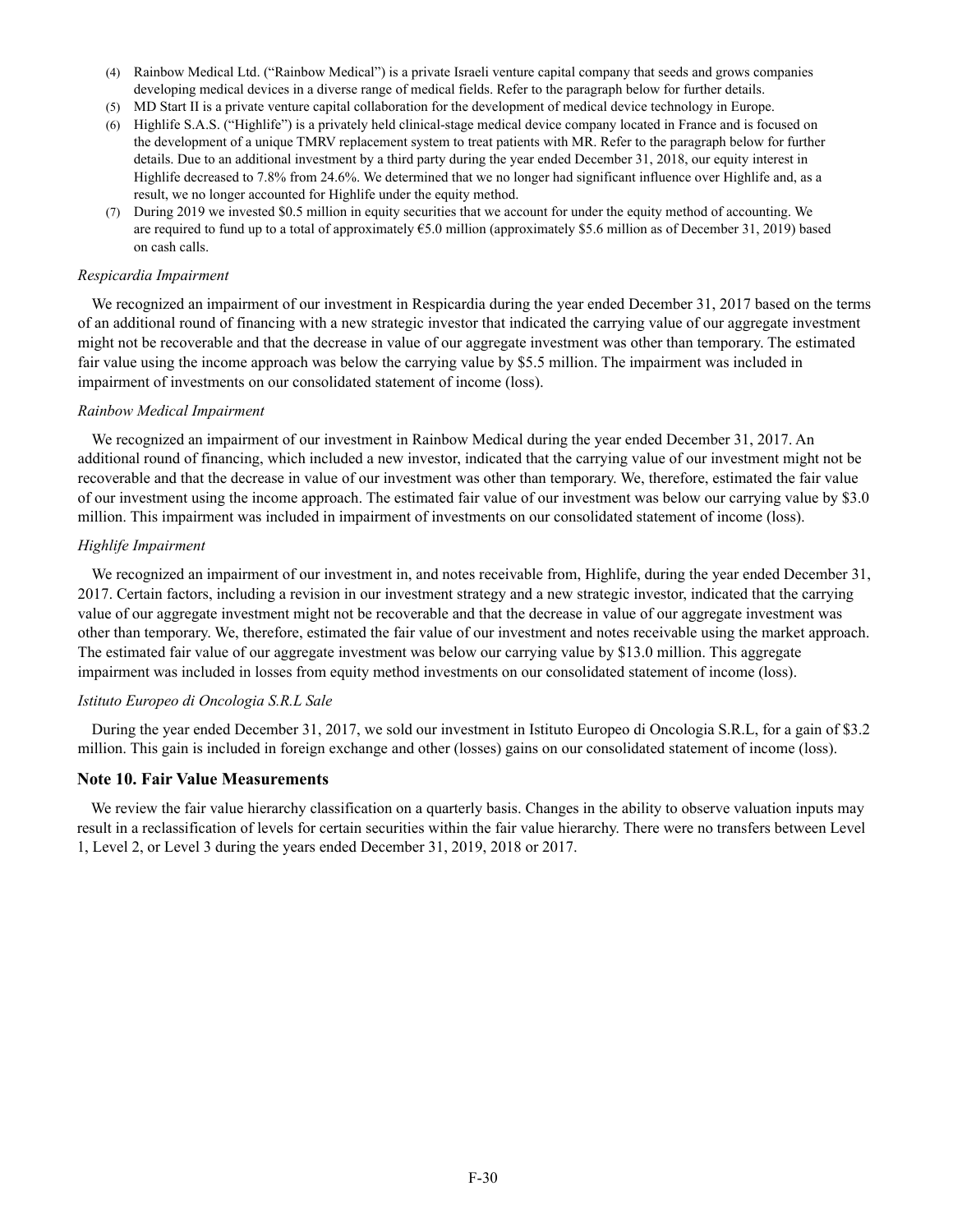(4) Rainbow Medical Ltd. ("Rainbow Medical") is a private Israeli venture capital company that seeds and grows companies developing medical devices in a diverse range of medical fields. Refer to the paragraph below for further details.

(5) MD Start II is a private venture capital collaboration for the development of medical device technology in Europe.

(6) Highlife S.A.S. ("Highlife") is a privately held clinical-stage medical device company located in France and is focused on the development of a unique TMRV replacement system to treat patients with MR. Refer to the paragraph below for further details. Due to an additional investment by a third party during the year ended December 31, 2018, our equity interest in Highlife decreased to 7.8% from 24.6%. We determined that we no longer had significant influence over Highlife and, as a result, we no longer accounted for Highlife under the equity method.

(7) During 2019 we invested $0.5 million in equity securities that we account for under the equity method of accounting. We are required to fund up to a total of approximately €5.0 million (approximately $5.6 million as of December 31, 2019) based on cash calls.

*Respicardia Impairment*

We recognized an impairment of our investment in Respicardia during the year ended December 31, 2017 based on the terms of an additional round of financing with a new strategic investor that indicated the carrying value of our aggregate investment might not be recoverable and that the decrease in value of our aggregate investment was other than temporary. The estimated fair value using the income approach was below the carrying value by $5.5 million. The impairment was included in impairment of investments on our consolidated statement of income (loss).

*Rainbow Medical Impairment*

We recognized an impairment of our investment in Rainbow Medical during the year ended December 31, 2017. An additional round of financing, which included a new investor, indicated that the carrying value of our investment might not be recoverable and that the decrease in value of our investment was other than temporary. We, therefore, estimated the fair value of our investment using the income approach. The estimated fair value of our investment was below our carrying value by $3.0 million. This impairment was included in impairment of investments on our consolidated statement of income (loss).

*Highlife Impairment*

We recognized an impairment of our investment in, and notes receivable from, Highlife, during the year ended December 31, 2017. Certain factors, including a revision in our investment strategy and a new strategic investor, indicated that the carrying value of our aggregate investment might not be recoverable and that the decrease in value of our aggregate investment was other than temporary. We, therefore, estimated the fair value of our investment and notes receivable using the market approach. The estimated fair value of our aggregate investment was below our carrying value by $13.0 million. This aggregate impairment was included in losses from equity method investments on our consolidated statement of income (loss).

*Istituto Europeo di Oncologia S.R.L Sale*

During the year ended December 31, 2017, we sold our investment in Istituto Europeo di Oncologia S.R.L, for a gain of $3.2 million. This gain is included in foreign exchange and other (losses) gains on our consolidated statement of income (loss).

## Note 10. Fair Value Measurements

We review the fair value hierarchy classification on a quarterly basis. Changes in the ability to observe valuation inputs may result in a reclassification of levels for certain securities within the fair value hierarchy. There were no transfers between Level 1, Level 2, or Level 3 during the years ended December 31, 2019, 2018 or 2017.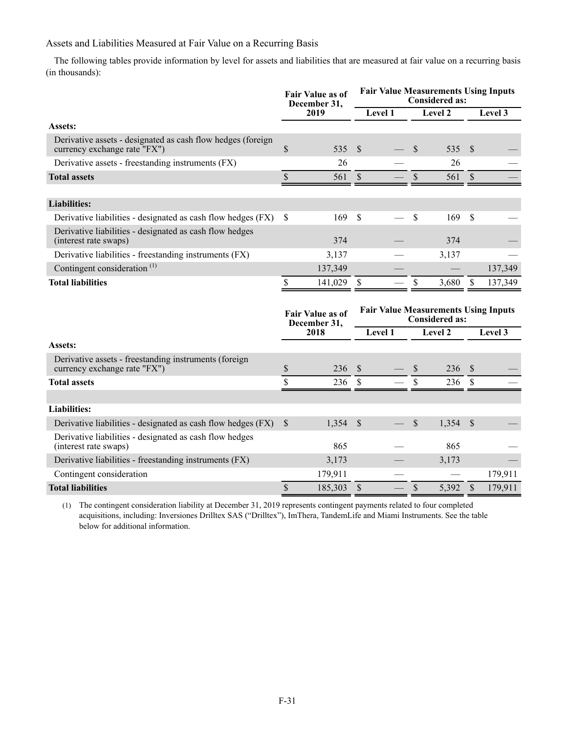Assets and Liabilities Measured at Fair Value on a Recurring Basis

The following tables provide information by level for assets and liabilities that are measured at fair value on a recurring basis (in thousands):

| | Fair Value as of December 31, 2019 | Fair Value Measurements Using Inputs Considered as: | | |
|---|---|---|---|---|
| | | Level 1 | Level 2 | Level 3 |
| **Assets:** | | | | |
| Derivative assets - designated as cash flow hedges (foreign currency exchange rate "FX") | $ 535 | $ — | $ 535 | $ — |
| Derivative assets - freestanding instruments (FX) | 26 | — | 26 | — |
| **Total assets** | $ 561 | $ — | $ 561 | $ — |
| | | | | |
| **Liabilities:** | | | | |
| Derivative liabilities - designated as cash flow hedges (FX) | $ 169 | $ — | $ 169 | $ — |
| Derivative liabilities - designated as cash flow hedges (interest rate swaps) | 374 | — | 374 | — |
| Derivative liabilities - freestanding instruments (FX) | 3,137 | — | 3,137 | — |
| Contingent consideration [(1)] | 137,349 | — | — | 137,349 |
| **Total liabilities** | $ 141,029 | $ — | $ 3,680 | $ 137,349 |

| | Fair Value as of December 31, 2018 | Fair Value Measurements Using Inputs Considered as: | | |
|---|---|---|---|---|
| | | Level 1 | Level 2 | Level 3 |
| **Assets:** | | | | |
| Derivative assets - freestanding instruments (foreign currency exchange rate "FX") | $ 236 | $ — | $ 236 | $ — |
| **Total assets** | $ 236 | $ — | $ 236 | $ — |
| | | | | |
| **Liabilities:** | | | | |
| Derivative liabilities - designated as cash flow hedges (FX) | $ 1,354 | $ — | $ 1,354 | $ — |
| Derivative liabilities - designated as cash flow hedges (interest rate swaps) | 865 | — | 865 | — |
| Derivative liabilities - freestanding instruments (FX) | 3,173 | — | 3,173 | — |
| Contingent consideration | 179,911 | — | — | 179,911 |
| **Total liabilities** | $ 185,303 | $ — | $ 5,392 | $ 179,911 |

(1) The contingent consideration liability at December 31, 2019 represents contingent payments related to four completed acquisitions, including: Inversiones Drilltex SAS ("Drilltex"), ImThera, TandemLife and Miami Instruments. See the table below for additional information.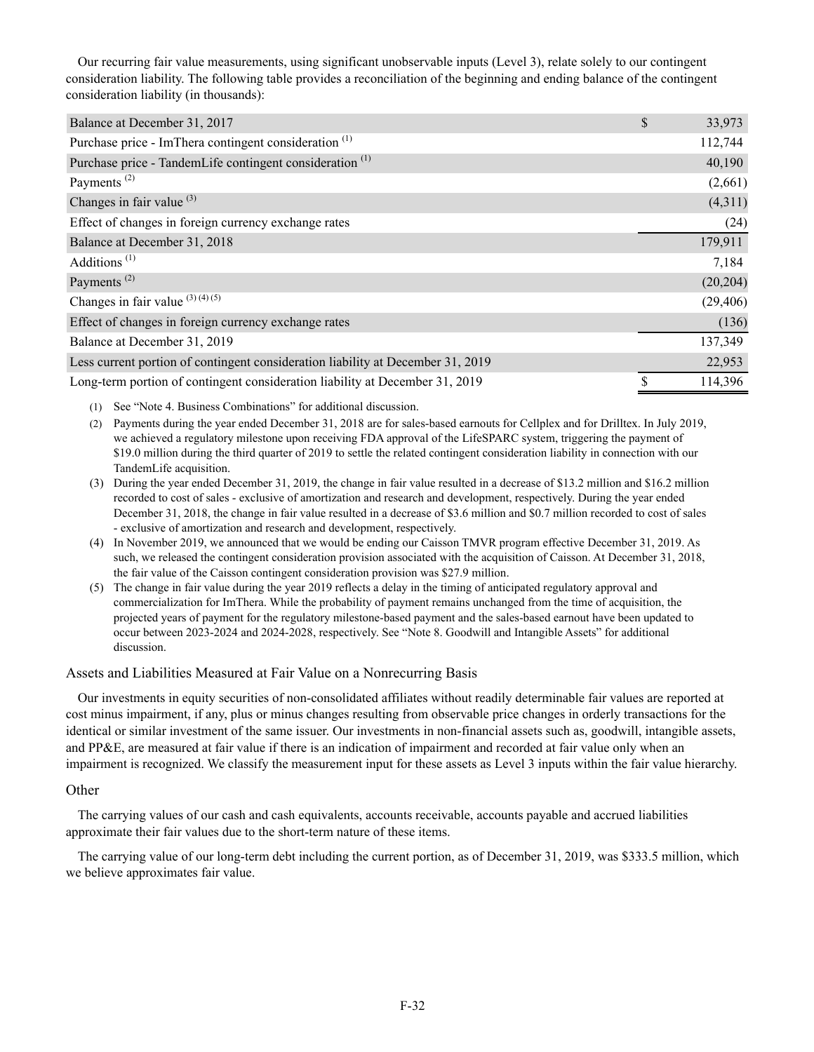Our recurring fair value measurements, using significant unobservable inputs (Level 3), relate solely to our contingent consideration liability. The following table provides a reconciliation of the beginning and ending balance of the contingent consideration liability (in thousands):

| | |
|---|---|
| Balance at December 31, 2017 | $ 33,973 |
| Purchase price - ImThera contingent consideration [(1)] | 112,744 |
| Purchase price - TandemLife contingent consideration [(1)] | 40,190 |
| Payments [(2)] | (2,661) |
| Changes in fair value [(3)] | (4,311) |
| Effect of changes in foreign currency exchange rates | (24) |
| Balance at December 31, 2018 | 179,911 |
| Additions [(1)] | 7,184 |
| Payments [(2)] | (20,204) |
| Changes in fair value [(3) (4) (5)] | (29,406) |
| Effect of changes in foreign currency exchange rates | (136) |
| Balance at December 31, 2019 | 137,349 |
| Less current portion of contingent consideration liability at December 31, 2019 | 22,953 |
| Long-term portion of contingent consideration liability at December 31, 2019 | $ 114,396 |

(1) See "Note 4. Business Combinations" for additional discussion.

(2) Payments during the year ended December 31, 2018 are for sales-based earnouts for Cellplex and for Drilltex. In July 2019, we achieved a regulatory milestone upon receiving FDA approval of the LifeSPARC system, triggering the payment of $19.0 million during the third quarter of 2019 to settle the related contingent consideration liability in connection with our TandemLife acquisition.

(3) During the year ended December 31, 2019, the change in fair value resulted in a decrease of $13.2 million and $16.2 million recorded to cost of sales - exclusive of amortization and research and development, respectively. During the year ended December 31, 2018, the change in fair value resulted in a decrease of $3.6 million and $0.7 million recorded to cost of sales - exclusive of amortization and research and development, respectively.

(4) In November 2019, we announced that we would be ending our Caisson TMVR program effective December 31, 2019. As such, we released the contingent consideration provision associated with the acquisition of Caisson. At December 31, 2018, the fair value of the Caisson contingent consideration provision was $27.9 million.

(5) The change in fair value during the year 2019 reflects a delay in the timing of anticipated regulatory approval and commercialization for ImThera. While the probability of payment remains unchanged from the time of acquisition, the projected years of payment for the regulatory milestone-based payment and the sales-based earnout have been updated to occur between 2023-2024 and 2024-2028, respectively. See "Note 8. Goodwill and Intangible Assets" for additional discussion.

### Assets and Liabilities Measured at Fair Value on a Nonrecurring Basis

Our investments in equity securities of non-consolidated affiliates without readily determinable fair values are reported at cost minus impairment, if any, plus or minus changes resulting from observable price changes in orderly transactions for the identical or similar investment of the same issuer. Our investments in non-financial assets such as, goodwill, intangible assets, and PP&E, are measured at fair value if there is an indication of impairment and recorded at fair value only when an impairment is recognized. We classify the measurement input for these assets as Level 3 inputs within the fair value hierarchy.

### Other

The carrying values of our cash and cash equivalents, accounts receivable, accounts payable and accrued liabilities approximate their fair values due to the short-term nature of these items.

The carrying value of our long-term debt including the current portion, as of December 31, 2019, was $333.5 million, which we believe approximates fair value.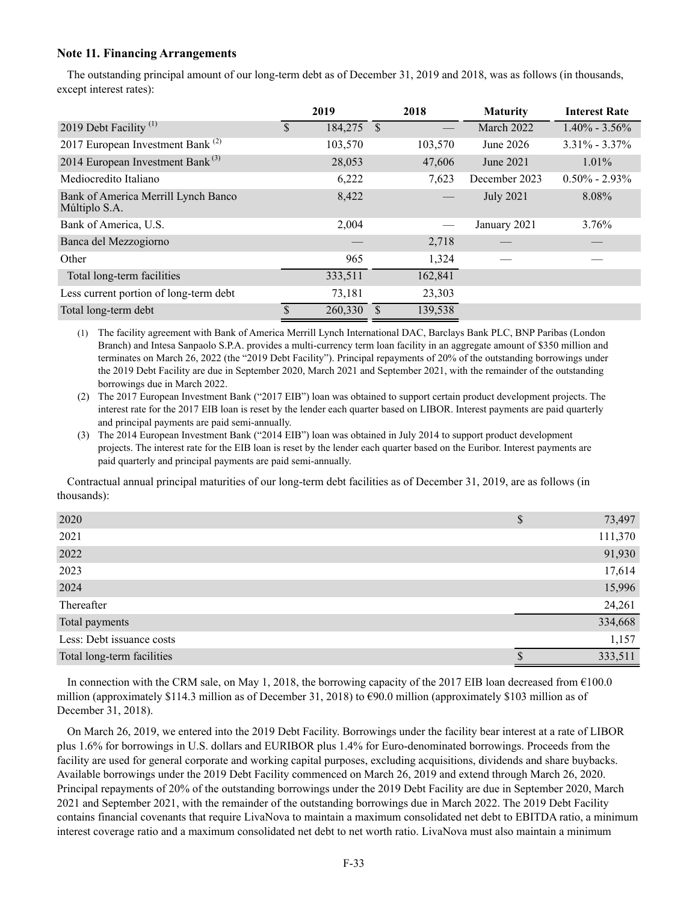**Note 11. Financing Arrangements**

The outstanding principal amount of our long-term debt as of December 31, 2019 and 2018, was as follows (in thousands, except interest rates):

| | 2019 | 2018 | Maturity | Interest Rate |
|---|---|---|---|---|
| 2019 Debt Facility [(1)] | $ 184,275 | $ — | March 2022 | 1.40% - 3.56% |
| 2017 European Investment Bank [(2)] | 103,570 | 103,570 | June 2026 | 3.31% - 3.37% |
| 2014 European Investment Bank [(3)] | 28,053 | 47,606 | June 2021 | 1.01% |
| Mediocredito Italiano | 6,222 | 7,623 | December 2023 | 0.50% - 2.93% |
| Bank of America Merrill Lynch Banco Múltiplo S.A. | 8,422 | — | July 2021 | 8.08% |
| Bank of America, U.S. | 2,004 | — | January 2021 | 3.76% |
| Banca del Mezzogiorno | — | 2,718 | — | — |
| Other | 965 | 1,324 | — | — |
| Total long-term facilities | 333,511 | 162,841 | | |
| Less current portion of long-term debt | 73,181 | 23,303 | | |
| Total long-term debt | $ 260,330 | $ 139,538 | | |

(1) The facility agreement with Bank of America Merrill Lynch International DAC, Barclays Bank PLC, BNP Paribas (London Branch) and Intesa Sanpaolo S.P.A. provides a multi-currency term loan facility in an aggregate amount of $350 million and terminates on March 26, 2022 (the "2019 Debt Facility"). Principal repayments of 20% of the outstanding borrowings under the 2019 Debt Facility are due in September 2020, March 2021 and September 2021, with the remainder of the outstanding borrowings due in March 2022.

(2) The 2017 European Investment Bank ("2017 EIB") loan was obtained to support certain product development projects. The interest rate for the 2017 EIB loan is reset by the lender each quarter based on LIBOR. Interest payments are paid quarterly and principal payments are paid semi-annually.

(3) The 2014 European Investment Bank ("2014 EIB") loan was obtained in July 2014 to support product development projects. The interest rate for the EIB loan is reset by the lender each quarter based on the Euribor. Interest payments are paid quarterly and principal payments are paid semi-annually.

Contractual annual principal maturities of our long-term debt facilities as of December 31, 2019, are as follows (in thousands):

| | |
|---|---|
| 2020 | $ 73,497 |
| 2021 | 111,370 |
| 2022 | 91,930 |
| 2023 | 17,614 |
| 2024 | 15,996 |
| Thereafter | 24,261 |
| Total payments | 334,668 |
| Less: Debt issuance costs | 1,157 |
| Total long-term facilities | $ 333,511 |

In connection with the CRM sale, on May 1, 2018, the borrowing capacity of the 2017 EIB loan decreased from €100.0 million (approximately $114.3 million as of December 31, 2018) to €90.0 million (approximately $103 million as of December 31, 2018).

On March 26, 2019, we entered into the 2019 Debt Facility. Borrowings under the facility bear interest at a rate of LIBOR plus 1.6% for borrowings in U.S. dollars and EURIBOR plus 1.4% for Euro-denominated borrowings. Proceeds from the facility are used for general corporate and working capital purposes, excluding acquisitions, dividends and share buybacks. Available borrowings under the 2019 Debt Facility commenced on March 26, 2019 and extend through March 26, 2020. Principal repayments of 20% of the outstanding borrowings under the 2019 Debt Facility are due in September 2020, March 2021 and September 2021, with the remainder of the outstanding borrowings due in March 2022. The 2019 Debt Facility contains financial covenants that require LivaNova to maintain a maximum consolidated net debt to EBITDA ratio, a minimum interest coverage ratio and a maximum consolidated net debt to net worth ratio. LivaNova must also maintain a minimum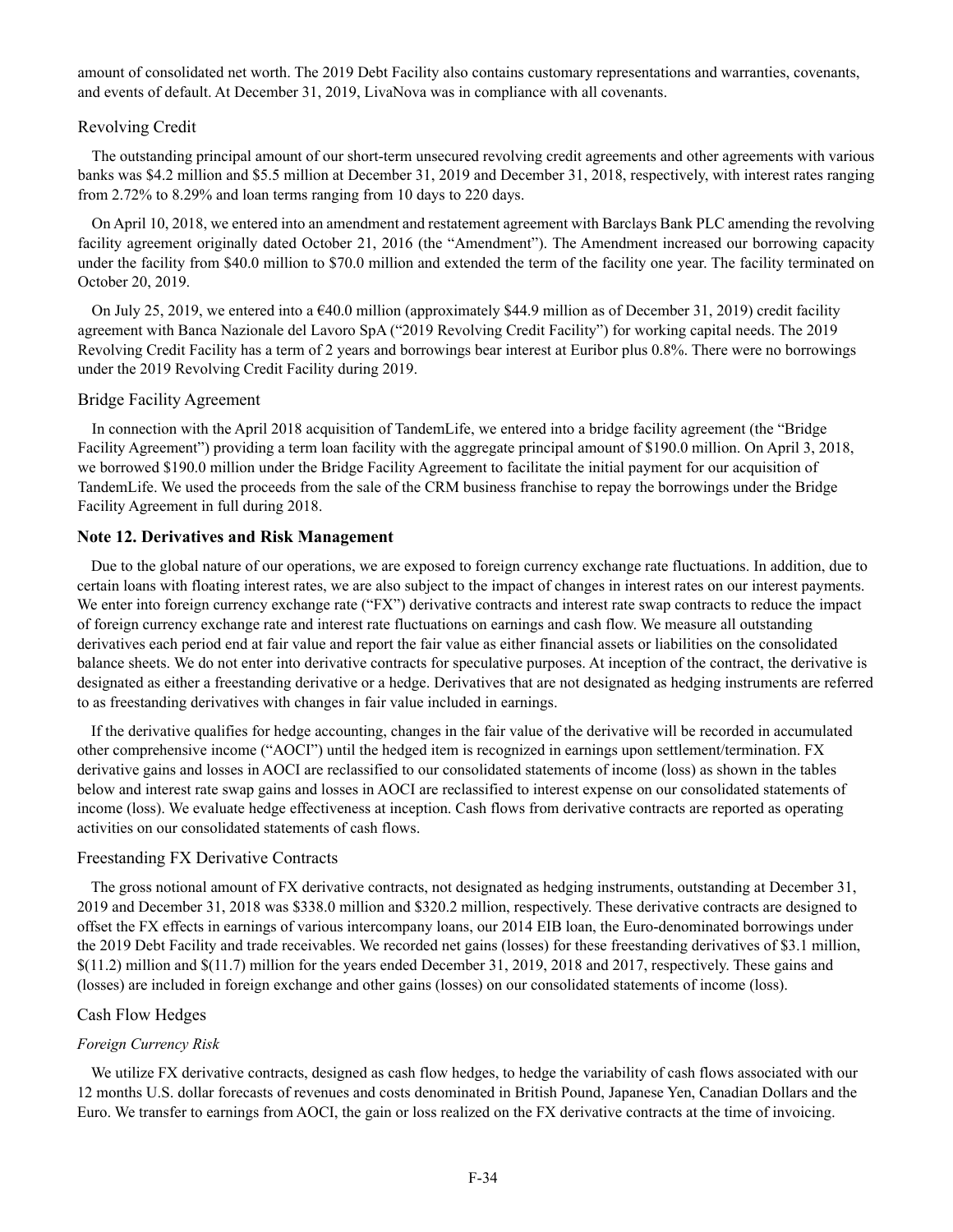amount of consolidated net worth. The 2019 Debt Facility also contains customary representations and warranties, covenants, and events of default. At December 31, 2019, LivaNova was in compliance with all covenants.

### Revolving Credit

The outstanding principal amount of our short-term unsecured revolving credit agreements and other agreements with various banks was $4.2 million and $5.5 million at December 31, 2019 and December 31, 2018, respectively, with interest rates ranging from 2.72% to 8.29% and loan terms ranging from 10 days to 220 days.

On April 10, 2018, we entered into an amendment and restatement agreement with Barclays Bank PLC amending the revolving facility agreement originally dated October 21, 2016 (the "Amendment"). The Amendment increased our borrowing capacity under the facility from $40.0 million to $70.0 million and extended the term of the facility one year. The facility terminated on October 20, 2019.

On July 25, 2019, we entered into a €40.0 million (approximately $44.9 million as of December 31, 2019) credit facility agreement with Banca Nazionale del Lavoro SpA ("2019 Revolving Credit Facility") for working capital needs. The 2019 Revolving Credit Facility has a term of 2 years and borrowings bear interest at Euribor plus 0.8%. There were no borrowings under the 2019 Revolving Credit Facility during 2019.

### Bridge Facility Agreement

In connection with the April 2018 acquisition of TandemLife, we entered into a bridge facility agreement (the "Bridge Facility Agreement") providing a term loan facility with the aggregate principal amount of $190.0 million. On April 3, 2018, we borrowed $190.0 million under the Bridge Facility Agreement to facilitate the initial payment for our acquisition of TandemLife. We used the proceeds from the sale of the CRM business franchise to repay the borrowings under the Bridge Facility Agreement in full during 2018.

## Note 12. Derivatives and Risk Management

Due to the global nature of our operations, we are exposed to foreign currency exchange rate fluctuations. In addition, due to certain loans with floating interest rates, we are also subject to the impact of changes in interest rates on our interest payments. We enter into foreign currency exchange rate ("FX") derivative contracts and interest rate swap contracts to reduce the impact of foreign currency exchange rate and interest rate fluctuations on earnings and cash flow. We measure all outstanding derivatives each period end at fair value and report the fair value as either financial assets or liabilities on the consolidated balance sheets. We do not enter into derivative contracts for speculative purposes. At inception of the contract, the derivative is designated as either a freestanding derivative or a hedge. Derivatives that are not designated as hedging instruments are referred to as freestanding derivatives with changes in fair value included in earnings.

If the derivative qualifies for hedge accounting, changes in the fair value of the derivative will be recorded in accumulated other comprehensive income ("AOCI") until the hedged item is recognized in earnings upon settlement/termination. FX derivative gains and losses in AOCI are reclassified to our consolidated statements of income (loss) as shown in the tables below and interest rate swap gains and losses in AOCI are reclassified to interest expense on our consolidated statements of income (loss). We evaluate hedge effectiveness at inception. Cash flows from derivative contracts are reported as operating activities on our consolidated statements of cash flows.

### Freestanding FX Derivative Contracts

The gross notional amount of FX derivative contracts, not designated as hedging instruments, outstanding at December 31, 2019 and December 31, 2018 was $338.0 million and $320.2 million, respectively. These derivative contracts are designed to offset the FX effects in earnings of various intercompany loans, our 2014 EIB loan, the Euro-denominated borrowings under the 2019 Debt Facility and trade receivables. We recorded net gains (losses) for these freestanding derivatives of $3.1 million, $(11.2) million and $(11.7) million for the years ended December 31, 2019, 2018 and 2017, respectively. These gains and (losses) are included in foreign exchange and other gains (losses) on our consolidated statements of income (loss).

### Cash Flow Hedges

*Foreign Currency Risk*

We utilize FX derivative contracts, designed as cash flow hedges, to hedge the variability of cash flows associated with our 12 months U.S. dollar forecasts of revenues and costs denominated in British Pound, Japanese Yen, Canadian Dollars and the Euro. We transfer to earnings from AOCI, the gain or loss realized on the FX derivative contracts at the time of invoicing.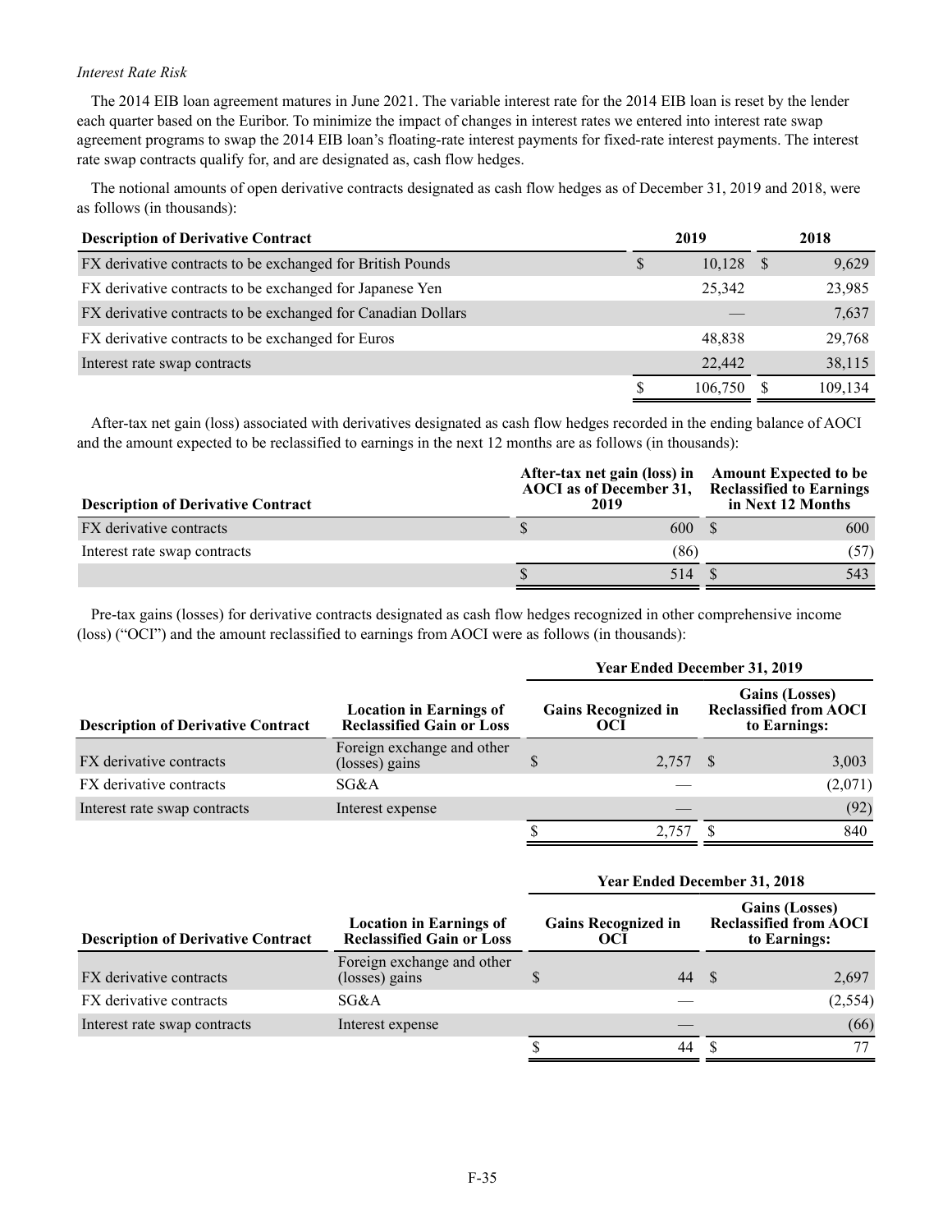*Interest Rate Risk*

The 2014 EIB loan agreement matures in June 2021. The variable interest rate for the 2014 EIB loan is reset by the lender each quarter based on the Euribor. To minimize the impact of changes in interest rates we entered into interest rate swap agreement programs to swap the 2014 EIB loan's floating-rate interest payments for fixed-rate interest payments. The interest rate swap contracts qualify for, and are designated as, cash flow hedges.

The notional amounts of open derivative contracts designated as cash flow hedges as of December 31, 2019 and 2018, were as follows (in thousands):

| Description of Derivative Contract | 2019 | 2018 |
|---|---|---|
| FX derivative contracts to be exchanged for British Pounds | $ 10,128 | $ 9,629 |
| FX derivative contracts to be exchanged for Japanese Yen | 25,342 | 23,985 |
| FX derivative contracts to be exchanged for Canadian Dollars | — | 7,637 |
| FX derivative contracts to be exchanged for Euros | 48,838 | 29,768 |
| Interest rate swap contracts | 22,442 | 38,115 |
| | $ 106,750 | $ 109,134 |

After-tax net gain (loss) associated with derivatives designated as cash flow hedges recorded in the ending balance of AOCI and the amount expected to be reclassified to earnings in the next 12 months are as follows (in thousands):

| Description of Derivative Contract | After-tax net gain (loss) in AOCI as of December 31, 2019 | Amount Expected to be Reclassified to Earnings in Next 12 Months |
|---|---|---|
| FX derivative contracts | $ 600 | $ 600 |
| Interest rate swap contracts | (86) | (57) |
| | $ 514 | $ 543 |

Pre-tax gains (losses) for derivative contracts designated as cash flow hedges recognized in other comprehensive income (loss) ("OCI") and the amount reclassified to earnings from AOCI were as follows (in thousands):

| | | Year Ended December 31, 2019 | |
|---|---|---|---|
| Description of Derivative Contract | Location in Earnings of Reclassified Gain or Loss | Gains Recognized in OCI | Gains (Losses) Reclassified from AOCI to Earnings: |
| FX derivative contracts | Foreign exchange and other (losses) gains | $ 2,757 | $ 3,003 |
| FX derivative contracts | SG&A | — | (2,071) |
| Interest rate swap contracts | Interest expense | — | (92) |
| | | $ 2,757 | $ 840 |

| | | Year Ended December 31, 2018 | |
|---|---|---|---|
| Description of Derivative Contract | Location in Earnings of Reclassified Gain or Loss | Gains Recognized in OCI | Gains (Losses) Reclassified from AOCI to Earnings: |
| FX derivative contracts | Foreign exchange and other (losses) gains | $ 44 | $ 2,697 |
| FX derivative contracts | SG&A | — | (2,554) |
| Interest rate swap contracts | Interest expense | — | (66) |
| | | $ 44 | $ 77 |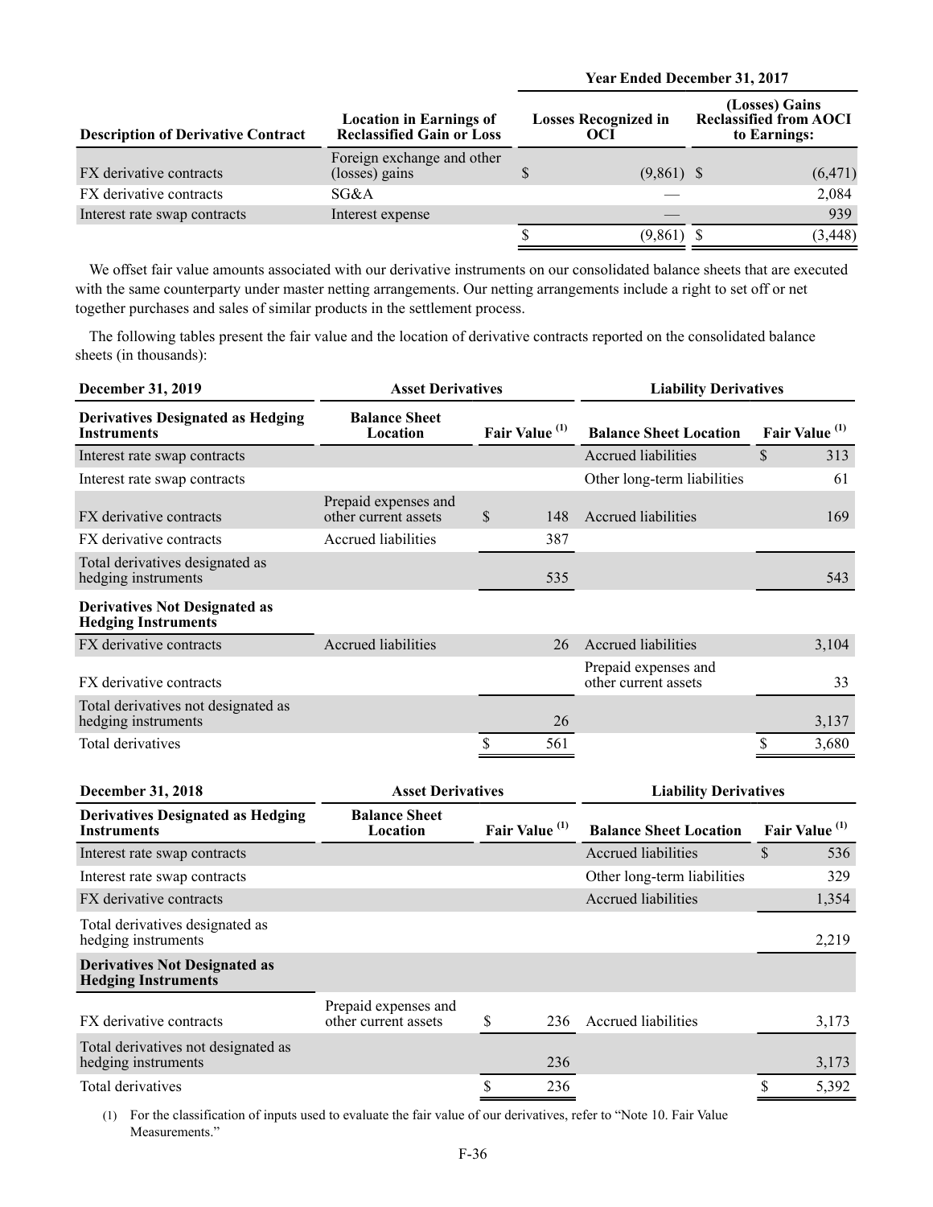| Description of Derivative Contract | Location in Earnings of Reclassified Gain or Loss | Year Ended December 31, 2017 | |
|---|---|---|---|
| | | Losses Recognized in OCI | (Losses) Gains Reclassified from AOCI to Earnings: |
| FX derivative contracts | Foreign exchange and other (losses) gains | $ (9,861) | $ (6,471) |
| FX derivative contracts | SG&A | — | 2,084 |
| Interest rate swap contracts | Interest expense | — | 939 |
| | | $ (9,861) | $ (3,448) |

We offset fair value amounts associated with our derivative instruments on our consolidated balance sheets that are executed with the same counterparty under master netting arrangements. Our netting arrangements include a right to set off or net together purchases and sales of similar products in the settlement process.

The following tables present the fair value and the location of derivative contracts reported on the consolidated balance sheets (in thousands):

| December 31, 2019 | Asset Derivatives | | Liability Derivatives | |
|---|---|---|---|---|
| **Derivatives Designated as Hedging Instruments** | **Balance Sheet Location** | **Fair Value (1)** | **Balance Sheet Location** | **Fair Value (1)** |
| Interest rate swap contracts | | | Accrued liabilities | $ 313 |
| Interest rate swap contracts | | | Other long-term liabilities | 61 |
| FX derivative contracts | Prepaid expenses and other current assets | $ 148 | Accrued liabilities | 169 |
| FX derivative contracts | Accrued liabilities | 387 | | |
| Total derivatives designated as hedging instruments | | 535 | | 543 |
| **Derivatives Not Designated as Hedging Instruments** | | | | |
| FX derivative contracts | Accrued liabilities | 26 | Accrued liabilities | 3,104 |
| FX derivative contracts | | | Prepaid expenses and other current assets | 33 |
| Total derivatives not designated as hedging instruments | | 26 | | 3,137 |
| Total derivatives | | $ 561 | | $ 3,680 |

| December 31, 2018 | Asset Derivatives | | Liability Derivatives | |
|---|---|---|---|---|
| **Derivatives Designated as Hedging Instruments** | **Balance Sheet Location** | **Fair Value (1)** | **Balance Sheet Location** | **Fair Value (1)** |
| Interest rate swap contracts | | | Accrued liabilities | $ 536 |
| Interest rate swap contracts | | | Other long-term liabilities | 329 |
| FX derivative contracts | | | Accrued liabilities | 1,354 |
| Total derivatives designated as hedging instruments | | | | 2,219 |
| **Derivatives Not Designated as Hedging Instruments** | | | | |
| FX derivative contracts | Prepaid expenses and other current assets | $ 236 | Accrued liabilities | 3,173 |
| Total derivatives not designated as hedging instruments | | 236 | | 3,173 |
| Total derivatives | | $ 236 | | $ 5,392 |

(1) For the classification of inputs used to evaluate the fair value of our derivatives, refer to "Note 10. Fair Value Measurements."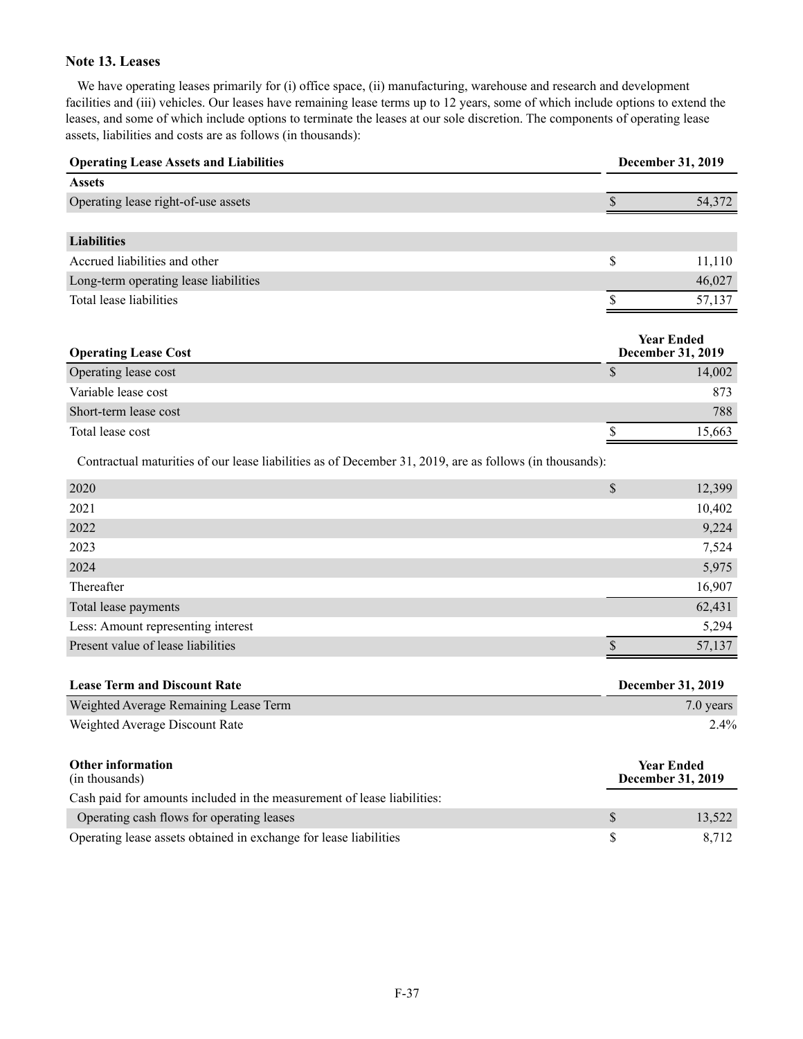## Note 13. Leases

We have operating leases primarily for (i) office space, (ii) manufacturing, warehouse and research and development facilities and (iii) vehicles. Our leases have remaining lease terms up to 12 years, some of which include options to extend the leases, and some of which include options to terminate the leases at our sole discretion. The components of operating lease assets, liabilities and costs are as follows (in thousands):

| Operating Lease Assets and Liabilities | December 31, 2019 |
|---|---|
| **Assets** | |
| Operating lease right-of-use assets | $ 54,372 |
| | |
| **Liabilities** | |
| Accrued liabilities and other | $ 11,110 |
| Long-term operating lease liabilities | 46,027 |
| Total lease liabilities | $ 57,137 |

| Operating Lease Cost | Year Ended December 31, 2019 |
|---|---|
| Operating lease cost | $ 14,002 |
| Variable lease cost | 873 |
| Short-term lease cost | 788 |
| Total lease cost | $ 15,663 |

Contractual maturities of our lease liabilities as of December 31, 2019, are as follows (in thousands):

| | |
|---|---|
| 2020 | $ 12,399 |
| 2021 | 10,402 |
| 2022 | 9,224 |
| 2023 | 7,524 |
| 2024 | 5,975 |
| Thereafter | 16,907 |
| Total lease payments | 62,431 |
| Less: Amount representing interest | 5,294 |
| Present value of lease liabilities | $ 57,137 |

| Lease Term and Discount Rate | December 31, 2019 |
|---|---|
| Weighted Average Remaining Lease Term | 7.0 years |
| Weighted Average Discount Rate | 2.4% |

| Other information (in thousands) | Year Ended December 31, 2019 |
|---|---|
| Cash paid for amounts included in the measurement of lease liabilities: | |
| Operating cash flows for operating leases | $ 13,522 |
| Operating lease assets obtained in exchange for lease liabilities | $ 8,712 |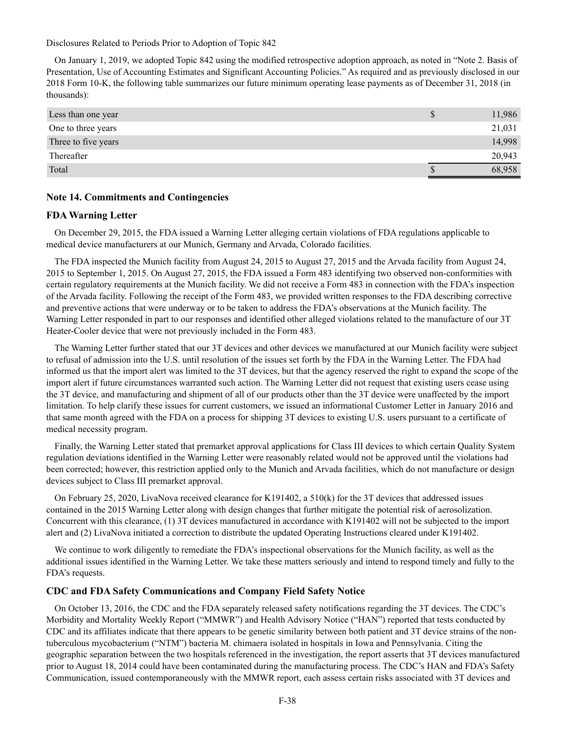Disclosures Related to Periods Prior to Adoption of Topic 842

On January 1, 2019, we adopted Topic 842 using the modified retrospective adoption approach, as noted in "Note 2. Basis of Presentation, Use of Accounting Estimates and Significant Accounting Policies." As required and as previously disclosed in our 2018 Form 10-K, the following table summarizes our future minimum operating lease payments as of December 31, 2018 (in thousands):

| | | |
|---|---|---|
| Less than one year | $ | 11,986 |
| One to three years | | 21,031 |
| Three to five years | | 14,998 |
| Thereafter | | 20,943 |
| Total | $ | 68,958 |

## Note 14. Commitments and Contingencies

### FDA Warning Letter

On December 29, 2015, the FDA issued a Warning Letter alleging certain violations of FDA regulations applicable to medical device manufacturers at our Munich, Germany and Arvada, Colorado facilities.

The FDA inspected the Munich facility from August 24, 2015 to August 27, 2015 and the Arvada facility from August 24, 2015 to September 1, 2015. On August 27, 2015, the FDA issued a Form 483 identifying two observed non-conformities with certain regulatory requirements at the Munich facility. We did not receive a Form 483 in connection with the FDA's inspection of the Arvada facility. Following the receipt of the Form 483, we provided written responses to the FDA describing corrective and preventive actions that were underway or to be taken to address the FDA's observations at the Munich facility. The Warning Letter responded in part to our responses and identified other alleged violations related to the manufacture of our 3T Heater-Cooler device that were not previously included in the Form 483.

The Warning Letter further stated that our 3T devices and other devices we manufactured at our Munich facility were subject to refusal of admission into the U.S. until resolution of the issues set forth by the FDA in the Warning Letter. The FDA had informed us that the import alert was limited to the 3T devices, but that the agency reserved the right to expand the scope of the import alert if future circumstances warranted such action. The Warning Letter did not request that existing users cease using the 3T device, and manufacturing and shipment of all of our products other than the 3T device were unaffected by the import limitation. To help clarify these issues for current customers, we issued an informational Customer Letter in January 2016 and that same month agreed with the FDA on a process for shipping 3T devices to existing U.S. users pursuant to a certificate of medical necessity program.

Finally, the Warning Letter stated that premarket approval applications for Class III devices to which certain Quality System regulation deviations identified in the Warning Letter were reasonably related would not be approved until the violations had been corrected; however, this restriction applied only to the Munich and Arvada facilities, which do not manufacture or design devices subject to Class III premarket approval.

On February 25, 2020, LivaNova received clearance for K191402, a 510(k) for the 3T devices that addressed issues contained in the 2015 Warning Letter along with design changes that further mitigate the potential risk of aerosolization. Concurrent with this clearance, (1) 3T devices manufactured in accordance with K191402 will not be subjected to the import alert and (2) LivaNova initiated a correction to distribute the updated Operating Instructions cleared under K191402.

We continue to work diligently to remediate the FDA's inspectional observations for the Munich facility, as well as the additional issues identified in the Warning Letter. We take these matters seriously and intend to respond timely and fully to the FDA's requests.

### CDC and FDA Safety Communications and Company Field Safety Notice

On October 13, 2016, the CDC and the FDA separately released safety notifications regarding the 3T devices. The CDC's Morbidity and Mortality Weekly Report ("MMWR") and Health Advisory Notice ("HAN") reported that tests conducted by CDC and its affiliates indicate that there appears to be genetic similarity between both patient and 3T device strains of the non-tuberculous mycobacterium ("NTM") bacteria M. chimaera isolated in hospitals in Iowa and Pennsylvania. Citing the geographic separation between the two hospitals referenced in the investigation, the report asserts that 3T devices manufactured prior to August 18, 2014 could have been contaminated during the manufacturing process. The CDC's HAN and FDA's Safety Communication, issued contemporaneously with the MMWR report, each assess certain risks associated with 3T devices and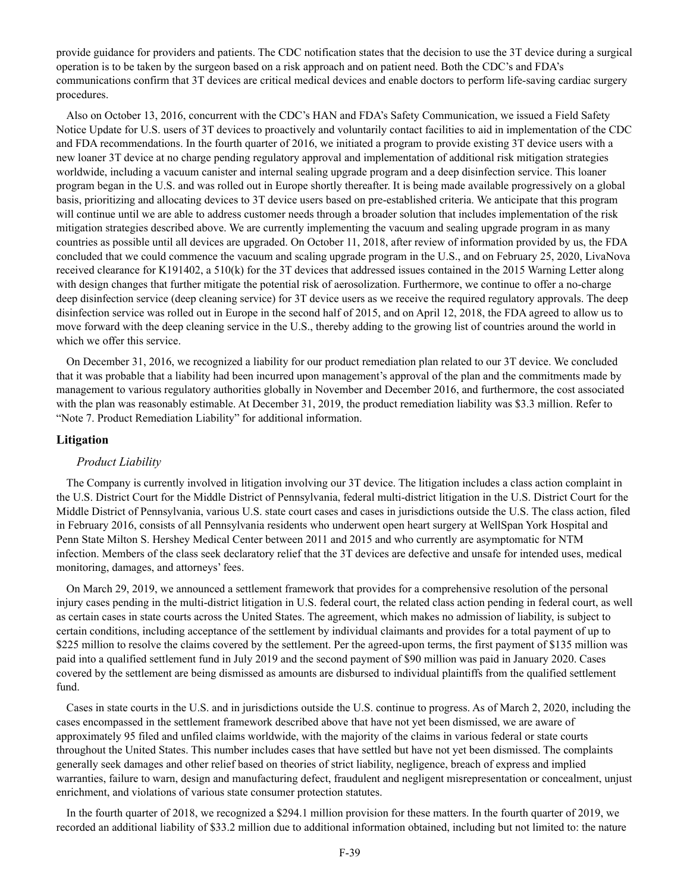provide guidance for providers and patients. The CDC notification states that the decision to use the 3T device during a surgical operation is to be taken by the surgeon based on a risk approach and on patient need. Both the CDC's and FDA's communications confirm that 3T devices are critical medical devices and enable doctors to perform life-saving cardiac surgery procedures.

Also on October 13, 2016, concurrent with the CDC's HAN and FDA's Safety Communication, we issued a Field Safety Notice Update for U.S. users of 3T devices to proactively and voluntarily contact facilities to aid in implementation of the CDC and FDA recommendations. In the fourth quarter of 2016, we initiated a program to provide existing 3T device users with a new loaner 3T device at no charge pending regulatory approval and implementation of additional risk mitigation strategies worldwide, including a vacuum canister and internal sealing upgrade program and a deep disinfection service. This loaner program began in the U.S. and was rolled out in Europe shortly thereafter. It is being made available progressively on a global basis, prioritizing and allocating devices to 3T device users based on pre-established criteria. We anticipate that this program will continue until we are able to address customer needs through a broader solution that includes implementation of the risk mitigation strategies described above. We are currently implementing the vacuum and sealing upgrade program in as many countries as possible until all devices are upgraded. On October 11, 2018, after review of information provided by us, the FDA concluded that we could commence the vacuum and scaling upgrade program in the U.S., and on February 25, 2020, LivaNova received clearance for K191402, a 510(k) for the 3T devices that addressed issues contained in the 2015 Warning Letter along with design changes that further mitigate the potential risk of aerosolization. Furthermore, we continue to offer a no-charge deep disinfection service (deep cleaning service) for 3T device users as we receive the required regulatory approvals. The deep disinfection service was rolled out in Europe in the second half of 2015, and on April 12, 2018, the FDA agreed to allow us to move forward with the deep cleaning service in the U.S., thereby adding to the growing list of countries around the world in which we offer this service.

On December 31, 2016, we recognized a liability for our product remediation plan related to our 3T device. We concluded that it was probable that a liability had been incurred upon management's approval of the plan and the commitments made by management to various regulatory authorities globally in November and December 2016, and furthermore, the cost associated with the plan was reasonably estimable. At December 31, 2019, the product remediation liability was $3.3 million. Refer to "Note 7. Product Remediation Liability" for additional information.

## Litigation

*Product Liability*

The Company is currently involved in litigation involving our 3T device. The litigation includes a class action complaint in the U.S. District Court for the Middle District of Pennsylvania, federal multi-district litigation in the U.S. District Court for the Middle District of Pennsylvania, various U.S. state court cases and cases in jurisdictions outside the U.S. The class action, filed in February 2016, consists of all Pennsylvania residents who underwent open heart surgery at WellSpan York Hospital and Penn State Milton S. Hershey Medical Center between 2011 and 2015 and who currently are asymptomatic for NTM infection. Members of the class seek declaratory relief that the 3T devices are defective and unsafe for intended uses, medical monitoring, damages, and attorneys' fees.

On March 29, 2019, we announced a settlement framework that provides for a comprehensive resolution of the personal injury cases pending in the multi-district litigation in U.S. federal court, the related class action pending in federal court, as well as certain cases in state courts across the United States. The agreement, which makes no admission of liability, is subject to certain conditions, including acceptance of the settlement by individual claimants and provides for a total payment of up to $225 million to resolve the claims covered by the settlement. Per the agreed-upon terms, the first payment of $135 million was paid into a qualified settlement fund in July 2019 and the second payment of $90 million was paid in January 2020. Cases covered by the settlement are being dismissed as amounts are disbursed to individual plaintiffs from the qualified settlement fund.

Cases in state courts in the U.S. and in jurisdictions outside the U.S. continue to progress. As of March 2, 2020, including the cases encompassed in the settlement framework described above that have not yet been dismissed, we are aware of approximately 95 filed and unfiled claims worldwide, with the majority of the claims in various federal or state courts throughout the United States. This number includes cases that have settled but have not yet been dismissed. The complaints generally seek damages and other relief based on theories of strict liability, negligence, breach of express and implied warranties, failure to warn, design and manufacturing defect, fraudulent and negligent misrepresentation or concealment, unjust enrichment, and violations of various state consumer protection statutes.

In the fourth quarter of 2018, we recognized a $294.1 million provision for these matters. In the fourth quarter of 2019, we recorded an additional liability of $33.2 million due to additional information obtained, including but not limited to: the nature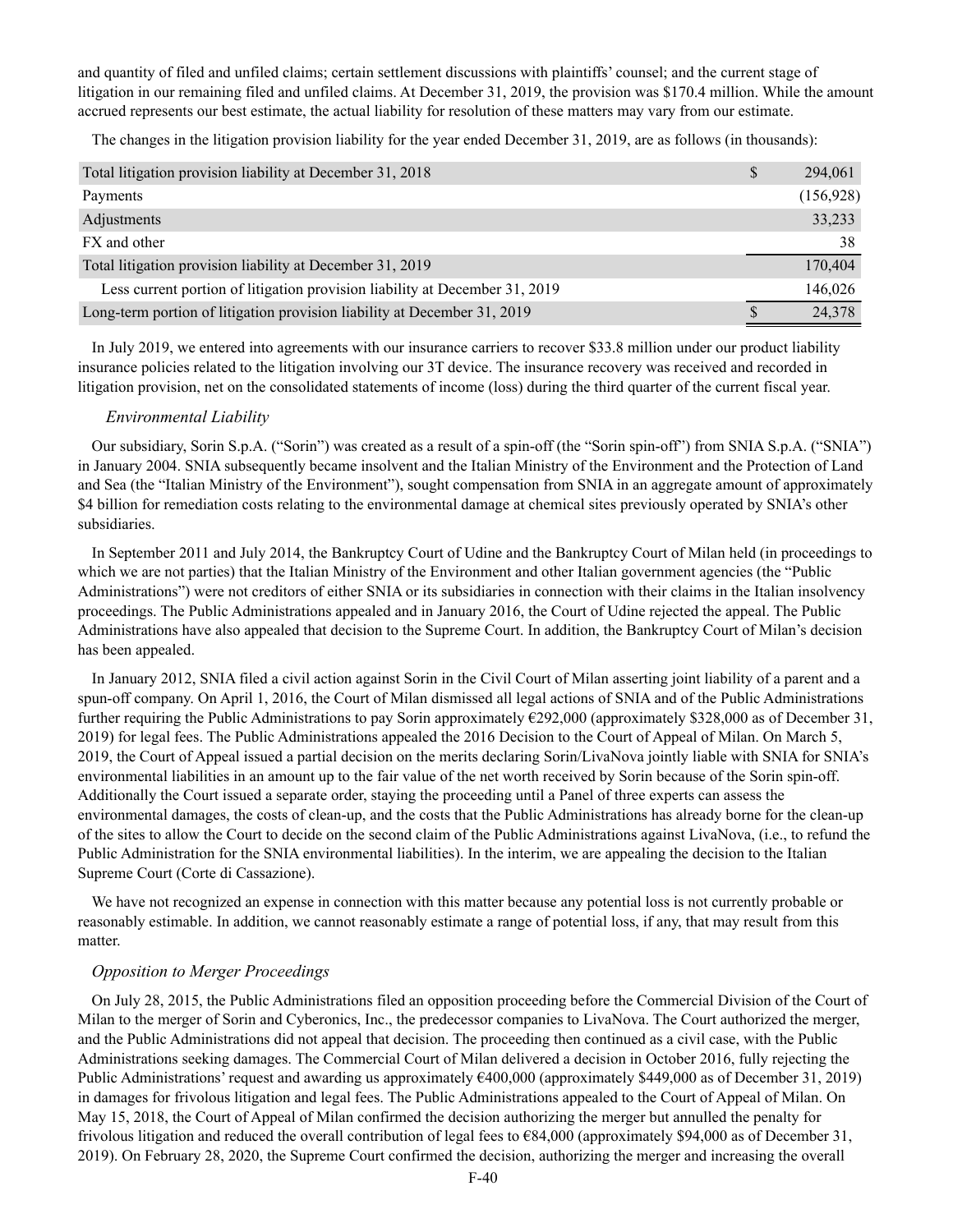and quantity of filed and unfiled claims; certain settlement discussions with plaintiffs' counsel; and the current stage of litigation in our remaining filed and unfiled claims. At December 31, 2019, the provision was $170.4 million. While the amount accrued represents our best estimate, the actual liability for resolution of these matters may vary from our estimate.

The changes in the litigation provision liability for the year ended December 31, 2019, are as follows (in thousands):

| | | |
|---|---|---|
| Total litigation provision liability at December 31, 2018 | $ | 294,061 |
| Payments | | (156,928) |
| Adjustments | | 33,233 |
| FX and other | | 38 |
| Total litigation provision liability at December 31, 2019 | | 170,404 |
| Less current portion of litigation provision liability at December 31, 2019 | | 146,026 |
| Long-term portion of litigation provision liability at December 31, 2019 | $ | 24,378 |

In July 2019, we entered into agreements with our insurance carriers to recover $33.8 million under our product liability insurance policies related to the litigation involving our 3T device. The insurance recovery was received and recorded in litigation provision, net on the consolidated statements of income (loss) during the third quarter of the current fiscal year.

*Environmental Liability*

Our subsidiary, Sorin S.p.A. ("Sorin") was created as a result of a spin-off (the "Sorin spin-off") from SNIA S.p.A. ("SNIA") in January 2004. SNIA subsequently became insolvent and the Italian Ministry of the Environment and the Protection of Land and Sea (the "Italian Ministry of the Environment"), sought compensation from SNIA in an aggregate amount of approximately $4 billion for remediation costs relating to the environmental damage at chemical sites previously operated by SNIA's other subsidiaries.

In September 2011 and July 2014, the Bankruptcy Court of Udine and the Bankruptcy Court of Milan held (in proceedings to which we are not parties) that the Italian Ministry of the Environment and other Italian government agencies (the "Public Administrations") were not creditors of either SNIA or its subsidiaries in connection with their claims in the Italian insolvency proceedings. The Public Administrations appealed and in January 2016, the Court of Udine rejected the appeal. The Public Administrations have also appealed that decision to the Supreme Court. In addition, the Bankruptcy Court of Milan's decision has been appealed.

In January 2012, SNIA filed a civil action against Sorin in the Civil Court of Milan asserting joint liability of a parent and a spun-off company. On April 1, 2016, the Court of Milan dismissed all legal actions of SNIA and of the Public Administrations further requiring the Public Administrations to pay Sorin approximately €292,000 (approximately $328,000 as of December 31, 2019) for legal fees. The Public Administrations appealed the 2016 Decision to the Court of Appeal of Milan. On March 5, 2019, the Court of Appeal issued a partial decision on the merits declaring Sorin/LivaNova jointly liable with SNIA for SNIA's environmental liabilities in an amount up to the fair value of the net worth received by Sorin because of the Sorin spin-off. Additionally the Court issued a separate order, staying the proceeding until a Panel of three experts can assess the environmental damages, the costs of clean-up, and the costs that the Public Administrations has already borne for the clean-up of the sites to allow the Court to decide on the second claim of the Public Administrations against LivaNova, (i.e., to refund the Public Administration for the SNIA environmental liabilities). In the interim, we are appealing the decision to the Italian Supreme Court (Corte di Cassazione).

We have not recognized an expense in connection with this matter because any potential loss is not currently probable or reasonably estimable. In addition, we cannot reasonably estimate a range of potential loss, if any, that may result from this matter.

*Opposition to Merger Proceedings*

On July 28, 2015, the Public Administrations filed an opposition proceeding before the Commercial Division of the Court of Milan to the merger of Sorin and Cyberonics, Inc., the predecessor companies to LivaNova. The Court authorized the merger, and the Public Administrations did not appeal that decision. The proceeding then continued as a civil case, with the Public Administrations seeking damages. The Commercial Court of Milan delivered a decision in October 2016, fully rejecting the Public Administrations' request and awarding us approximately €400,000 (approximately $449,000 as of December 31, 2019) in damages for frivolous litigation and legal fees. The Public Administrations appealed to the Court of Appeal of Milan. On May 15, 2018, the Court of Appeal of Milan confirmed the decision authorizing the merger but annulled the penalty for frivolous litigation and reduced the overall contribution of legal fees to €84,000 (approximately $94,000 as of December 31, 2019). On February 28, 2020, the Supreme Court confirmed the decision, authorizing the merger and increasing the overall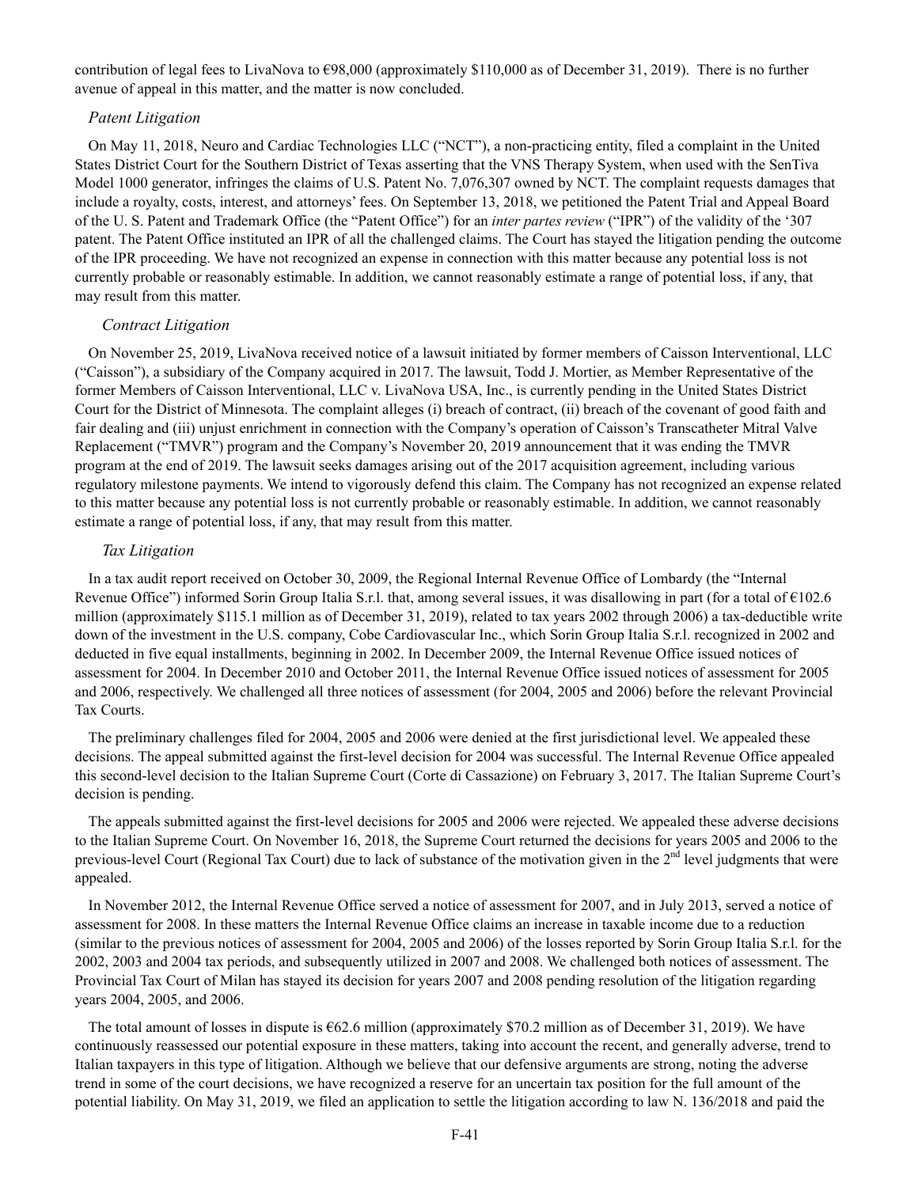contribution of legal fees to LivaNova to €98,000 (approximately $110,000 as of December 31, 2019). There is no further avenue of appeal in this matter, and the matter is now concluded.

*Patent Litigation*

On May 11, 2018, Neuro and Cardiac Technologies LLC ("NCT"), a non-practicing entity, filed a complaint in the United States District Court for the Southern District of Texas asserting that the VNS Therapy System, when used with the SenTiva Model 1000 generator, infringes the claims of U.S. Patent No. 7,076,307 owned by NCT. The complaint requests damages that include a royalty, costs, interest, and attorneys' fees. On September 13, 2018, we petitioned the Patent Trial and Appeal Board of the U. S. Patent and Trademark Office (the "Patent Office") for an *inter partes review* ("IPR") of the validity of the '307 patent. The Patent Office instituted an IPR of all the challenged claims. The Court has stayed the litigation pending the outcome of the IPR proceeding. We have not recognized an expense in connection with this matter because any potential loss is not currently probable or reasonably estimable. In addition, we cannot reasonably estimate a range of potential loss, if any, that may result from this matter.

*Contract Litigation*

On November 25, 2019, LivaNova received notice of a lawsuit initiated by former members of Caisson Interventional, LLC ("Caisson"), a subsidiary of the Company acquired in 2017. The lawsuit, Todd J. Mortier, as Member Representative of the former Members of Caisson Interventional, LLC v. LivaNova USA, Inc., is currently pending in the United States District Court for the District of Minnesota. The complaint alleges (i) breach of contract, (ii) breach of the covenant of good faith and fair dealing and (iii) unjust enrichment in connection with the Company's operation of Caisson's Transcatheter Mitral Valve Replacement ("TMVR") program and the Company's November 20, 2019 announcement that it was ending the TMVR program at the end of 2019. The lawsuit seeks damages arising out of the 2017 acquisition agreement, including various regulatory milestone payments. We intend to vigorously defend this claim. The Company has not recognized an expense related to this matter because any potential loss is not currently probable or reasonably estimable. In addition, we cannot reasonably estimate a range of potential loss, if any, that may result from this matter.

*Tax Litigation*

In a tax audit report received on October 30, 2009, the Regional Internal Revenue Office of Lombardy (the "Internal Revenue Office") informed Sorin Group Italia S.r.l. that, among several issues, it was disallowing in part (for a total of €102.6 million (approximately $115.1 million as of December 31, 2019), related to tax years 2002 through 2006) a tax-deductible write down of the investment in the U.S. company, Cobe Cardiovascular Inc., which Sorin Group Italia S.r.l. recognized in 2002 and deducted in five equal installments, beginning in 2002. In December 2009, the Internal Revenue Office issued notices of assessment for 2004. In December 2010 and October 2011, the Internal Revenue Office issued notices of assessment for 2005 and 2006, respectively. We challenged all three notices of assessment (for 2004, 2005 and 2006) before the relevant Provincial Tax Courts.

The preliminary challenges filed for 2004, 2005 and 2006 were denied at the first jurisdictional level. We appealed these decisions. The appeal submitted against the first-level decision for 2004 was successful. The Internal Revenue Office appealed this second-level decision to the Italian Supreme Court (Corte di Cassazione) on February 3, 2017. The Italian Supreme Court's decision is pending.

The appeals submitted against the first-level decisions for 2005 and 2006 were rejected. We appealed these adverse decisions to the Italian Supreme Court. On November 16, 2018, the Supreme Court returned the decisions for years 2005 and 2006 to the previous-level Court (Regional Tax Court) due to lack of substance of the motivation given in the 2nd level judgments that were appealed.

In November 2012, the Internal Revenue Office served a notice of assessment for 2007, and in July 2013, served a notice of assessment for 2008. In these matters the Internal Revenue Office claims an increase in taxable income due to a reduction (similar to the previous notices of assessment for 2004, 2005 and 2006) of the losses reported by Sorin Group Italia S.r.l. for the 2002, 2003 and 2004 tax periods, and subsequently utilized in 2007 and 2008. We challenged both notices of assessment. The Provincial Tax Court of Milan has stayed its decision for years 2007 and 2008 pending resolution of the litigation regarding years 2004, 2005, and 2006.

The total amount of losses in dispute is €62.6 million (approximately $70.2 million as of December 31, 2019). We have continuously reassessed our potential exposure in these matters, taking into account the recent, and generally adverse, trend to Italian taxpayers in this type of litigation. Although we believe that our defensive arguments are strong, noting the adverse trend in some of the court decisions, we have recognized a reserve for an uncertain tax position for the full amount of the potential liability. On May 31, 2019, we filed an application to settle the litigation according to law N. 136/2018 and paid the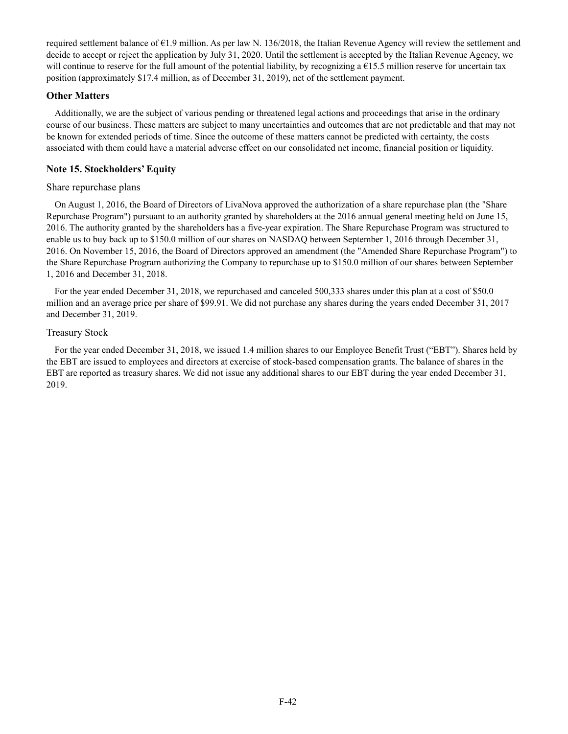required settlement balance of €1.9 million. As per law N. 136/2018, the Italian Revenue Agency will review the settlement and decide to accept or reject the application by July 31, 2020. Until the settlement is accepted by the Italian Revenue Agency, we will continue to reserve for the full amount of the potential liability, by recognizing a €15.5 million reserve for uncertain tax position (approximately $17.4 million, as of December 31, 2019), net of the settlement payment.

### Other Matters

Additionally, we are the subject of various pending or threatened legal actions and proceedings that arise in the ordinary course of our business. These matters are subject to many uncertainties and outcomes that are not predictable and that may not be known for extended periods of time. Since the outcome of these matters cannot be predicted with certainty, the costs associated with them could have a material adverse effect on our consolidated net income, financial position or liquidity.

## Note 15. Stockholders' Equity

Share repurchase plans

On August 1, 2016, the Board of Directors of LivaNova approved the authorization of a share repurchase plan (the "Share Repurchase Program") pursuant to an authority granted by shareholders at the 2016 annual general meeting held on June 15, 2016. The authority granted by the shareholders has a five-year expiration. The Share Repurchase Program was structured to enable us to buy back up to $150.0 million of our shares on NASDAQ between September 1, 2016 through December 31, 2016. On November 15, 2016, the Board of Directors approved an amendment (the "Amended Share Repurchase Program") to the Share Repurchase Program authorizing the Company to repurchase up to $150.0 million of our shares between September 1, 2016 and December 31, 2018.

For the year ended December 31, 2018, we repurchased and canceled 500,333 shares under this plan at a cost of $50.0 million and an average price per share of $99.91. We did not purchase any shares during the years ended December 31, 2017 and December 31, 2019.

Treasury Stock

For the year ended December 31, 2018, we issued 1.4 million shares to our Employee Benefit Trust ("EBT"). Shares held by the EBT are issued to employees and directors at exercise of stock-based compensation grants. The balance of shares in the EBT are reported as treasury shares. We did not issue any additional shares to our EBT during the year ended December 31, 2019.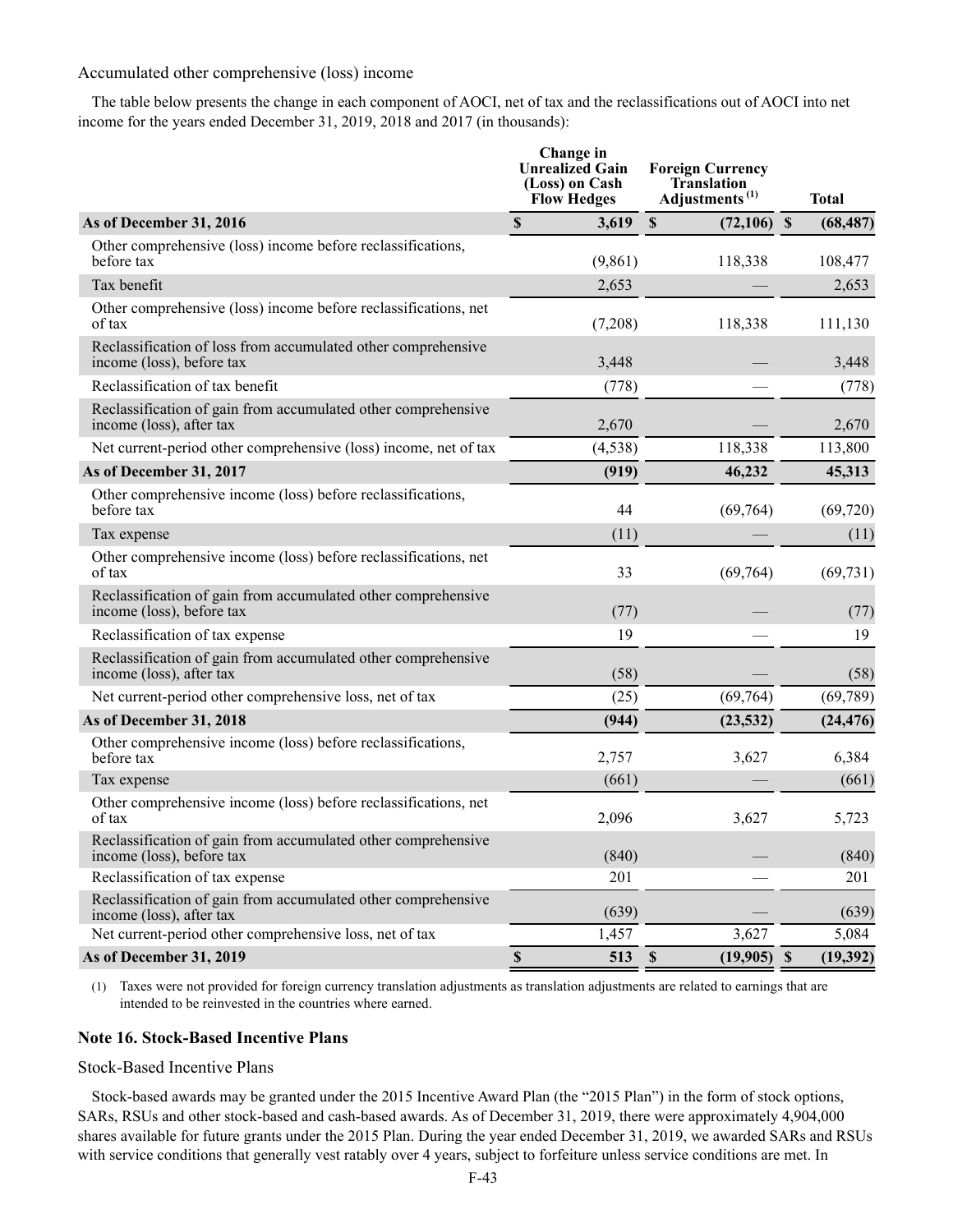Accumulated other comprehensive (loss) income

The table below presents the change in each component of AOCI, net of tax and the reclassifications out of AOCI into net income for the years ended December 31, 2019, 2018 and 2017 (in thousands):

| | Change in Unrealized Gain (Loss) on Cash Flow Hedges | Foreign Currency Translation Adjustments [(1)] | Total |
|---|---|---|---|
| **As of December 31, 2016** | **$ 3,619** | **$ (72,106)** | **$ (68,487)** |
| Other comprehensive (loss) income before reclassifications, before tax | (9,861) | 118,338 | 108,477 |
| Tax benefit | 2,653 | — | 2,653 |
| Other comprehensive (loss) income before reclassifications, net of tax | (7,208) | 118,338 | 111,130 |
| Reclassification of loss from accumulated other comprehensive income (loss), before tax | 3,448 | — | 3,448 |
| Reclassification of tax benefit | (778) | — | (778) |
| Reclassification of gain from accumulated other comprehensive income (loss), after tax | 2,670 | — | 2,670 |
| Net current-period other comprehensive (loss) income, net of tax | (4,538) | 118,338 | 113,800 |
| **As of December 31, 2017** | **(919)** | **46,232** | **45,313** |
| Other comprehensive income (loss) before reclassifications, before tax | 44 | (69,764) | (69,720) |
| Tax expense | (11) | — | (11) |
| Other comprehensive income (loss) before reclassifications, net of tax | 33 | (69,764) | (69,731) |
| Reclassification of gain from accumulated other comprehensive income (loss), before tax | (77) | — | (77) |
| Reclassification of tax expense | 19 | — | 19 |
| Reclassification of gain from accumulated other comprehensive income (loss), after tax | (58) | — | (58) |
| Net current-period other comprehensive loss, net of tax | (25) | (69,764) | (69,789) |
| **As of December 31, 2018** | **(944)** | **(23,532)** | **(24,476)** |
| Other comprehensive income (loss) before reclassifications, before tax | 2,757 | 3,627 | 6,384 |
| Tax expense | (661) | — | (661) |
| Other comprehensive income (loss) before reclassifications, net of tax | 2,096 | 3,627 | 5,723 |
| Reclassification of gain from accumulated other comprehensive income (loss), before tax | (840) | — | (840) |
| Reclassification of tax expense | 201 | — | 201 |
| Reclassification of gain from accumulated other comprehensive income (loss), after tax | (639) | — | (639) |
| Net current-period other comprehensive loss, net of tax | 1,457 | 3,627 | 5,084 |
| **As of December 31, 2019** | **$ 513** | **$ (19,905)** | **$ (19,392)** |

(1) Taxes were not provided for foreign currency translation adjustments as translation adjustments are related to earnings that are intended to be reinvested in the countries where earned.

## Note 16. Stock-Based Incentive Plans

Stock-Based Incentive Plans

Stock-based awards may be granted under the 2015 Incentive Award Plan (the "2015 Plan") in the form of stock options, SARs, RSUs and other stock-based and cash-based awards. As of December 31, 2019, there were approximately 4,904,000 shares available for future grants under the 2015 Plan. During the year ended December 31, 2019, we awarded SARs and RSUs with service conditions that generally vest ratably over 4 years, subject to forfeiture unless service conditions are met. In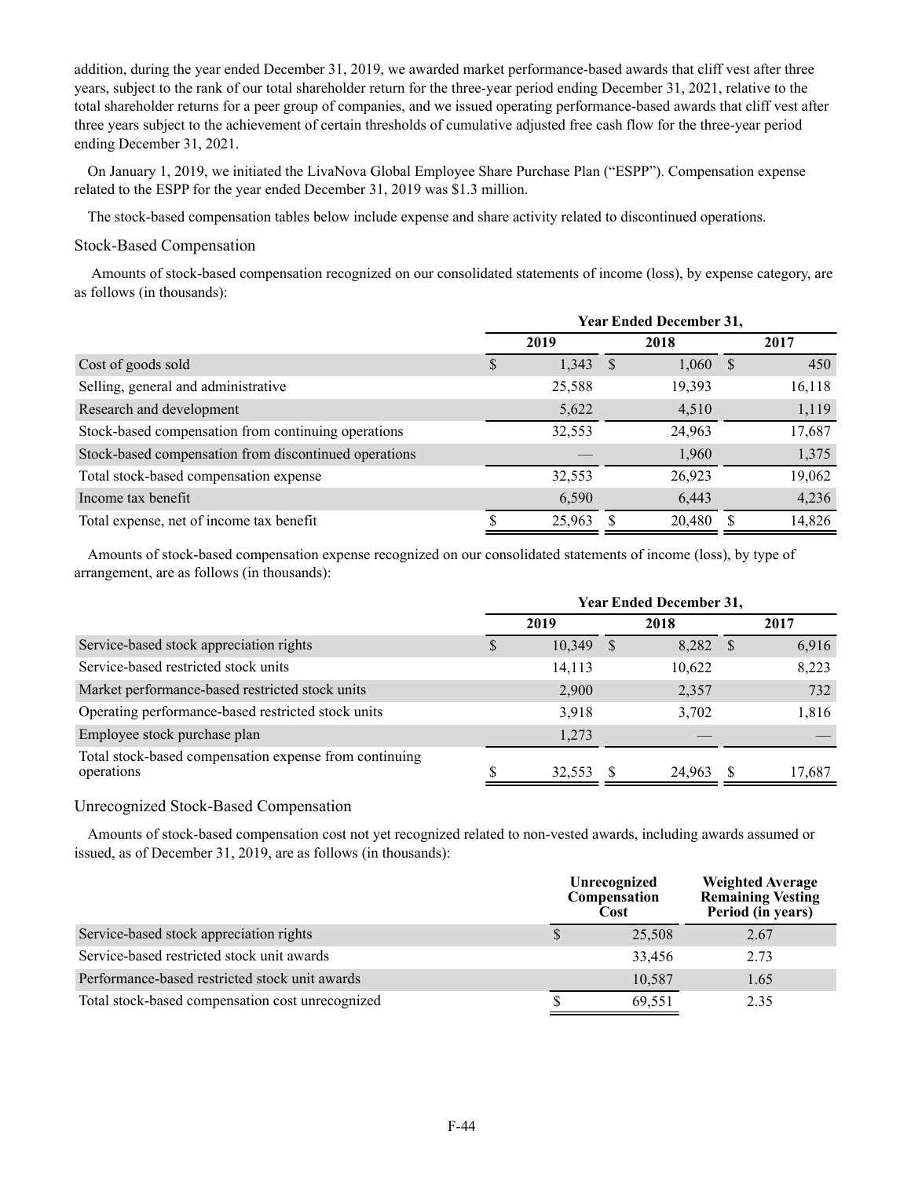addition, during the year ended December 31, 2019, we awarded market performance-based awards that cliff vest after three years, subject to the rank of our total shareholder return for the three-year period ending December 31, 2021, relative to the total shareholder returns for a peer group of companies, and we issued operating performance-based awards that cliff vest after three years subject to the achievement of certain thresholds of cumulative adjusted free cash flow for the three-year period ending December 31, 2021.

On January 1, 2019, we initiated the LivaNova Global Employee Share Purchase Plan ("ESPP"). Compensation expense related to the ESPP for the year ended December 31, 2019 was $1.3 million.

The stock-based compensation tables below include expense and share activity related to discontinued operations.

## Stock-Based Compensation

Amounts of stock-based compensation recognized on our consolidated statements of income (loss), by expense category, are as follows (in thousands):

| | Year Ended December 31, | | |
|---|---|---|---|
| | 2019 | 2018 | 2017 |
| Cost of goods sold | $ 1,343 | $ 1,060 | $ 450 |
| Selling, general and administrative | 25,588 | 19,393 | 16,118 |
| Research and development | 5,622 | 4,510 | 1,119 |
| Stock-based compensation from continuing operations | 32,553 | 24,963 | 17,687 |
| Stock-based compensation from discontinued operations | — | 1,960 | 1,375 |
| Total stock-based compensation expense | 32,553 | 26,923 | 19,062 |
| Income tax benefit | 6,590 | 6,443 | 4,236 |
| Total expense, net of income tax benefit | $ 25,963 | $ 20,480 | $ 14,826 |

Amounts of stock-based compensation expense recognized on our consolidated statements of income (loss), by type of arrangement, are as follows (in thousands):

| | Year Ended December 31, | | |
|---|---|---|---|
| | 2019 | 2018 | 2017 |
| Service-based stock appreciation rights | $ 10,349 | $ 8,282 | $ 6,916 |
| Service-based restricted stock units | 14,113 | 10,622 | 8,223 |
| Market performance-based restricted stock units | 2,900 | 2,357 | 732 |
| Operating performance-based restricted stock units | 3,918 | 3,702 | 1,816 |
| Employee stock purchase plan | 1,273 | — | — |
| Total stock-based compensation expense from continuing operations | $ 32,553 | $ 24,963 | $ 17,687 |

## Unrecognized Stock-Based Compensation

Amounts of stock-based compensation cost not yet recognized related to non-vested awards, including awards assumed or issued, as of December 31, 2019, are as follows (in thousands):

| | Unrecognized Compensation Cost | Weighted Average Remaining Vesting Period (in years) |
|---|---|---|
| Service-based stock appreciation rights | $ 25,508 | 2.67 |
| Service-based restricted stock unit awards | 33,456 | 2.73 |
| Performance-based restricted stock unit awards | 10,587 | 1.65 |
| Total stock-based compensation cost unrecognized | $ 69,551 | 2.35 |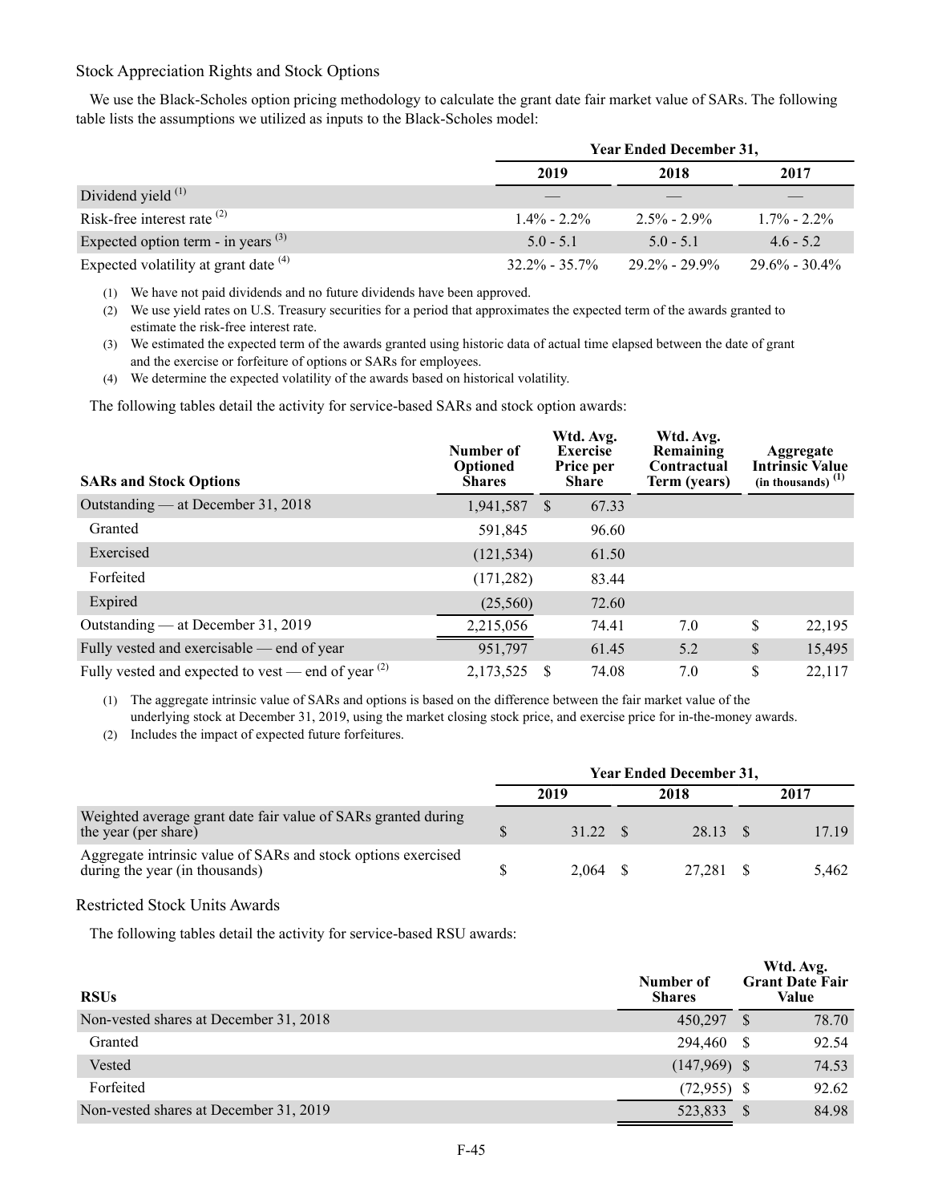### Stock Appreciation Rights and Stock Options

We use the Black-Scholes option pricing methodology to calculate the grant date fair market value of SARs. The following table lists the assumptions we utilized as inputs to the Black-Scholes model:

| | Year Ended December 31, | | |
|---|---|---|---|
| | 2019 | 2018 | 2017 |
| Dividend yield [(1)] | — | — | — |
| Risk-free interest rate [(2)] | 1.4% - 2.2% | 2.5% - 2.9% | 1.7% - 2.2% |
| Expected option term - in years [(3)] | 5.0 - 5.1 | 5.0 - 5.1 | 4.6 - 5.2 |
| Expected volatility at grant date [(4)] | 32.2% - 35.7% | 29.2% - 29.9% | 29.6% - 30.4% |

(1) We have not paid dividends and no future dividends have been approved.

(2) We use yield rates on U.S. Treasury securities for a period that approximates the expected term of the awards granted to estimate the risk-free interest rate.

(3) We estimated the expected term of the awards granted using historic data of actual time elapsed between the date of grant and the exercise or forfeiture of options or SARs for employees.

(4) We determine the expected volatility of the awards based on historical volatility.

The following tables detail the activity for service-based SARs and stock option awards:

| SARs and Stock Options | Number of Optioned Shares | Wtd. Avg. Exercise Price per Share | Wtd. Avg. Remaining Contractual Term (years) | Aggregate Intrinsic Value (in thousands) [(1)] |
|---|---|---|---|---|
| Outstanding — at December 31, 2018 | 1,941,587 | $ 67.33 | | |
| Granted | 591,845 | 96.60 | | |
| Exercised | (121,534) | 61.50 | | |
| Forfeited | (171,282) | 83.44 | | |
| Expired | (25,560) | 72.60 | | |
| Outstanding — at December 31, 2019 | 2,215,056 | 74.41 | 7.0 | $ 22,195 |
| Fully vested and exercisable — end of year | 951,797 | 61.45 | 5.2 | $ 15,495 |
| Fully vested and expected to vest — end of year [(2)] | 2,173,525 | $ 74.08 | 7.0 | $ 22,117 |

(1) The aggregate intrinsic value of SARs and options is based on the difference between the fair market value of the underlying stock at December 31, 2019, using the market closing stock price, and exercise price for in-the-money awards.

(2) Includes the impact of expected future forfeitures.

| | Year Ended December 31, | | |
|---|---|---|---|
| | 2019 | 2018 | 2017 |
| Weighted average grant date fair value of SARs granted during the year (per share) | $ 31.22 | $ 28.13 | $ 17.19 |
| Aggregate intrinsic value of SARs and stock options exercised during the year (in thousands) | $ 2,064 | $ 27,281 | $ 5,462 |

### Restricted Stock Units Awards

The following tables detail the activity for service-based RSU awards:

| RSUs | Number of Shares | Wtd. Avg. Grant Date Fair Value |
|---|---|---|
| Non-vested shares at December 31, 2018 | 450,297 | $ 78.70 |
| Granted | 294,460 | $ 92.54 |
| Vested | (147,969) | $ 74.53 |
| Forfeited | (72,955) | $ 92.62 |
| Non-vested shares at December 31, 2019 | 523,833 | $ 84.98 |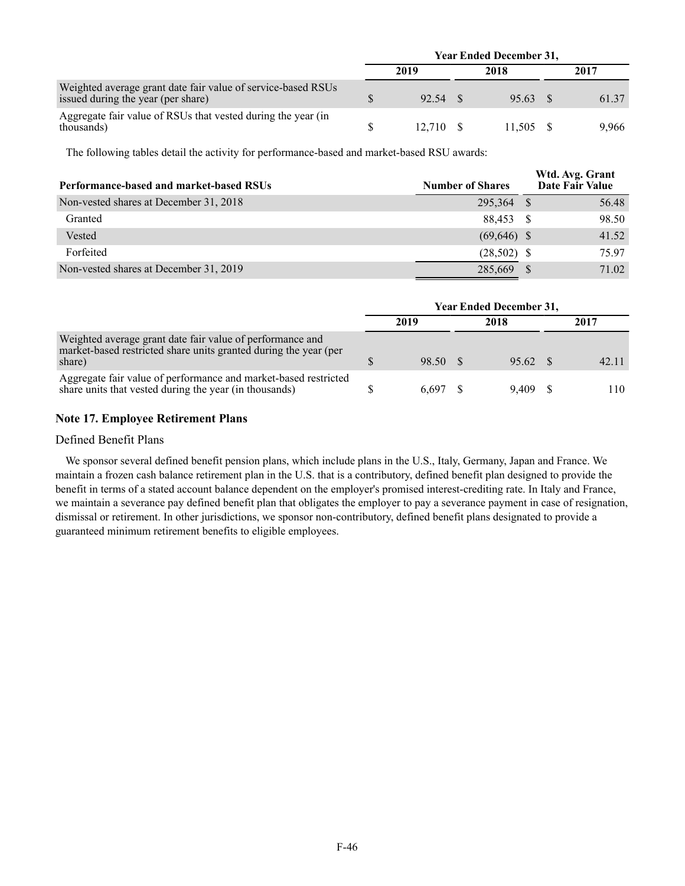| | Year Ended December 31, | | |
|---|---|---|---|
| | 2019 | 2018 | 2017 |
| Weighted average grant date fair value of service-based RSUs issued during the year (per share) | $ 92.54 | $ 95.63 | $ 61.37 |
| Aggregate fair value of RSUs that vested during the year (in thousands) | $ 12,710 | $ 11,505 | $ 9,966 |

The following tables detail the activity for performance-based and market-based RSU awards:

| Performance-based and market-based RSUs | Number of Shares | Wtd. Avg. Grant Date Fair Value |
|---|---|---|
| Non-vested shares at December 31, 2018 | 295,364 | $ 56.48 |
| Granted | 88,453 | $ 98.50 |
| Vested | (69,646) | $ 41.52 |
| Forfeited | (28,502) | $ 75.97 |
| Non-vested shares at December 31, 2019 | 285,669 | $ 71.02 |

| | Year Ended December 31, | | |
|---|---|---|---|
| | 2019 | 2018 | 2017 |
| Weighted average grant date fair value of performance and market-based restricted share units granted during the year (per share) | $ 98.50 | $ 95.62 | $ 42.11 |
| Aggregate fair value of performance and market-based restricted share units that vested during the year (in thousands) | $ 6,697 | $ 9,409 | $ 110 |

## Note 17. Employee Retirement Plans

### Defined Benefit Plans

We sponsor several defined benefit pension plans, which include plans in the U.S., Italy, Germany, Japan and France. We maintain a frozen cash balance retirement plan in the U.S. that is a contributory, defined benefit plan designed to provide the benefit in terms of a stated account balance dependent on the employer's promised interest-crediting rate. In Italy and France, we maintain a severance pay defined benefit plan that obligates the employer to pay a severance payment in case of resignation, dismissal or retirement. In other jurisdictions, we sponsor non-contributory, defined benefit plans designated to provide a guaranteed minimum retirement benefits to eligible employees.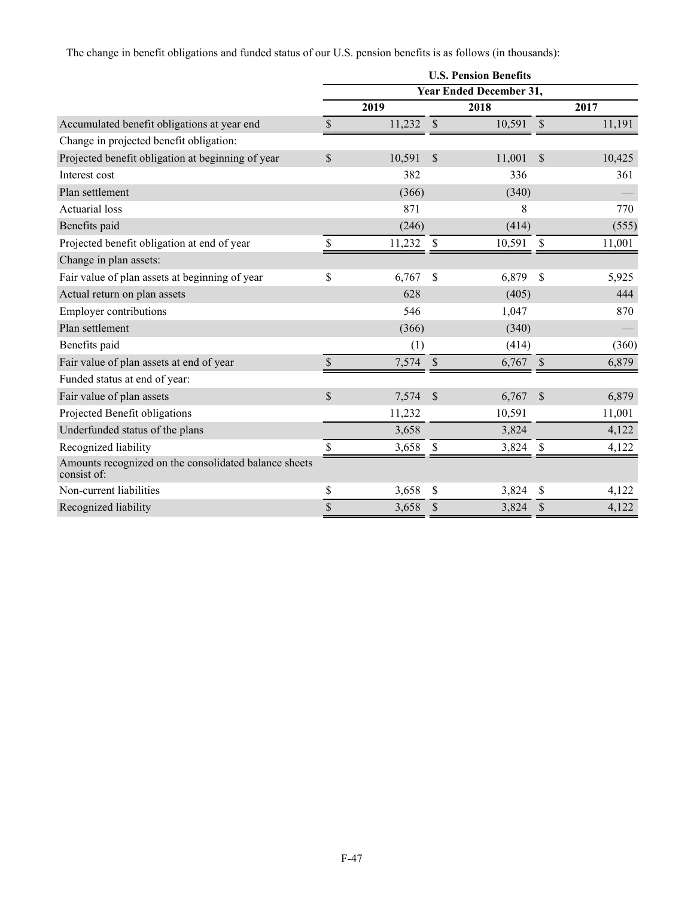The change in benefit obligations and funded status of our U.S. pension benefits is as follows (in thousands):

| | U.S. Pension Benefits | | |
|---|---|---|---|
| | Year Ended December 31, | | |
| | 2019 | 2018 | 2017 |
| Accumulated benefit obligations at year end | $ 11,232 | $ 10,591 | $ 11,191 |
| Change in projected benefit obligation: | | | |
| Projected benefit obligation at beginning of year | $ 10,591 | $ 11,001 | $ 10,425 |
| Interest cost | 382 | 336 | 361 |
| Plan settlement | (366) | (340) | — |
| Actuarial loss | 871 | 8 | 770 |
| Benefits paid | (246) | (414) | (555) |
| Projected benefit obligation at end of year | $ 11,232 | $ 10,591 | $ 11,001 |
| Change in plan assets: | | | |
| Fair value of plan assets at beginning of year | $ 6,767 | $ 6,879 | $ 5,925 |
| Actual return on plan assets | 628 | (405) | 444 |
| Employer contributions | 546 | 1,047 | 870 |
| Plan settlement | (366) | (340) | — |
| Benefits paid | (1) | (414) | (360) |
| Fair value of plan assets at end of year | $ 7,574 | $ 6,767 | $ 6,879 |
| Funded status at end of year: | | | |
| Fair value of plan assets | $ 7,574 | $ 6,767 | $ 6,879 |
| Projected Benefit obligations | 11,232 | 10,591 | 11,001 |
| Underfunded status of the plans | 3,658 | 3,824 | 4,122 |
| Recognized liability | $ 3,658 | $ 3,824 | $ 4,122 |
| Amounts recognized on the consolidated balance sheets consist of: | | | |
| Non-current liabilities | $ 3,658 | $ 3,824 | $ 4,122 |
| Recognized liability | $ 3,658 | $ 3,824 | $ 4,122 |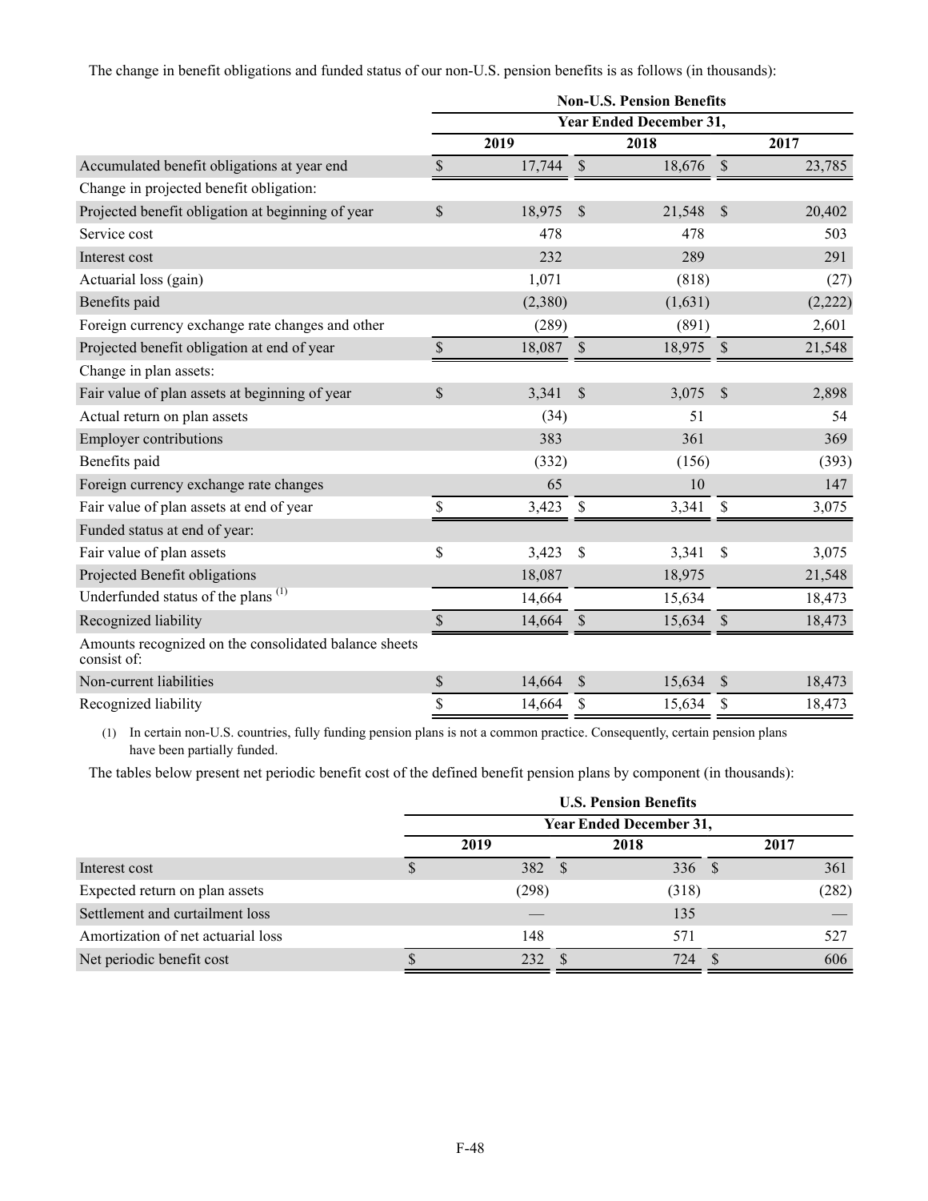The change in benefit obligations and funded status of our non-U.S. pension benefits is as follows (in thousands):

| | Non-U.S. Pension Benefits | | |
|---|---|---|---|
| | Year Ended December 31, | | |
| | 2019 | 2018 | 2017 |
| Accumulated benefit obligations at year end | $ 17,744 | $ 18,676 | $ 23,785 |
| Change in projected benefit obligation: | | | |
| Projected benefit obligation at beginning of year | $ 18,975 | $ 21,548 | $ 20,402 |
| Service cost | 478 | 478 | 503 |
| Interest cost | 232 | 289 | 291 |
| Actuarial loss (gain) | 1,071 | (818) | (27) |
| Benefits paid | (2,380) | (1,631) | (2,222) |
| Foreign currency exchange rate changes and other | (289) | (891) | 2,601 |
| Projected benefit obligation at end of year | $ 18,087 | $ 18,975 | $ 21,548 |
| Change in plan assets: | | | |
| Fair value of plan assets at beginning of year | $ 3,341 | $ 3,075 | $ 2,898 |
| Actual return on plan assets | (34) | 51 | 54 |
| Employer contributions | 383 | 361 | 369 |
| Benefits paid | (332) | (156) | (393) |
| Foreign currency exchange rate changes | 65 | 10 | 147 |
| Fair value of plan assets at end of year | $ 3,423 | $ 3,341 | $ 3,075 |
| Funded status at end of year: | | | |
| Fair value of plan assets | $ 3,423 | $ 3,341 | $ 3,075 |
| Projected Benefit obligations | 18,087 | 18,975 | 21,548 |
| Underfunded status of the plans [(1)] | 14,664 | 15,634 | 18,473 |
| Recognized liability | $ 14,664 | $ 15,634 | $ 18,473 |
| Amounts recognized on the consolidated balance sheets consist of: | | | |
| Non-current liabilities | $ 14,664 | $ 15,634 | $ 18,473 |
| Recognized liability | $ 14,664 | $ 15,634 | $ 18,473 |

(1) In certain non-U.S. countries, fully funding pension plans is not a common practice. Consequently, certain pension plans have been partially funded.

The tables below present net periodic benefit cost of the defined benefit pension plans by component (in thousands):

| | U.S. Pension Benefits | | |
|---|---|---|---|
| | Year Ended December 31, | | |
| | 2019 | 2018 | 2017 |
| Interest cost | $ 382 | $ 336 | $ 361 |
| Expected return on plan assets | (298) | (318) | (282) |
| Settlement and curtailment loss | — | 135 | — |
| Amortization of net actuarial loss | 148 | 571 | 527 |
| Net periodic benefit cost | $ 232 | $ 724 | $ 606 |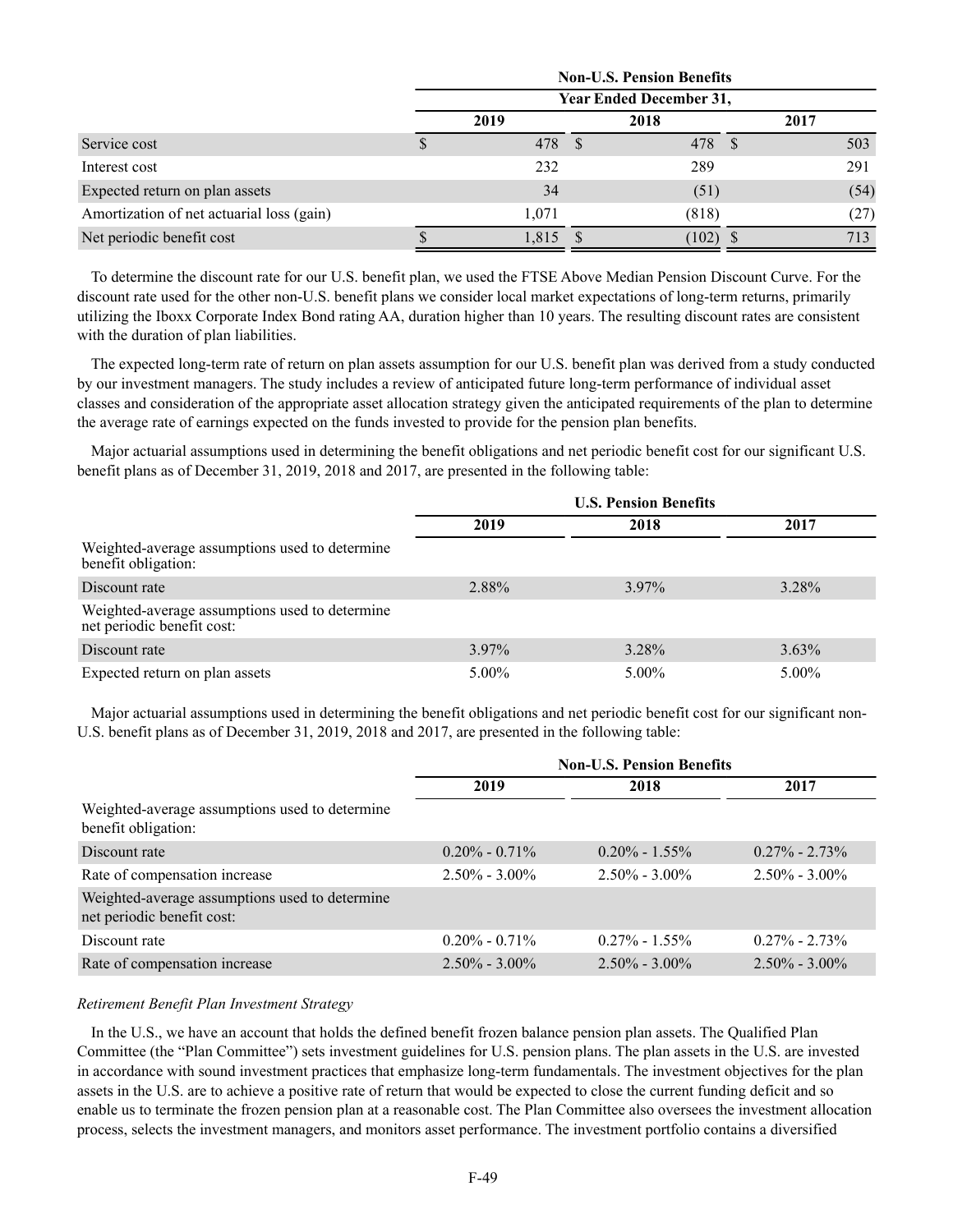| | Non-U.S. Pension Benefits | | |
|---|---|---|---|
| | Year Ended December 31, | | |
| | 2019 | 2018 | 2017 |
| Service cost | $ 478 | $ 478 | $ 503 |
| Interest cost | 232 | 289 | 291 |
| Expected return on plan assets | 34 | (51) | (54) |
| Amortization of net actuarial loss (gain) | 1,071 | (818) | (27) |
| Net periodic benefit cost | $ 1,815 | $ (102) | $ 713 |

To determine the discount rate for our U.S. benefit plan, we used the FTSE Above Median Pension Discount Curve. For the discount rate used for the other non-U.S. benefit plans we consider local market expectations of long-term returns, primarily utilizing the Iboxx Corporate Index Bond rating AA, duration higher than 10 years. The resulting discount rates are consistent with the duration of plan liabilities.

The expected long-term rate of return on plan assets assumption for our U.S. benefit plan was derived from a study conducted by our investment managers. The study includes a review of anticipated future long-term performance of individual asset classes and consideration of the appropriate asset allocation strategy given the anticipated requirements of the plan to determine the average rate of earnings expected on the funds invested to provide for the pension plan benefits.

Major actuarial assumptions used in determining the benefit obligations and net periodic benefit cost for our significant U.S. benefit plans as of December 31, 2019, 2018 and 2017, are presented in the following table:

| | U.S. Pension Benefits | | |
|---|---|---|---|
| | 2019 | 2018 | 2017 |
| Weighted-average assumptions used to determine benefit obligation: | | | |
| Discount rate | 2.88% | 3.97% | 3.28% |
| Weighted-average assumptions used to determine net periodic benefit cost: | | | |
| Discount rate | 3.97% | 3.28% | 3.63% |
| Expected return on plan assets | 5.00% | 5.00% | 5.00% |

Major actuarial assumptions used in determining the benefit obligations and net periodic benefit cost for our significant non-U.S. benefit plans as of December 31, 2019, 2018 and 2017, are presented in the following table:

| | Non-U.S. Pension Benefits | | |
|---|---|---|---|
| | 2019 | 2018 | 2017 |
| Weighted-average assumptions used to determine benefit obligation: | | | |
| Discount rate | 0.20% - 0.71% | 0.20% - 1.55% | 0.27% - 2.73% |
| Rate of compensation increase | 2.50% - 3.00% | 2.50% - 3.00% | 2.50% - 3.00% |
| Weighted-average assumptions used to determine net periodic benefit cost: | | | |
| Discount rate | 0.20% - 0.71% | 0.27% - 1.55% | 0.27% - 2.73% |
| Rate of compensation increase | 2.50% - 3.00% | 2.50% - 3.00% | 2.50% - 3.00% |

*Retirement Benefit Plan Investment Strategy*

In the U.S., we have an account that holds the defined benefit frozen balance pension plan assets. The Qualified Plan Committee (the "Plan Committee") sets investment guidelines for U.S. pension plans. The plan assets in the U.S. are invested in accordance with sound investment practices that emphasize long-term fundamentals. The investment objectives for the plan assets in the U.S. are to achieve a positive rate of return that would be expected to close the current funding deficit and so enable us to terminate the frozen pension plan at a reasonable cost. The Plan Committee also oversees the investment allocation process, selects the investment managers, and monitors asset performance. The investment portfolio contains a diversified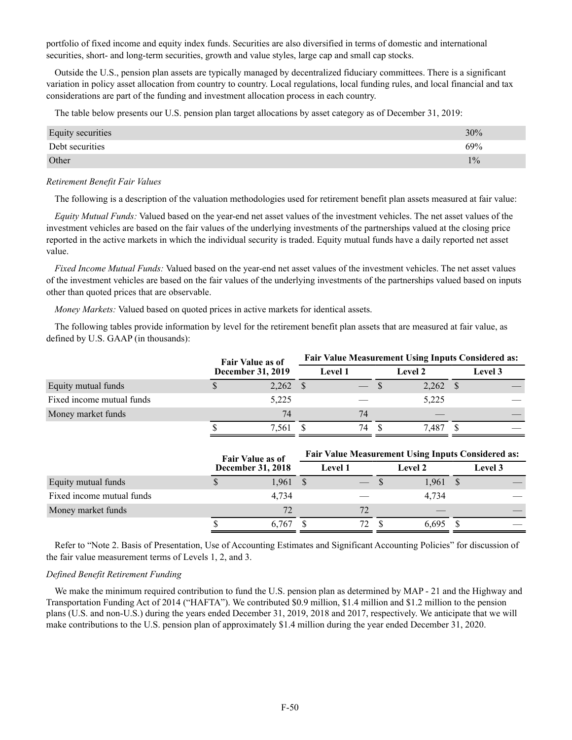portfolio of fixed income and equity index funds. Securities are also diversified in terms of domestic and international securities, short- and long-term securities, growth and value styles, large cap and small cap stocks.

Outside the U.S., pension plan assets are typically managed by decentralized fiduciary committees. There is a significant variation in policy asset allocation from country to country. Local regulations, local funding rules, and local financial and tax considerations are part of the funding and investment allocation process in each country.

The table below presents our U.S. pension plan target allocations by asset category as of December 31, 2019:

| | |
|---|---|
| Equity securities | 30% |
| Debt securities | 69% |
| Other | 1% |

*Retirement Benefit Fair Values*

The following is a description of the valuation methodologies used for retirement benefit plan assets measured at fair value:

*Equity Mutual Funds:* Valued based on the year-end net asset values of the investment vehicles. The net asset values of the investment vehicles are based on the fair values of the underlying investments of the partnerships valued at the closing price reported in the active markets in which the individual security is traded. Equity mutual funds have a daily reported net asset value.

*Fixed Income Mutual Funds:* Valued based on the year-end net asset values of the investment vehicles. The net asset values of the investment vehicles are based on the fair values of the underlying investments of the partnerships valued based on inputs other than quoted prices that are observable.

*Money Markets:* Valued based on quoted prices in active markets for identical assets.

The following tables provide information by level for the retirement benefit plan assets that are measured at fair value, as defined by U.S. GAAP (in thousands):

| | Fair Value as of December 31, 2019 | Fair Value Measurement Using Inputs Considered as: | | |
|---|---|---|---|---|
| | | Level 1 | Level 2 | Level 3 |
| Equity mutual funds | $ 2,262 | $ — | $ 2,262 | $ — |
| Fixed income mutual funds | 5,225 | — | 5,225 | — |
| Money market funds | 74 | 74 | — | — |
| | $ 7,561 | $ 74 | $ 7,487 | $ — |

| | Fair Value as of December 31, 2018 | Fair Value Measurement Using Inputs Considered as: | | |
|---|---|---|---|---|
| | | Level 1 | Level 2 | Level 3 |
| Equity mutual funds | $ 1,961 | $ — | $ 1,961 | $ — |
| Fixed income mutual funds | 4,734 | — | 4,734 | — |
| Money market funds | 72 | 72 | — | — |
| | $ 6,767 | $ 72 | $ 6,695 | $ — |

Refer to "Note 2. Basis of Presentation, Use of Accounting Estimates and Significant Accounting Policies" for discussion of the fair value measurement terms of Levels 1, 2, and 3.

*Defined Benefit Retirement Funding*

We make the minimum required contribution to fund the U.S. pension plan as determined by MAP - 21 and the Highway and Transportation Funding Act of 2014 ("HAFTA"). We contributed $0.9 million, $1.4 million and $1.2 million to the pension plans (U.S. and non-U.S.) during the years ended December 31, 2019, 2018 and 2017, respectively. We anticipate that we will make contributions to the U.S. pension plan of approximately $1.4 million during the year ended December 31, 2020.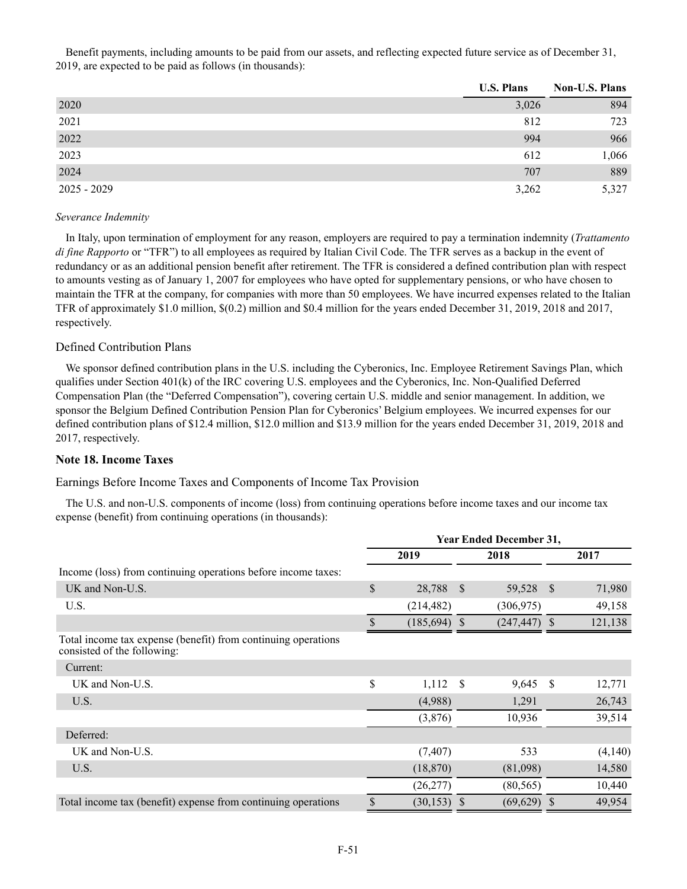Benefit payments, including amounts to be paid from our assets, and reflecting expected future service as of December 31, 2019, are expected to be paid as follows (in thousands):

| | U.S. Plans | Non-U.S. Plans |
|---|---|---|
| 2020 | 3,026 | 894 |
| 2021 | 812 | 723 |
| 2022 | 994 | 966 |
| 2023 | 612 | 1,066 |
| 2024 | 707 | 889 |
| 2025 - 2029 | 3,262 | 5,327 |

*Severance Indemnity*

In Italy, upon termination of employment for any reason, employers are required to pay a termination indemnity (*Trattamento di fine Rapporto* or "TFR") to all employees as required by Italian Civil Code. The TFR serves as a backup in the event of redundancy or as an additional pension benefit after retirement. The TFR is considered a defined contribution plan with respect to amounts vesting as of January 1, 2007 for employees who have opted for supplementary pensions, or who have chosen to maintain the TFR at the company, for companies with more than 50 employees. We have incurred expenses related to the Italian TFR of approximately $1.0 million, $(0.2) million and $0.4 million for the years ended December 31, 2019, 2018 and 2017, respectively.

## Defined Contribution Plans

We sponsor defined contribution plans in the U.S. including the Cyberonics, Inc. Employee Retirement Savings Plan, which qualifies under Section 401(k) of the IRC covering U.S. employees and the Cyberonics, Inc. Non-Qualified Deferred Compensation Plan (the "Deferred Compensation"), covering certain U.S. middle and senior management. In addition, we sponsor the Belgium Defined Contribution Pension Plan for Cyberonics' Belgium employees. We incurred expenses for our defined contribution plans of $12.4 million, $12.0 million and $13.9 million for the years ended December 31, 2019, 2018 and 2017, respectively.

## Note 18. Income Taxes

### Earnings Before Income Taxes and Components of Income Tax Provision

The U.S. and non-U.S. components of income (loss) from continuing operations before income taxes and our income tax expense (benefit) from continuing operations (in thousands):

| | Year Ended December 31, | | |
|---|---|---|---|
| | 2019 | 2018 | 2017 |
| Income (loss) from continuing operations before income taxes: | | | |
| UK and Non-U.S. | $ 28,788 | $ 59,528 | $ 71,980 |
| U.S. | (214,482) | (306,975) | 49,158 |
| | $ (185,694) | $ (247,447) | $ 121,138 |
| Total income tax expense (benefit) from continuing operations consisted of the following: | | | |
| Current: | | | |
| UK and Non-U.S. | $ 1,112 | $ 9,645 | $ 12,771 |
| U.S. | (4,988) | 1,291 | 26,743 |
| | (3,876) | 10,936 | 39,514 |
| Deferred: | | | |
| UK and Non-U.S. | (7,407) | 533 | (4,140) |
| U.S. | (18,870) | (81,098) | 14,580 |
| | (26,277) | (80,565) | 10,440 |
| Total income tax (benefit) expense from continuing operations | $ (30,153) | $ (69,629) | $ 49,954 |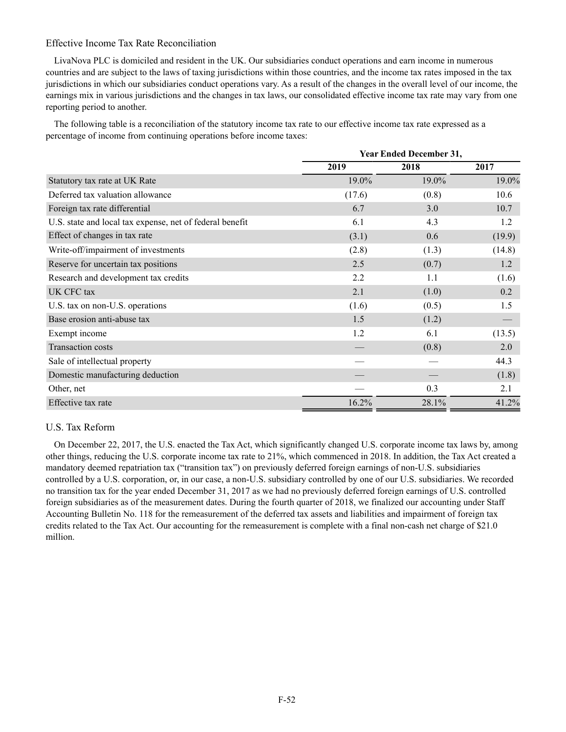### Effective Income Tax Rate Reconciliation

LivaNova PLC is domiciled and resident in the UK. Our subsidiaries conduct operations and earn income in numerous countries and are subject to the laws of taxing jurisdictions within those countries, and the income tax rates imposed in the tax jurisdictions in which our subsidiaries conduct operations vary. As a result of the changes in the overall level of our income, the earnings mix in various jurisdictions and the changes in tax laws, our consolidated effective income tax rate may vary from one reporting period to another.

The following table is a reconciliation of the statutory income tax rate to our effective income tax rate expressed as a percentage of income from continuing operations before income taxes:

| | Year Ended December 31, | | |
|---|---|---|---|
| | 2019 | 2018 | 2017 |
| Statutory tax rate at UK Rate | 19.0% | 19.0% | 19.0% |
| Deferred tax valuation allowance | (17.6) | (0.8) | 10.6 |
| Foreign tax rate differential | 6.7 | 3.0 | 10.7 |
| U.S. state and local tax expense, net of federal benefit | 6.1 | 4.3 | 1.2 |
| Effect of changes in tax rate | (3.1) | 0.6 | (19.9) |
| Write-off/impairment of investments | (2.8) | (1.3) | (14.8) |
| Reserve for uncertain tax positions | 2.5 | (0.7) | 1.2 |
| Research and development tax credits | 2.2 | 1.1 | (1.6) |
| UK CFC tax | 2.1 | (1.0) | 0.2 |
| U.S. tax on non-U.S. operations | (1.6) | (0.5) | 1.5 |
| Base erosion anti-abuse tax | 1.5 | (1.2) | — |
| Exempt income | 1.2 | 6.1 | (13.5) |
| Transaction costs | — | (0.8) | 2.0 |
| Sale of intellectual property | — | — | 44.3 |
| Domestic manufacturing deduction | — | — | (1.8) |
| Other, net | — | 0.3 | 2.1 |
| Effective tax rate | 16.2% | 28.1% | 41.2% |

### U.S. Tax Reform

On December 22, 2017, the U.S. enacted the Tax Act, which significantly changed U.S. corporate income tax laws by, among other things, reducing the U.S. corporate income tax rate to 21%, which commenced in 2018. In addition, the Tax Act created a mandatory deemed repatriation tax ("transition tax") on previously deferred foreign earnings of non-U.S. subsidiaries controlled by a U.S. corporation, or, in our case, a non-U.S. subsidiary controlled by one of our U.S. subsidiaries. We recorded no transition tax for the year ended December 31, 2017 as we had no previously deferred foreign earnings of U.S. controlled foreign subsidiaries as of the measurement dates. During the fourth quarter of 2018, we finalized our accounting under Staff Accounting Bulletin No. 118 for the remeasurement of the deferred tax assets and liabilities and impairment of foreign tax credits related to the Tax Act. Our accounting for the remeasurement is complete with a final non-cash net charge of $21.0 million.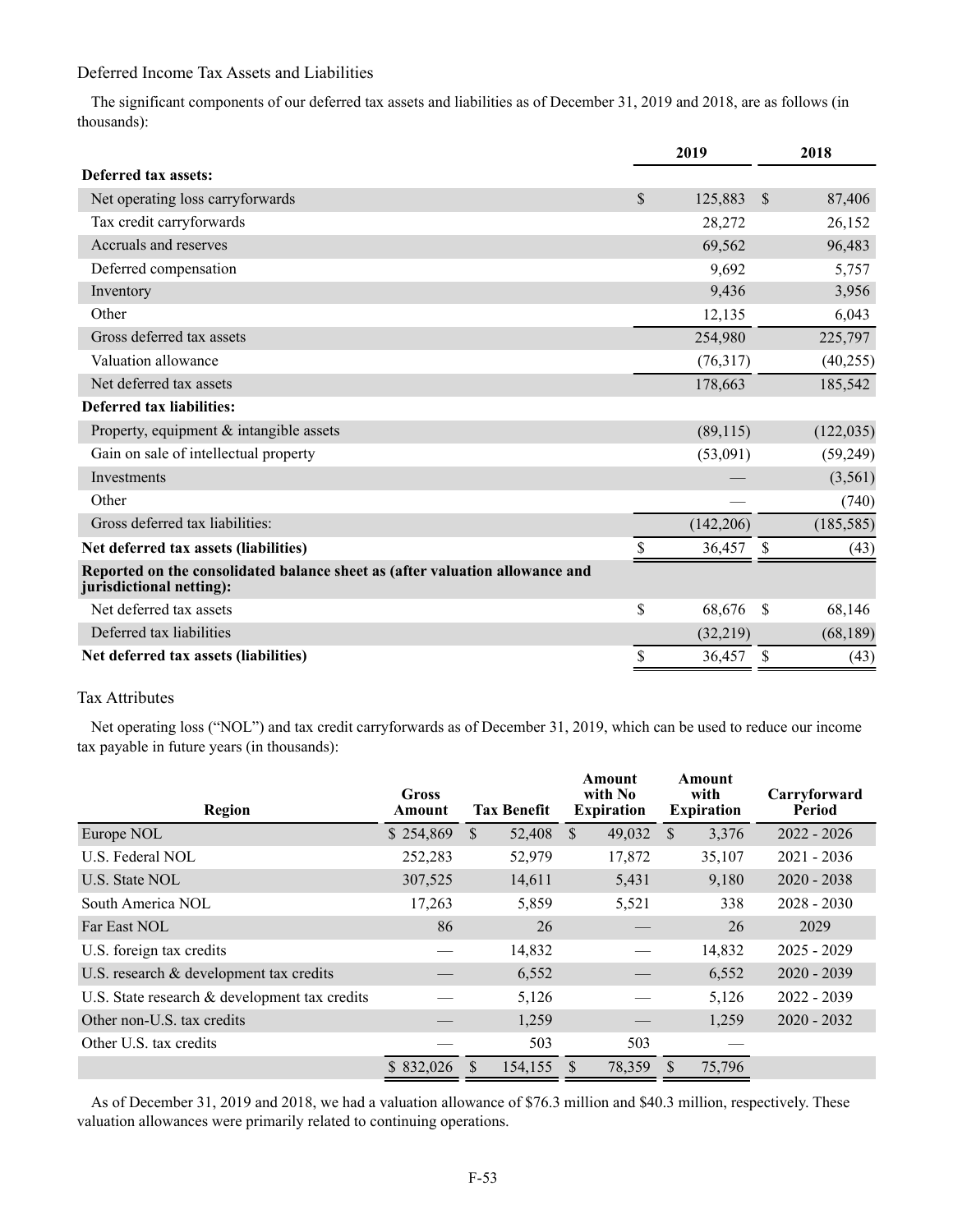## Deferred Income Tax Assets and Liabilities

The significant components of our deferred tax assets and liabilities as of December 31, 2019 and 2018, are as follows (in thousands):

| | 2019 | 2018 |
|---|---|---|
| **Deferred tax assets:** | | |
| Net operating loss carryforwards | $ 125,883 | $ 87,406 |
| Tax credit carryforwards | 28,272 | 26,152 |
| Accruals and reserves | 69,562 | 96,483 |
| Deferred compensation | 9,692 | 5,757 |
| Inventory | 9,436 | 3,956 |
| Other | 12,135 | 6,043 |
| Gross deferred tax assets | 254,980 | 225,797 |
| Valuation allowance | (76,317) | (40,255) |
| Net deferred tax assets | 178,663 | 185,542 |
| **Deferred tax liabilities:** | | |
| Property, equipment & intangible assets | (89,115) | (122,035) |
| Gain on sale of intellectual property | (53,091) | (59,249) |
| Investments | — | (3,561) |
| Other | — | (740) |
| Gross deferred tax liabilities: | (142,206) | (185,585) |
| **Net deferred tax assets (liabilities)** | $ 36,457 | $ (43) |
| **Reported on the consolidated balance sheet as (after valuation allowance and jurisdictional netting):** | | |
| Net deferred tax assets | $ 68,676 | $ 68,146 |
| Deferred tax liabilities | (32,219) | (68,189) |
| **Net deferred tax assets (liabilities)** | $ 36,457 | $ (43) |

## Tax Attributes

Net operating loss ("NOL") and tax credit carryforwards as of December 31, 2019, which can be used to reduce our income tax payable in future years (in thousands):

| Region | Gross Amount | Tax Benefit | Amount with No Expiration | Amount with Expiration | Carryforward Period |
|---|---|---|---|---|---|
| Europe NOL | $ 254,869 | $ 52,408 | $ 49,032 | $ 3,376 | 2022 - 2026 |
| U.S. Federal NOL | 252,283 | 52,979 | 17,872 | 35,107 | 2021 - 2036 |
| U.S. State NOL | 307,525 | 14,611 | 5,431 | 9,180 | 2020 - 2038 |
| South America NOL | 17,263 | 5,859 | 5,521 | 338 | 2028 - 2030 |
| Far East NOL | 86 | 26 | — | 26 | 2029 |
| U.S. foreign tax credits | — | 14,832 | — | 14,832 | 2025 - 2029 |
| U.S. research & development tax credits | — | 6,552 | — | 6,552 | 2020 - 2039 |
| U.S. State research & development tax credits | — | 5,126 | — | 5,126 | 2022 - 2039 |
| Other non-U.S. tax credits | — | 1,259 | — | 1,259 | 2020 - 2032 |
| Other U.S. tax credits | — | 503 | 503 | — | |
| | $ 832,026 | $ 154,155 | $ 78,359 | $ 75,796 | |

As of December 31, 2019 and 2018, we had a valuation allowance of $76.3 million and $40.3 million, respectively. These valuation allowances were primarily related to continuing operations.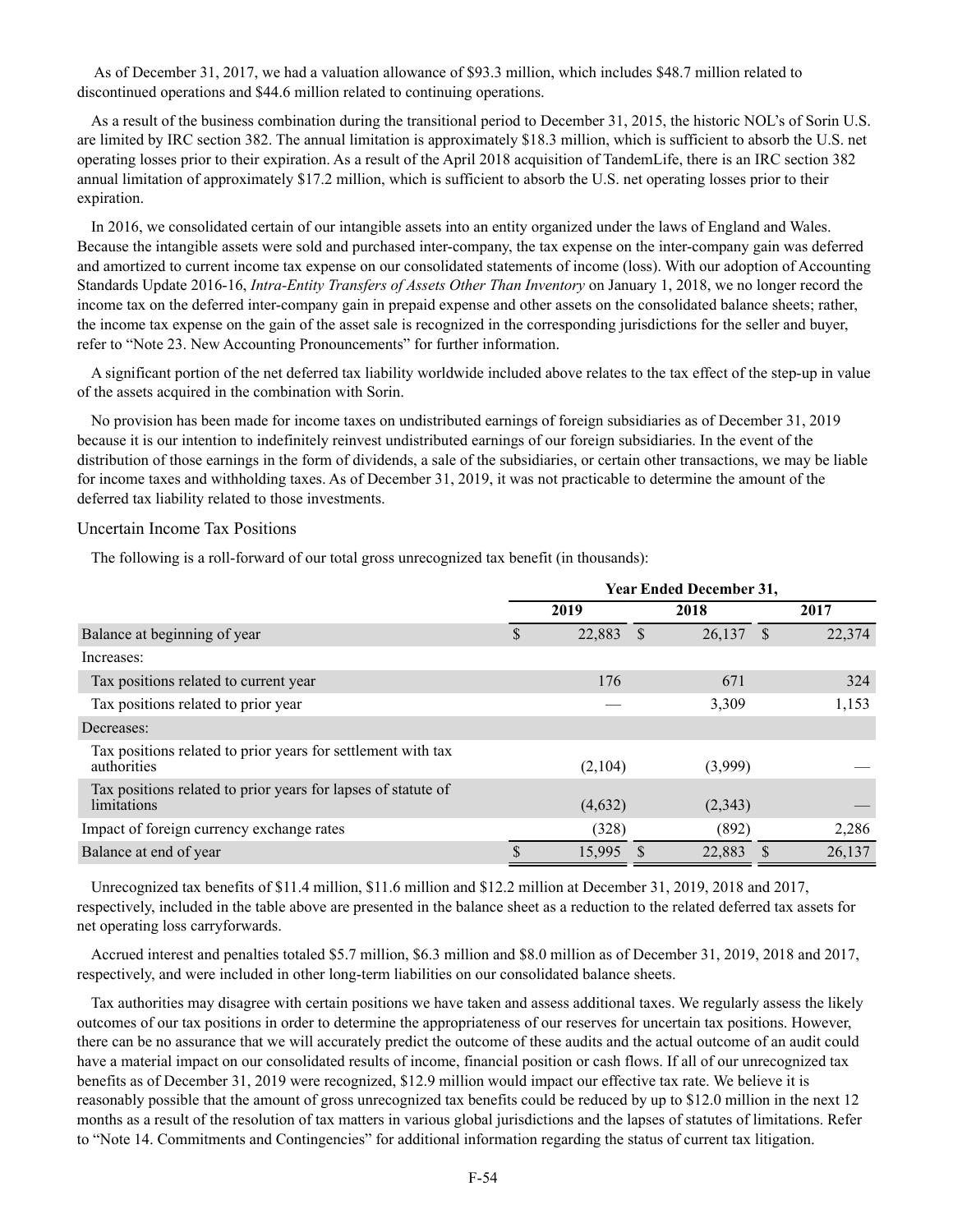As of December 31, 2017, we had a valuation allowance of $93.3 million, which includes $48.7 million related to discontinued operations and $44.6 million related to continuing operations.

As a result of the business combination during the transitional period to December 31, 2015, the historic NOL's of Sorin U.S. are limited by IRC section 382. The annual limitation is approximately $18.3 million, which is sufficient to absorb the U.S. net operating losses prior to their expiration. As a result of the April 2018 acquisition of TandemLife, there is an IRC section 382 annual limitation of approximately $17.2 million, which is sufficient to absorb the U.S. net operating losses prior to their expiration.

In 2016, we consolidated certain of our intangible assets into an entity organized under the laws of England and Wales. Because the intangible assets were sold and purchased inter-company, the tax expense on the inter-company gain was deferred and amortized to current income tax expense on our consolidated statements of income (loss). With our adoption of Accounting Standards Update 2016-16, *Intra-Entity Transfers of Assets Other Than Inventory* on January 1, 2018, we no longer record the income tax on the deferred inter-company gain in prepaid expense and other assets on the consolidated balance sheets; rather, the income tax expense on the gain of the asset sale is recognized in the corresponding jurisdictions for the seller and buyer, refer to "Note 23. New Accounting Pronouncements" for further information.

A significant portion of the net deferred tax liability worldwide included above relates to the tax effect of the step-up in value of the assets acquired in the combination with Sorin.

No provision has been made for income taxes on undistributed earnings of foreign subsidiaries as of December 31, 2019 because it is our intention to indefinitely reinvest undistributed earnings of our foreign subsidiaries. In the event of the distribution of those earnings in the form of dividends, a sale of the subsidiaries, or certain other transactions, we may be liable for income taxes and withholding taxes. As of December 31, 2019, it was not practicable to determine the amount of the deferred tax liability related to those investments.

## Uncertain Income Tax Positions

The following is a roll-forward of our total gross unrecognized tax benefit (in thousands):

| | Year Ended December 31, | | |
|---|---|---|---|
| | 2019 | 2018 | 2017 |
| Balance at beginning of year | $ 22,883 | $ 26,137 | $ 22,374 |
| Increases: | | | |
| Tax positions related to current year | 176 | 671 | 324 |
| Tax positions related to prior year | — | 3,309 | 1,153 |
| Decreases: | | | |
| Tax positions related to prior years for settlement with tax authorities | (2,104) | (3,999) | — |
| Tax positions related to prior years for lapses of statute of limitations | (4,632) | (2,343) | — |
| Impact of foreign currency exchange rates | (328) | (892) | 2,286 |
| Balance at end of year | $ 15,995 | $ 22,883 | $ 26,137 |

Unrecognized tax benefits of $11.4 million, $11.6 million and $12.2 million at December 31, 2019, 2018 and 2017, respectively, included in the table above are presented in the balance sheet as a reduction to the related deferred tax assets for net operating loss carryforwards.

Accrued interest and penalties totaled $5.7 million, $6.3 million and $8.0 million as of December 31, 2019, 2018 and 2017, respectively, and were included in other long-term liabilities on our consolidated balance sheets.

Tax authorities may disagree with certain positions we have taken and assess additional taxes. We regularly assess the likely outcomes of our tax positions in order to determine the appropriateness of our reserves for uncertain tax positions. However, there can be no assurance that we will accurately predict the outcome of these audits and the actual outcome of an audit could have a material impact on our consolidated results of income, financial position or cash flows. If all of our unrecognized tax benefits as of December 31, 2019 were recognized, $12.9 million would impact our effective tax rate. We believe it is reasonably possible that the amount of gross unrecognized tax benefits could be reduced by up to $12.0 million in the next 12 months as a result of the resolution of tax matters in various global jurisdictions and the lapses of statutes of limitations. Refer to "Note 14. Commitments and Contingencies" for additional information regarding the status of current tax litigation.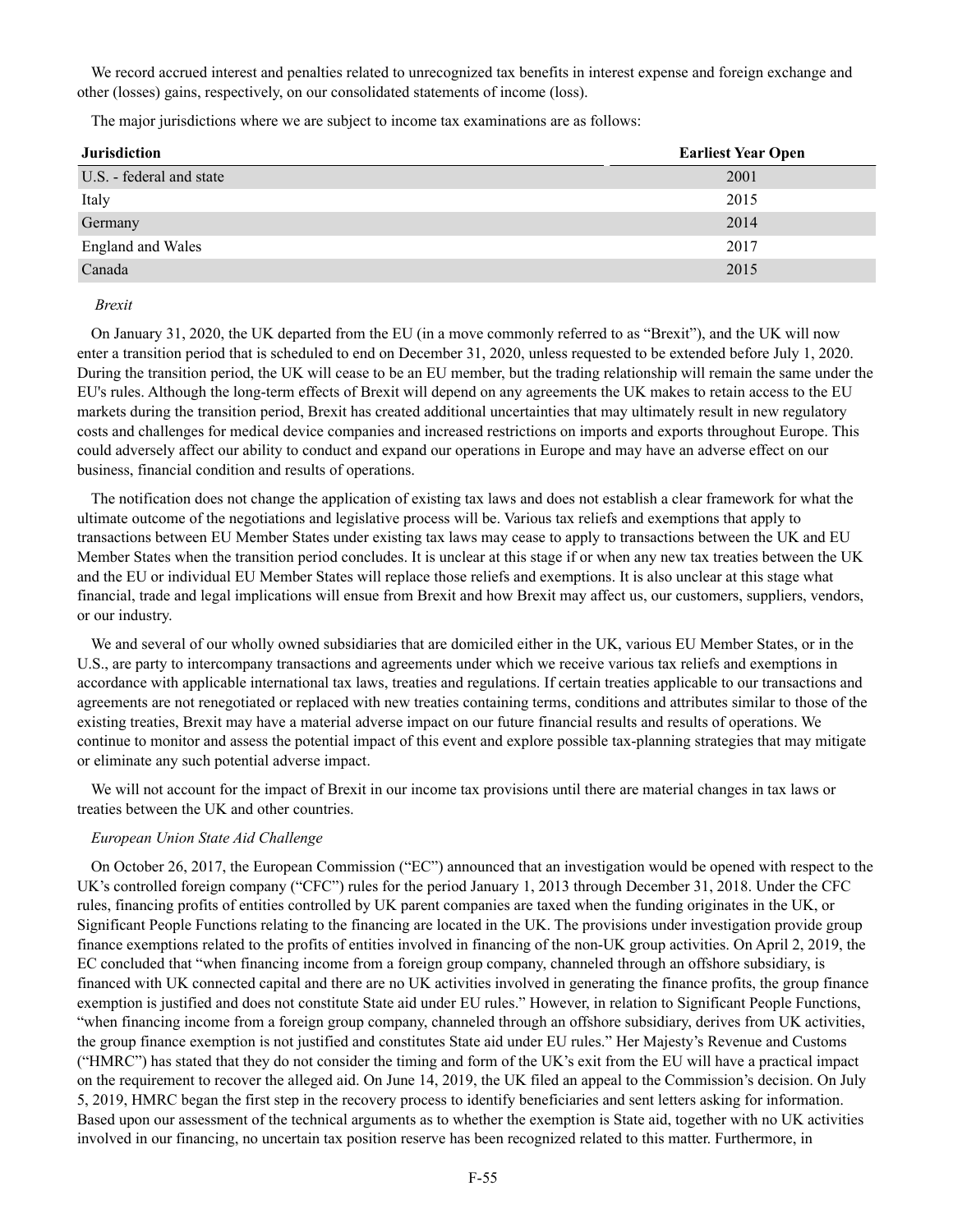We record accrued interest and penalties related to unrecognized tax benefits in interest expense and foreign exchange and other (losses) gains, respectively, on our consolidated statements of income (loss).

The major jurisdictions where we are subject to income tax examinations are as follows:

| Jurisdiction | Earliest Year Open |
| --- | --- |
| U.S. - federal and state | 2001 |
| Italy | 2015 |
| Germany | 2014 |
| England and Wales | 2017 |
| Canada | 2015 |

*Brexit*

On January 31, 2020, the UK departed from the EU (in a move commonly referred to as "Brexit"), and the UK will now enter a transition period that is scheduled to end on December 31, 2020, unless requested to be extended before July 1, 2020. During the transition period, the UK will cease to be an EU member, but the trading relationship will remain the same under the EU's rules. Although the long-term effects of Brexit will depend on any agreements the UK makes to retain access to the EU markets during the transition period, Brexit has created additional uncertainties that may ultimately result in new regulatory costs and challenges for medical device companies and increased restrictions on imports and exports throughout Europe. This could adversely affect our ability to conduct and expand our operations in Europe and may have an adverse effect on our business, financial condition and results of operations.

The notification does not change the application of existing tax laws and does not establish a clear framework for what the ultimate outcome of the negotiations and legislative process will be. Various tax reliefs and exemptions that apply to transactions between EU Member States under existing tax laws may cease to apply to transactions between the UK and EU Member States when the transition period concludes. It is unclear at this stage if or when any new tax treaties between the UK and the EU or individual EU Member States will replace those reliefs and exemptions. It is also unclear at this stage what financial, trade and legal implications will ensue from Brexit and how Brexit may affect us, our customers, suppliers, vendors, or our industry.

We and several of our wholly owned subsidiaries that are domiciled either in the UK, various EU Member States, or in the U.S., are party to intercompany transactions and agreements under which we receive various tax reliefs and exemptions in accordance with applicable international tax laws, treaties and regulations. If certain treaties applicable to our transactions and agreements are not renegotiated or replaced with new treaties containing terms, conditions and attributes similar to those of the existing treaties, Brexit may have a material adverse impact on our future financial results and results of operations. We continue to monitor and assess the potential impact of this event and explore possible tax-planning strategies that may mitigate or eliminate any such potential adverse impact.

We will not account for the impact of Brexit in our income tax provisions until there are material changes in tax laws or treaties between the UK and other countries.

*European Union State Aid Challenge*

On October 26, 2017, the European Commission ("EC") announced that an investigation would be opened with respect to the UK's controlled foreign company ("CFC") rules for the period January 1, 2013 through December 31, 2018. Under the CFC rules, financing profits of entities controlled by UK parent companies are taxed when the funding originates in the UK, or Significant People Functions relating to the financing are located in the UK. The provisions under investigation provide group finance exemptions related to the profits of entities involved in financing of the non-UK group activities. On April 2, 2019, the EC concluded that "when financing income from a foreign group company, channeled through an offshore subsidiary, is financed with UK connected capital and there are no UK activities involved in generating the finance profits, the group finance exemption is justified and does not constitute State aid under EU rules." However, in relation to Significant People Functions, "when financing income from a foreign group company, channeled through an offshore subsidiary, derives from UK activities, the group finance exemption is not justified and constitutes State aid under EU rules." Her Majesty's Revenue and Customs ("HMRC") has stated that they do not consider the timing and form of the UK's exit from the EU will have a practical impact on the requirement to recover the alleged aid. On June 14, 2019, the UK filed an appeal to the Commission's decision. On July 5, 2019, HMRC began the first step in the recovery process to identify beneficiaries and sent letters asking for information. Based upon our assessment of the technical arguments as to whether the exemption is State aid, together with no UK activities involved in our financing, no uncertain tax position reserve has been recognized related to this matter. Furthermore, in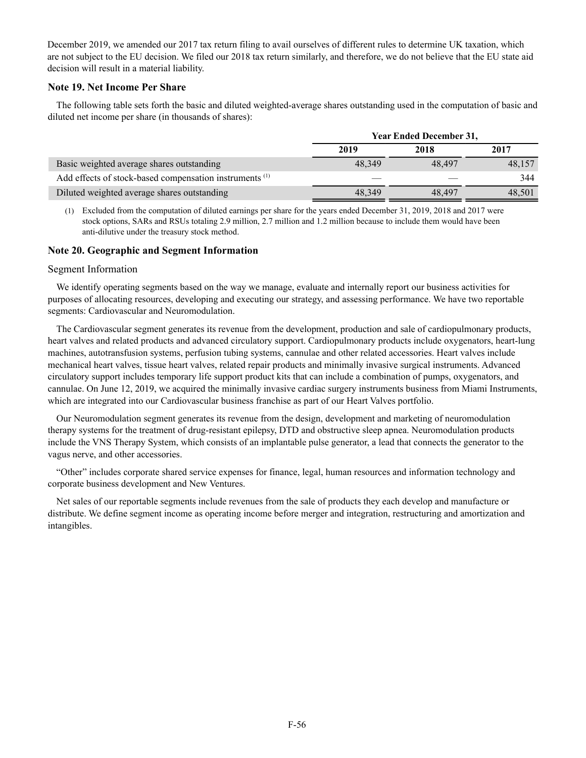December 2019, we amended our 2017 tax return filing to avail ourselves of different rules to determine UK taxation, which are not subject to the EU decision. We filed our 2018 tax return similarly, and therefore, we do not believe that the EU state aid decision will result in a material liability.

### Note 19. Net Income Per Share

The following table sets forth the basic and diluted weighted-average shares outstanding used in the computation of basic and diluted net income per share (in thousands of shares):

| | Year Ended December 31, | | |
|---|---|---|---|
| | 2019 | 2018 | 2017 |
| Basic weighted average shares outstanding | 48,349 | 48,497 | 48,157 |
| Add effects of stock-based compensation instruments [1] | — | — | 344 |
| Diluted weighted average shares outstanding | 48,349 | 48,497 | 48,501 |

(1) Excluded from the computation of diluted earnings per share for the years ended December 31, 2019, 2018 and 2017 were stock options, SARs and RSUs totaling 2.9 million, 2.7 million and 1.2 million because to include them would have been anti-dilutive under the treasury stock method.

### Note 20. Geographic and Segment Information

#### Segment Information

We identify operating segments based on the way we manage, evaluate and internally report our business activities for purposes of allocating resources, developing and executing our strategy, and assessing performance. We have two reportable segments: Cardiovascular and Neuromodulation.

The Cardiovascular segment generates its revenue from the development, production and sale of cardiopulmonary products, heart valves and related products and advanced circulatory support. Cardiopulmonary products include oxygenators, heart-lung machines, autotransfusion systems, perfusion tubing systems, cannulae and other related accessories. Heart valves include mechanical heart valves, tissue heart valves, related repair products and minimally invasive surgical instruments. Advanced circulatory support includes temporary life support product kits that can include a combination of pumps, oxygenators, and cannulae. On June 12, 2019, we acquired the minimally invasive cardiac surgery instruments business from Miami Instruments, which are integrated into our Cardiovascular business franchise as part of our Heart Valves portfolio.

Our Neuromodulation segment generates its revenue from the design, development and marketing of neuromodulation therapy systems for the treatment of drug-resistant epilepsy, DTD and obstructive sleep apnea. Neuromodulation products include the VNS Therapy System, which consists of an implantable pulse generator, a lead that connects the generator to the vagus nerve, and other accessories.

"Other" includes corporate shared service expenses for finance, legal, human resources and information technology and corporate business development and New Ventures.

Net sales of our reportable segments include revenues from the sale of products they each develop and manufacture or distribute. We define segment income as operating income before merger and integration, restructuring and amortization and intangibles.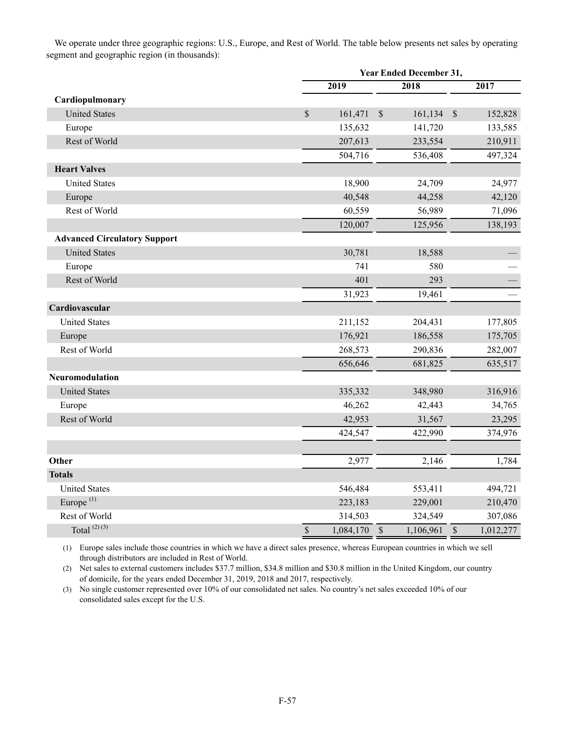We operate under three geographic regions: U.S., Europe, and Rest of World. The table below presents net sales by operating segment and geographic region (in thousands):

| | Year Ended December 31, | | |
|---|---|---|---|
| | 2019 | 2018 | 2017 |
| **Cardiopulmonary** | | | |
| United States | $ 161,471 | $ 161,134 | $ 152,828 |
| Europe | 135,632 | 141,720 | 133,585 |
| Rest of World | 207,613 | 233,554 | 210,911 |
| | 504,716 | 536,408 | 497,324 |
| **Heart Valves** | | | |
| United States | 18,900 | 24,709 | 24,977 |
| Europe | 40,548 | 44,258 | 42,120 |
| Rest of World | 60,559 | 56,989 | 71,096 |
| | 120,007 | 125,956 | 138,193 |
| **Advanced Circulatory Support** | | | |
| United States | 30,781 | 18,588 | — |
| Europe | 741 | 580 | — |
| Rest of World | 401 | 293 | — |
| | 31,923 | 19,461 | — |
| **Cardiovascular** | | | |
| United States | 211,152 | 204,431 | 177,805 |
| Europe | 176,921 | 186,558 | 175,705 |
| Rest of World | 268,573 | 290,836 | 282,007 |
| | 656,646 | 681,825 | 635,517 |
| **Neuromodulation** | | | |
| United States | 335,332 | 348,980 | 316,916 |
| Europe | 46,262 | 42,443 | 34,765 |
| Rest of World | 42,953 | 31,567 | 23,295 |
| | 424,547 | 422,990 | 374,976 |
| | | | |
| **Other** | 2,977 | 2,146 | 1,784 |
| **Totals** | | | |
| United States | 546,484 | 553,411 | 494,721 |
| Europe [(1)] | 223,183 | 229,001 | 210,470 |
| Rest of World | 314,503 | 324,549 | 307,086 |
| Total [(2) (3)] | $ 1,084,170 | $ 1,106,961 | $ 1,012,277 |

(1) Europe sales include those countries in which we have a direct sales presence, whereas European countries in which we sell through distributors are included in Rest of World.

(2) Net sales to external customers includes $37.7 million, $34.8 million and $30.8 million in the United Kingdom, our country of domicile, for the years ended December 31, 2019, 2018 and 2017, respectively.

(3) No single customer represented over 10% of our consolidated net sales. No country's net sales exceeded 10% of our consolidated sales except for the U.S.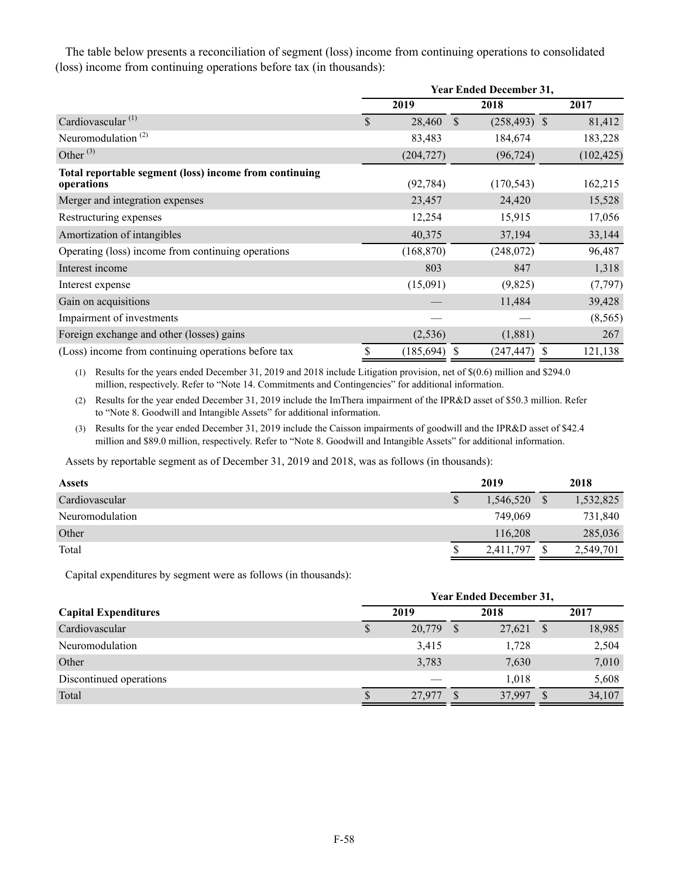The table below presents a reconciliation of segment (loss) income from continuing operations to consolidated (loss) income from continuing operations before tax (in thousands):

| | Year Ended December 31, | | |
|---|---|---|---|
| | 2019 | 2018 | 2017 |
| Cardiovascular [(1)] | $ 28,460 | $ (258,493) | $ 81,412 |
| Neuromodulation [(2)] | 83,483 | 184,674 | 183,228 |
| Other [(3)] | (204,727) | (96,724) | (102,425) |
| **Total reportable segment (loss) income from continuing operations** | (92,784) | (170,543) | 162,215 |
| Merger and integration expenses | 23,457 | 24,420 | 15,528 |
| Restructuring expenses | 12,254 | 15,915 | 17,056 |
| Amortization of intangibles | 40,375 | 37,194 | 33,144 |
| Operating (loss) income from continuing operations | (168,870) | (248,072) | 96,487 |
| Interest income | 803 | 847 | 1,318 |
| Interest expense | (15,091) | (9,825) | (7,797) |
| Gain on acquisitions | — | 11,484 | 39,428 |
| Impairment of investments | — | — | (8,565) |
| Foreign exchange and other (losses) gains | (2,536) | (1,881) | 267 |
| (Loss) income from continuing operations before tax | $ (185,694) | $ (247,447) | $ 121,138 |

(1) Results for the years ended December 31, 2019 and 2018 include Litigation provision, net of $(0.6) million and $294.0 million, respectively. Refer to "Note 14. Commitments and Contingencies" for additional information.

(2) Results for the year ended December 31, 2019 include the ImThera impairment of the IPR&D asset of $50.3 million. Refer to "Note 8. Goodwill and Intangible Assets" for additional information.

(3) Results for the year ended December 31, 2019 include the Caisson impairments of goodwill and the IPR&D asset of $42.4 million and $89.0 million, respectively. Refer to "Note 8. Goodwill and Intangible Assets" for additional information.

Assets by reportable segment as of December 31, 2019 and 2018, was as follows (in thousands):

| **Assets** | 2019 | 2018 |
|---|---|---|
| Cardiovascular | $ 1,546,520 | $ 1,532,825 |
| Neuromodulation | 749,069 | 731,840 |
| Other | 116,208 | 285,036 |
| Total | $ 2,411,797 | $ 2,549,701 |

Capital expenditures by segment were as follows (in thousands):

| | Year Ended December 31, | | |
|---|---|---|---|
| **Capital Expenditures** | 2019 | 2018 | 2017 |
| Cardiovascular | $ 20,779 | $ 27,621 | $ 18,985 |
| Neuromodulation | 3,415 | 1,728 | 2,504 |
| Other | 3,783 | 7,630 | 7,010 |
| Discontinued operations | — | 1,018 | 5,608 |
| Total | $ 27,977 | $ 37,997 | $ 34,107 |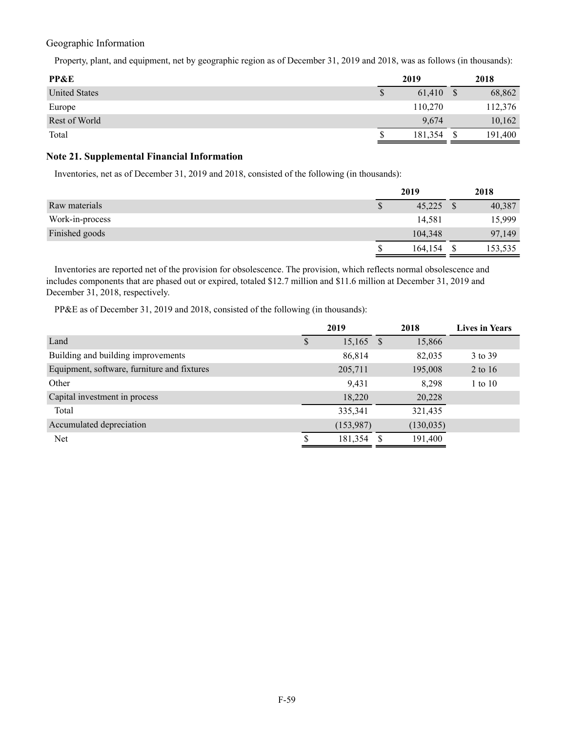Geographic Information

Property, plant, and equipment, net by geographic region as of December 31, 2019 and 2018, was as follows (in thousands):

| PP&E | 2019 | 2018 |
|---|---|---|
| United States | $ 61,410 | $ 68,862 |
| Europe | 110,270 | 112,376 |
| Rest of World | 9,674 | 10,162 |
| Total | $ 181,354 | $ 191,400 |

## Note 21. Supplemental Financial Information

Inventories, net as of December 31, 2019 and 2018, consisted of the following (in thousands):

| | 2019 | 2018 |
|---|---|---|
| Raw materials | $ 45,225 | $ 40,387 |
| Work-in-process | 14,581 | 15,999 |
| Finished goods | 104,348 | 97,149 |
| | $ 164,154 | $ 153,535 |

Inventories are reported net of the provision for obsolescence. The provision, which reflects normal obsolescence and includes components that are phased out or expired, totaled $12.7 million and $11.6 million at December 31, 2019 and December 31, 2018, respectively.

PP&E as of December 31, 2019 and 2018, consisted of the following (in thousands):

| | 2019 | 2018 | Lives in Years |
|---|---|---|---|
| Land | $ 15,165 | $ 15,866 | |
| Building and building improvements | 86,814 | 82,035 | 3 to 39 |
| Equipment, software, furniture and fixtures | 205,711 | 195,008 | 2 to 16 |
| Other | 9,431 | 8,298 | 1 to 10 |
| Capital investment in process | 18,220 | 20,228 | |
| Total | 335,341 | 321,435 | |
| Accumulated depreciation | (153,987) | (130,035) | |
| Net | $ 181,354 | $ 191,400 | |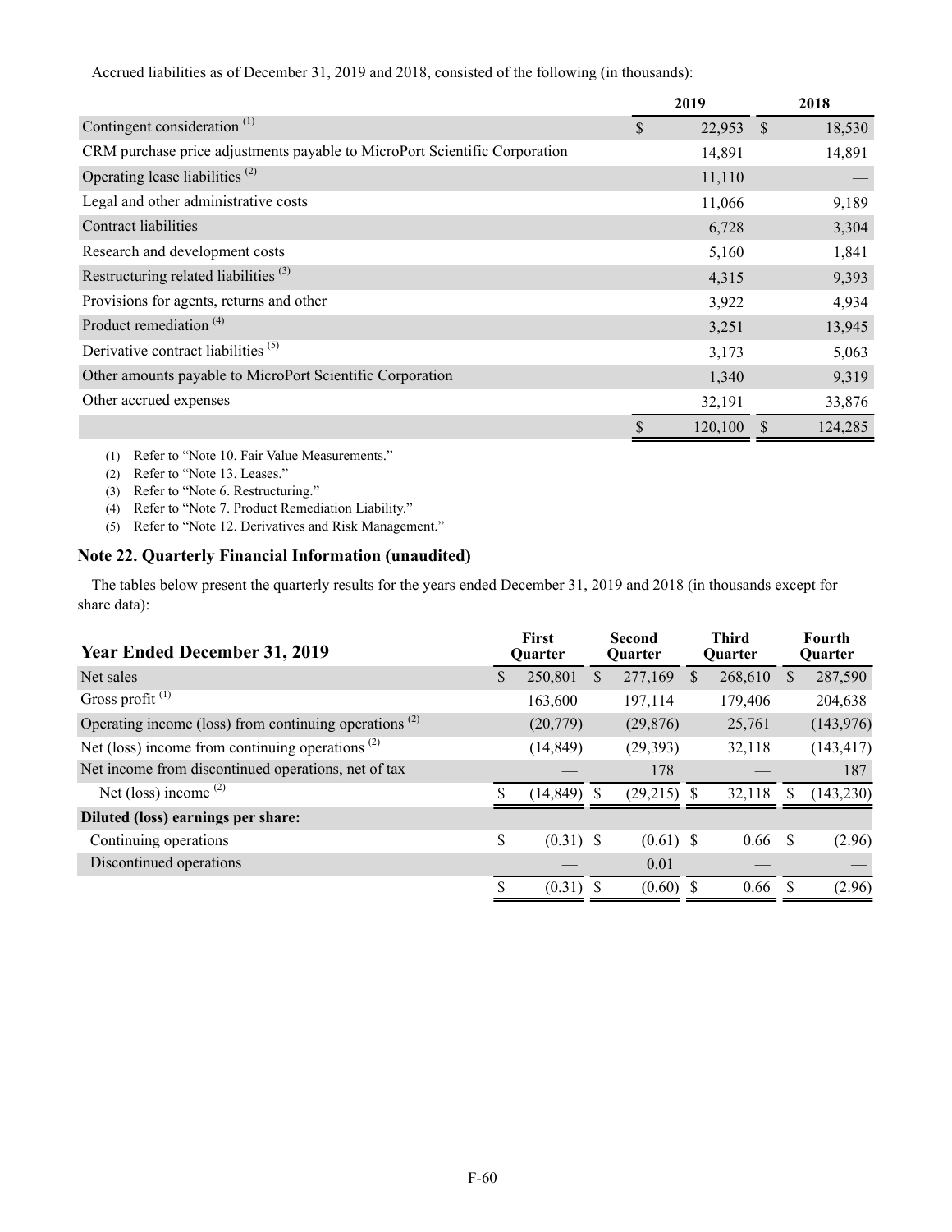Accrued liabilities as of December 31, 2019 and 2018, consisted of the following (in thousands):

| | 2019 | 2018 |
|---|---|---|
| Contingent consideration [(1)] | $ 22,953 | $ 18,530 |
| CRM purchase price adjustments payable to MicroPort Scientific Corporation | 14,891 | 14,891 |
| Operating lease liabilities [(2)] | 11,110 | — |
| Legal and other administrative costs | 11,066 | 9,189 |
| Contract liabilities | 6,728 | 3,304 |
| Research and development costs | 5,160 | 1,841 |
| Restructuring related liabilities [(3)] | 4,315 | 9,393 |
| Provisions for agents, returns and other | 3,922 | 4,934 |
| Product remediation [(4)] | 3,251 | 13,945 |
| Derivative contract liabilities [(5)] | 3,173 | 5,063 |
| Other amounts payable to MicroPort Scientific Corporation | 1,340 | 9,319 |
| Other accrued expenses | 32,191 | 33,876 |
| | $ 120,100 | $ 124,285 |

(1) Refer to "Note 10. Fair Value Measurements."
(2) Refer to "Note 13. Leases."
(3) Refer to "Note 6. Restructuring."
(4) Refer to "Note 7. Product Remediation Liability."
(5) Refer to "Note 12. Derivatives and Risk Management."

## Note 22. Quarterly Financial Information (unaudited)

The tables below present the quarterly results for the years ended December 31, 2019 and 2018 (in thousands except for share data):

| Year Ended December 31, 2019 | First Quarter | Second Quarter | Third Quarter | Fourth Quarter |
|---|---|---|---|---|
| Net sales | $ 250,801 | $ 277,169 | $ 268,610 | $ 287,590 |
| Gross profit [(1)] | 163,600 | 197,114 | 179,406 | 204,638 |
| Operating income (loss) from continuing operations [(2)] | (20,779) | (29,876) | 25,761 | (143,976) |
| Net (loss) income from continuing operations [(2)] | (14,849) | (29,393) | 32,118 | (143,417) |
| Net income from discontinued operations, net of tax | — | 178 | — | 187 |
| Net (loss) income [(2)] | $ (14,849) | $ (29,215) | $ 32,118 | $ (143,230) |
| **Diluted (loss) earnings per share:** | | | | |
| Continuing operations | $ (0.31) | $ (0.61) | $ 0.66 | $ (2.96) |
| Discontinued operations | — | 0.01 | — | — |
| | $ (0.31) | $ (0.60) | $ 0.66 | $ (2.96) |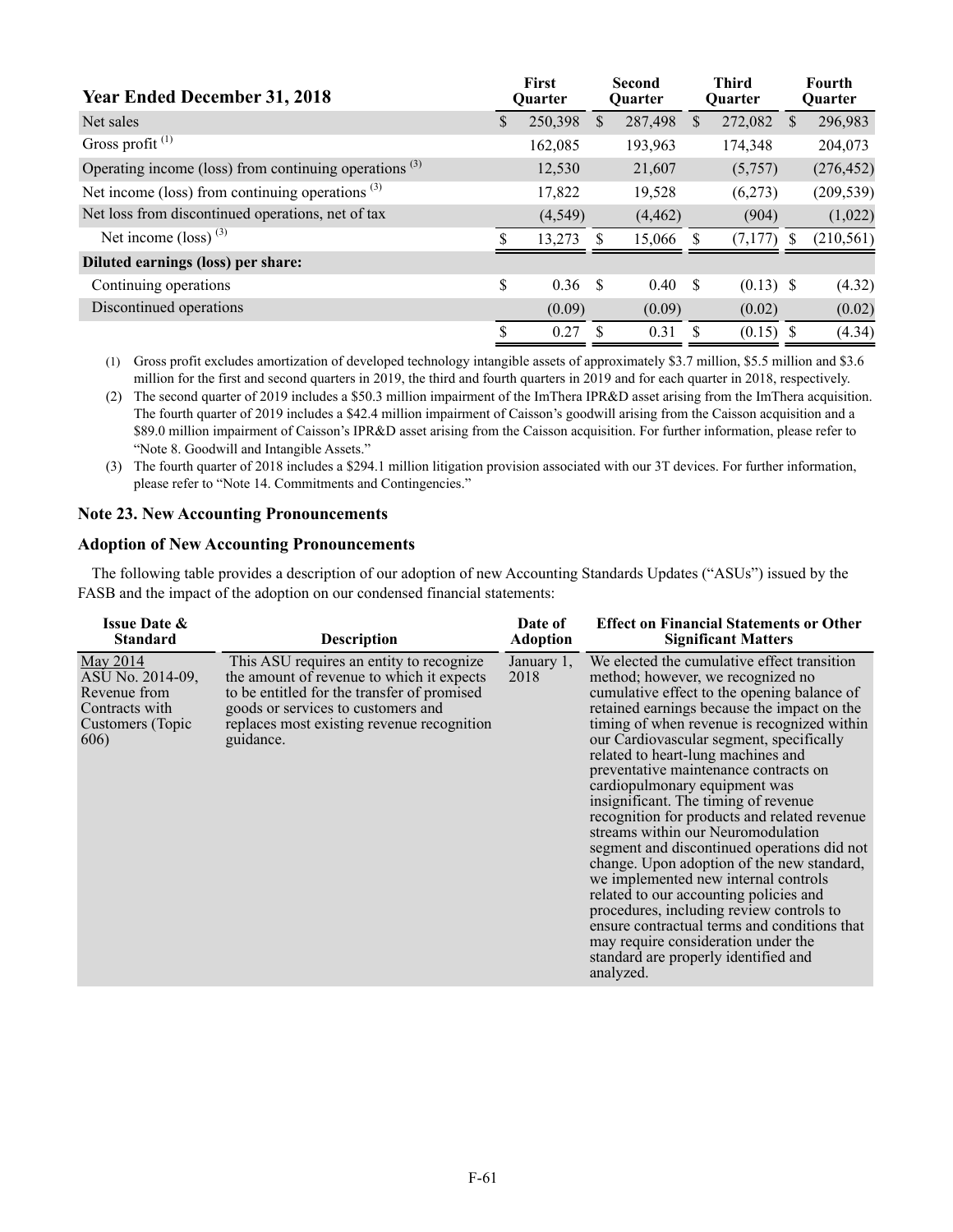| Year Ended December 31, 2018 | First Quarter | Second Quarter | Third Quarter | Fourth Quarter |
|---|---|---|---|---|
| Net sales | $ 250,398 | $ 287,498 | $ 272,082 | $ 296,983 |
| Gross profit [(1)] | 162,085 | 193,963 | 174,348 | 204,073 |
| Operating income (loss) from continuing operations [(3)] | 12,530 | 21,607 | (5,757) | (276,452) |
| Net income (loss) from continuing operations [(3)] | 17,822 | 19,528 | (6,273) | (209,539) |
| Net loss from discontinued operations, net of tax | (4,549) | (4,462) | (904) | (1,022) |
| Net income (loss) [(3)] | $ 13,273 | $ 15,066 | $ (7,177) | $ (210,561) |
| **Diluted earnings (loss) per share:** | | | | |
| Continuing operations | $ 0.36 | $ 0.40 | $ (0.13) | $ (4.32) |
| Discontinued operations | (0.09) | (0.09) | (0.02) | (0.02) |
| | $ 0.27 | $ 0.31 | $ (0.15) | $ (4.34) |

(1) Gross profit excludes amortization of developed technology intangible assets of approximately $3.7 million, $5.5 million and $3.6 million for the first and second quarters in 2019, the third and fourth quarters in 2019 and for each quarter in 2018, respectively.

(2) The second quarter of 2019 includes a $50.3 million impairment of the ImThera IPR&D asset arising from the ImThera acquisition. The fourth quarter of 2019 includes a $42.4 million impairment of Caisson's goodwill arising from the Caisson acquisition and a $89.0 million impairment of Caisson's IPR&D asset arising from the Caisson acquisition. For further information, please refer to "Note 8. Goodwill and Intangible Assets."

(3) The fourth quarter of 2018 includes a $294.1 million litigation provision associated with our 3T devices. For further information, please refer to "Note 14. Commitments and Contingencies."

## Note 23. New Accounting Pronouncements

### Adoption of New Accounting Pronouncements

The following table provides a description of our adoption of new Accounting Standards Updates ("ASUs") issued by the FASB and the impact of the adoption on our condensed financial statements:

| Issue Date & Standard | Description | Date of Adoption | Effect on Financial Statements or Other Significant Matters |
|---|---|---|---|
| May 2014 ASU No. 2014-09, Revenue from Contracts with Customers (Topic 606) | This ASU requires an entity to recognize the amount of revenue to which it expects to be entitled for the transfer of promised goods or services to customers and replaces most existing revenue recognition guidance. | January 1, 2018 | We elected the cumulative effect transition method; however, we recognized no cumulative effect to the opening balance of retained earnings because the impact on the timing of when revenue is recognized within our Cardiovascular segment, specifically related to heart-lung machines and preventative maintenance contracts on cardiopulmonary equipment was insignificant. The timing of revenue recognition for products and related revenue streams within our Neuromodulation segment and discontinued operations did not change. Upon adoption of the new standard, we implemented new internal controls related to our accounting policies and procedures, including review controls to ensure contractual terms and conditions that may require consideration under the standard are properly identified and analyzed. |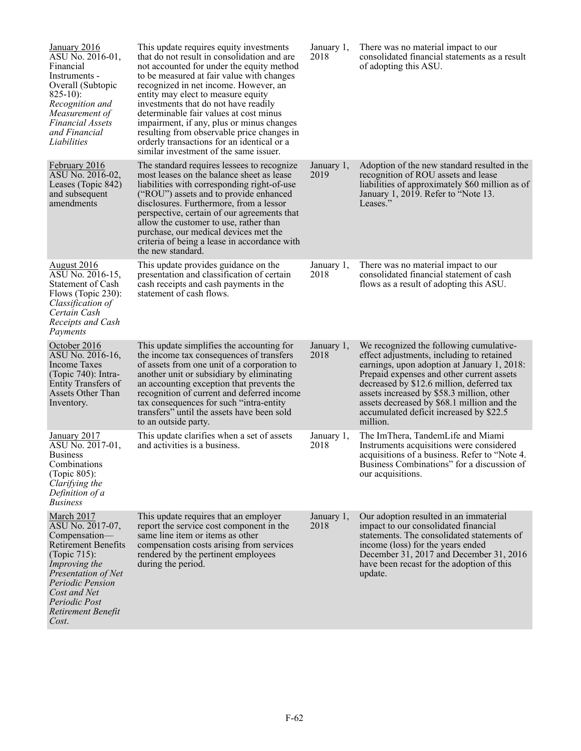| | | | |
|---|---|---|---|
| January 2016<br>ASU No. 2016-01, Financial Instruments - Overall (Subtopic 825-10): *Recognition and Measurement of Financial Assets and Financial Liabilities* | This update requires equity investments that do not result in consolidation and are not accounted for under the equity method to be measured at fair value with changes recognized in net income. However, an entity may elect to measure equity investments that do not have readily determinable fair values at cost minus impairment, if any, plus or minus changes resulting from observable price changes in orderly transactions for an identical or a similar investment of the same issuer. | January 1, 2018 | There was no material impact to our consolidated financial statements as a result of adopting this ASU. |
| February 2016<br>ASU No. 2016-02, Leases (Topic 842) and subsequent amendments | The standard requires lessees to recognize most leases on the balance sheet as lease liabilities with corresponding right-of-use ("ROU") assets and to provide enhanced disclosures. Furthermore, from a lessor perspective, certain of our agreements that allow the customer to use, rather than purchase, our medical devices met the criteria of being a lease in accordance with the new standard. | January 1, 2019 | Adoption of the new standard resulted in the recognition of ROU assets and lease liabilities of approximately $60 million as of January 1, 2019. Refer to "Note 13. Leases." |
| August 2016<br>ASU No. 2016-15, Statement of Cash Flows (Topic 230): *Classification of Certain Cash Receipts and Cash Payments* | This update provides guidance on the presentation and classification of certain cash receipts and cash payments in the statement of cash flows. | January 1, 2018 | There was no material impact to our consolidated financial statement of cash flows as a result of adopting this ASU. |
| October 2016<br>ASU No. 2016-16, Income Taxes (Topic 740): Intra-Entity Transfers of Assets Other Than Inventory. | This update simplifies the accounting for the income tax consequences of transfers of assets from one unit of a corporation to another unit or subsidiary by eliminating an accounting exception that prevents the recognition of current and deferred income tax consequences for such "intra-entity transfers" until the assets have been sold to an outside party. | January 1, 2018 | We recognized the following cumulative-effect adjustments, including to retained earnings, upon adoption at January 1, 2018: Prepaid expenses and other current assets decreased by $12.6 million, deferred tax assets increased by $58.3 million, other assets decreased by $68.1 million and the accumulated deficit increased by $22.5 million. |
| January 2017<br>ASU No. 2017-01, Business Combinations (Topic 805): *Clarifying the Definition of a Business* | This update clarifies when a set of assets and activities is a business. | January 1, 2018 | The ImThera, TandemLife and Miami Instruments acquisitions were considered acquisitions of a business. Refer to "Note 4. Business Combinations" for a discussion of our acquisitions. |
| March 2017<br>ASU No. 2017-07, Compensation—Retirement Benefits (Topic 715): *Improving the Presentation of Net Periodic Pension Cost and Net Periodic Post Retirement Benefit Cost*. | This update requires that an employer report the service cost component in the same line item or items as other compensation costs arising from services rendered by the pertinent employees during the period. | January 1, 2018 | Our adoption resulted in an immaterial impact to our consolidated financial statements. The consolidated statements of income (loss) for the years ended December 31, 2017 and December 31, 2016 have been recast for the adoption of this update. |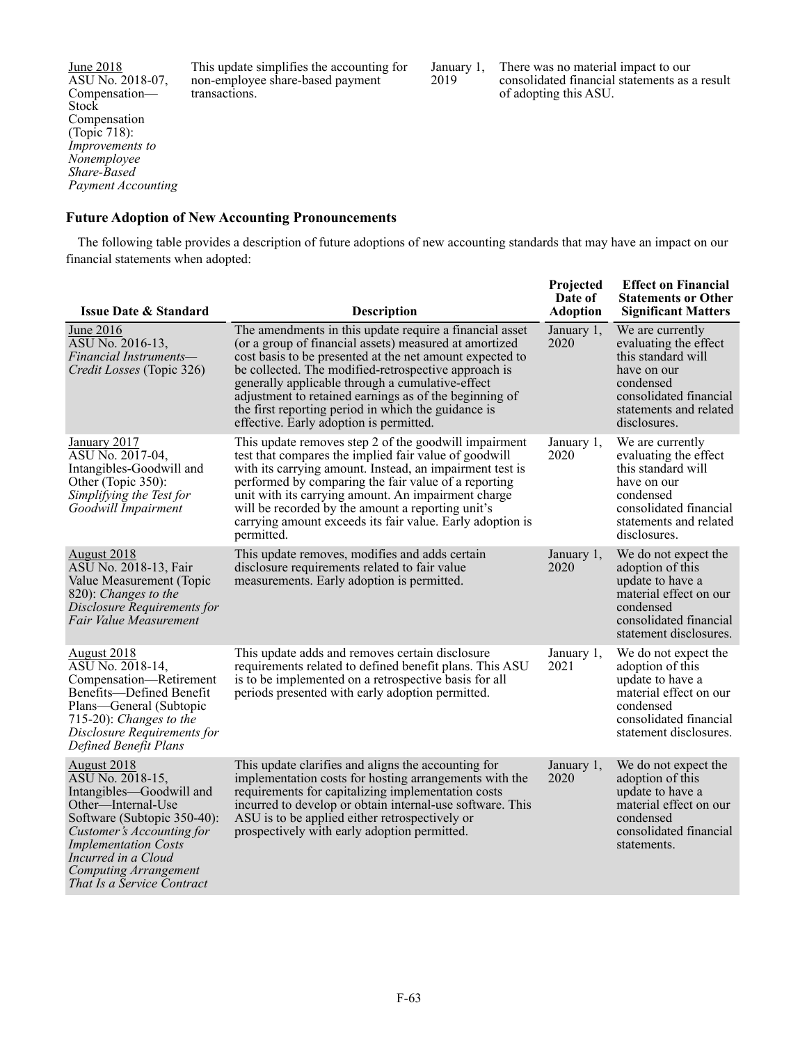| | | | |
|---|---|---|---|
| June 2018<br>ASU No. 2018-07, Compensation—Stock Compensation (Topic 718): *Improvements to Nonemployee Share-Based Payment Accounting* | This update simplifies the accounting for non-employee share-based payment transactions. | January 1, 2019 | There was no material impact to our consolidated financial statements as a result of adopting this ASU. |

### Future Adoption of New Accounting Pronouncements

The following table provides a description of future adoptions of new accounting standards that may have an impact on our financial statements when adopted:

| Issue Date & Standard | Description | Projected Date of Adoption | Effect on Financial Statements or Other Significant Matters |
|---|---|---|---|
| June 2016<br>ASU No. 2016-13, *Financial Instruments—Credit Losses* (Topic 326) | The amendments in this update require a financial asset (or a group of financial assets) measured at amortized cost basis to be presented at the net amount expected to be collected. The modified-retrospective approach is generally applicable through a cumulative-effect adjustment to retained earnings as of the beginning of the first reporting period in which the guidance is effective. Early adoption is permitted. | January 1, 2020 | We are currently evaluating the effect this standard will have on our condensed consolidated financial statements and related disclosures. |
| January 2017<br>ASU No. 2017-04, Intangibles-Goodwill and Other (Topic 350): *Simplifying the Test for Goodwill Impairment* | This update removes step 2 of the goodwill impairment test that compares the implied fair value of goodwill with its carrying amount. Instead, an impairment test is performed by comparing the fair value of a reporting unit with its carrying amount. An impairment charge will be recorded by the amount a reporting unit's carrying amount exceeds its fair value. Early adoption is permitted. | January 1, 2020 | We are currently evaluating the effect this standard will have on our condensed consolidated financial statements and related disclosures. |
| August 2018<br>ASU No. 2018-13, Fair Value Measurement (Topic 820): *Changes to the Disclosure Requirements for Fair Value Measurement* | This update removes, modifies and adds certain disclosure requirements related to fair value measurements. Early adoption is permitted. | January 1, 2020 | We do not expect the adoption of this update to have a material effect on our condensed consolidated financial statement disclosures. |
| August 2018<br>ASU No. 2018-14, Compensation—Retirement Benefits—Defined Benefit Plans—General (Subtopic 715-20): *Changes to the Disclosure Requirements for Defined Benefit Plans* | This update adds and removes certain disclosure requirements related to defined benefit plans. This ASU is to be implemented on a retrospective basis for all periods presented with early adoption permitted. | January 1, 2021 | We do not expect the adoption of this update to have a material effect on our condensed consolidated financial statement disclosures. |
| August 2018<br>ASU No. 2018-15, Intangibles—Goodwill and Other—Internal-Use Software (Subtopic 350-40): *Customer's Accounting for Implementation Costs Incurred in a Cloud Computing Arrangement That Is a Service Contract* | This update clarifies and aligns the accounting for implementation costs for hosting arrangements with the requirements for capitalizing implementation costs incurred to develop or obtain internal-use software. This ASU is to be applied either retrospectively or prospectively with early adoption permitted. | January 1, 2020 | We do not expect the adoption of this update to have a material effect on our condensed consolidated financial statements. |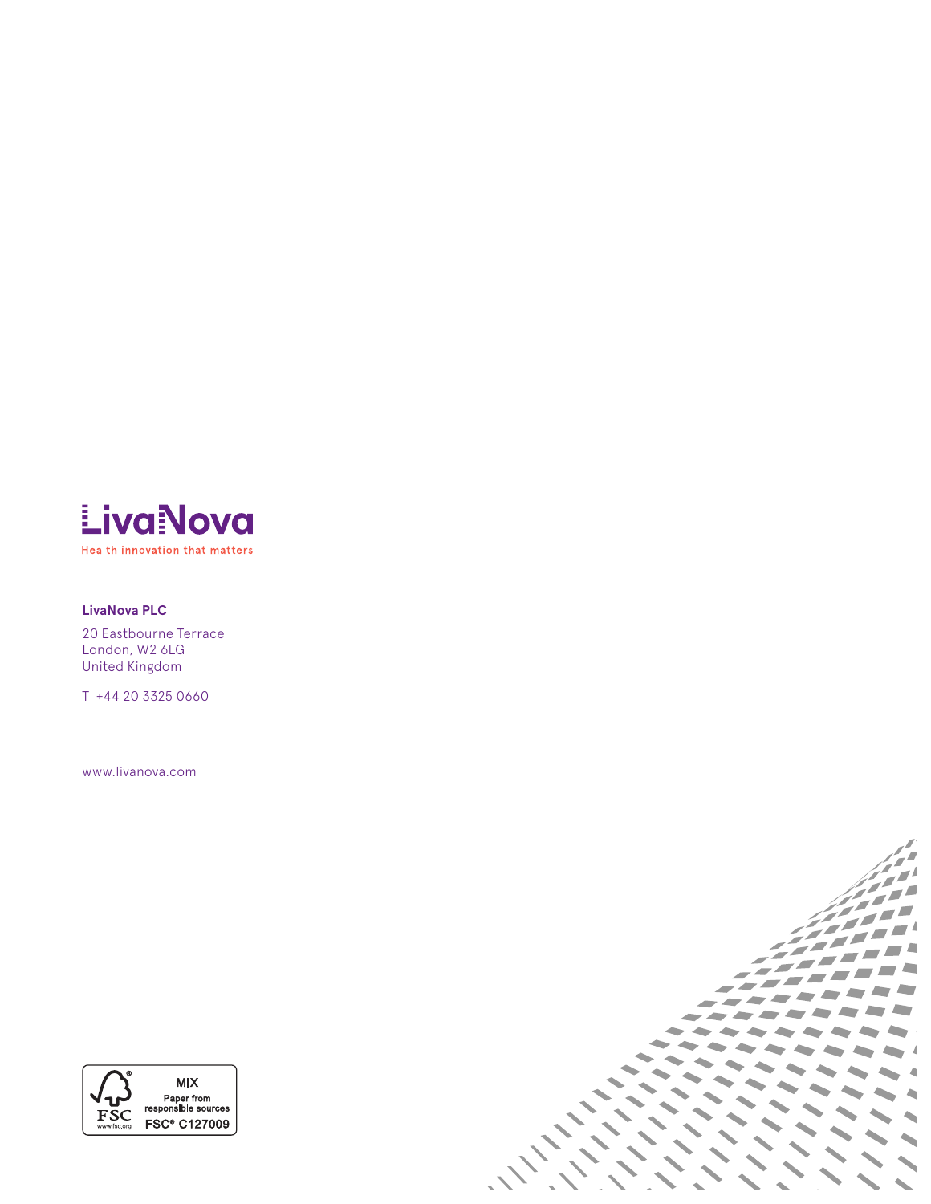LivaNova

Health innovation that matters

**LivaNova PLC**

20 Eastbourne Terrace
London, W2 6LG
United Kingdom

T +44 20 3325 0660

www.livanova.com

MIX
Paper from responsible sources
FSC® C127009
FSC
www.fsc.org